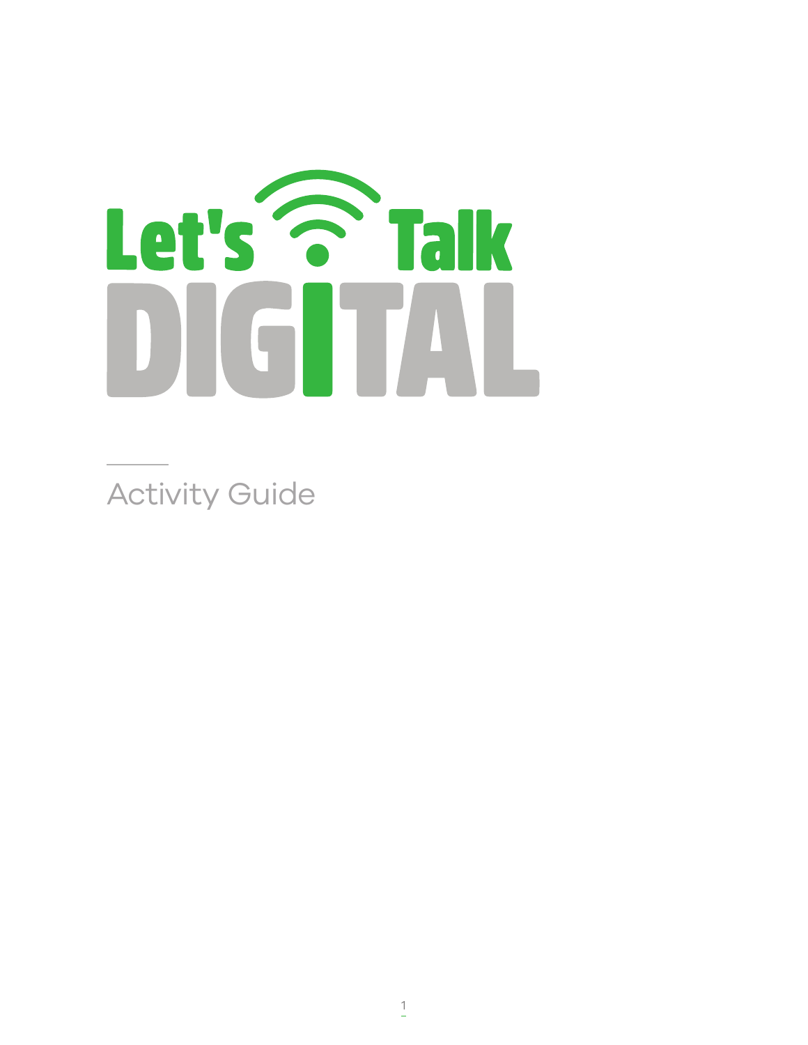# Let's Talk DIGITAL

Activity Guide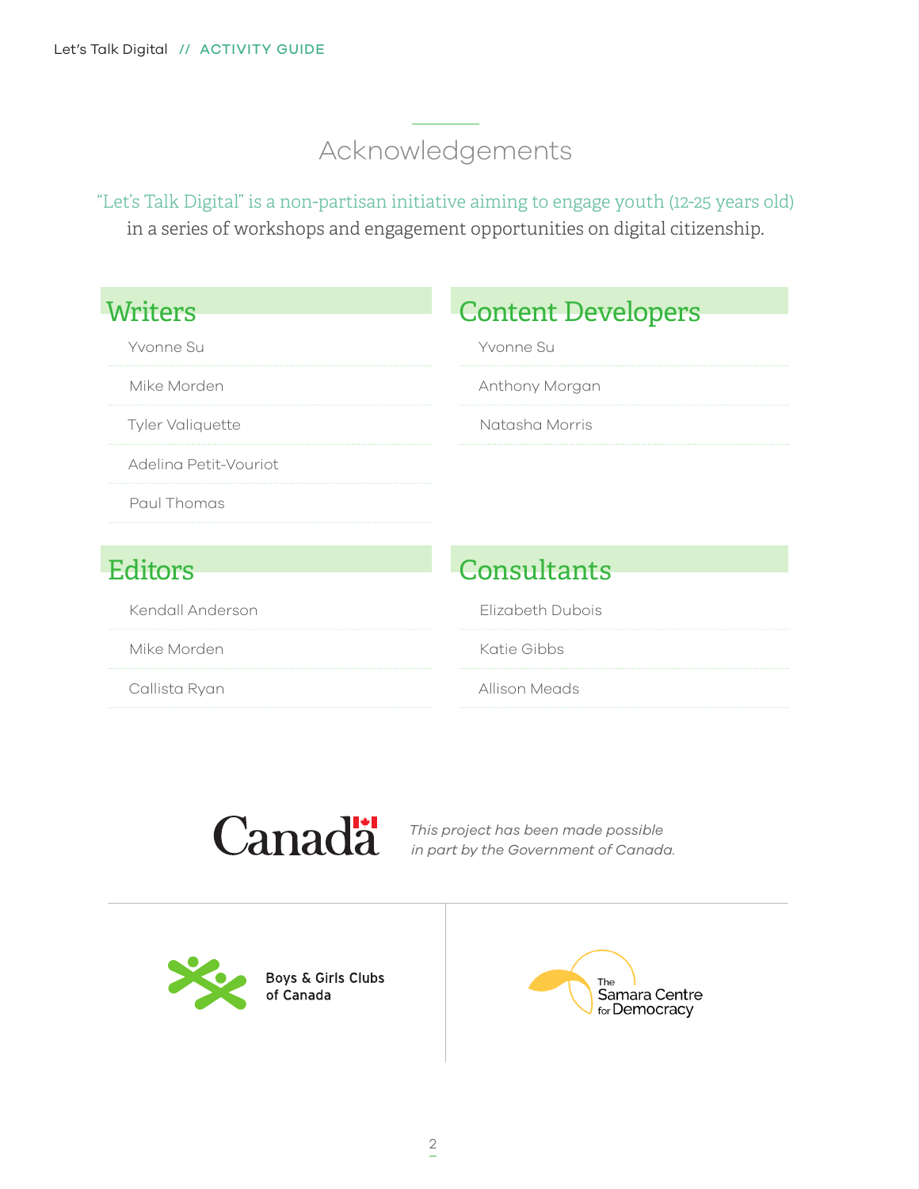# Acknowledgements

"Let's Talk Digital" is a non-partisan initiative aiming to engage youth (12-25 years old) in a series of workshops and engagement opportunities on digital citizenship.

## Writers

- Yvonne Su
- Mike Morden
- Tyler Valiquette
- Adelina Petit-Vouriot
- Paul Thomas

## Content Developers

- Yvonne Su
- Anthony Morgan
- Natasha Morris

## Editors

- Kendall Anderson
- Mike Morden
- Callista Ryan

## Consultants

- Elizabeth Dubois
- Katie Gibbs
- Allison Meads

Canada

*This project has been made possible in part by the Government of Canada.*

Boys & Girls Clubs of Canada

The Samara Centre for Democracy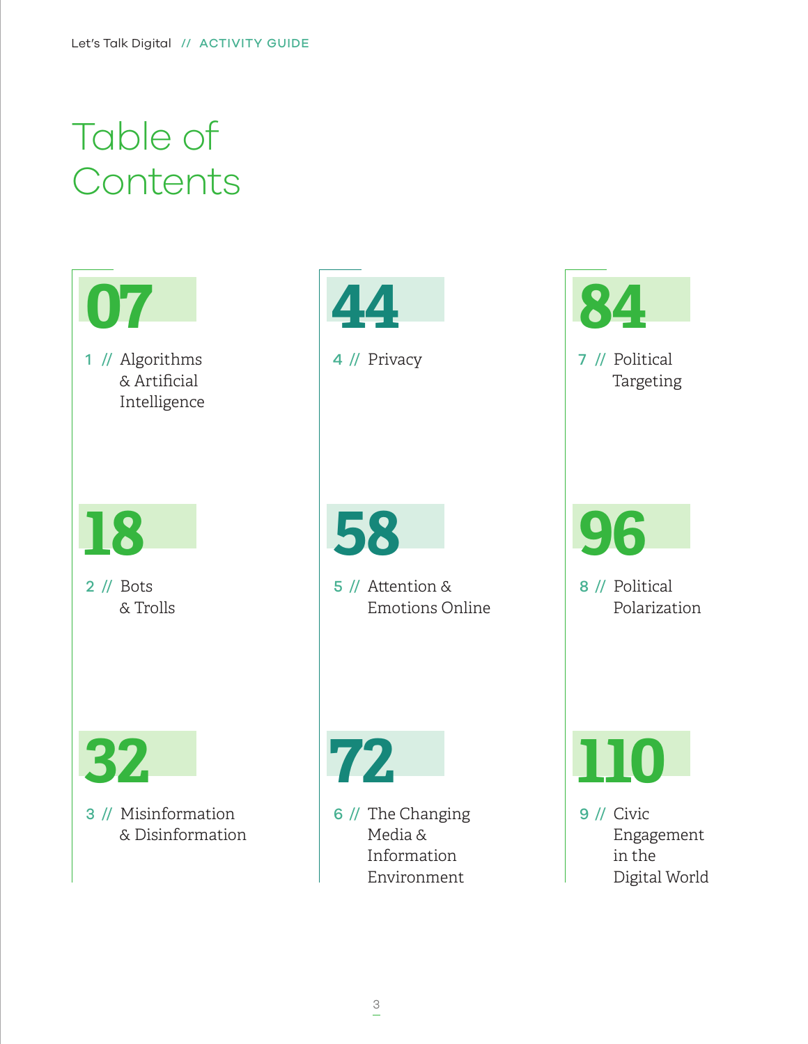# Table of Contents

**07** — 1 // Algorithms & Artificial Intelligence

**18** — 2 // Bots & Trolls

**32** — 3 // Misinformation & Disinformation

**44** — 4 // Privacy

**58** — 5 // Attention & Emotions Online

**72** — 6 // The Changing Media & Information Environment

**84** — 7 // Political Targeting

**96** — 8 // Political Polarization

**110** — 9 // Civic Engagement in the Digital World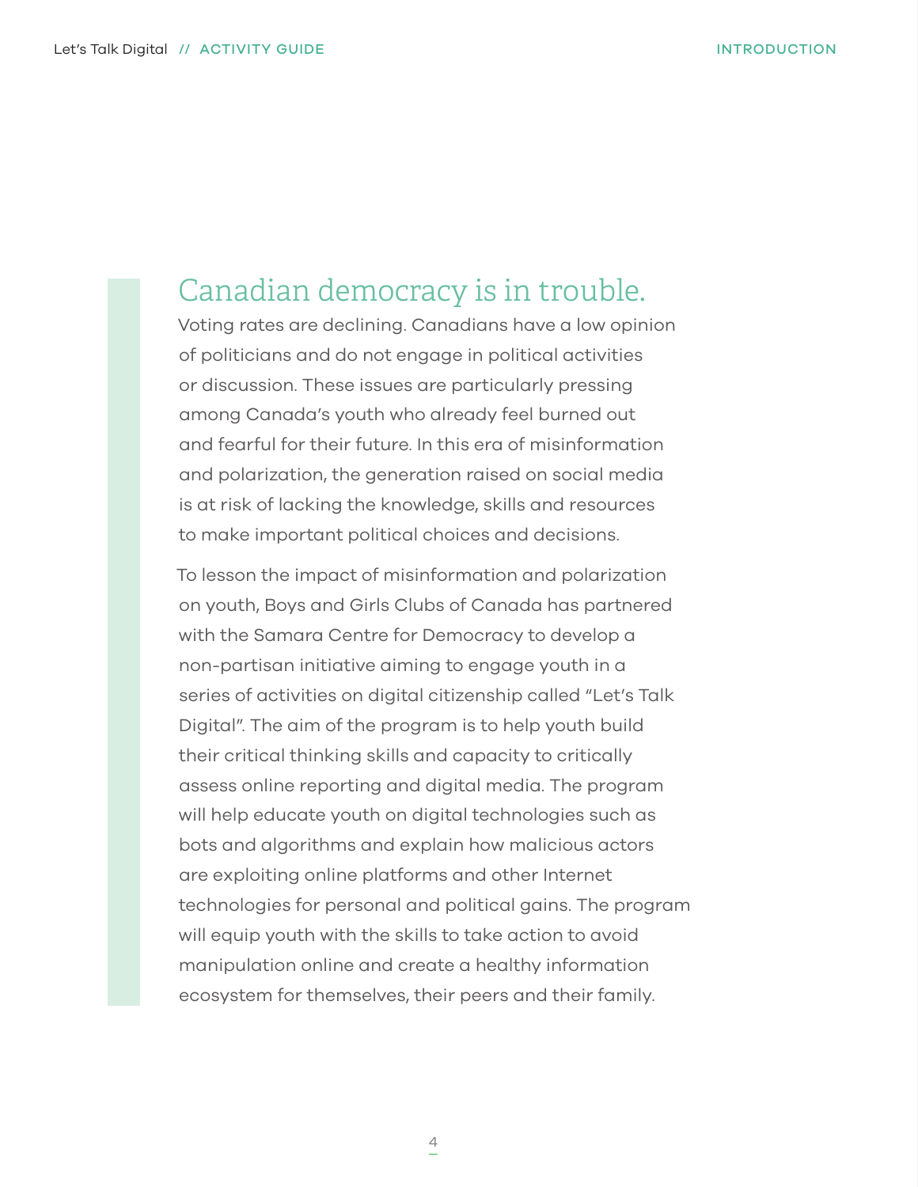## Canadian democracy is in trouble.

Voting rates are declining. Canadians have a low opinion of politicians and do not engage in political activities or discussion. These issues are particularly pressing among Canada's youth who already feel burned out and fearful for their future. In this era of misinformation and polarization, the generation raised on social media is at risk of lacking the knowledge, skills and resources to make important political choices and decisions.

To lesson the impact of misinformation and polarization on youth, Boys and Girls Clubs of Canada has partnered with the Samara Centre for Democracy to develop a non-partisan initiative aiming to engage youth in a series of activities on digital citizenship called "Let's Talk Digital". The aim of the program is to help youth build their critical thinking skills and capacity to critically assess online reporting and digital media. The program will help educate youth on digital technologies such as bots and algorithms and explain how malicious actors are exploiting online platforms and other Internet technologies for personal and political gains. The program will equip youth with the skills to take action to avoid manipulation online and create a healthy information ecosystem for themselves, their peers and their family.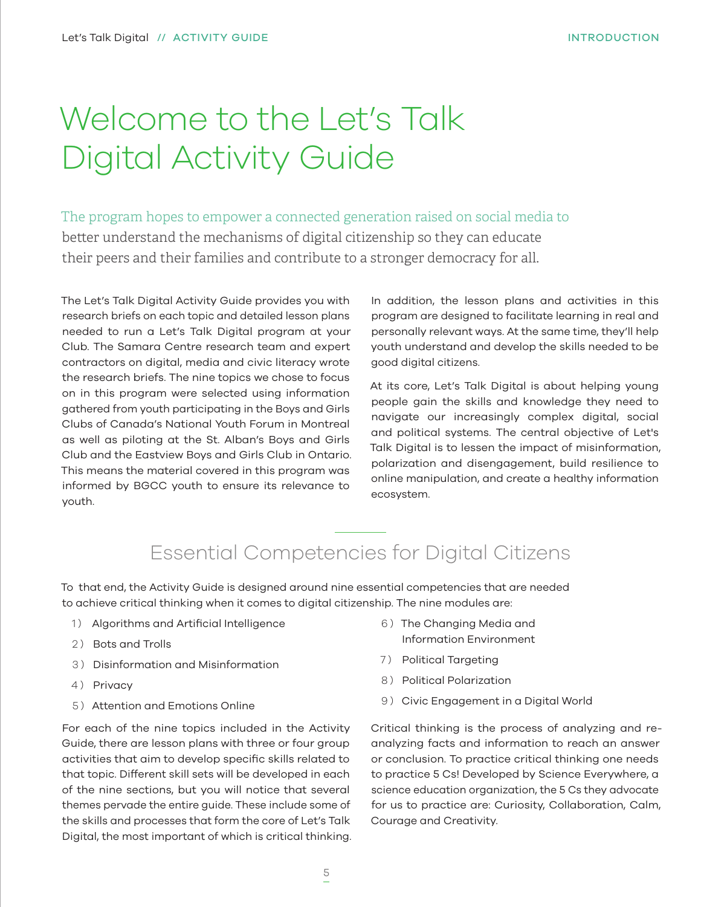# Welcome to the Let's Talk Digital Activity Guide

The program hopes to empower a connected generation raised on social media to better understand the mechanisms of digital citizenship so they can educate their peers and their families and contribute to a stronger democracy for all.

The Let's Talk Digital Activity Guide provides you with research briefs on each topic and detailed lesson plans needed to run a Let's Talk Digital program at your Club. The Samara Centre research team and expert contractors on digital, media and civic literacy wrote the research briefs. The nine topics we chose to focus on in this program were selected using information gathered from youth participating in the Boys and Girls Clubs of Canada's National Youth Forum in Montreal as well as piloting at the St. Alban's Boys and Girls Club and the Eastview Boys and Girls Club in Ontario. This means the material covered in this program was informed by BGCC youth to ensure its relevance to youth.

In addition, the lesson plans and activities in this program are designed to facilitate learning in real and personally relevant ways. At the same time, they'll help youth understand and develop the skills needed to be good digital citizens.

At its core, Let's Talk Digital is about helping young people gain the skills and knowledge they need to navigate our increasingly complex digital, social and political systems. The central objective of Let's Talk Digital is to lessen the impact of misinformation, polarization and disengagement, build resilience to online manipulation, and create a healthy information ecosystem.

## Essential Competencies for Digital Citizens

To that end, the Activity Guide is designed around nine essential competencies that are needed to achieve critical thinking when it comes to digital citizenship. The nine modules are:

1) Algorithms and Artificial Intelligence
2) Bots and Trolls
3) Disinformation and Misinformation
4) Privacy
5) Attention and Emotions Online
6) The Changing Media and Information Environment
7) Political Targeting
8) Political Polarization
9) Civic Engagement in a Digital World

For each of the nine topics included in the Activity Guide, there are lesson plans with three or four group activities that aim to develop specific skills related to that topic. Different skill sets will be developed in each of the nine sections, but you will notice that several themes pervade the entire guide. These include some of the skills and processes that form the core of Let's Talk Digital, the most important of which is critical thinking.

Critical thinking is the process of analyzing and re-analyzing facts and information to reach an answer or conclusion. To practice critical thinking one needs to practice 5 Cs! Developed by Science Everywhere, a science education organization, the 5 Cs they advocate for us to practice are: Curiosity, Collaboration, Calm, Courage and Creativity.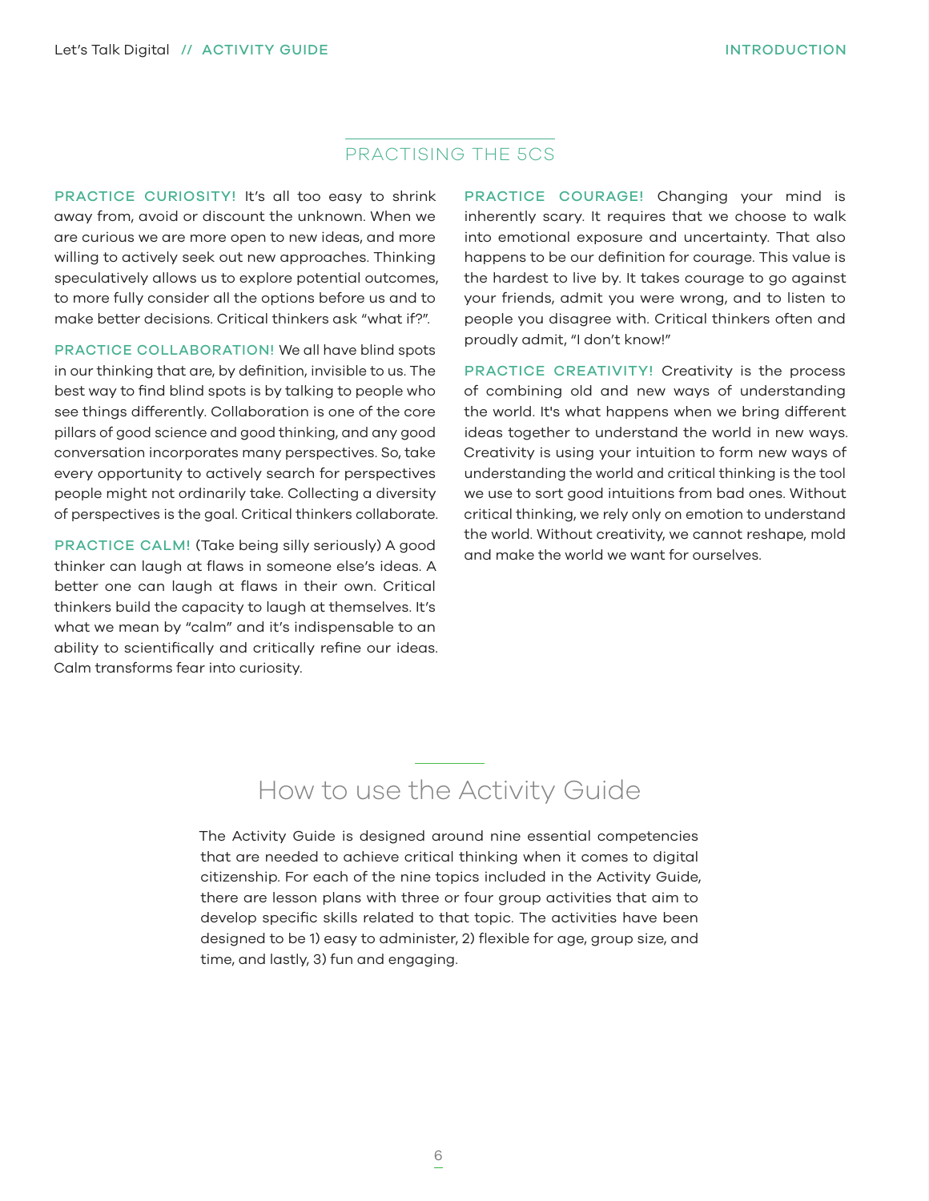## PRACTISING THE 5CS

**PRACTICE CURIOSITY!** It's all too easy to shrink away from, avoid or discount the unknown. When we are curious we are more open to new ideas, and more willing to actively seek out new approaches. Thinking speculatively allows us to explore potential outcomes, to more fully consider all the options before us and to make better decisions. Critical thinkers ask "what if?".

**PRACTICE COLLABORATION!** We all have blind spots in our thinking that are, by definition, invisible to us. The best way to find blind spots is by talking to people who see things differently. Collaboration is one of the core pillars of good science and good thinking, and any good conversation incorporates many perspectives. So, take every opportunity to actively search for perspectives people might not ordinarily take. Collecting a diversity of perspectives is the goal. Critical thinkers collaborate.

**PRACTICE CALM!** (Take being silly seriously) A good thinker can laugh at flaws in someone else's ideas. A better one can laugh at flaws in their own. Critical thinkers build the capacity to laugh at themselves. It's what we mean by "calm" and it's indispensable to an ability to scientifically and critically refine our ideas. Calm transforms fear into curiosity.

**PRACTICE COURAGE!** Changing your mind is inherently scary. It requires that we choose to walk into emotional exposure and uncertainty. That also happens to be our definition for courage. This value is the hardest to live by. It takes courage to go against your friends, admit you were wrong, and to listen to people you disagree with. Critical thinkers often and proudly admit, "I don't know!"

**PRACTICE CREATIVITY!** Creativity is the process of combining old and new ways of understanding the world. It's what happens when we bring different ideas together to understand the world in new ways. Creativity is using your intuition to form new ways of understanding the world and critical thinking is the tool we use to sort good intuitions from bad ones. Without critical thinking, we rely only on emotion to understand the world. Without creativity, we cannot reshape, mold and make the world we want for ourselves.

## How to use the Activity Guide

The Activity Guide is designed around nine essential competencies that are needed to achieve critical thinking when it comes to digital citizenship. For each of the nine topics included in the Activity Guide, there are lesson plans with three or four group activities that aim to develop specific skills related to that topic. The activities have been designed to be 1) easy to administer, 2) flexible for age, group size, and time, and lastly, 3) fun and engaging.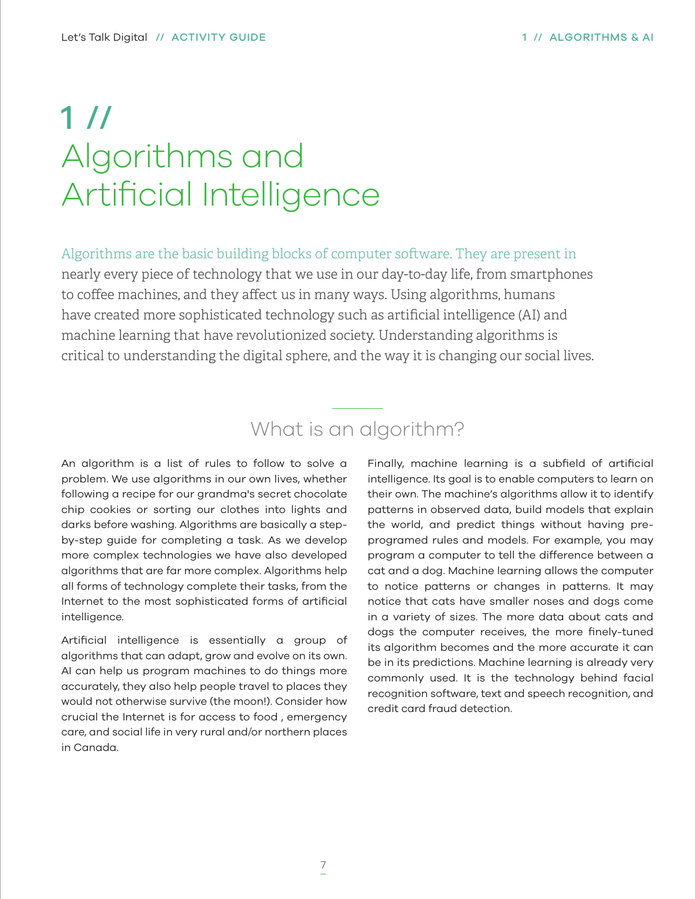# 1 // Algorithms and Artificial Intelligence

Algorithms are the basic building blocks of computer software. They are present in nearly every piece of technology that we use in our day-to-day life, from smartphones to coffee machines, and they affect us in many ways. Using algorithms, humans have created more sophisticated technology such as artificial intelligence (AI) and machine learning that have revolutionized society. Understanding algorithms is critical to understanding the digital sphere, and the way it is changing our social lives.

## What is an algorithm?

An algorithm is a list of rules to follow to solve a problem. We use algorithms in our own lives, whether following a recipe for our grandma's secret chocolate chip cookies or sorting our clothes into lights and darks before washing. Algorithms are basically a step-by-step guide for completing a task. As we develop more complex technologies we have also developed algorithms that are far more complex. Algorithms help all forms of technology complete their tasks, from the Internet to the most sophisticated forms of artificial intelligence.

Artificial intelligence is essentially a group of algorithms that can adapt, grow and evolve on its own. AI can help us program machines to do things more accurately, they also help people travel to places they would not otherwise survive (the moon!). Consider how crucial the Internet is for access to food , emergency care, and social life in very rural and/or northern places in Canada.

Finally, machine learning is a subfield of artificial intelligence. Its goal is to enable computers to learn on their own. The machine's algorithms allow it to identify patterns in observed data, build models that explain the world, and predict things without having pre-programed rules and models. For example, you may program a computer to tell the difference between a cat and a dog. Machine learning allows the computer to notice patterns or changes in patterns. It may notice that cats have smaller noses and dogs come in a variety of sizes. The more data about cats and dogs the computer receives, the more finely-tuned its algorithm becomes and the more accurate it can be in its predictions. Machine learning is already very commonly used. It is the technology behind facial recognition software, text and speech recognition, and credit card fraud detection.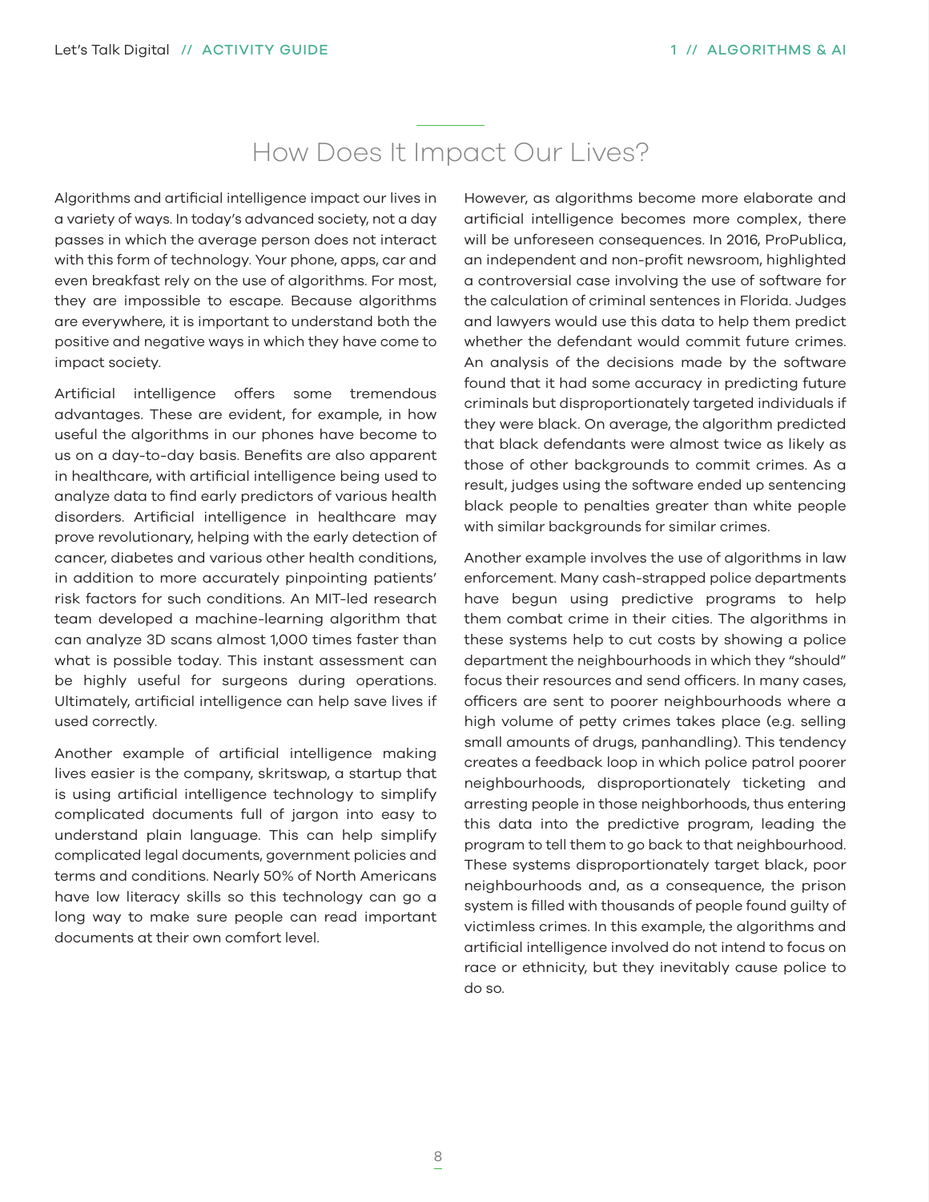## How Does It Impact Our Lives?

Algorithms and artificial intelligence impact our lives in a variety of ways. In today's advanced society, not a day passes in which the average person does not interact with this form of technology. Your phone, apps, car and even breakfast rely on the use of algorithms. For most, they are impossible to escape. Because algorithms are everywhere, it is important to understand both the positive and negative ways in which they have come to impact society.

Artificial intelligence offers some tremendous advantages. These are evident, for example, in how useful the algorithms in our phones have become to us on a day-to-day basis. Benefits are also apparent in healthcare, with artificial intelligence being used to analyze data to find early predictors of various health disorders. Artificial intelligence in healthcare may prove revolutionary, helping with the early detection of cancer, diabetes and various other health conditions, in addition to more accurately pinpointing patients' risk factors for such conditions. An MIT-led research team developed a machine-learning algorithm that can analyze 3D scans almost 1,000 times faster than what is possible today. This instant assessment can be highly useful for surgeons during operations. Ultimately, artificial intelligence can help save lives if used correctly.

Another example of artificial intelligence making lives easier is the company, skritswap, a startup that is using artificial intelligence technology to simplify complicated documents full of jargon into easy to understand plain language. This can help simplify complicated legal documents, government policies and terms and conditions. Nearly 50% of North Americans have low literacy skills so this technology can go a long way to make sure people can read important documents at their own comfort level.

However, as algorithms become more elaborate and artificial intelligence becomes more complex, there will be unforeseen consequences. In 2016, ProPublica, an independent and non-profit newsroom, highlighted a controversial case involving the use of software for the calculation of criminal sentences in Florida. Judges and lawyers would use this data to help them predict whether the defendant would commit future crimes. An analysis of the decisions made by the software found that it had some accuracy in predicting future criminals but disproportionately targeted individuals if they were black. On average, the algorithm predicted that black defendants were almost twice as likely as those of other backgrounds to commit crimes. As a result, judges using the software ended up sentencing black people to penalties greater than white people with similar backgrounds for similar crimes.

Another example involves the use of algorithms in law enforcement. Many cash-strapped police departments have begun using predictive programs to help them combat crime in their cities. The algorithms in these systems help to cut costs by showing a police department the neighbourhoods in which they "should" focus their resources and send officers. In many cases, officers are sent to poorer neighbourhoods where a high volume of petty crimes takes place (e.g. selling small amounts of drugs, panhandling). This tendency creates a feedback loop in which police patrol poorer neighbourhoods, disproportionately ticketing and arresting people in those neighborhoods, thus entering this data into the predictive program, leading the program to tell them to go back to that neighbourhood. These systems disproportionately target black, poor neighbourhoods and, as a consequence, the prison system is filled with thousands of people found guilty of victimless crimes. In this example, the algorithms and artificial intelligence involved do not intend to focus on race or ethnicity, but they inevitably cause police to do so.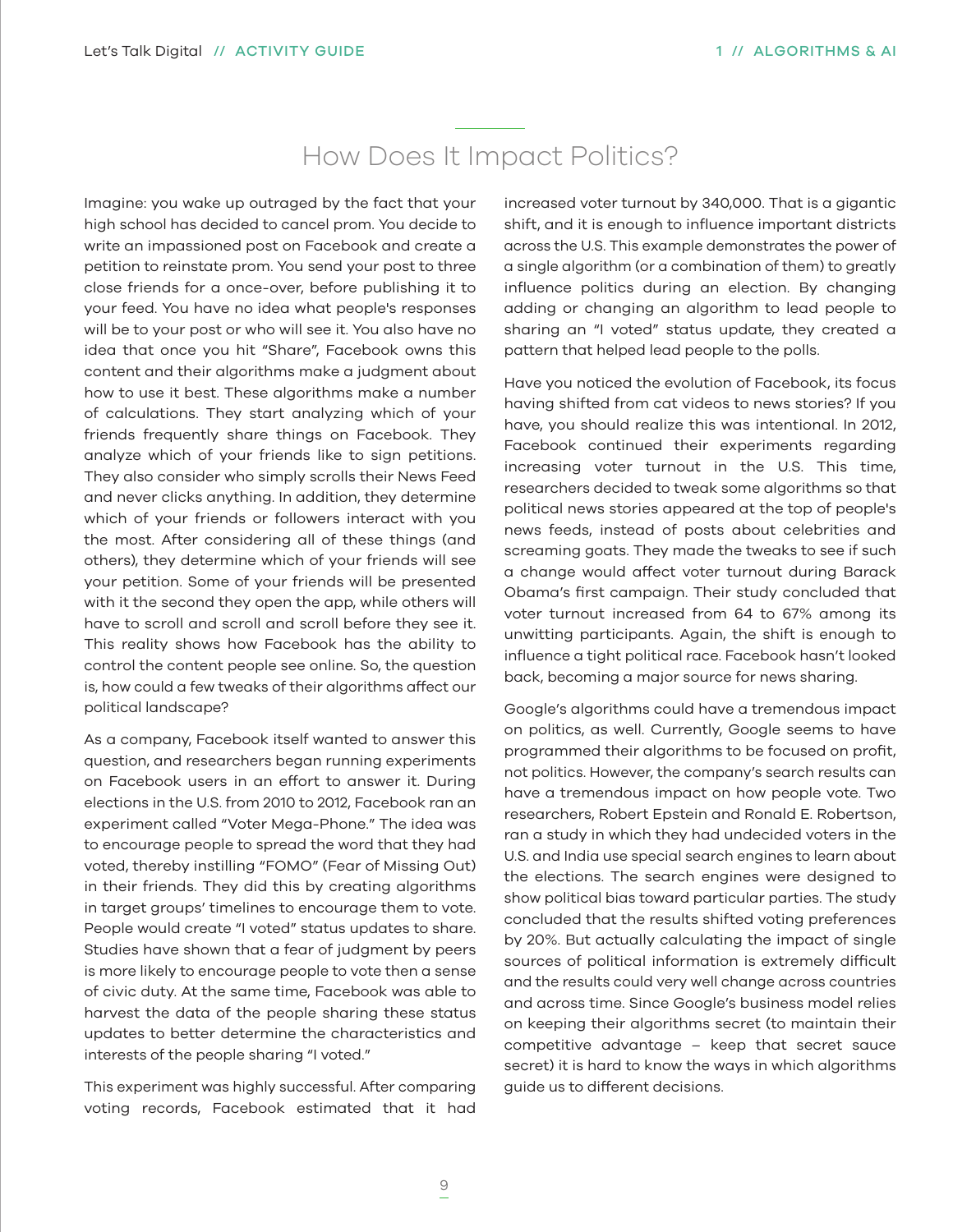## How Does It Impact Politics?

Imagine: you wake up outraged by the fact that your high school has decided to cancel prom. You decide to write an impassioned post on Facebook and create a petition to reinstate prom. You send your post to three close friends for a once-over, before publishing it to your feed. You have no idea what people's responses will be to your post or who will see it. You also have no idea that once you hit "Share", Facebook owns this content and their algorithms make a judgment about how to use it best. These algorithms make a number of calculations. They start analyzing which of your friends frequently share things on Facebook. They analyze which of your friends like to sign petitions. They also consider who simply scrolls their News Feed and never clicks anything. In addition, they determine which of your friends or followers interact with you the most. After considering all of these things (and others), they determine which of your friends will see your petition. Some of your friends will be presented with it the second they open the app, while others will have to scroll and scroll and scroll before they see it. This reality shows how Facebook has the ability to control the content people see online. So, the question is, how could a few tweaks of their algorithms affect our political landscape?

As a company, Facebook itself wanted to answer this question, and researchers began running experiments on Facebook users in an effort to answer it. During elections in the U.S. from 2010 to 2012, Facebook ran an experiment called "Voter Mega-Phone." The idea was to encourage people to spread the word that they had voted, thereby instilling "FOMO" (Fear of Missing Out) in their friends. They did this by creating algorithms in target groups' timelines to encourage them to vote. People would create "I voted" status updates to share. Studies have shown that a fear of judgment by peers is more likely to encourage people to vote then a sense of civic duty. At the same time, Facebook was able to harvest the data of the people sharing these status updates to better determine the characteristics and interests of the people sharing "I voted."

This experiment was highly successful. After comparing voting records, Facebook estimated that it had increased voter turnout by 340,000. That is a gigantic shift, and it is enough to influence important districts across the U.S. This example demonstrates the power of a single algorithm (or a combination of them) to greatly influence politics during an election. By changing adding or changing an algorithm to lead people to sharing an "I voted" status update, they created a pattern that helped lead people to the polls.

Have you noticed the evolution of Facebook, its focus having shifted from cat videos to news stories? If you have, you should realize this was intentional. In 2012, Facebook continued their experiments regarding increasing voter turnout in the U.S. This time, researchers decided to tweak some algorithms so that political news stories appeared at the top of people's news feeds, instead of posts about celebrities and screaming goats. They made the tweaks to see if such a change would affect voter turnout during Barack Obama's first campaign. Their study concluded that voter turnout increased from 64 to 67% among its unwitting participants. Again, the shift is enough to influence a tight political race. Facebook hasn't looked back, becoming a major source for news sharing.

Google's algorithms could have a tremendous impact on politics, as well. Currently, Google seems to have programmed their algorithms to be focused on profit, not politics. However, the company's search results can have a tremendous impact on how people vote. Two researchers, Robert Epstein and Ronald E. Robertson, ran a study in which they had undecided voters in the U.S. and India use special search engines to learn about the elections. The search engines were designed to show political bias toward particular parties. The study concluded that the results shifted voting preferences by 20%. But actually calculating the impact of single sources of political information is extremely difficult and the results could very well change across countries and across time. Since Google's business model relies on keeping their algorithms secret (to maintain their competitive advantage – keep that secret sauce secret) it is hard to know the ways in which algorithms guide us to different decisions.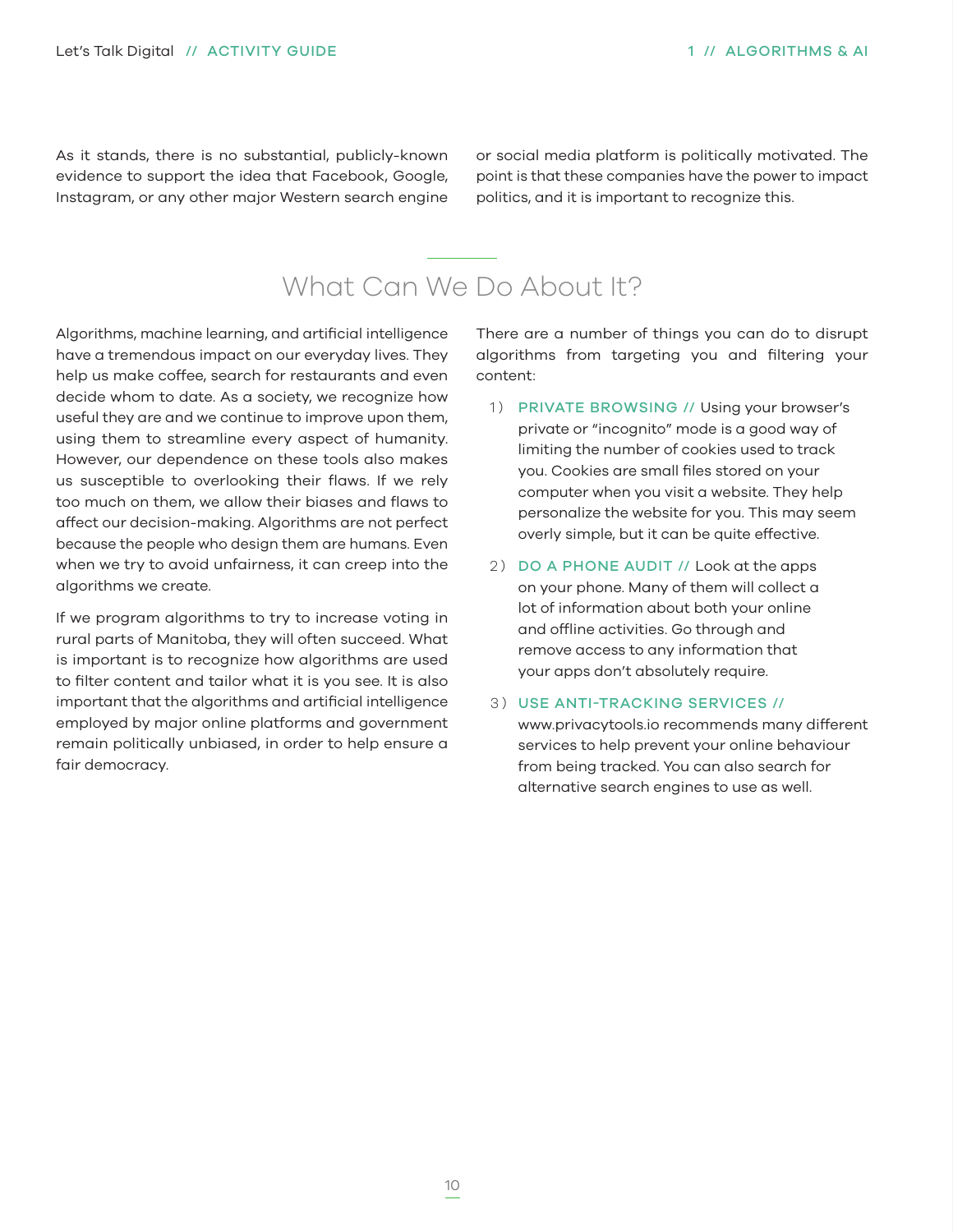As it stands, there is no substantial, publicly-known evidence to support the idea that Facebook, Google, Instagram, or any other major Western search engine or social media platform is politically motivated. The point is that these companies have the power to impact politics, and it is important to recognize this.

## What Can We Do About It?

Algorithms, machine learning, and artificial intelligence have a tremendous impact on our everyday lives. They help us make coffee, search for restaurants and even decide whom to date. As a society, we recognize how useful they are and we continue to improve upon them, using them to streamline every aspect of humanity. However, our dependence on these tools also makes us susceptible to overlooking their flaws. If we rely too much on them, we allow their biases and flaws to affect our decision-making. Algorithms are not perfect because the people who design them are humans. Even when we try to avoid unfairness, it can creep into the algorithms we create.

If we program algorithms to try to increase voting in rural parts of Manitoba, they will often succeed. What is important is to recognize how algorithms are used to filter content and tailor what it is you see. It is also important that the algorithms and artificial intelligence employed by major online platforms and government remain politically unbiased, in order to help ensure a fair democracy.

There are a number of things you can do to disrupt algorithms from targeting you and filtering your content:

1) **PRIVATE BROWSING //** Using your browser's private or "incognito" mode is a good way of limiting the number of cookies used to track you. Cookies are small files stored on your computer when you visit a website. They help personalize the website for you. This may seem overly simple, but it can be quite effective.

2) **DO A PHONE AUDIT //** Look at the apps on your phone. Many of them will collect a lot of information about both your online and offline activities. Go through and remove access to any information that your apps don't absolutely require.

3) **USE ANTI-TRACKING SERVICES //** www.privacytools.io recommends many different services to help prevent your online behaviour from being tracked. You can also search for alternative search engines to use as well.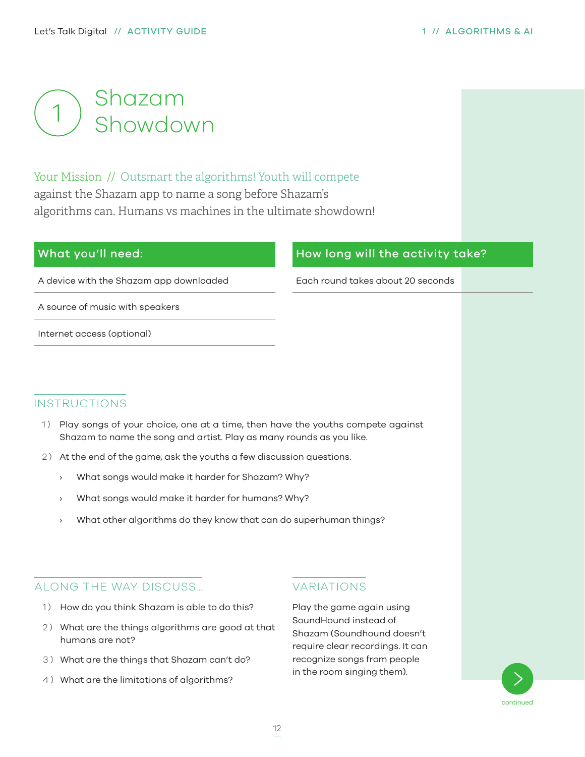# 1 Shazam Showdown

Your Mission // Outsmart the algorithms! Youth will compete against the Shazam app to name a song before Shazam's algorithms can. Humans vs machines in the ultimate showdown!

| What you'll need: |
| --- |
| A device with the Shazam app downloaded |
| A source of music with speakers |
| Internet access (optional) |

| How long will the activity take? |
| --- |
| Each round takes about 20 seconds |

## INSTRUCTIONS

1) Play songs of your choice, one at a time, then have the youths compete against Shazam to name the song and artist. Play as many rounds as you like.

2) At the end of the game, ask the youths a few discussion questions.
   - What songs would make it harder for Shazam? Why?
   - What songs would make it harder for humans? Why?
   - What other algorithms do they know that can do superhuman things?

## ALONG THE WAY DISCUSS...

1) How do you think Shazam is able to do this?
2) What are the things algorithms are good at that humans are not?
3) What are the things that Shazam can't do?
4) What are the limitations of algorithms?

## VARIATIONS

Play the game again using SoundHound instead of Shazam (Soundhound doesn't require clear recordings. It can recognize songs from people in the room singing them).

continued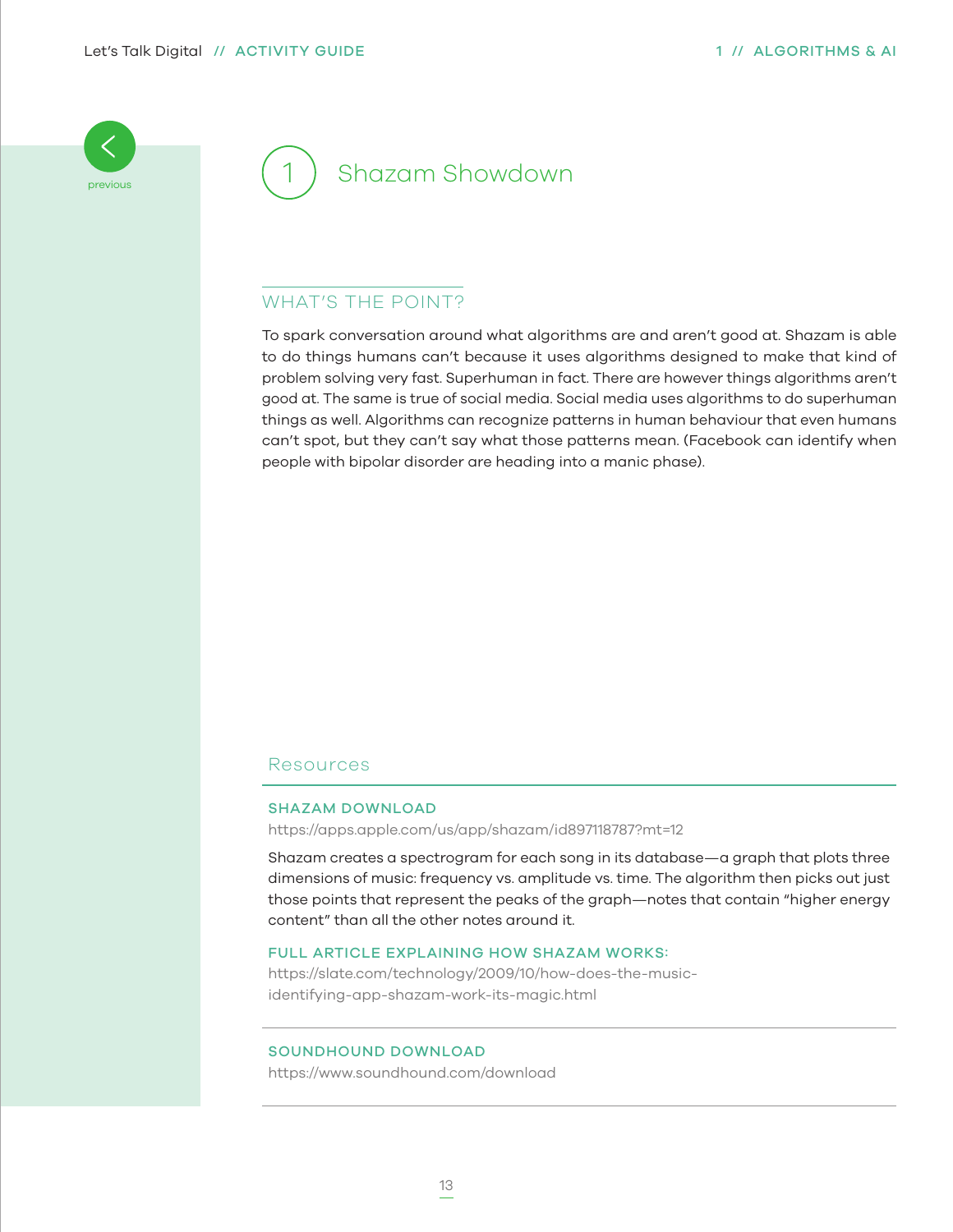# 1 Shazam Showdown

## WHAT'S THE POINT?

To spark conversation around what algorithms are and aren't good at. Shazam is able to do things humans can't because it uses algorithms designed to make that kind of problem solving very fast. Superhuman in fact. There are however things algorithms aren't good at. The same is true of social media. Social media uses algorithms to do superhuman things as well. Algorithms can recognize patterns in human behaviour that even humans can't spot, but they can't say what those patterns mean. (Facebook can identify when people with bipolar disorder are heading into a manic phase).

## Resources

### SHAZAM DOWNLOAD

https://apps.apple.com/us/app/shazam/id897118787?mt=12

Shazam creates a spectrogram for each song in its database—a graph that plots three dimensions of music: frequency vs. amplitude vs. time. The algorithm then picks out just those points that represent the peaks of the graph—notes that contain "higher energy content" than all the other notes around it.

### FULL ARTICLE EXPLAINING HOW SHAZAM WORKS:

https://slate.com/technology/2009/10/how-does-the-music-identifying-app-shazam-work-its-magic.html

### SOUNDHOUND DOWNLOAD

https://www.soundhound.com/download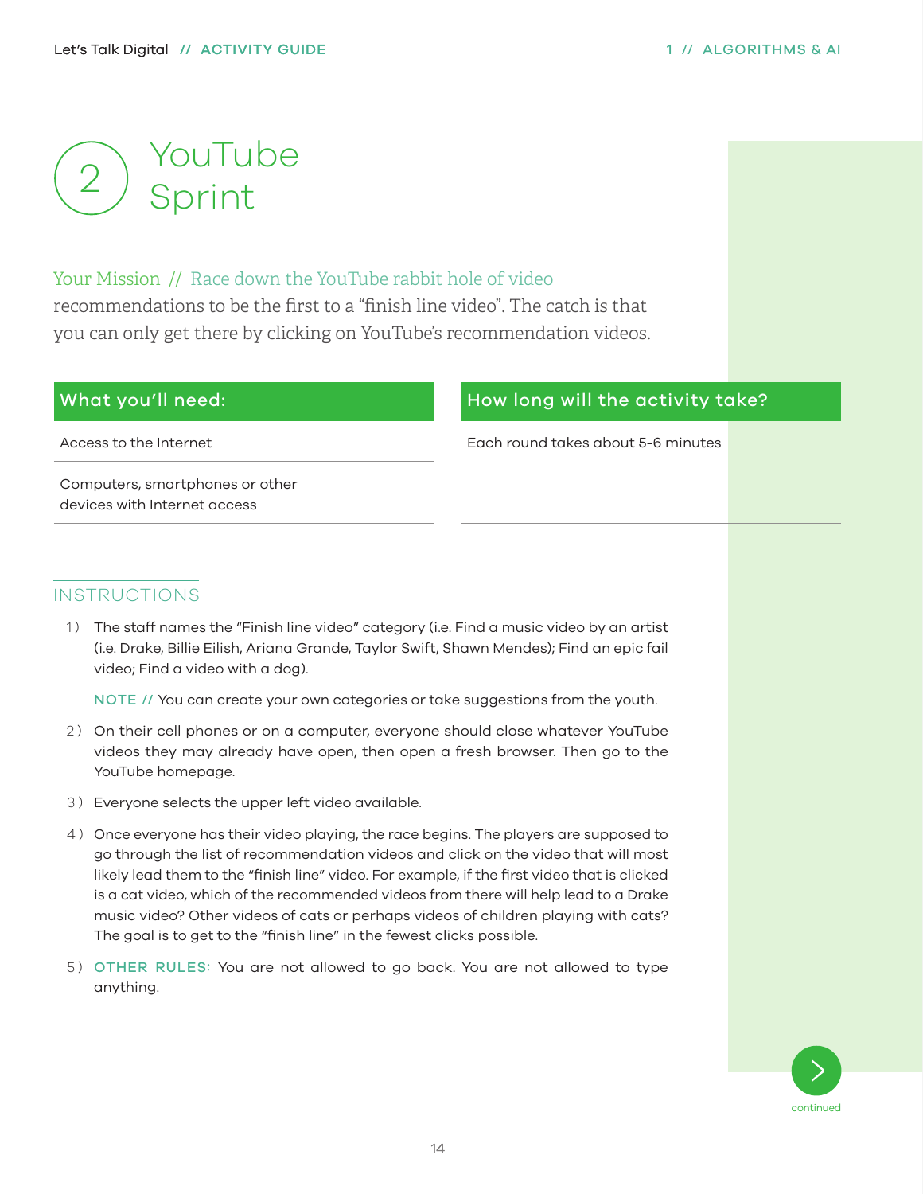# 2 YouTube Sprint

Your Mission // Race down the YouTube rabbit hole of video recommendations to be the first to a "finish line video". The catch is that you can only get there by clicking on YouTube's recommendation videos.

| What you'll need: | How long will the activity take? |
| --- | --- |
| Access to the Internet | Each round takes about 5-6 minutes |
| Computers, smartphones or other devices with Internet access | |

## INSTRUCTIONS

1) The staff names the "Finish line video" category (i.e. Find a music video by an artist (i.e. Drake, Billie Eilish, Ariana Grande, Taylor Swift, Shawn Mendes); Find an epic fail video; Find a video with a dog).

   NOTE // You can create your own categories or take suggestions from the youth.

2) On their cell phones or on a computer, everyone should close whatever YouTube videos they may already have open, then open a fresh browser. Then go to the YouTube homepage.

3) Everyone selects the upper left video available.

4) Once everyone has their video playing, the race begins. The players are supposed to go through the list of recommendation videos and click on the video that will most likely lead them to the "finish line" video. For example, if the first video that is clicked is a cat video, which of the recommended videos from there will help lead to a Drake music video? Other videos of cats or perhaps videos of children playing with cats? The goal is to get to the "finish line" in the fewest clicks possible.

5) OTHER RULES: You are not allowed to go back. You are not allowed to type anything.

continued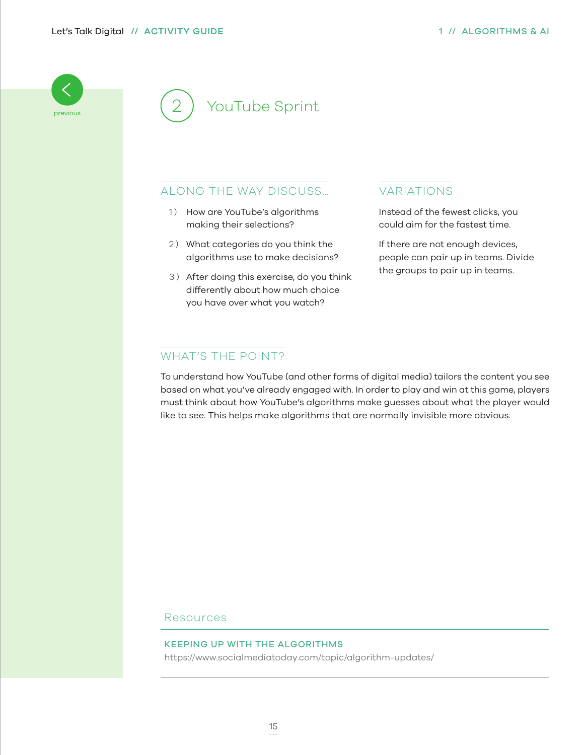## 2 YouTube Sprint

### ALONG THE WAY DISCUSS...

1) How are YouTube's algorithms making their selections?

2) What categories do you think the algorithms use to make decisions?

3) After doing this exercise, do you think differently about how much choice you have over what you watch?

### VARIATIONS

Instead of the fewest clicks, you could aim for the fastest time.

If there are not enough devices, people can pair up in teams. Divide the groups to pair up in teams.

### WHAT'S THE POINT?

To understand how YouTube (and other forms of digital media) tailors the content you see based on what you've already engaged with. In order to play and win at this game, players must think about how YouTube's algorithms make guesses about what the player would like to see. This helps make algorithms that are normally invisible more obvious.

### Resources

**KEEPING UP WITH THE ALGORITHMS**
https://www.socialmediatoday.com/topic/algorithm-updates/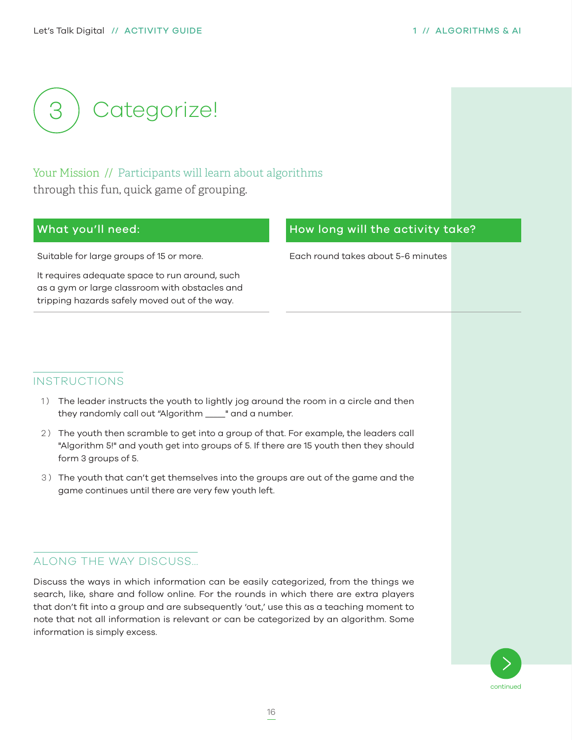# 3 Categorize!

Your Mission // Participants will learn about algorithms through this fun, quick game of grouping.

## What you'll need:

Suitable for large groups of 15 or more.

It requires adequate space to run around, such as a gym or large classroom with obstacles and tripping hazards safely moved out of the way.

## How long will the activity take?

Each round takes about 5-6 minutes

## INSTRUCTIONS

1) The leader instructs the youth to lightly jog around the room in a circle and then they randomly call out "Algorithm ____" and a number.
2) The youth then scramble to get into a group of that. For example, the leaders call "Algorithm 5!" and youth get into groups of 5. If there are 15 youth then they should form 3 groups of 5.
3) The youth that can't get themselves into the groups are out of the game and the game continues until there are very few youth left.

## ALONG THE WAY DISCUSS...

Discuss the ways in which information can be easily categorized, from the things we search, like, share and follow online. For the rounds in which there are extra players that don't fit into a group and are subsequently 'out,' use this as a teaching moment to note that not all information is relevant or can be categorized by an algorithm. Some information is simply excess.

continued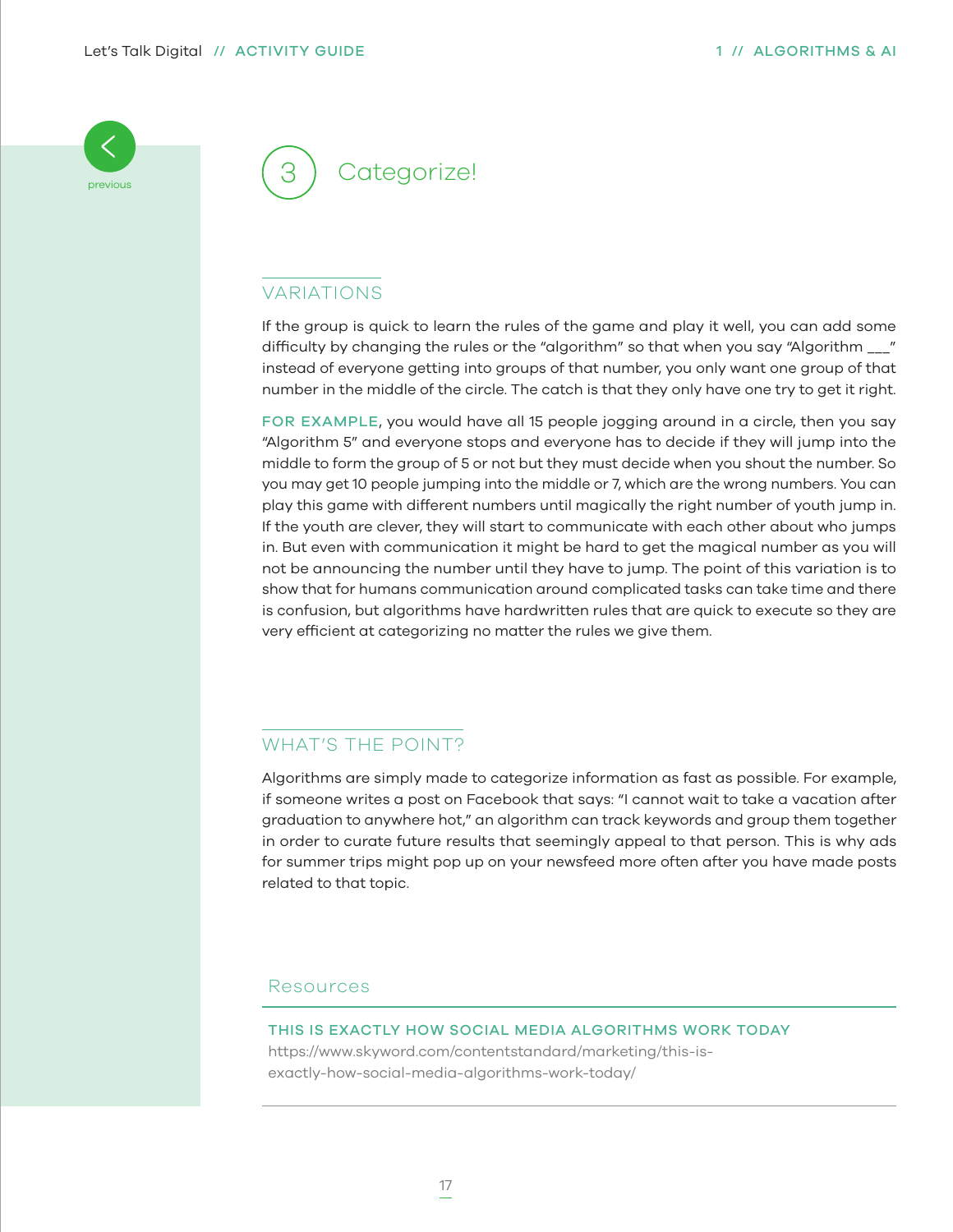# 3 Categorize!

## VARIATIONS

If the group is quick to learn the rules of the game and play it well, you can add some difficulty by changing the rules or the "algorithm" so that when you say "Algorithm ___" instead of everyone getting into groups of that number, you only want one group of that number in the middle of the circle. The catch is that they only have one try to get it right.

**FOR EXAMPLE**, you would have all 15 people jogging around in a circle, then you say "Algorithm 5" and everyone stops and everyone has to decide if they will jump into the middle to form the group of 5 or not but they must decide when you shout the number. So you may get 10 people jumping into the middle or 7, which are the wrong numbers. You can play this game with different numbers until magically the right number of youth jump in. If the youth are clever, they will start to communicate with each other about who jumps in. But even with communication it might be hard to get the magical number as you will not be announcing the number until they have to jump. The point of this variation is to show that for humans communication around complicated tasks can take time and there is confusion, but algorithms have hardwritten rules that are quick to execute so they are very efficient at categorizing no matter the rules we give them.

## WHAT'S THE POINT?

Algorithms are simply made to categorize information as fast as possible. For example, if someone writes a post on Facebook that says: "I cannot wait to take a vacation after graduation to anywhere hot," an algorithm can track keywords and group them together in order to curate future results that seemingly appeal to that person. This is why ads for summer trips might pop up on your newsfeed more often after you have made posts related to that topic.

## Resources

**THIS IS EXACTLY HOW SOCIAL MEDIA ALGORITHMS WORK TODAY**
https://www.skyword.com/contentstandard/marketing/this-is-exactly-how-social-media-algorithms-work-today/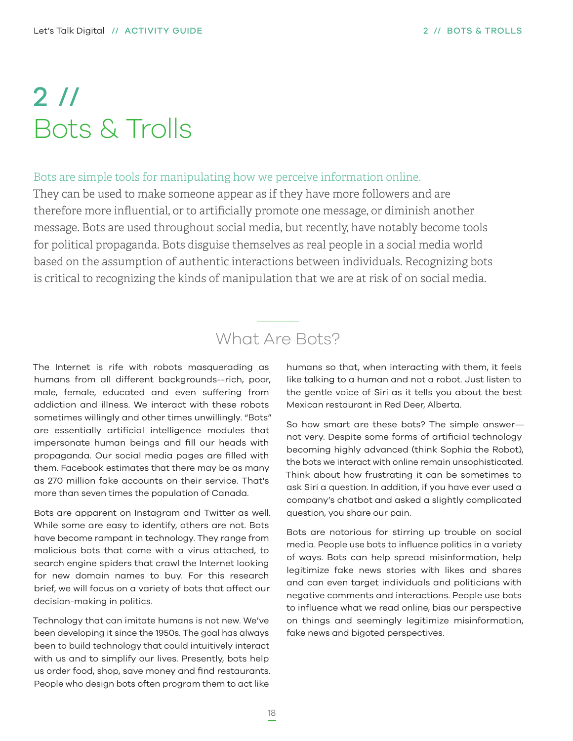# 2 // Bots & Trolls

Bots are simple tools for manipulating how we perceive information online. They can be used to make someone appear as if they have more followers and are therefore more influential, or to artificially promote one message, or diminish another message. Bots are used throughout social media, but recently, have notably become tools for political propaganda. Bots disguise themselves as real people in a social media world based on the assumption of authentic interactions between individuals. Recognizing bots is critical to recognizing the kinds of manipulation that we are at risk of on social media.

## What Are Bots?

The Internet is rife with robots masquerading as humans from all different backgrounds--rich, poor, male, female, educated and even suffering from addiction and illness. We interact with these robots sometimes willingly and other times unwillingly. "Bots" are essentially artificial intelligence modules that impersonate human beings and fill our heads with propaganda. Our social media pages are filled with them. Facebook estimates that there may be as many as 270 million fake accounts on their service. That's more than seven times the population of Canada.

Bots are apparent on Instagram and Twitter as well. While some are easy to identify, others are not. Bots have become rampant in technology. They range from malicious bots that come with a virus attached, to search engine spiders that crawl the Internet looking for new domain names to buy. For this research brief, we will focus on a variety of bots that affect our decision-making in politics.

Technology that can imitate humans is not new. We've been developing it since the 1950s. The goal has always been to build technology that could intuitively interact with us and to simplify our lives. Presently, bots help us order food, shop, save money and find restaurants. People who design bots often program them to act like humans so that, when interacting with them, it feels like talking to a human and not a robot. Just listen to the gentle voice of Siri as it tells you about the best Mexican restaurant in Red Deer, Alberta.

So how smart are these bots? The simple answer—not very. Despite some forms of artificial technology becoming highly advanced (think Sophia the Robot), the bots we interact with online remain unsophisticated. Think about how frustrating it can be sometimes to ask Siri a question. In addition, if you have ever used a company's chatbot and asked a slightly complicated question, you share our pain.

Bots are notorious for stirring up trouble on social media. People use bots to influence politics in a variety of ways. Bots can help spread misinformation, help legitimize fake news stories with likes and shares and can even target individuals and politicians with negative comments and interactions. People use bots to influence what we read online, bias our perspective on things and seemingly legitimize misinformation, fake news and bigoted perspectives.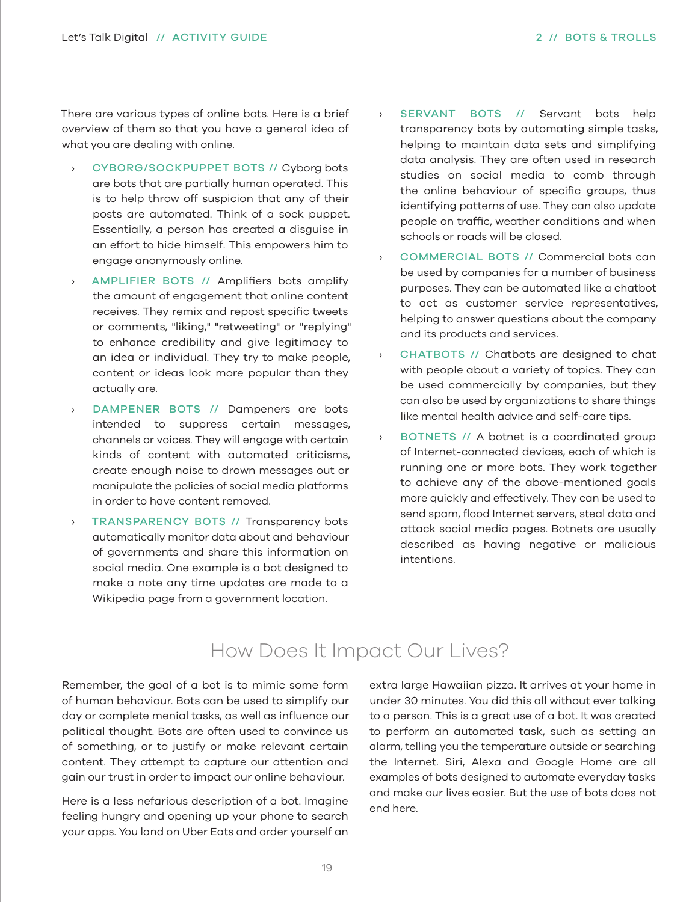There are various types of online bots. Here is a brief overview of them so that you have a general idea of what you are dealing with online.

- CYBORG/SOCKPUPPET BOTS // Cyborg bots are bots that are partially human operated. This is to help throw off suspicion that any of their posts are automated. Think of a sock puppet. Essentially, a person has created a disguise in an effort to hide himself. This empowers him to engage anonymously online.
- AMPLIFIER BOTS // Amplifiers bots amplify the amount of engagement that online content receives. They remix and repost specific tweets or comments, "liking," "retweeting" or "replying" to enhance credibility and give legitimacy to an idea or individual. They try to make people, content or ideas look more popular than they actually are.
- DAMPENER BOTS // Dampeners are bots intended to suppress certain messages, channels or voices. They will engage with certain kinds of content with automated criticisms, create enough noise to drown messages out or manipulate the policies of social media platforms in order to have content removed.
- TRANSPARENCY BOTS // Transparency bots automatically monitor data about and behaviour of governments and share this information on social media. One example is a bot designed to make a note any time updates are made to a Wikipedia page from a government location.
- SERVANT BOTS // Servant bots help transparency bots by automating simple tasks, helping to maintain data sets and simplifying data analysis. They are often used in research studies on social media to comb through the online behaviour of specific groups, thus identifying patterns of use. They can also update people on traffic, weather conditions and when schools or roads will be closed.
- COMMERCIAL BOTS // Commercial bots can be used by companies for a number of business purposes. They can be automated like a chatbot to act as customer service representatives, helping to answer questions about the company and its products and services.
- CHATBOTS // Chatbots are designed to chat with people about a variety of topics. They can be used commercially by companies, but they can also be used by organizations to share things like mental health advice and self-care tips.
- BOTNETS // A botnet is a coordinated group of Internet-connected devices, each of which is running one or more bots. They work together to achieve any of the above-mentioned goals more quickly and effectively. They can be used to send spam, flood Internet servers, steal data and attack social media pages. Botnets are usually described as having negative or malicious intentions.

## How Does It Impact Our Lives?

Remember, the goal of a bot is to mimic some form of human behaviour. Bots can be used to simplify our day or complete menial tasks, as well as influence our political thought. Bots are often used to convince us of something, or to justify or make relevant certain content. They attempt to capture our attention and gain our trust in order to impact our online behaviour.

Here is a less nefarious description of a bot. Imagine feeling hungry and opening up your phone to search your apps. You land on Uber Eats and order yourself an extra large Hawaiian pizza. It arrives at your home in under 30 minutes. You did this all without ever talking to a person. This is a great use of a bot. It was created to perform an automated task, such as setting an alarm, telling you the temperature outside or searching the Internet. Siri, Alexa and Google Home are all examples of bots designed to automate everyday tasks and make our lives easier. But the use of bots does not end here.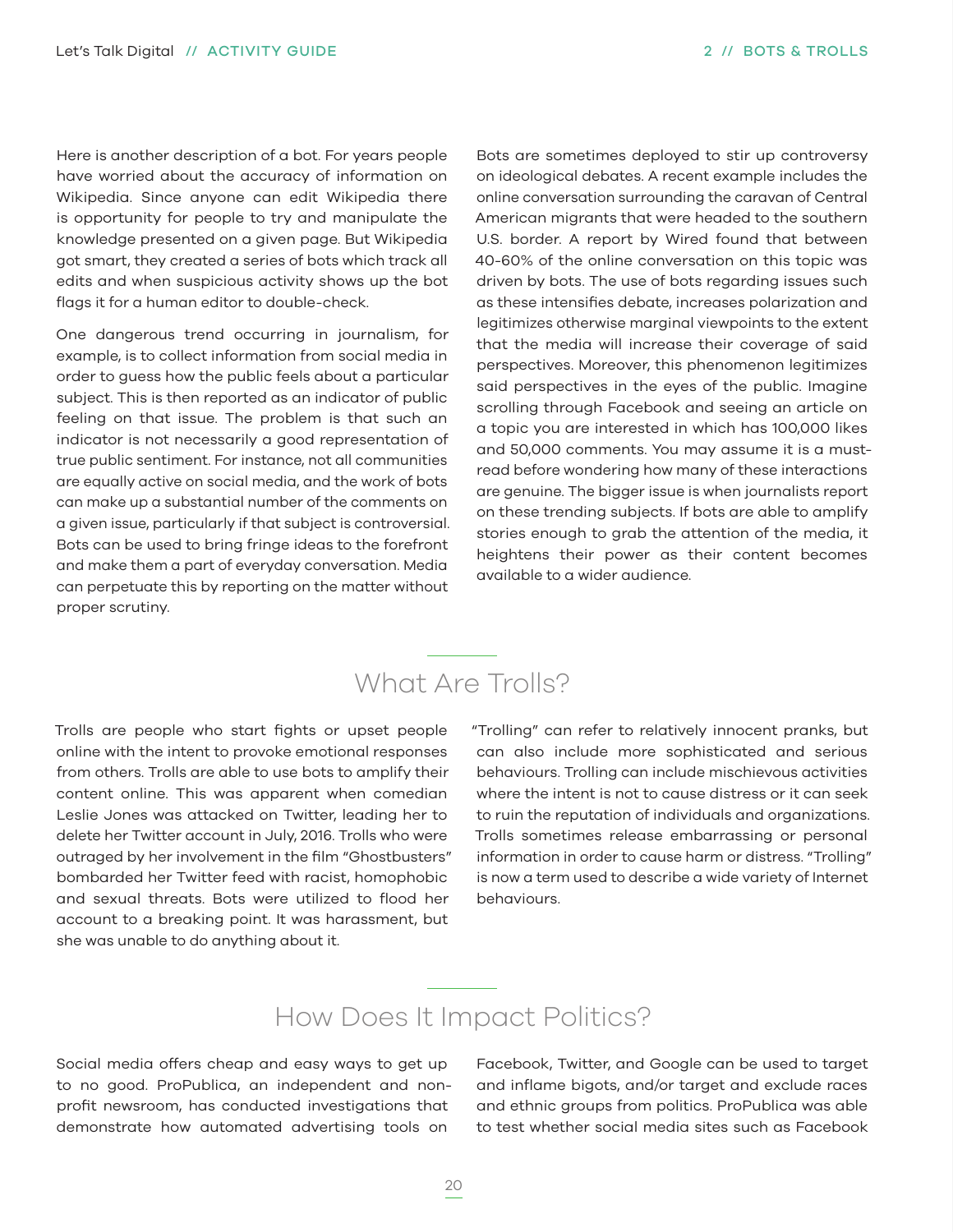Here is another description of a bot. For years people have worried about the accuracy of information on Wikipedia. Since anyone can edit Wikipedia there is opportunity for people to try and manipulate the knowledge presented on a given page. But Wikipedia got smart, they created a series of bots which track all edits and when suspicious activity shows up the bot flags it for a human editor to double-check.

One dangerous trend occurring in journalism, for example, is to collect information from social media in order to guess how the public feels about a particular subject. This is then reported as an indicator of public feeling on that issue. The problem is that such an indicator is not necessarily a good representation of true public sentiment. For instance, not all communities are equally active on social media, and the work of bots can make up a substantial number of the comments on a given issue, particularly if that subject is controversial. Bots can be used to bring fringe ideas to the forefront and make them a part of everyday conversation. Media can perpetuate this by reporting on the matter without proper scrutiny.

Bots are sometimes deployed to stir up controversy on ideological debates. A recent example includes the online conversation surrounding the caravan of Central American migrants that were headed to the southern U.S. border. A report by Wired found that between 40-60% of the online conversation on this topic was driven by bots. The use of bots regarding issues such as these intensifies debate, increases polarization and legitimizes otherwise marginal viewpoints to the extent that the media will increase their coverage of said perspectives. Moreover, this phenomenon legitimizes said perspectives in the eyes of the public. Imagine scrolling through Facebook and seeing an article on a topic you are interested in which has 100,000 likes and 50,000 comments. You may assume it is a must-read before wondering how many of these interactions are genuine. The bigger issue is when journalists report on these trending subjects. If bots are able to amplify stories enough to grab the attention of the media, it heightens their power as their content becomes available to a wider audience.

## What Are Trolls?

Trolls are people who start fights or upset people online with the intent to provoke emotional responses from others. Trolls are able to use bots to amplify their content online. This was apparent when comedian Leslie Jones was attacked on Twitter, leading her to delete her Twitter account in July, 2016. Trolls who were outraged by her involvement in the film "Ghostbusters" bombarded her Twitter feed with racist, homophobic and sexual threats. Bots were utilized to flood her account to a breaking point. It was harassment, but she was unable to do anything about it.

"Trolling" can refer to relatively innocent pranks, but can also include more sophisticated and serious behaviours. Trolling can include mischievous activities where the intent is not to cause distress or it can seek to ruin the reputation of individuals and organizations. Trolls sometimes release embarrassing or personal information in order to cause harm or distress. "Trolling" is now a term used to describe a wide variety of Internet behaviours.

## How Does It Impact Politics?

Social media offers cheap and easy ways to get up to no good. ProPublica, an independent and non-profit newsroom, has conducted investigations that demonstrate how automated advertising tools on Facebook, Twitter, and Google can be used to target and inflame bigots, and/or target and exclude races and ethnic groups from politics. ProPublica was able to test whether social media sites such as Facebook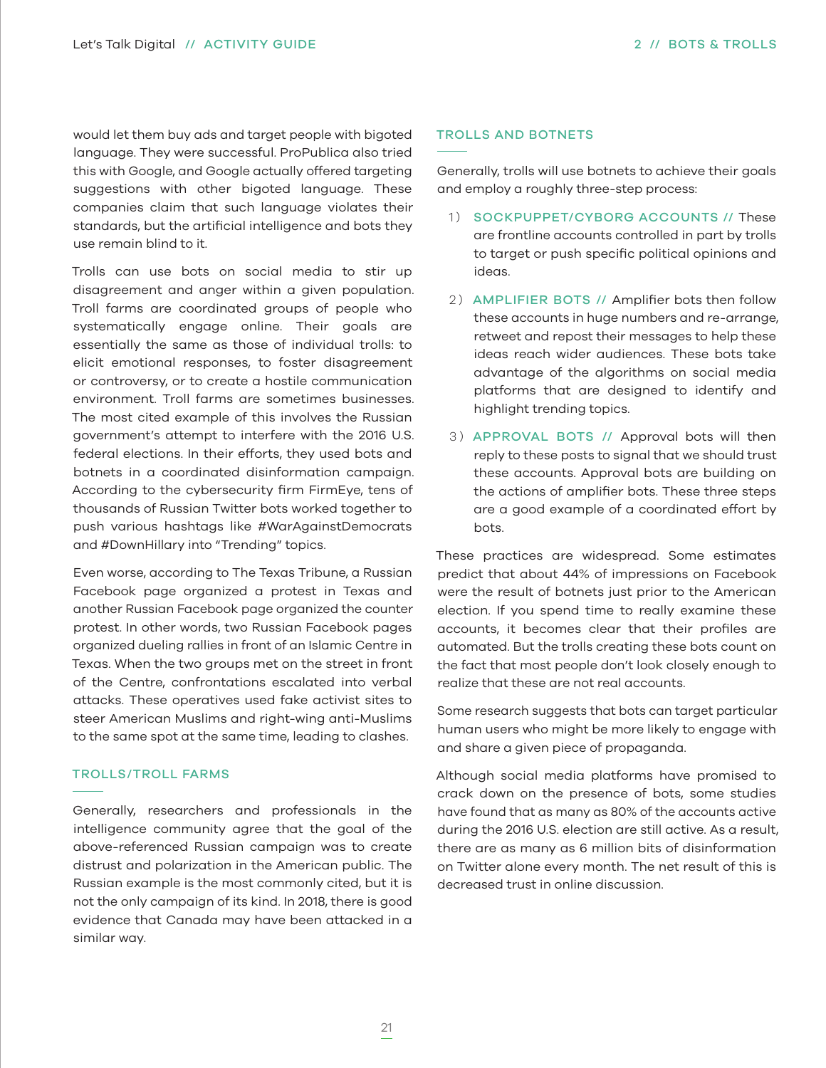would let them buy ads and target people with bigoted language. They were successful. ProPublica also tried this with Google, and Google actually offered targeting suggestions with other bigoted language. These companies claim that such language violates their standards, but the artificial intelligence and bots they use remain blind to it.

Trolls can use bots on social media to stir up disagreement and anger within a given population. Troll farms are coordinated groups of people who systematically engage online. Their goals are essentially the same as those of individual trolls: to elicit emotional responses, to foster disagreement or controversy, or to create a hostile communication environment. Troll farms are sometimes businesses. The most cited example of this involves the Russian government's attempt to interfere with the 2016 U.S. federal elections. In their efforts, they used bots and botnets in a coordinated disinformation campaign. According to the cybersecurity firm FirmEye, tens of thousands of Russian Twitter bots worked together to push various hashtags like #WarAgainstDemocrats and #DownHillary into "Trending" topics.

Even worse, according to The Texas Tribune, a Russian Facebook page organized a protest in Texas and another Russian Facebook page organized the counter protest. In other words, two Russian Facebook pages organized dueling rallies in front of an Islamic Centre in Texas. When the two groups met on the street in front of the Centre, confrontations escalated into verbal attacks. These operatives used fake activist sites to steer American Muslims and right-wing anti-Muslims to the same spot at the same time, leading to clashes.

## TROLLS/TROLL FARMS

Generally, researchers and professionals in the intelligence community agree that the goal of the above-referenced Russian campaign was to create distrust and polarization in the American public. The Russian example is the most commonly cited, but it is not the only campaign of its kind. In 2018, there is good evidence that Canada may have been attacked in a similar way.

## TROLLS AND BOTNETS

Generally, trolls will use botnets to achieve their goals and employ a roughly three-step process:

1) **SOCKPUPPET/CYBORG ACCOUNTS //** These are frontline accounts controlled in part by trolls to target or push specific political opinions and ideas.
2) **AMPLIFIER BOTS //** Amplifier bots then follow these accounts in huge numbers and re-arrange, retweet and repost their messages to help these ideas reach wider audiences. These bots take advantage of the algorithms on social media platforms that are designed to identify and highlight trending topics.
3) **APPROVAL BOTS //** Approval bots will then reply to these posts to signal that we should trust these accounts. Approval bots are building on the actions of amplifier bots. These three steps are a good example of a coordinated effort by bots.

These practices are widespread. Some estimates predict that about 44% of impressions on Facebook were the result of botnets just prior to the American election. If you spend time to really examine these accounts, it becomes clear that their profiles are automated. But the trolls creating these bots count on the fact that most people don't look closely enough to realize that these are not real accounts.

Some research suggests that bots can target particular human users who might be more likely to engage with and share a given piece of propaganda.

Although social media platforms have promised to crack down on the presence of bots, some studies have found that as many as 80% of the accounts active during the 2016 U.S. election are still active. As a result, there are as many as 6 million bits of disinformation on Twitter alone every month. The net result of this is decreased trust in online discussion.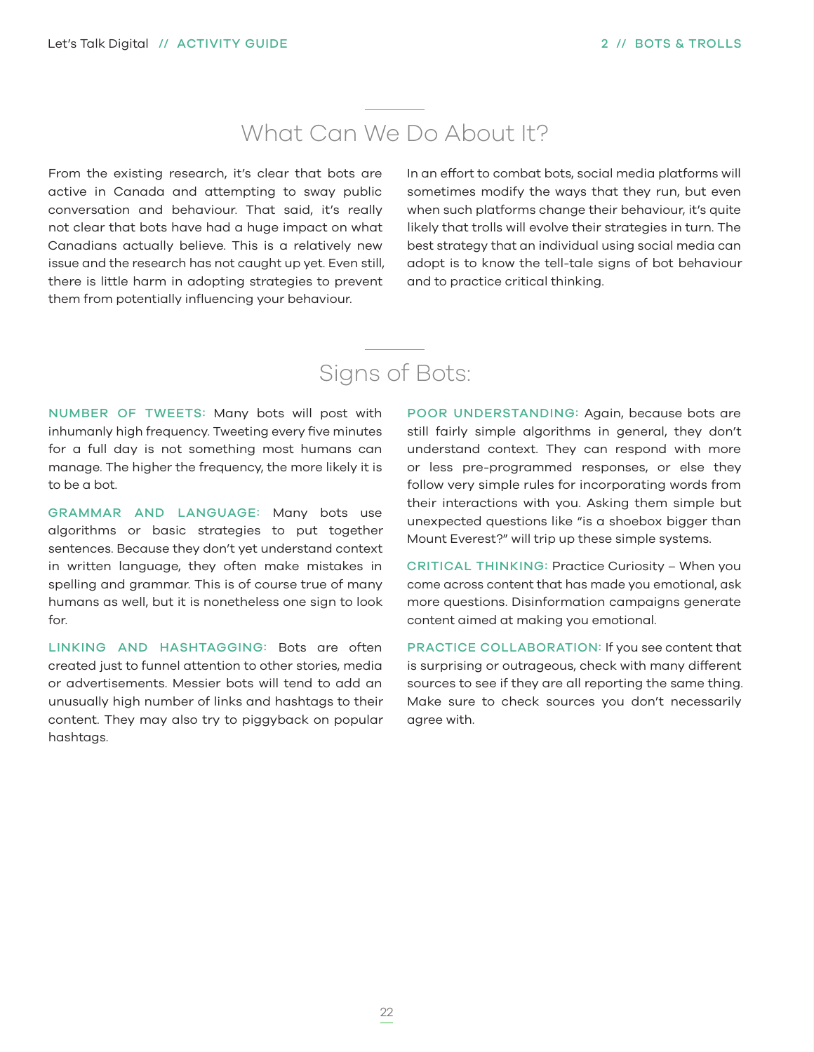## What Can We Do About It?

From the existing research, it's clear that bots are active in Canada and attempting to sway public conversation and behaviour. That said, it's really not clear that bots have had a huge impact on what Canadians actually believe. This is a relatively new issue and the research has not caught up yet. Even still, there is little harm in adopting strategies to prevent them from potentially influencing your behaviour.

In an effort to combat bots, social media platforms will sometimes modify the ways that they run, but even when such platforms change their behaviour, it's quite likely that trolls will evolve their strategies in turn. The best strategy that an individual using social media can adopt is to know the tell-tale signs of bot behaviour and to practice critical thinking.

## Signs of Bots:

**NUMBER OF TWEETS:** Many bots will post with inhumanly high frequency. Tweeting every five minutes for a full day is not something most humans can manage. The higher the frequency, the more likely it is to be a bot.

**GRAMMAR AND LANGUAGE:** Many bots use algorithms or basic strategies to put together sentences. Because they don't yet understand context in written language, they often make mistakes in spelling and grammar. This is of course true of many humans as well, but it is nonetheless one sign to look for.

**LINKING AND HASHTAGGING:** Bots are often created just to funnel attention to other stories, media or advertisements. Messier bots will tend to add an unusually high number of links and hashtags to their content. They may also try to piggyback on popular hashtags.

**POOR UNDERSTANDING:** Again, because bots are still fairly simple algorithms in general, they don't understand context. They can respond with more or less pre-programmed responses, or else they follow very simple rules for incorporating words from their interactions with you. Asking them simple but unexpected questions like "is a shoebox bigger than Mount Everest?" will trip up these simple systems.

**CRITICAL THINKING:** Practice Curiosity – When you come across content that has made you emotional, ask more questions. Disinformation campaigns generate content aimed at making you emotional.

**PRACTICE COLLABORATION:** If you see content that is surprising or outrageous, check with many different sources to see if they are all reporting the same thing. Make sure to check sources you don't necessarily agree with.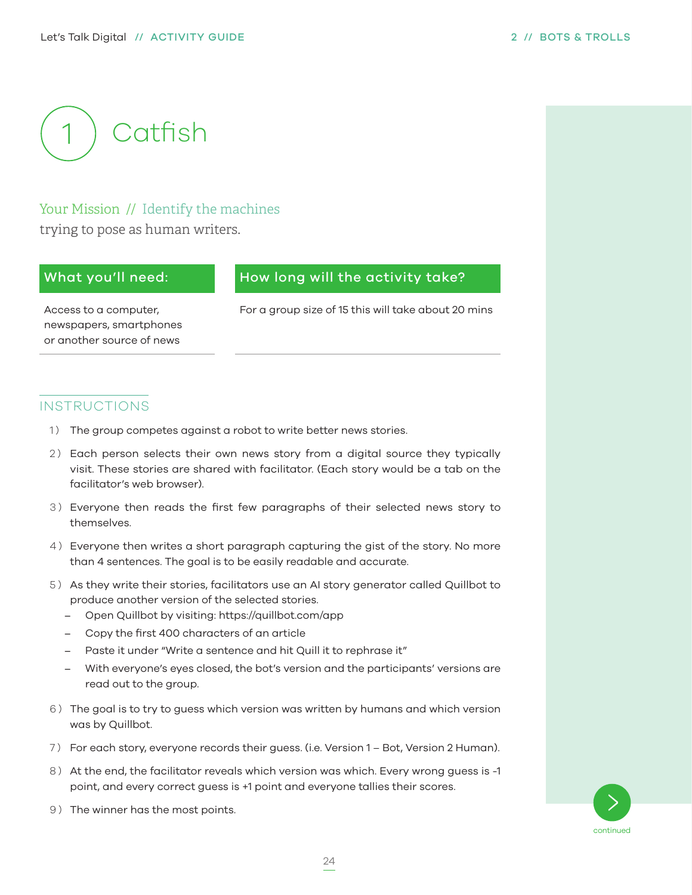# 1 Catfish

Your Mission // Identify the machines trying to pose as human writers.

| What you'll need: | How long will the activity take? |
| --- | --- |
| Access to a computer, newspapers, smartphones or another source of news | For a group size of 15 this will take about 20 mins |

## INSTRUCTIONS

1) The group competes against a robot to write better news stories.
2) Each person selects their own news story from a digital source they typically visit. These stories are shared with facilitator. (Each story would be a tab on the facilitator's web browser).
3) Everyone then reads the first few paragraphs of their selected news story to themselves.
4) Everyone then writes a short paragraph capturing the gist of the story. No more than 4 sentences. The goal is to be easily readable and accurate.
5) As they write their stories, facilitators use an AI story generator called Quillbot to produce another version of the selected stories.
   - Open Quillbot by visiting: https://quillbot.com/app
   - Copy the first 400 characters of an article
   - Paste it under "Write a sentence and hit Quill it to rephrase it"
   - With everyone's eyes closed, the bot's version and the participants' versions are read out to the group.
6) The goal is to try to guess which version was written by humans and which version was by Quillbot.
7) For each story, everyone records their guess. (i.e. Version 1 – Bot, Version 2 Human).
8) At the end, the facilitator reveals which version was which. Every wrong guess is -1 point, and every correct guess is +1 point and everyone tallies their scores.
9) The winner has the most points.

continued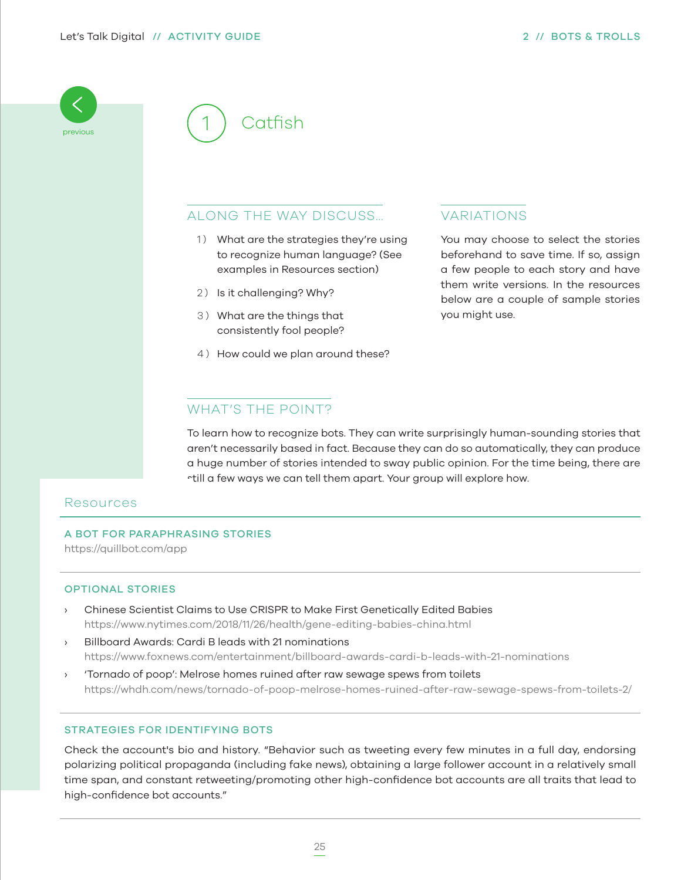# 1 Catfish

## ALONG THE WAY DISCUSS...

1) What are the strategies they're using to recognize human language? (See examples in Resources section)
2) Is it challenging? Why?
3) What are the things that consistently fool people?
4) How could we plan around these?

## VARIATIONS

You may choose to select the stories beforehand to save time. If so, assign a few people to each story and have them write versions. In the resources below are a couple of sample stories you might use.

## WHAT'S THE POINT?

To learn how to recognize bots. They can write surprisingly human-sounding stories that aren't necessarily based in fact. Because they can do so automatically, they can produce a huge number of stories intended to sway public opinion. For the time being, there are still a few ways we can tell them apart. Your group will explore how.

## Resources

### A BOT FOR PARAPHRASING STORIES

https://quillbot.com/app

### OPTIONAL STORIES

- Chinese Scientist Claims to Use CRISPR to Make First Genetically Edited Babies
  https://www.nytimes.com/2018/11/26/health/gene-editing-babies-china.html
- Billboard Awards: Cardi B leads with 21 nominations
  https://www.foxnews.com/entertainment/billboard-awards-cardi-b-leads-with-21-nominations
- 'Tornado of poop': Melrose homes ruined after raw sewage spews from toilets
  https://whdh.com/news/tornado-of-poop-melrose-homes-ruined-after-raw-sewage-spews-from-toilets-2/

### STRATEGIES FOR IDENTIFYING BOTS

Check the account's bio and history. "Behavior such as tweeting every few minutes in a full day, endorsing polarizing political propaganda (including fake news), obtaining a large follower account in a relatively small time span, and constant retweeting/promoting other high-confidence bot accounts are all traits that lead to high-confidence bot accounts."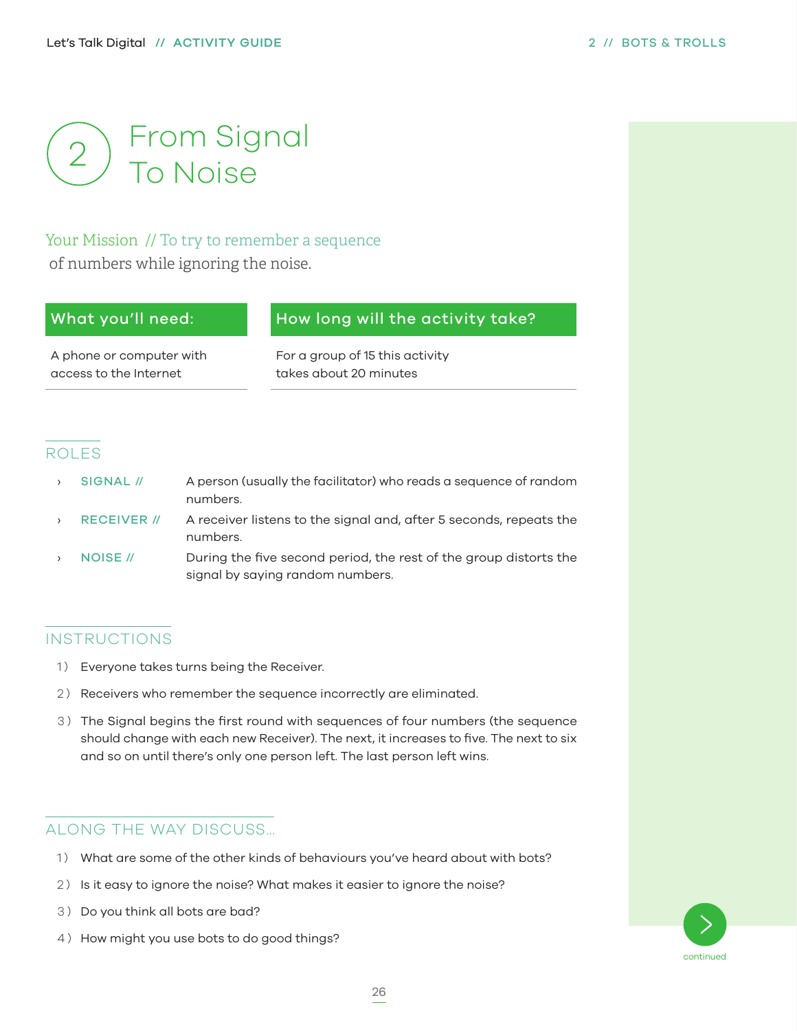# 2 From Signal To Noise

Your Mission // To try to remember a sequence of numbers while ignoring the noise.

| What you'll need: | How long will the activity take? |
| --- | --- |
| A phone or computer with access to the Internet | For a group of 15 this activity takes about 20 minutes |

## ROLES

- **SIGNAL //** A person (usually the facilitator) who reads a sequence of random numbers.
- **RECEIVER //** A receiver listens to the signal and, after 5 seconds, repeats the numbers.
- **NOISE //** During the five second period, the rest of the group distorts the signal by saying random numbers.

## INSTRUCTIONS

1) Everyone takes turns being the Receiver.
2) Receivers who remember the sequence incorrectly are eliminated.
3) The Signal begins the first round with sequences of four numbers (the sequence should change with each new Receiver). The next, it increases to five. The next to six and so on until there's only one person left. The last person left wins.

## ALONG THE WAY DISCUSS...

1) What are some of the other kinds of behaviours you've heard about with bots?
2) Is it easy to ignore the noise? What makes it easier to ignore the noise?
3) Do you think all bots are bad?
4) How might you use bots to do good things?

continued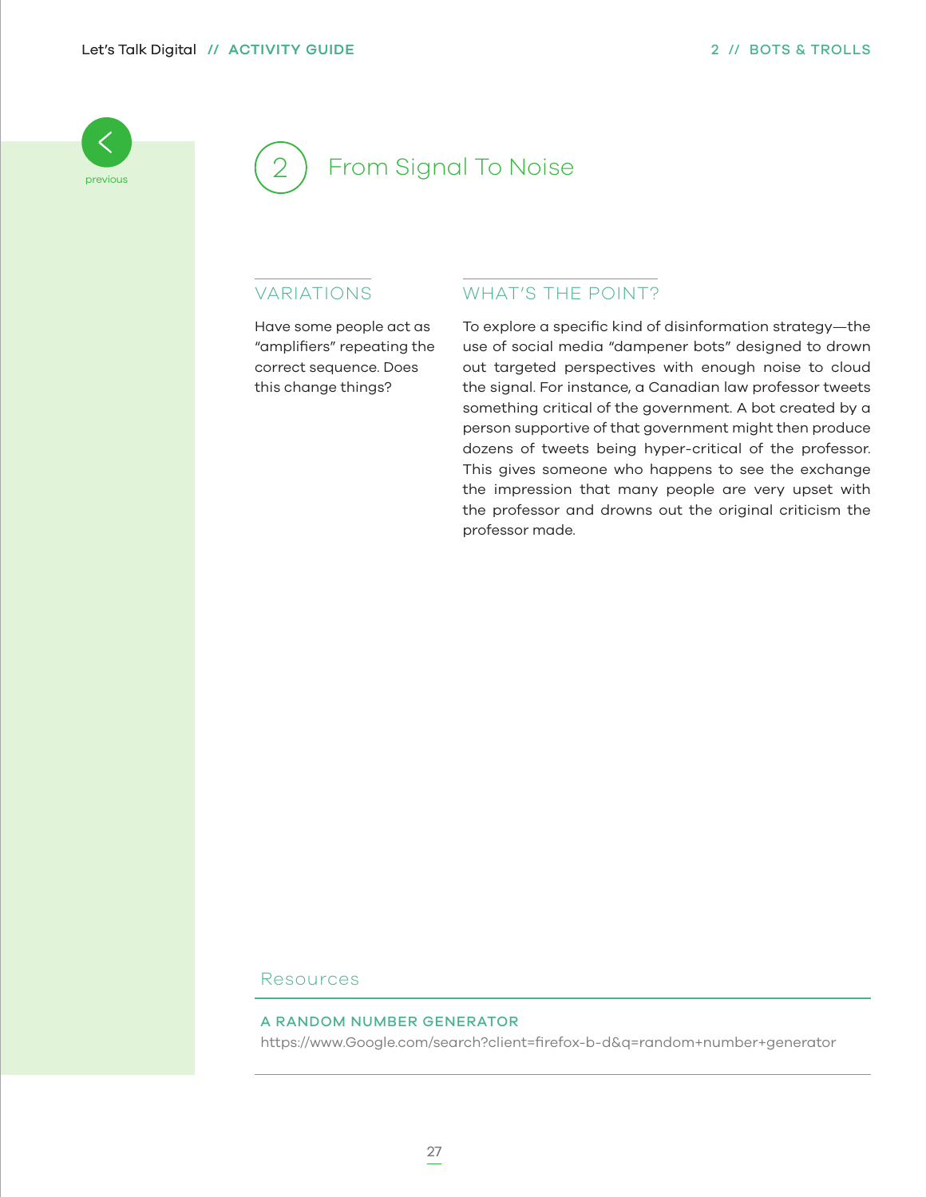## 2 From Signal To Noise

### VARIATIONS

Have some people act as "amplifiers" repeating the correct sequence. Does this change things?

### WHAT'S THE POINT?

To explore a specific kind of disinformation strategy—the use of social media "dampener bots" designed to drown out targeted perspectives with enough noise to cloud the signal. For instance, a Canadian law professor tweets something critical of the government. A bot created by a person supportive of that government might then produce dozens of tweets being hyper-critical of the professor. This gives someone who happens to see the exchange the impression that many people are very upset with the professor and drowns out the original criticism the professor made.

### Resources

**A RANDOM NUMBER GENERATOR**
https://www.Google.com/search?client=firefox-b-d&q=random+number+generator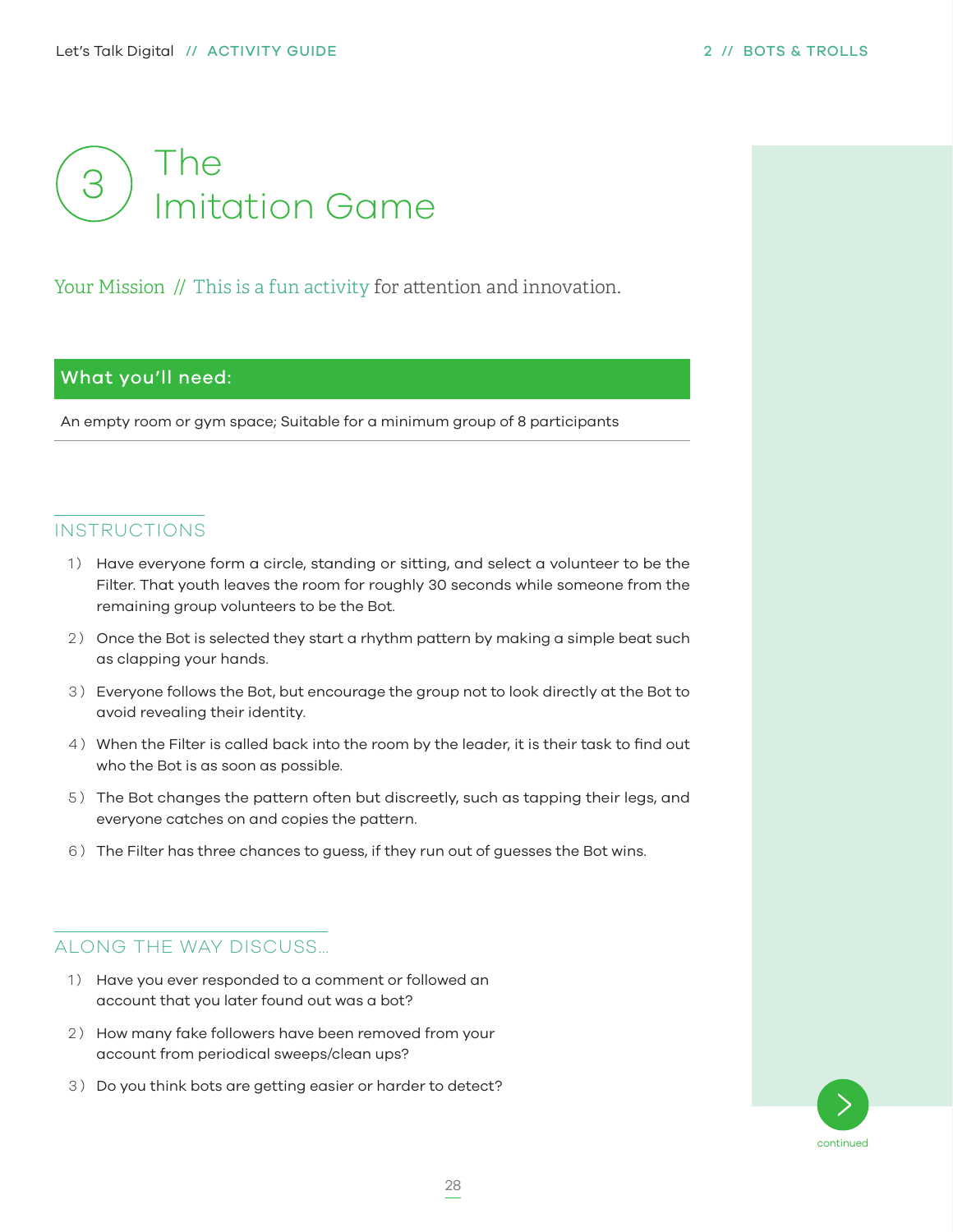# 3 The Imitation Game

Your Mission // This is a fun activity for attention and innovation.

## What you'll need:

An empty room or gym space; Suitable for a minimum group of 8 participants

## INSTRUCTIONS

1) Have everyone form a circle, standing or sitting, and select a volunteer to be the Filter. That youth leaves the room for roughly 30 seconds while someone from the remaining group volunteers to be the Bot.
2) Once the Bot is selected they start a rhythm pattern by making a simple beat such as clapping your hands.
3) Everyone follows the Bot, but encourage the group not to look directly at the Bot to avoid revealing their identity.
4) When the Filter is called back into the room by the leader, it is their task to find out who the Bot is as soon as possible.
5) The Bot changes the pattern often but discreetly, such as tapping their legs, and everyone catches on and copies the pattern.
6) The Filter has three chances to guess, if they run out of guesses the Bot wins.

## ALONG THE WAY DISCUSS...

1) Have you ever responded to a comment or followed an account that you later found out was a bot?
2) How many fake followers have been removed from your account from periodical sweeps/clean ups?
3) Do you think bots are getting easier or harder to detect?

continued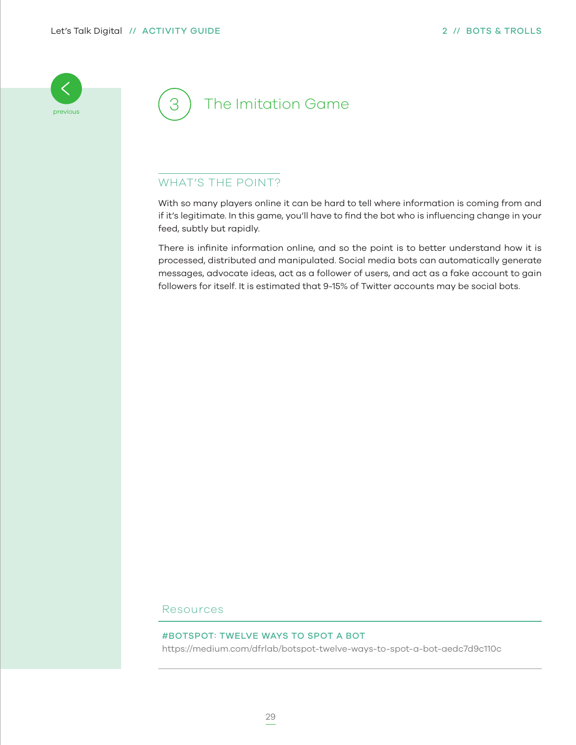# 3 The Imitation Game

## WHAT'S THE POINT?

With so many players online it can be hard to tell where information is coming from and if it's legitimate. In this game, you'll have to find the bot who is influencing change in your feed, subtly but rapidly.

There is infinite information online, and so the point is to better understand how it is processed, distributed and manipulated. Social media bots can automatically generate messages, advocate ideas, act as a follower of users, and act as a fake account to gain followers for itself. It is estimated that 9-15% of Twitter accounts may be social bots.

## Resources

**#BOTSPOT: TWELVE WAYS TO SPOT A BOT**
https://medium.com/dfrlab/botspot-twelve-ways-to-spot-a-bot-aedc7d9c110c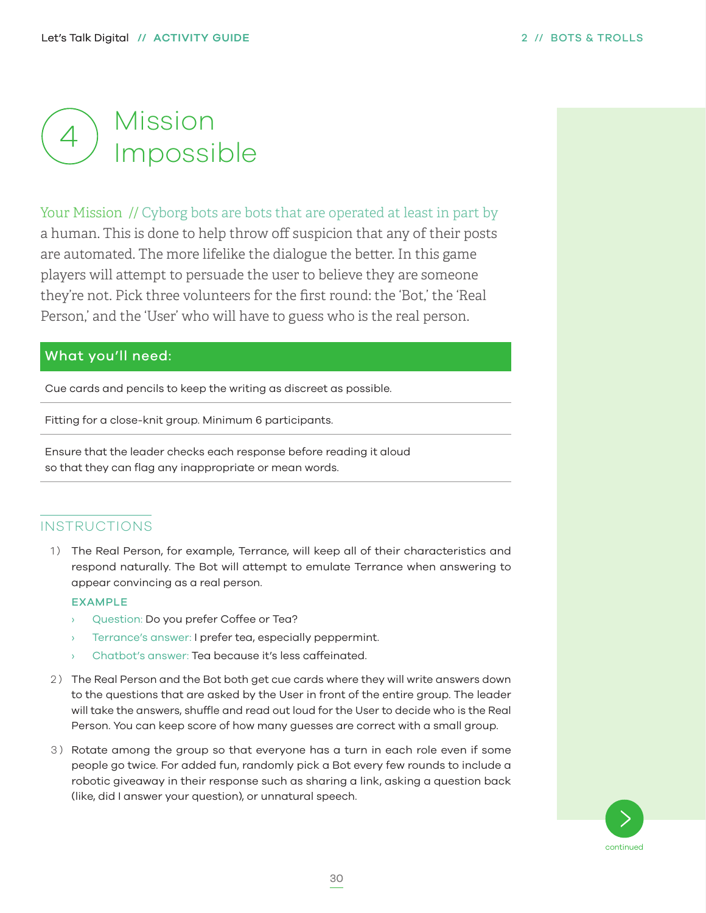# 4 Mission Impossible

Your Mission // Cyborg bots are bots that are operated at least in part by a human. This is done to help throw off suspicion that any of their posts are automated. The more lifelike the dialogue the better. In this game players will attempt to persuade the user to believe they are someone they're not. Pick three volunteers for the first round: the 'Bot,' the 'Real Person,' and the 'User' who will have to guess who is the real person.

## What you'll need:

Cue cards and pencils to keep the writing as discreet as possible.

Fitting for a close-knit group. Minimum 6 participants.

Ensure that the leader checks each response before reading it aloud so that they can flag any inappropriate or mean words.

## INSTRUCTIONS

1) The Real Person, for example, Terrance, will keep all of their characteristics and respond naturally. The Bot will attempt to emulate Terrance when answering to appear convincing as a real person.

   EXAMPLE

   - Question: Do you prefer Coffee or Tea?
   - Terrance's answer: I prefer tea, especially peppermint.
   - Chatbot's answer: Tea because it's less caffeinated.

2) The Real Person and the Bot both get cue cards where they will write answers down to the questions that are asked by the User in front of the entire group. The leader will take the answers, shuffle and read out loud for the User to decide who is the Real Person. You can keep score of how many guesses are correct with a small group.

3) Rotate among the group so that everyone has a turn in each role even if some people go twice. For added fun, randomly pick a Bot every few rounds to include a robotic giveaway in their response such as sharing a link, asking a question back (like, did I answer your question), or unnatural speech.

continued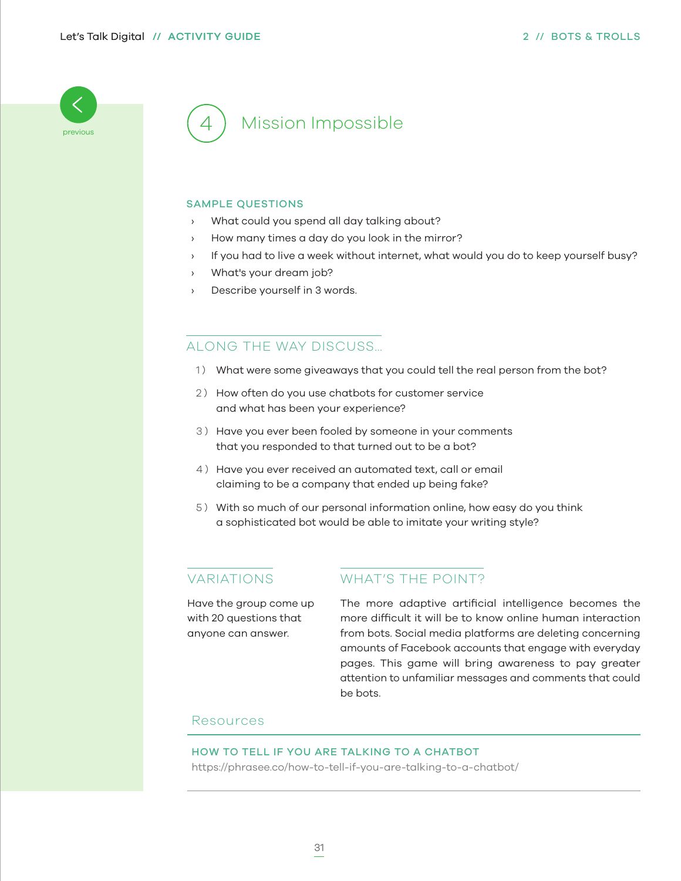# 4 Mission Impossible

### SAMPLE QUESTIONS

- What could you spend all day talking about?
- How many times a day do you look in the mirror?
- If you had to live a week without internet, what would you do to keep yourself busy?
- What's your dream job?
- Describe yourself in 3 words.

## ALONG THE WAY DISCUSS...

1) What were some giveaways that you could tell the real person from the bot?
2) How often do you use chatbots for customer service and what has been your experience?
3) Have you ever been fooled by someone in your comments that you responded to that turned out to be a bot?
4) Have you ever received an automated text, call or email claiming to be a company that ended up being fake?
5) With so much of our personal information online, how easy do you think a sophisticated bot would be able to imitate your writing style?

## VARIATIONS

Have the group come up with 20 questions that anyone can answer.

## WHAT'S THE POINT?

The more adaptive artificial intelligence becomes the more difficult it will be to know online human interaction from bots. Social media platforms are deleting concerning amounts of Facebook accounts that engage with everyday pages. This game will bring awareness to pay greater attention to unfamiliar messages and comments that could be bots.

## Resources

**HOW TO TELL IF YOU ARE TALKING TO A CHATBOT**
https://phrasee.co/how-to-tell-if-you-are-talking-to-a-chatbot/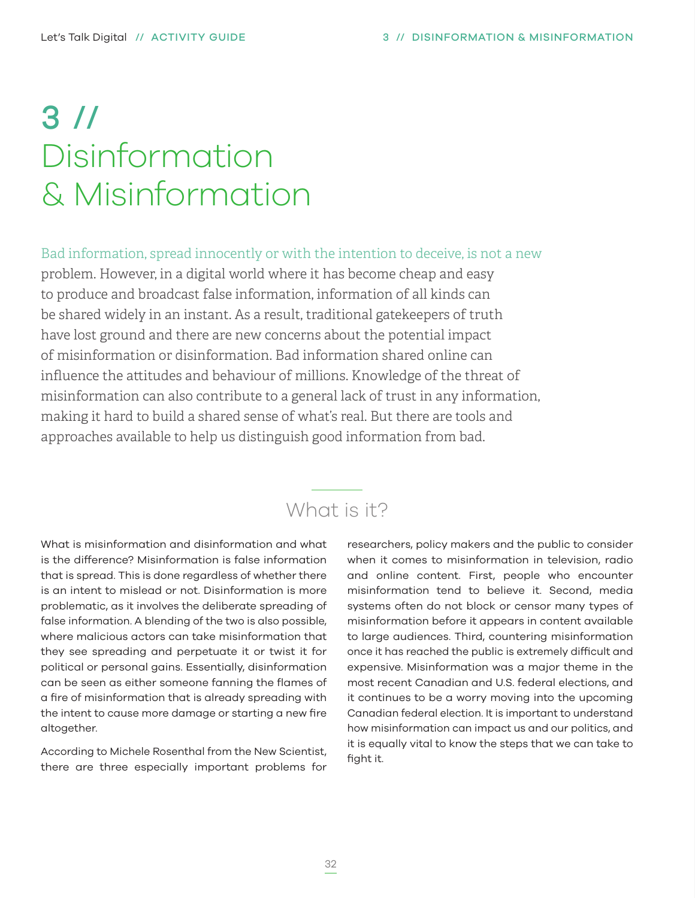# 3 // Disinformation & Misinformation

Bad information, spread innocently or with the intention to deceive, is not a new problem. However, in a digital world where it has become cheap and easy to produce and broadcast false information, information of all kinds can be shared widely in an instant. As a result, traditional gatekeepers of truth have lost ground and there are new concerns about the potential impact of misinformation or disinformation. Bad information shared online can influence the attitudes and behaviour of millions. Knowledge of the threat of misinformation can also contribute to a general lack of trust in any information, making it hard to build a shared sense of what's real. But there are tools and approaches available to help us distinguish good information from bad.

## What is it?

What is misinformation and disinformation and what is the difference? Misinformation is false information that is spread. This is done regardless of whether there is an intent to mislead or not. Disinformation is more problematic, as it involves the deliberate spreading of false information. A blending of the two is also possible, where malicious actors can take misinformation that they see spreading and perpetuate it or twist it for political or personal gains. Essentially, disinformation can be seen as either someone fanning the flames of a fire of misinformation that is already spreading with the intent to cause more damage or starting a new fire altogether.

According to Michele Rosenthal from the New Scientist, there are three especially important problems for researchers, policy makers and the public to consider when it comes to misinformation in television, radio and online content. First, people who encounter misinformation tend to believe it. Second, media systems often do not block or censor many types of misinformation before it appears in content available to large audiences. Third, countering misinformation once it has reached the public is extremely difficult and expensive. Misinformation was a major theme in the most recent Canadian and U.S. federal elections, and it continues to be a worry moving into the upcoming Canadian federal election. It is important to understand how misinformation can impact us and our politics, and it is equally vital to know the steps that we can take to fight it.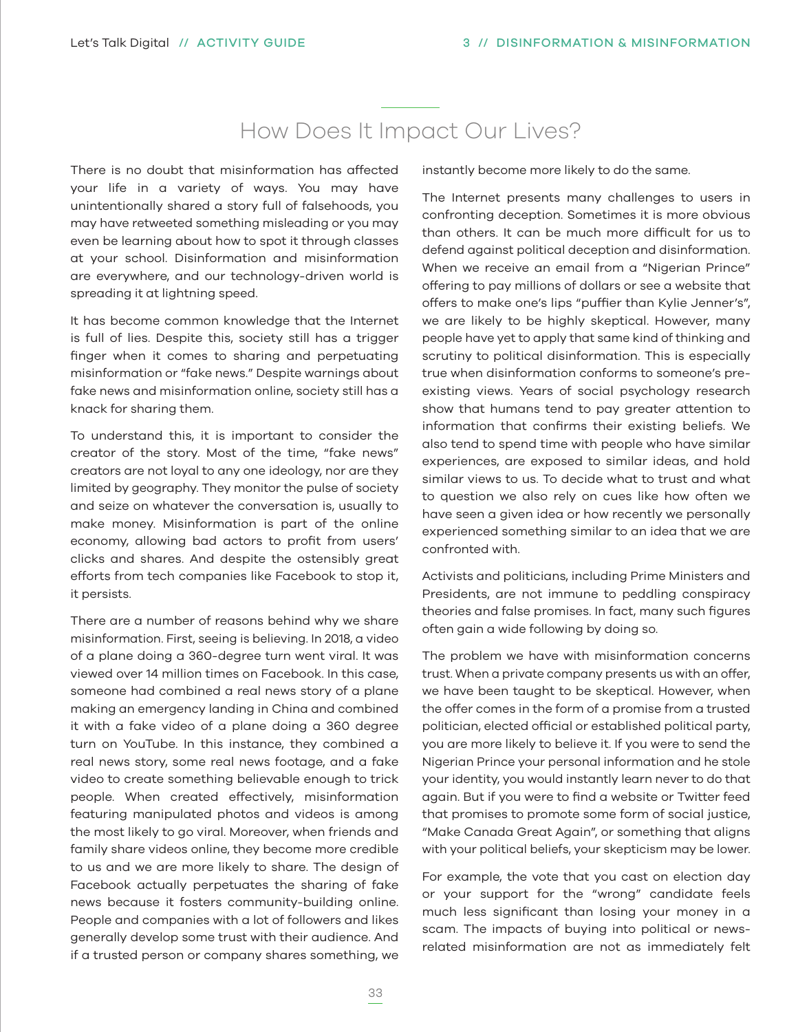## How Does It Impact Our Lives?

There is no doubt that misinformation has affected your life in a variety of ways. You may have unintentionally shared a story full of falsehoods, you may have retweeted something misleading or you may even be learning about how to spot it through classes at your school. Disinformation and misinformation are everywhere, and our technology-driven world is spreading it at lightning speed.

It has become common knowledge that the Internet is full of lies. Despite this, society still has a trigger finger when it comes to sharing and perpetuating misinformation or "fake news." Despite warnings about fake news and misinformation online, society still has a knack for sharing them.

To understand this, it is important to consider the creator of the story. Most of the time, "fake news" creators are not loyal to any one ideology, nor are they limited by geography. They monitor the pulse of society and seize on whatever the conversation is, usually to make money. Misinformation is part of the online economy, allowing bad actors to profit from users' clicks and shares. And despite the ostensibly great efforts from tech companies like Facebook to stop it, it persists.

There are a number of reasons behind why we share misinformation. First, seeing is believing. In 2018, a video of a plane doing a 360-degree turn went viral. It was viewed over 14 million times on Facebook. In this case, someone had combined a real news story of a plane making an emergency landing in China and combined it with a fake video of a plane doing a 360 degree turn on YouTube. In this instance, they combined a real news story, some real news footage, and a fake video to create something believable enough to trick people. When created effectively, misinformation featuring manipulated photos and videos is among the most likely to go viral. Moreover, when friends and family share videos online, they become more credible to us and we are more likely to share. The design of Facebook actually perpetuates the sharing of fake news because it fosters community-building online. People and companies with a lot of followers and likes generally develop some trust with their audience. And if a trusted person or company shares something, we instantly become more likely to do the same.

The Internet presents many challenges to users in confronting deception. Sometimes it is more obvious than others. It can be much more difficult for us to defend against political deception and disinformation. When we receive an email from a "Nigerian Prince" offering to pay millions of dollars or see a website that offers to make one's lips "puffier than Kylie Jenner's", we are likely to be highly skeptical. However, many people have yet to apply that same kind of thinking and scrutiny to political disinformation. This is especially true when disinformation conforms to someone's pre-existing views. Years of social psychology research show that humans tend to pay greater attention to information that confirms their existing beliefs. We also tend to spend time with people who have similar experiences, are exposed to similar ideas, and hold similar views to us. To decide what to trust and what to question we also rely on cues like how often we have seen a given idea or how recently we personally experienced something similar to an idea that we are confronted with.

Activists and politicians, including Prime Ministers and Presidents, are not immune to peddling conspiracy theories and false promises. In fact, many such figures often gain a wide following by doing so.

The problem we have with misinformation concerns trust. When a private company presents us with an offer, we have been taught to be skeptical. However, when the offer comes in the form of a promise from a trusted politician, elected official or established political party, you are more likely to believe it. If you were to send the Nigerian Prince your personal information and he stole your identity, you would instantly learn never to do that again. But if you were to find a website or Twitter feed that promises to promote some form of social justice, "Make Canada Great Again", or something that aligns with your political beliefs, your skepticism may be lower.

For example, the vote that you cast on election day or your support for the "wrong" candidate feels much less significant than losing your money in a scam. The impacts of buying into political or news-related misinformation are not as immediately felt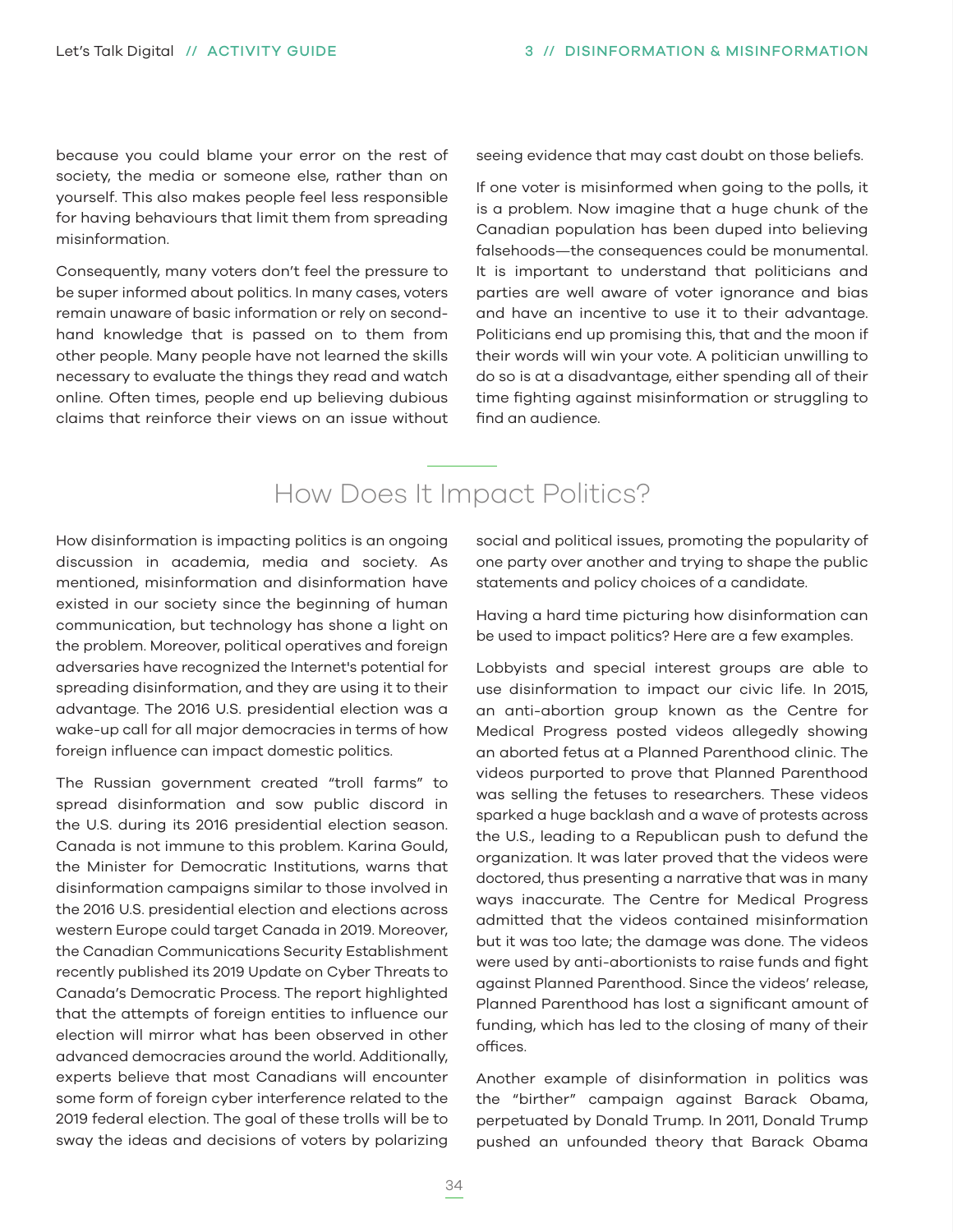because you could blame your error on the rest of society, the media or someone else, rather than on yourself. This also makes people feel less responsible for having behaviours that limit them from spreading misinformation.

Consequently, many voters don't feel the pressure to be super informed about politics. In many cases, voters remain unaware of basic information or rely on second-hand knowledge that is passed on to them from other people. Many people have not learned the skills necessary to evaluate the things they read and watch online. Often times, people end up believing dubious claims that reinforce their views on an issue without seeing evidence that may cast doubt on those beliefs.

If one voter is misinformed when going to the polls, it is a problem. Now imagine that a huge chunk of the Canadian population has been duped into believing falsehoods—the consequences could be monumental. It is important to understand that politicians and parties are well aware of voter ignorance and bias and have an incentive to use it to their advantage. Politicians end up promising this, that and the moon if their words will win your vote. A politician unwilling to do so is at a disadvantage, either spending all of their time fighting against misinformation or struggling to find an audience.

## How Does It Impact Politics?

How disinformation is impacting politics is an ongoing discussion in academia, media and society. As mentioned, misinformation and disinformation have existed in our society since the beginning of human communication, but technology has shone a light on the problem. Moreover, political operatives and foreign adversaries have recognized the Internet's potential for spreading disinformation, and they are using it to their advantage. The 2016 U.S. presidential election was a wake-up call for all major democracies in terms of how foreign influence can impact domestic politics.

The Russian government created "troll farms" to spread disinformation and sow public discord in the U.S. during its 2016 presidential election season. Canada is not immune to this problem. Karina Gould, the Minister for Democratic Institutions, warns that disinformation campaigns similar to those involved in the 2016 U.S. presidential election and elections across western Europe could target Canada in 2019. Moreover, the Canadian Communications Security Establishment recently published its 2019 Update on Cyber Threats to Canada's Democratic Process. The report highlighted that the attempts of foreign entities to influence our election will mirror what has been observed in other advanced democracies around the world. Additionally, experts believe that most Canadians will encounter some form of foreign cyber interference related to the 2019 federal election. The goal of these trolls will be to sway the ideas and decisions of voters by polarizing social and political issues, promoting the popularity of one party over another and trying to shape the public statements and policy choices of a candidate.

Having a hard time picturing how disinformation can be used to impact politics? Here are a few examples.

Lobbyists and special interest groups are able to use disinformation to impact our civic life. In 2015, an anti-abortion group known as the Centre for Medical Progress posted videos allegedly showing an aborted fetus at a Planned Parenthood clinic. The videos purported to prove that Planned Parenthood was selling the fetuses to researchers. These videos sparked a huge backlash and a wave of protests across the U.S., leading to a Republican push to defund the organization. It was later proved that the videos were doctored, thus presenting a narrative that was in many ways inaccurate. The Centre for Medical Progress admitted that the videos contained misinformation but it was too late; the damage was done. The videos were used by anti-abortionists to raise funds and fight against Planned Parenthood. Since the videos' release, Planned Parenthood has lost a significant amount of funding, which has led to the closing of many of their offices.

Another example of disinformation in politics was the "birther" campaign against Barack Obama, perpetuated by Donald Trump. In 2011, Donald Trump pushed an unfounded theory that Barack Obama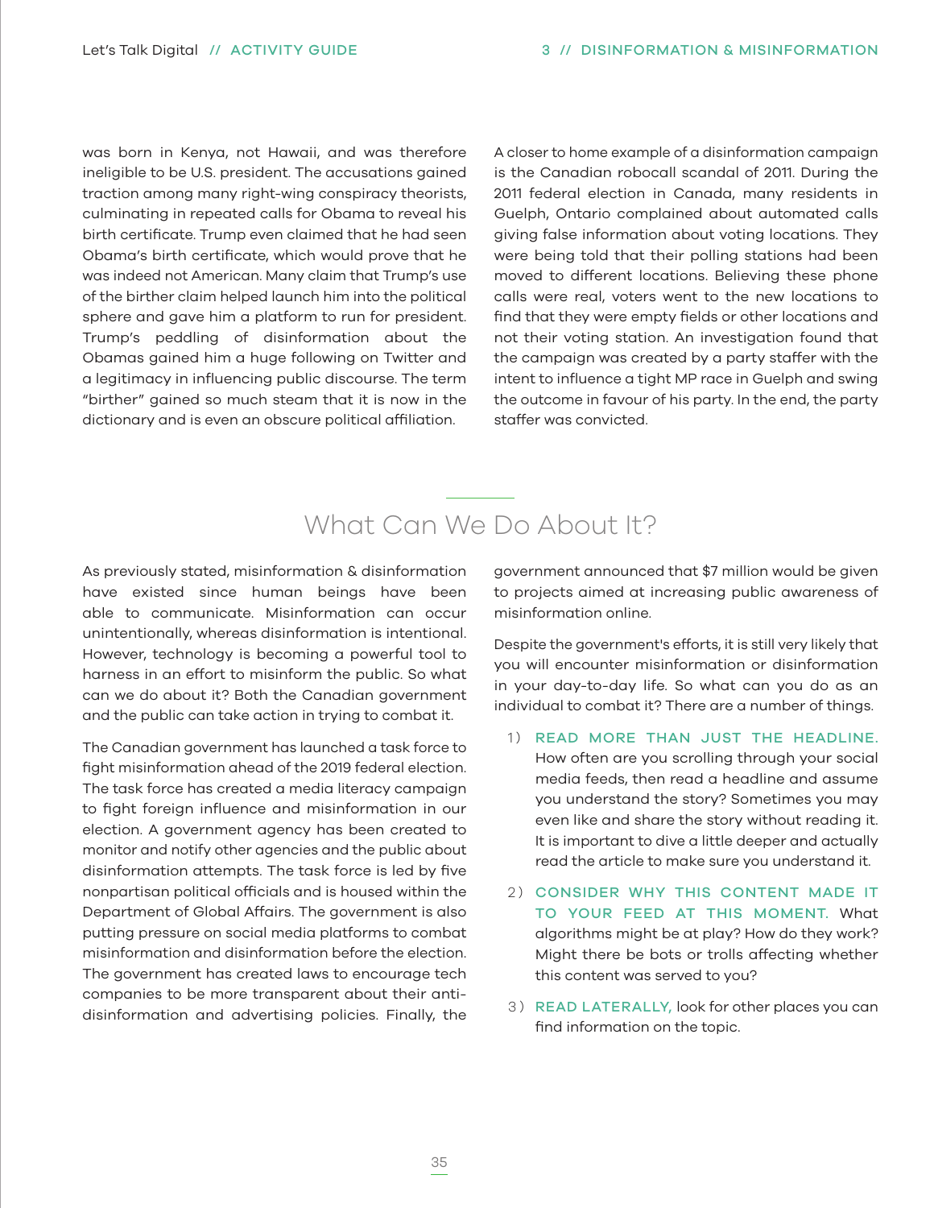was born in Kenya, not Hawaii, and was therefore ineligible to be U.S. president. The accusations gained traction among many right-wing conspiracy theorists, culminating in repeated calls for Obama to reveal his birth certificate. Trump even claimed that he had seen Obama's birth certificate, which would prove that he was indeed not American. Many claim that Trump's use of the birther claim helped launch him into the political sphere and gave him a platform to run for president. Trump's peddling of disinformation about the Obamas gained him a huge following on Twitter and a legitimacy in influencing public discourse. The term "birther" gained so much steam that it is now in the dictionary and is even an obscure political affiliation.

A closer to home example of a disinformation campaign is the Canadian robocall scandal of 2011. During the 2011 federal election in Canada, many residents in Guelph, Ontario complained about automated calls giving false information about voting locations. They were being told that their polling stations had been moved to different locations. Believing these phone calls were real, voters went to the new locations to find that they were empty fields or other locations and not their voting station. An investigation found that the campaign was created by a party staffer with the intent to influence a tight MP race in Guelph and swing the outcome in favour of his party. In the end, the party staffer was convicted.

## What Can We Do About It?

As previously stated, misinformation & disinformation have existed since human beings have been able to communicate. Misinformation can occur unintentionally, whereas disinformation is intentional. However, technology is becoming a powerful tool to harness in an effort to misinform the public. So what can we do about it? Both the Canadian government and the public can take action in trying to combat it.

The Canadian government has launched a task force to fight misinformation ahead of the 2019 federal election. The task force has created a media literacy campaign to fight foreign influence and misinformation in our election. A government agency has been created to monitor and notify other agencies and the public about disinformation attempts. The task force is led by five nonpartisan political officials and is housed within the Department of Global Affairs. The government is also putting pressure on social media platforms to combat misinformation and disinformation before the election. The government has created laws to encourage tech companies to be more transparent about their anti-disinformation and advertising policies. Finally, the government announced that $7 million would be given to projects aimed at increasing public awareness of misinformation online.

Despite the government's efforts, it is still very likely that you will encounter misinformation or disinformation in your day-to-day life. So what can you do as an individual to combat it? There are a number of things.

1) **READ MORE THAN JUST THE HEADLINE.** How often are you scrolling through your social media feeds, then read a headline and assume you understand the story? Sometimes you may even like and share the story without reading it. It is important to dive a little deeper and actually read the article to make sure you understand it.

2) **CONSIDER WHY THIS CONTENT MADE IT TO YOUR FEED AT THIS MOMENT.** What algorithms might be at play? How do they work? Might there be bots or trolls affecting whether this content was served to you?

3) **READ LATERALLY,** look for other places you can find information on the topic.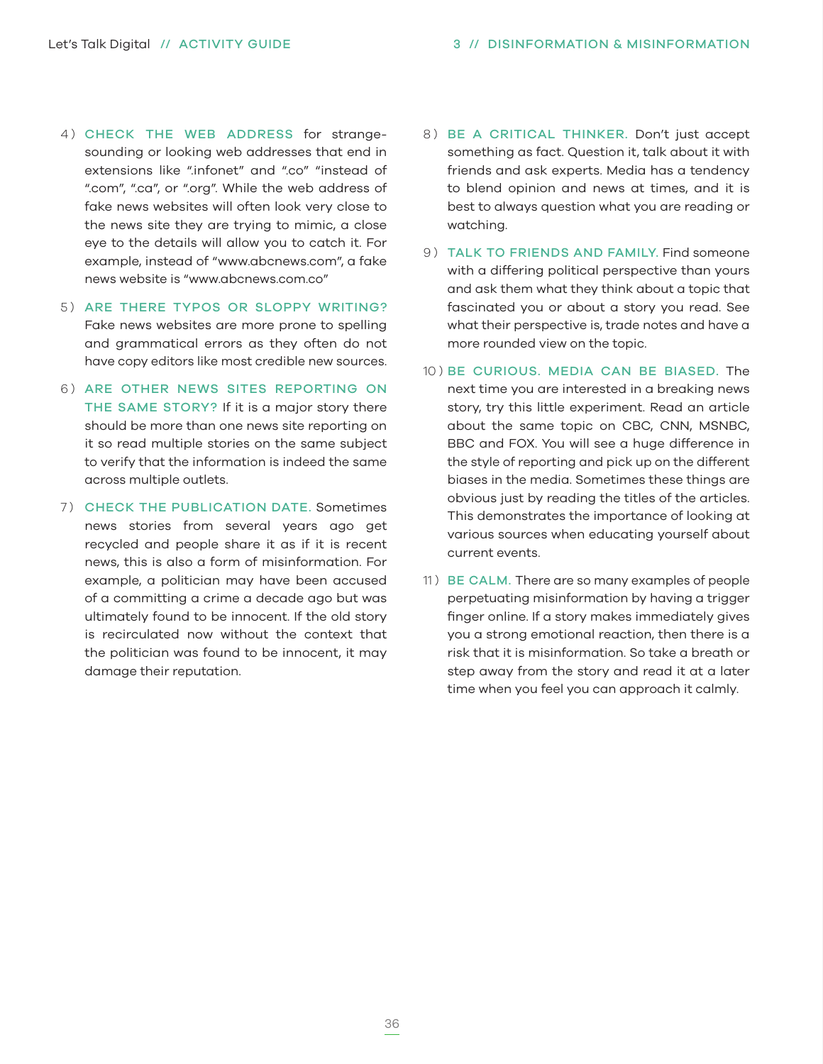4) **CHECK THE WEB ADDRESS** for strange-sounding or looking web addresses that end in extensions like ".infonet" and ".co" "instead of ".com", ".ca", or ".org". While the web address of fake news websites will often look very close to the news site they are trying to mimic, a close eye to the details will allow you to catch it. For example, instead of "www.abcnews.com", a fake news website is "www.abcnews.com.co"

5) **ARE THERE TYPOS OR SLOPPY WRITING?** Fake news websites are more prone to spelling and grammatical errors as they often do not have copy editors like most credible new sources.

6) **ARE OTHER NEWS SITES REPORTING ON THE SAME STORY?** If it is a major story there should be more than one news site reporting on it so read multiple stories on the same subject to verify that the information is indeed the same across multiple outlets.

7) **CHECK THE PUBLICATION DATE.** Sometimes news stories from several years ago get recycled and people share it as if it is recent news, this is also a form of misinformation. For example, a politician may have been accused of a committing a crime a decade ago but was ultimately found to be innocent. If the old story is recirculated now without the context that the politician was found to be innocent, it may damage their reputation.

8) **BE A CRITICAL THINKER.** Don't just accept something as fact. Question it, talk about it with friends and ask experts. Media has a tendency to blend opinion and news at times, and it is best to always question what you are reading or watching.

9) **TALK TO FRIENDS AND FAMILY.** Find someone with a differing political perspective than yours and ask them what they think about a topic that fascinated you or about a story you read. See what their perspective is, trade notes and have a more rounded view on the topic.

10) **BE CURIOUS. MEDIA CAN BE BIASED.** The next time you are interested in a breaking news story, try this little experiment. Read an article about the same topic on CBC, CNN, MSNBC, BBC and FOX. You will see a huge difference in the style of reporting and pick up on the different biases in the media. Sometimes these things are obvious just by reading the titles of the articles. This demonstrates the importance of looking at various sources when educating yourself about current events.

11) **BE CALM.** There are so many examples of people perpetuating misinformation by having a trigger finger online. If a story makes immediately gives you a strong emotional reaction, then there is a risk that it is misinformation. So take a breath or step away from the story and read it at a later time when you feel you can approach it calmly.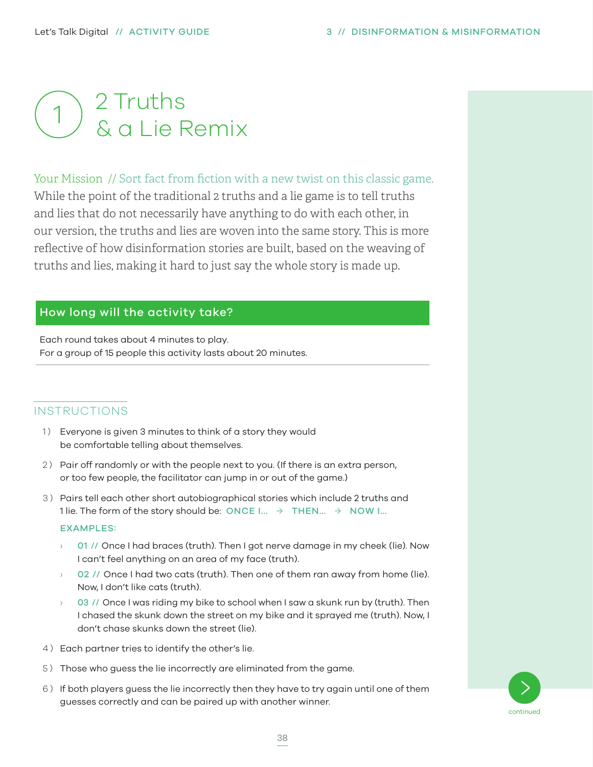# 1 2 Truths & a Lie Remix

Your Mission // Sort fact from fiction with a new twist on this classic game. While the point of the traditional 2 truths and a lie game is to tell truths and lies that do not necessarily have anything to do with each other, in our version, the truths and lies are woven into the same story. This is more reflective of how disinformation stories are built, based on the weaving of truths and lies, making it hard to just say the whole story is made up.

## How long will the activity take?

Each round takes about 4 minutes to play.
For a group of 15 people this activity lasts about 20 minutes.

## INSTRUCTIONS

1) Everyone is given 3 minutes to think of a story they would be comfortable telling about themselves.
2) Pair off randomly or with the people next to you. (If there is an extra person, or too few people, the facilitator can jump in or out of the game.)
3) Pairs tell each other short autobiographical stories which include 2 truths and 1 lie. The form of the story should be: ONCE I... → THEN... → NOW I...

   EXAMPLES:

   - 01 // Once I had braces (truth). Then I got nerve damage in my cheek (lie). Now I can't feel anything on an area of my face (truth).
   - 02 // Once I had two cats (truth). Then one of them ran away from home (lie). Now, I don't like cats (truth).
   - 03 // Once I was riding my bike to school when I saw a skunk run by (truth). Then I chased the skunk down the street on my bike and it sprayed me (truth). Now, I don't chase skunks down the street (lie).

4) Each partner tries to identify the other's lie.
5) Those who guess the lie incorrectly are eliminated from the game.
6) If both players guess the lie incorrectly then they have to try again until one of them guesses correctly and can be paired up with another winner.

continued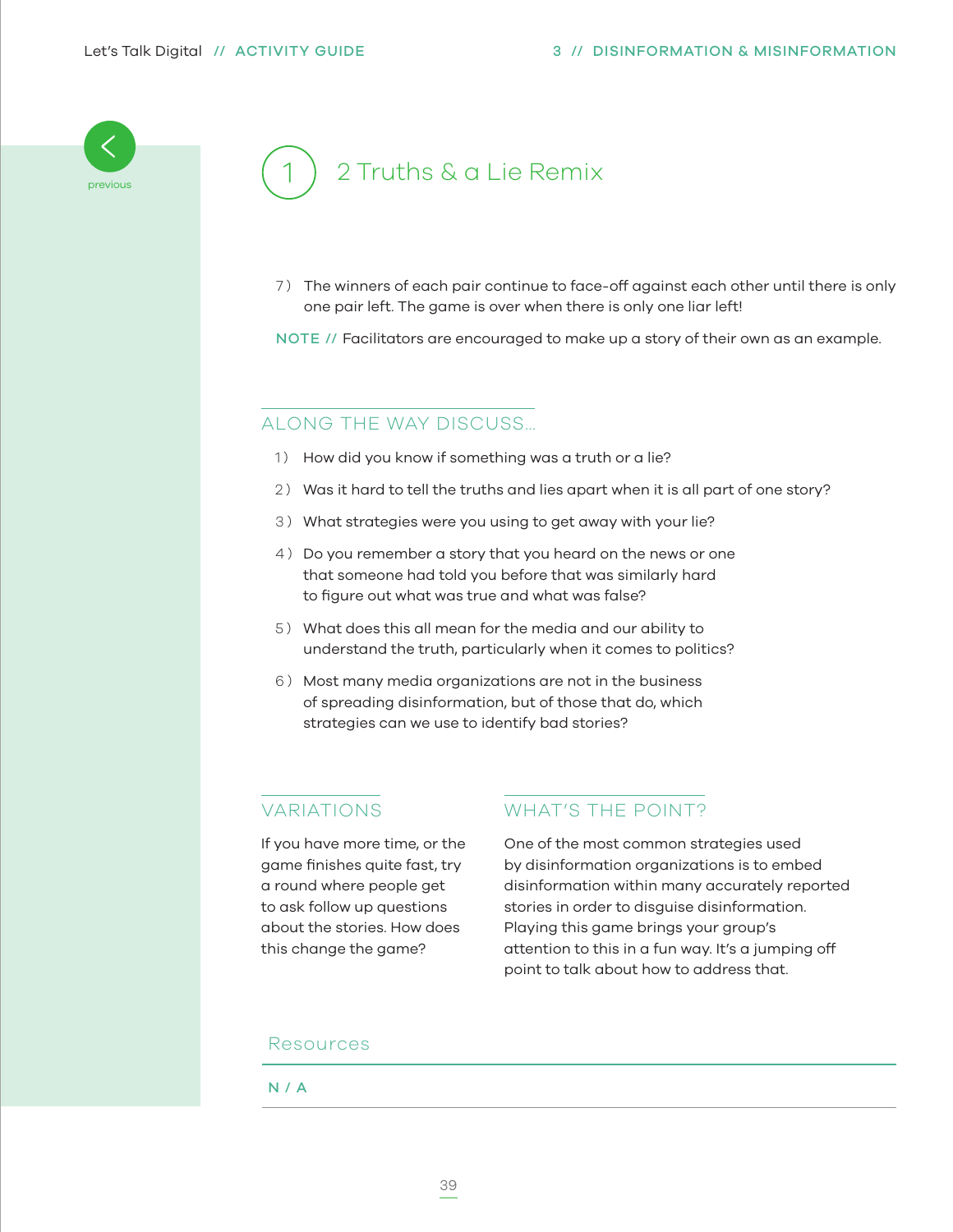# 1 2 Truths & a Lie Remix

7) The winners of each pair continue to face-off against each other until there is only one pair left. The game is over when there is only one liar left!

NOTE // Facilitators are encouraged to make up a story of their own as an example.

## ALONG THE WAY DISCUSS...

1) How did you know if something was a truth or a lie?
2) Was it hard to tell the truths and lies apart when it is all part of one story?
3) What strategies were you using to get away with your lie?
4) Do you remember a story that you heard on the news or one that someone had told you before that was similarly hard to figure out what was true and what was false?
5) What does this all mean for the media and our ability to understand the truth, particularly when it comes to politics?
6) Most many media organizations are not in the business of spreading disinformation, but of those that do, which strategies can we use to identify bad stories?

## VARIATIONS

If you have more time, or the game finishes quite fast, try a round where people get to ask follow up questions about the stories. How does this change the game?

## WHAT'S THE POINT?

One of the most common strategies used by disinformation organizations is to embed disinformation within many accurately reported stories in order to disguise disinformation. Playing this game brings your group's attention to this in a fun way. It's a jumping off point to talk about how to address that.

## Resources

N / A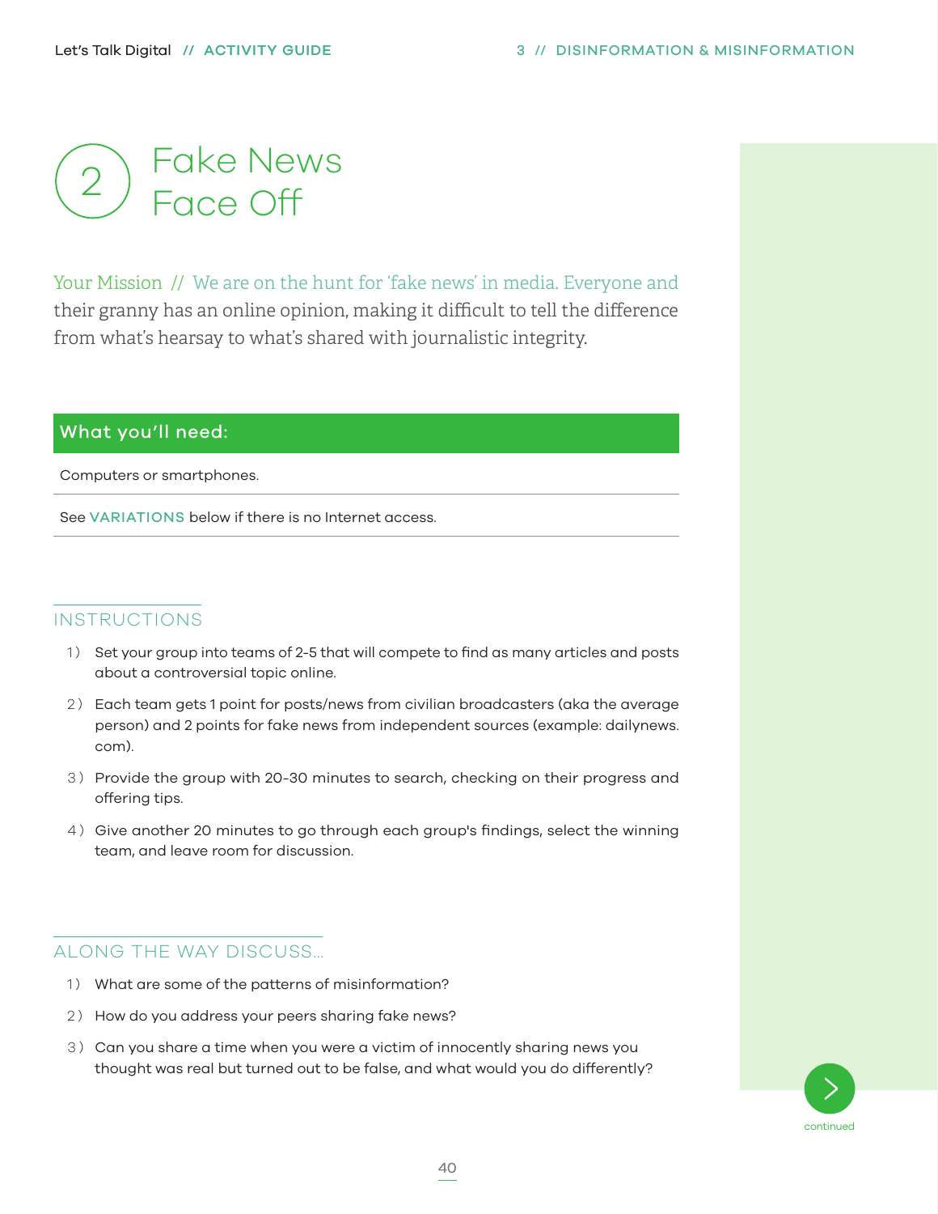# 2 Fake News Face Off

Your Mission // We are on the hunt for 'fake news' in media. Everyone and their granny has an online opinion, making it difficult to tell the difference from what's hearsay to what's shared with journalistic integrity.

## What you'll need:

Computers or smartphones.

See VARIATIONS below if there is no Internet access.

## INSTRUCTIONS

1) Set your group into teams of 2-5 that will compete to find as many articles and posts about a controversial topic online.
2) Each team gets 1 point for posts/news from civilian broadcasters (aka the average person) and 2 points for fake news from independent sources (example: dailynews.com).
3) Provide the group with 20-30 minutes to search, checking on their progress and offering tips.
4) Give another 20 minutes to go through each group's findings, select the winning team, and leave room for discussion.

## ALONG THE WAY DISCUSS...

1) What are some of the patterns of misinformation?
2) How do you address your peers sharing fake news?
3) Can you share a time when you were a victim of innocently sharing news you thought was real but turned out to be false, and what would you do differently?

continued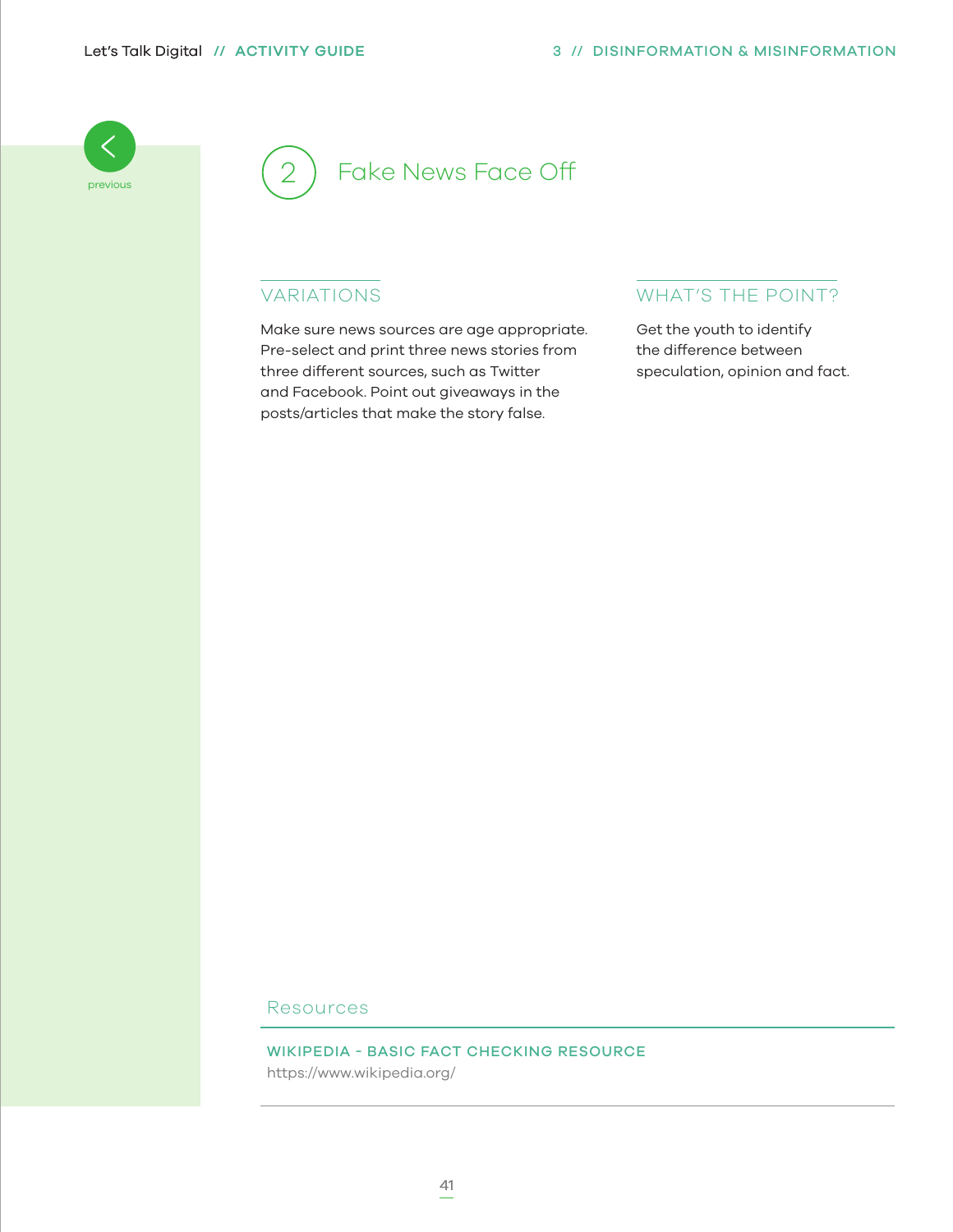## 2 Fake News Face Off

### VARIATIONS

Make sure news sources are age appropriate. Pre-select and print three news stories from three different sources, such as Twitter and Facebook. Point out giveaways in the posts/articles that make the story false.

### WHAT'S THE POINT?

Get the youth to identify the difference between speculation, opinion and fact.

### Resources

**WIKIPEDIA - BASIC FACT CHECKING RESOURCE**
https://www.wikipedia.org/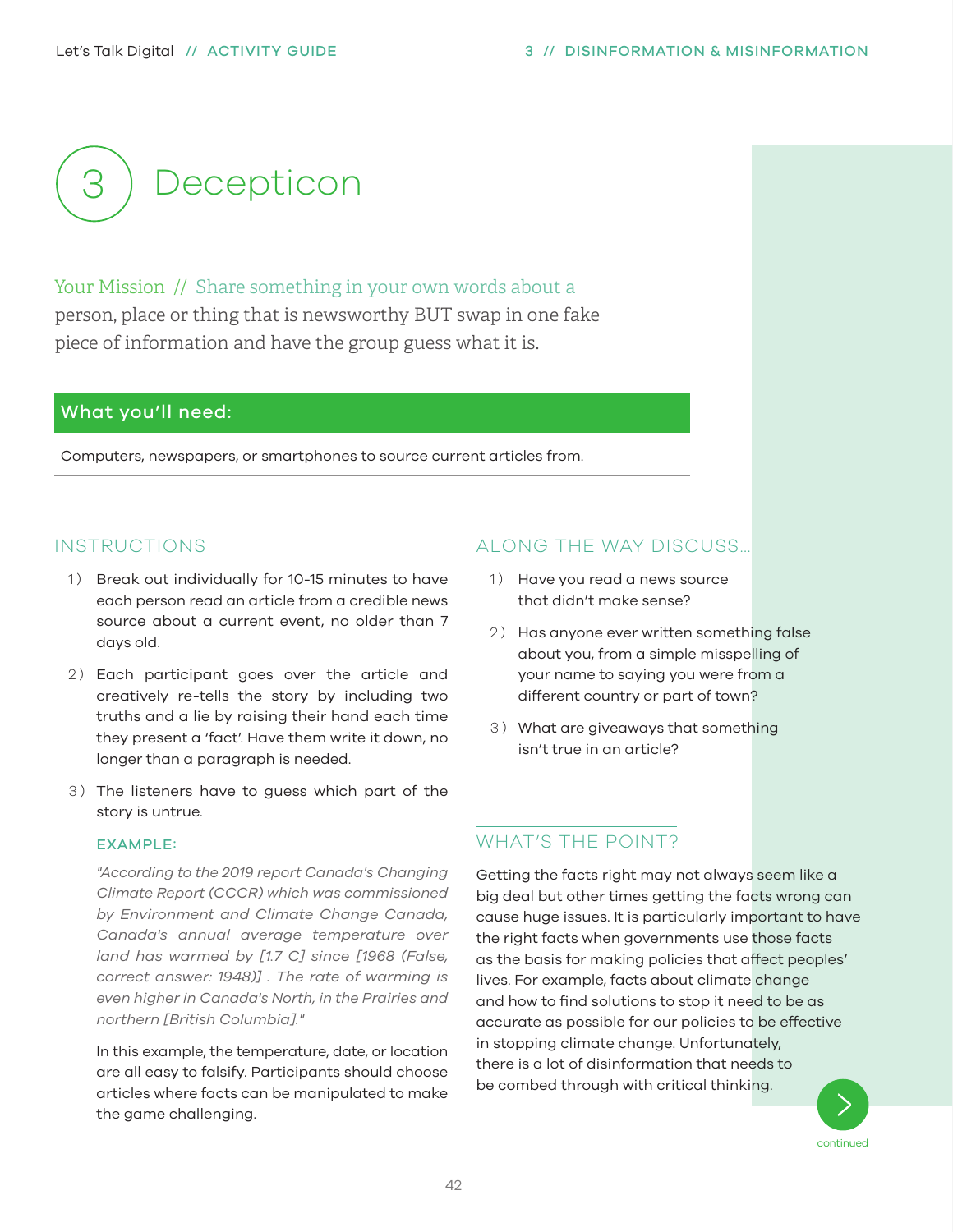# 3 Decepticon

Your Mission // Share something in your own words about a person, place or thing that is newsworthy BUT swap in one fake piece of information and have the group guess what it is.

## What you'll need:

Computers, newspapers, or smartphones to source current articles from.

## INSTRUCTIONS

1) Break out individually for 10-15 minutes to have each person read an article from a credible news source about a current event, no older than 7 days old.
2) Each participant goes over the article and creatively re-tells the story by including two truths and a lie by raising their hand each time they present a 'fact'. Have them write it down, no longer than a paragraph is needed.
3) The listeners have to guess which part of the story is untrue.

**EXAMPLE:**

*"According to the 2019 report Canada's Changing Climate Report (CCCR) which was commissioned by Environment and Climate Change Canada, Canada's annual average temperature over land has warmed by [1.7 C] since [1968 (False, correct answer: 1948)] . The rate of warming is even higher in Canada's North, in the Prairies and northern [British Columbia]."*

In this example, the temperature, date, or location are all easy to falsify. Participants should choose articles where facts can be manipulated to make the game challenging.

## ALONG THE WAY DISCUSS...

1) Have you read a news source that didn't make sense?
2) Has anyone ever written something false about you, from a simple misspelling of your name to saying you were from a different country or part of town?
3) What are giveaways that something isn't true in an article?

## WHAT'S THE POINT?

Getting the facts right may not always seem like a big deal but other times getting the facts wrong can cause huge issues. It is particularly important to have the right facts when governments use those facts as the basis for making policies that affect peoples' lives. For example, facts about climate change and how to find solutions to stop it need to be as accurate as possible for our policies to be effective in stopping climate change. Unfortunately, there is a lot of disinformation that needs to be combed through with critical thinking.

continued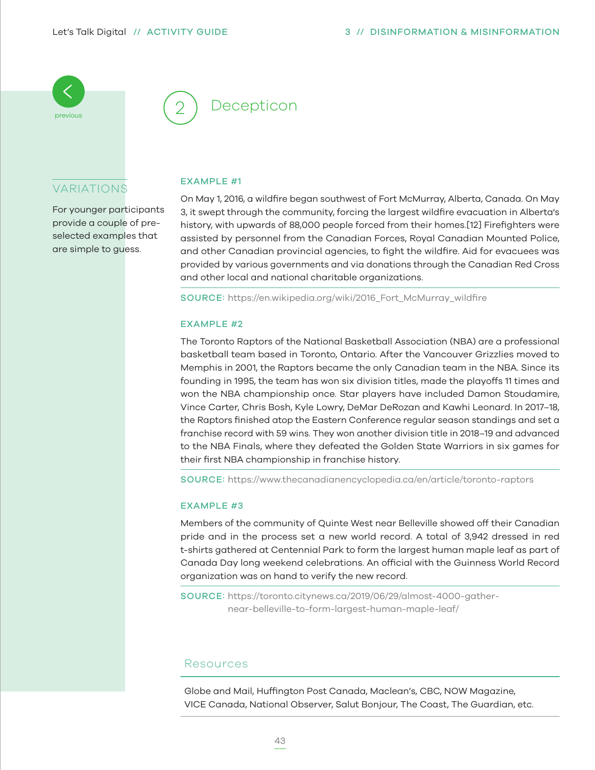## 2 Decepticon

### VARIATIONS

For younger participants provide a couple of pre-selected examples that are simple to guess.

### EXAMPLE #1

On May 1, 2016, a wildfire began southwest of Fort McMurray, Alberta, Canada. On May 3, it swept through the community, forcing the largest wildfire evacuation in Alberta's history, with upwards of 88,000 people forced from their homes.[12] Firefighters were assisted by personnel from the Canadian Forces, Royal Canadian Mounted Police, and other Canadian provincial agencies, to fight the wildfire. Aid for evacuees was provided by various governments and via donations through the Canadian Red Cross and other local and national charitable organizations.

**SOURCE:** https://en.wikipedia.org/wiki/2016_Fort_McMurray_wildfire

### EXAMPLE #2

The Toronto Raptors of the National Basketball Association (NBA) are a professional basketball team based in Toronto, Ontario. After the Vancouver Grizzlies moved to Memphis in 2001, the Raptors became the only Canadian team in the NBA. Since its founding in 1995, the team has won six division titles, made the playoffs 11 times and won the NBA championship once. Star players have included Damon Stoudamire, Vince Carter, Chris Bosh, Kyle Lowry, DeMar DeRozan and Kawhi Leonard. In 2017–18, the Raptors finished atop the Eastern Conference regular season standings and set a franchise record with 59 wins. They won another division title in 2018–19 and advanced to the NBA Finals, where they defeated the Golden State Warriors in six games for their first NBA championship in franchise history.

**SOURCE:** https://www.thecanadianencyclopedia.ca/en/article/toronto-raptors

### EXAMPLE #3

Members of the community of Quinte West near Belleville showed off their Canadian pride and in the process set a new world record. A total of 3,942 dressed in red t-shirts gathered at Centennial Park to form the largest human maple leaf as part of Canada Day long weekend celebrations. An official with the Guinness World Record organization was on hand to verify the new record.

**SOURCE:** https://toronto.citynews.ca/2019/06/29/almost-4000-gather-near-belleville-to-form-largest-human-maple-leaf/

## Resources

Globe and Mail, Huffington Post Canada, Maclean's, CBC, NOW Magazine, VICE Canada, National Observer, Salut Bonjour, The Coast, The Guardian, etc.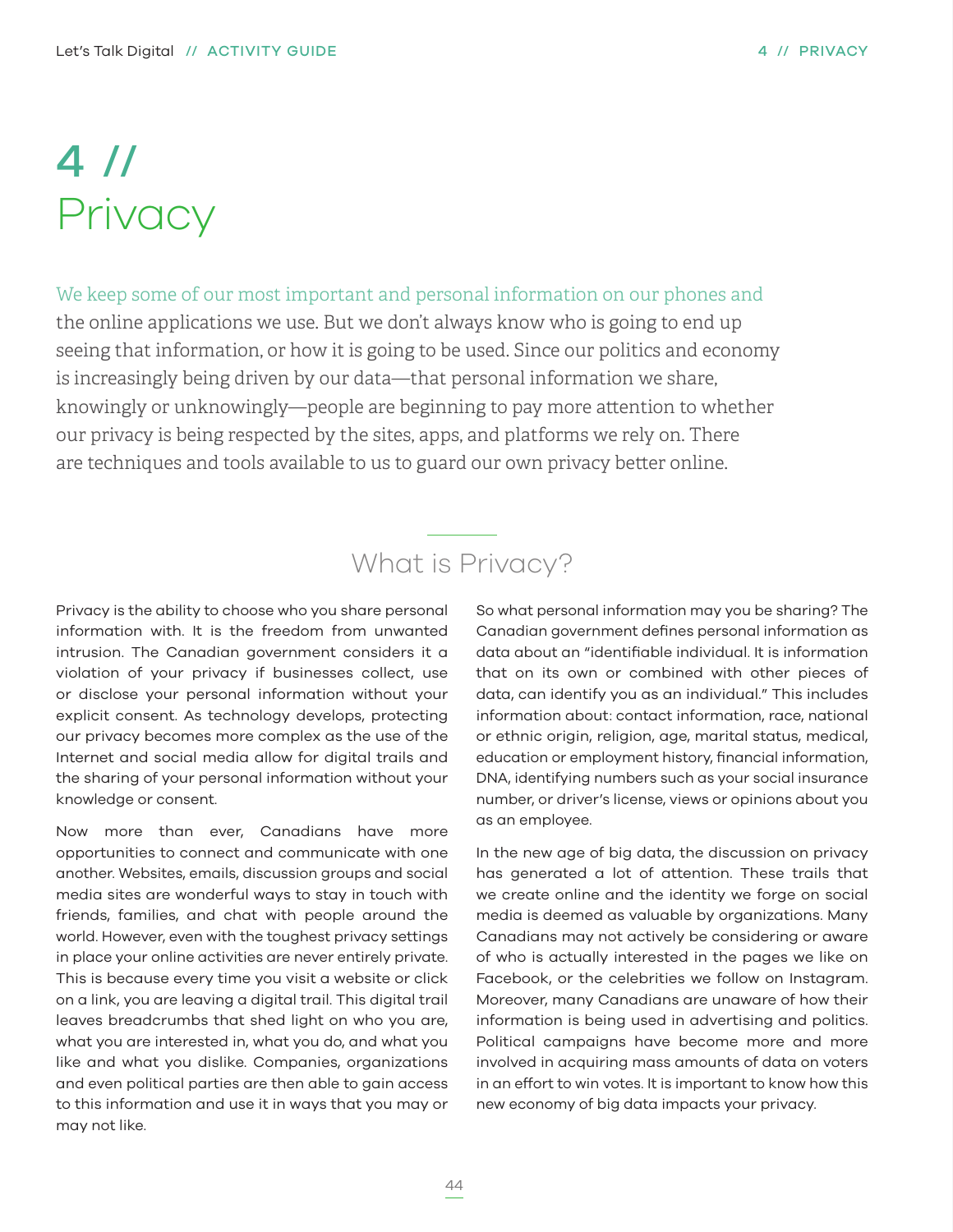# 4 // Privacy

We keep some of our most important and personal information on our phones and the online applications we use. But we don't always know who is going to end up seeing that information, or how it is going to be used. Since our politics and economy is increasingly being driven by our data—that personal information we share, knowingly or unknowingly—people are beginning to pay more attention to whether our privacy is being respected by the sites, apps, and platforms we rely on. There are techniques and tools available to us to guard our own privacy better online.

## What is Privacy?

Privacy is the ability to choose who you share personal information with. It is the freedom from unwanted intrusion. The Canadian government considers it a violation of your privacy if businesses collect, use or disclose your personal information without your explicit consent. As technology develops, protecting our privacy becomes more complex as the use of the Internet and social media allow for digital trails and the sharing of your personal information without your knowledge or consent.

Now more than ever, Canadians have more opportunities to connect and communicate with one another. Websites, emails, discussion groups and social media sites are wonderful ways to stay in touch with friends, families, and chat with people around the world. However, even with the toughest privacy settings in place your online activities are never entirely private. This is because every time you visit a website or click on a link, you are leaving a digital trail. This digital trail leaves breadcrumbs that shed light on who you are, what you are interested in, what you do, and what you like and what you dislike. Companies, organizations and even political parties are then able to gain access to this information and use it in ways that you may or may not like.

So what personal information may you be sharing? The Canadian government defines personal information as data about an "identifiable individual. It is information that on its own or combined with other pieces of data, can identify you as an individual." This includes information about: contact information, race, national or ethnic origin, religion, age, marital status, medical, education or employment history, financial information, DNA, identifying numbers such as your social insurance number, or driver's license, views or opinions about you as an employee.

In the new age of big data, the discussion on privacy has generated a lot of attention. These trails that we create online and the identity we forge on social media is deemed as valuable by organizations. Many Canadians may not actively be considering or aware of who is actually interested in the pages we like on Facebook, or the celebrities we follow on Instagram. Moreover, many Canadians are unaware of how their information is being used in advertising and politics. Political campaigns have become more and more involved in acquiring mass amounts of data on voters in an effort to win votes. It is important to know how this new economy of big data impacts your privacy.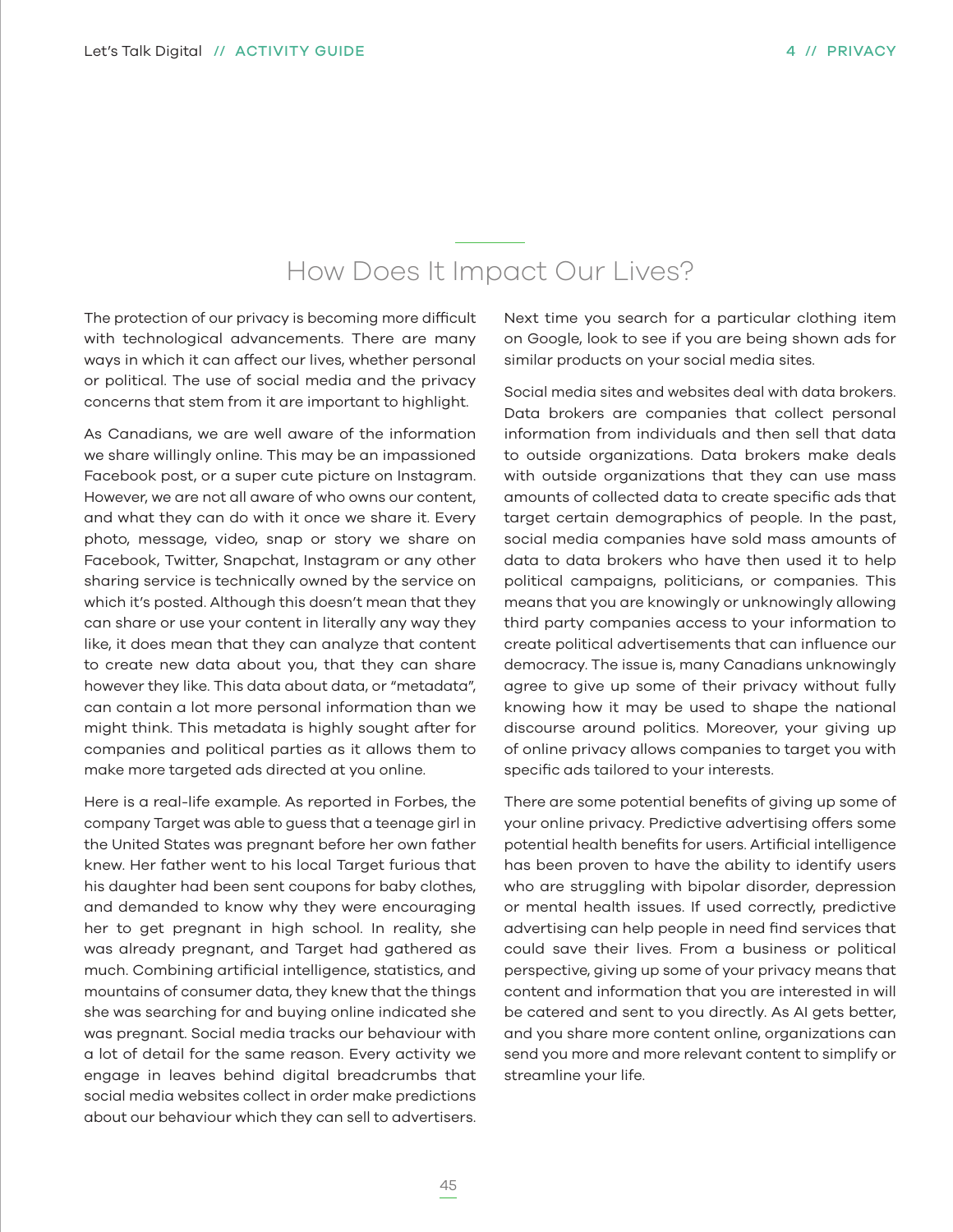## How Does It Impact Our Lives?

The protection of our privacy is becoming more difficult with technological advancements. There are many ways in which it can affect our lives, whether personal or political. The use of social media and the privacy concerns that stem from it are important to highlight.

As Canadians, we are well aware of the information we share willingly online. This may be an impassioned Facebook post, or a super cute picture on Instagram. However, we are not all aware of who owns our content, and what they can do with it once we share it. Every photo, message, video, snap or story we share on Facebook, Twitter, Snapchat, Instagram or any other sharing service is technically owned by the service on which it's posted. Although this doesn't mean that they can share or use your content in literally any way they like, it does mean that they can analyze that content to create new data about you, that they can share however they like. This data about data, or "metadata", can contain a lot more personal information than we might think. This metadata is highly sought after for companies and political parties as it allows them to make more targeted ads directed at you online.

Here is a real-life example. As reported in Forbes, the company Target was able to guess that a teenage girl in the United States was pregnant before her own father knew. Her father went to his local Target furious that his daughter had been sent coupons for baby clothes, and demanded to know why they were encouraging her to get pregnant in high school. In reality, she was already pregnant, and Target had gathered as much. Combining artificial intelligence, statistics, and mountains of consumer data, they knew that the things she was searching for and buying online indicated she was pregnant. Social media tracks our behaviour with a lot of detail for the same reason. Every activity we engage in leaves behind digital breadcrumbs that social media websites collect in order make predictions about our behaviour which they can sell to advertisers.

Next time you search for a particular clothing item on Google, look to see if you are being shown ads for similar products on your social media sites.

Social media sites and websites deal with data brokers. Data brokers are companies that collect personal information from individuals and then sell that data to outside organizations. Data brokers make deals with outside organizations that they can use mass amounts of collected data to create specific ads that target certain demographics of people. In the past, social media companies have sold mass amounts of data to data brokers who have then used it to help political campaigns, politicians, or companies. This means that you are knowingly or unknowingly allowing third party companies access to your information to create political advertisements that can influence our democracy. The issue is, many Canadians unknowingly agree to give up some of their privacy without fully knowing how it may be used to shape the national discourse around politics. Moreover, your giving up of online privacy allows companies to target you with specific ads tailored to your interests.

There are some potential benefits of giving up some of your online privacy. Predictive advertising offers some potential health benefits for users. Artificial intelligence has been proven to have the ability to identify users who are struggling with bipolar disorder, depression or mental health issues. If used correctly, predictive advertising can help people in need find services that could save their lives. From a business or political perspective, giving up some of your privacy means that content and information that you are interested in will be catered and sent to you directly. As AI gets better, and you share more content online, organizations can send you more and more relevant content to simplify or streamline your life.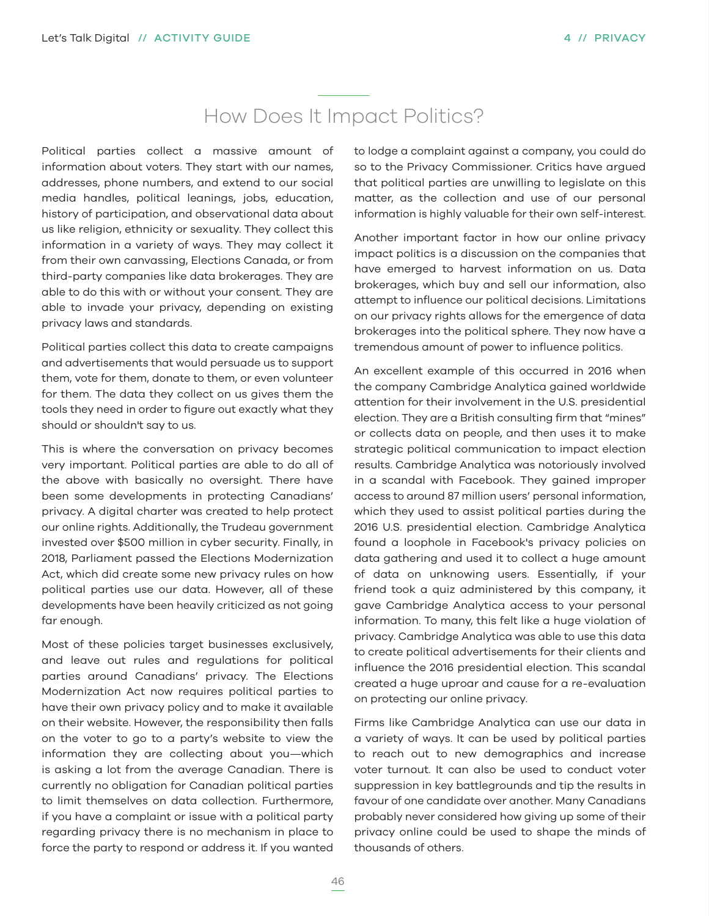## How Does It Impact Politics?

Political parties collect a massive amount of information about voters. They start with our names, addresses, phone numbers, and extend to our social media handles, political leanings, jobs, education, history of participation, and observational data about us like religion, ethnicity or sexuality. They collect this information in a variety of ways. They may collect it from their own canvassing, Elections Canada, or from third-party companies like data brokerages. They are able to do this with or without your consent. They are able to invade your privacy, depending on existing privacy laws and standards.

Political parties collect this data to create campaigns and advertisements that would persuade us to support them, vote for them, donate to them, or even volunteer for them. The data they collect on us gives them the tools they need in order to figure out exactly what they should or shouldn't say to us.

This is where the conversation on privacy becomes very important. Political parties are able to do all of the above with basically no oversight. There have been some developments in protecting Canadians' privacy. A digital charter was created to help protect our online rights. Additionally, the Trudeau government invested over $500 million in cyber security. Finally, in 2018, Parliament passed the Elections Modernization Act, which did create some new privacy rules on how political parties use our data. However, all of these developments have been heavily criticized as not going far enough.

Most of these policies target businesses exclusively, and leave out rules and regulations for political parties around Canadians' privacy. The Elections Modernization Act now requires political parties to have their own privacy policy and to make it available on their website. However, the responsibility then falls on the voter to go to a party's website to view the information they are collecting about you—which is asking a lot from the average Canadian. There is currently no obligation for Canadian political parties to limit themselves on data collection. Furthermore, if you have a complaint or issue with a political party regarding privacy there is no mechanism in place to force the party to respond or address it. If you wanted to lodge a complaint against a company, you could do so to the Privacy Commissioner. Critics have argued that political parties are unwilling to legislate on this matter, as the collection and use of our personal information is highly valuable for their own self-interest.

Another important factor in how our online privacy impact politics is a discussion on the companies that have emerged to harvest information on us. Data brokerages, which buy and sell our information, also attempt to influence our political decisions. Limitations on our privacy rights allows for the emergence of data brokerages into the political sphere. They now have a tremendous amount of power to influence politics.

An excellent example of this occurred in 2016 when the company Cambridge Analytica gained worldwide attention for their involvement in the U.S. presidential election. They are a British consulting firm that "mines" or collects data on people, and then uses it to make strategic political communication to impact election results. Cambridge Analytica was notoriously involved in a scandal with Facebook. They gained improper access to around 87 million users' personal information, which they used to assist political parties during the 2016 U.S. presidential election. Cambridge Analytica found a loophole in Facebook's privacy policies on data gathering and used it to collect a huge amount of data on unknowing users. Essentially, if your friend took a quiz administered by this company, it gave Cambridge Analytica access to your personal information. To many, this felt like a huge violation of privacy. Cambridge Analytica was able to use this data to create political advertisements for their clients and influence the 2016 presidential election. This scandal created a huge uproar and cause for a re-evaluation on protecting our online privacy.

Firms like Cambridge Analytica can use our data in a variety of ways. It can be used by political parties to reach out to new demographics and increase voter turnout. It can also be used to conduct voter suppression in key battlegrounds and tip the results in favour of one candidate over another. Many Canadians probably never considered how giving up some of their privacy online could be used to shape the minds of thousands of others.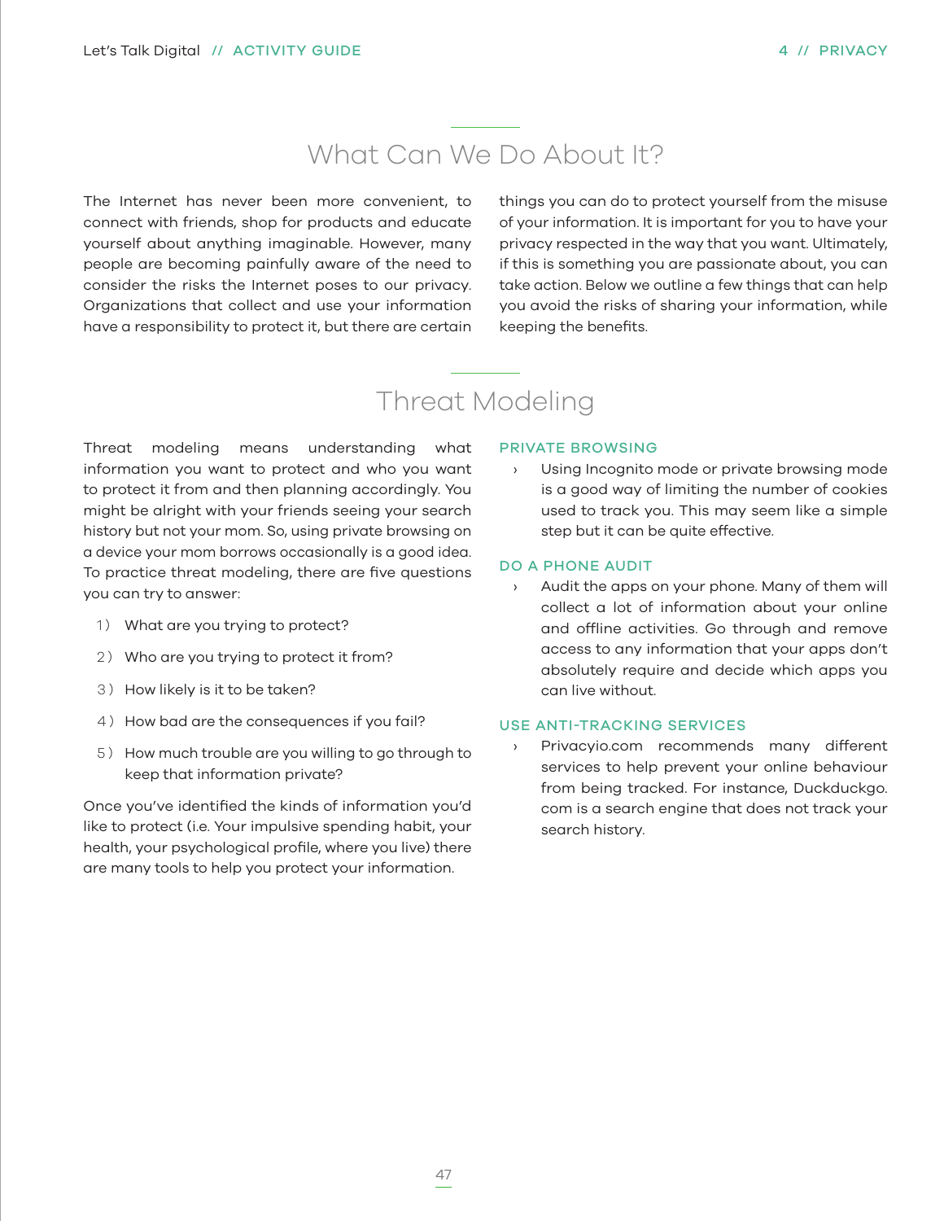## What Can We Do About It?

The Internet has never been more convenient, to connect with friends, shop for products and educate yourself about anything imaginable. However, many people are becoming painfully aware of the need to consider the risks the Internet poses to our privacy. Organizations that collect and use your information have a responsibility to protect it, but there are certain things you can do to protect yourself from the misuse of your information. It is important for you to have your privacy respected in the way that you want. Ultimately, if this is something you are passionate about, you can take action. Below we outline a few things that can help you avoid the risks of sharing your information, while keeping the benefits.

## Threat Modeling

Threat modeling means understanding what information you want to protect and who you want to protect it from and then planning accordingly. You might be alright with your friends seeing your search history but not your mom. So, using private browsing on a device your mom borrows occasionally is a good idea. To practice threat modeling, there are five questions you can try to answer:

1) What are you trying to protect?
2) Who are you trying to protect it from?
3) How likely is it to be taken?
4) How bad are the consequences if you fail?
5) How much trouble are you willing to go through to keep that information private?

Once you've identified the kinds of information you'd like to protect (i.e. Your impulsive spending habit, your health, your psychological profile, where you live) there are many tools to help you protect your information.

### PRIVATE BROWSING

- Using Incognito mode or private browsing mode is a good way of limiting the number of cookies used to track you. This may seem like a simple step but it can be quite effective.

### DO A PHONE AUDIT

- Audit the apps on your phone. Many of them will collect a lot of information about your online and offline activities. Go through and remove access to any information that your apps don't absolutely require and decide which apps you can live without.

### USE ANTI-TRACKING SERVICES

- Privacyio.com recommends many different services to help prevent your online behaviour from being tracked. For instance, Duckduckgo.com is a search engine that does not track your search history.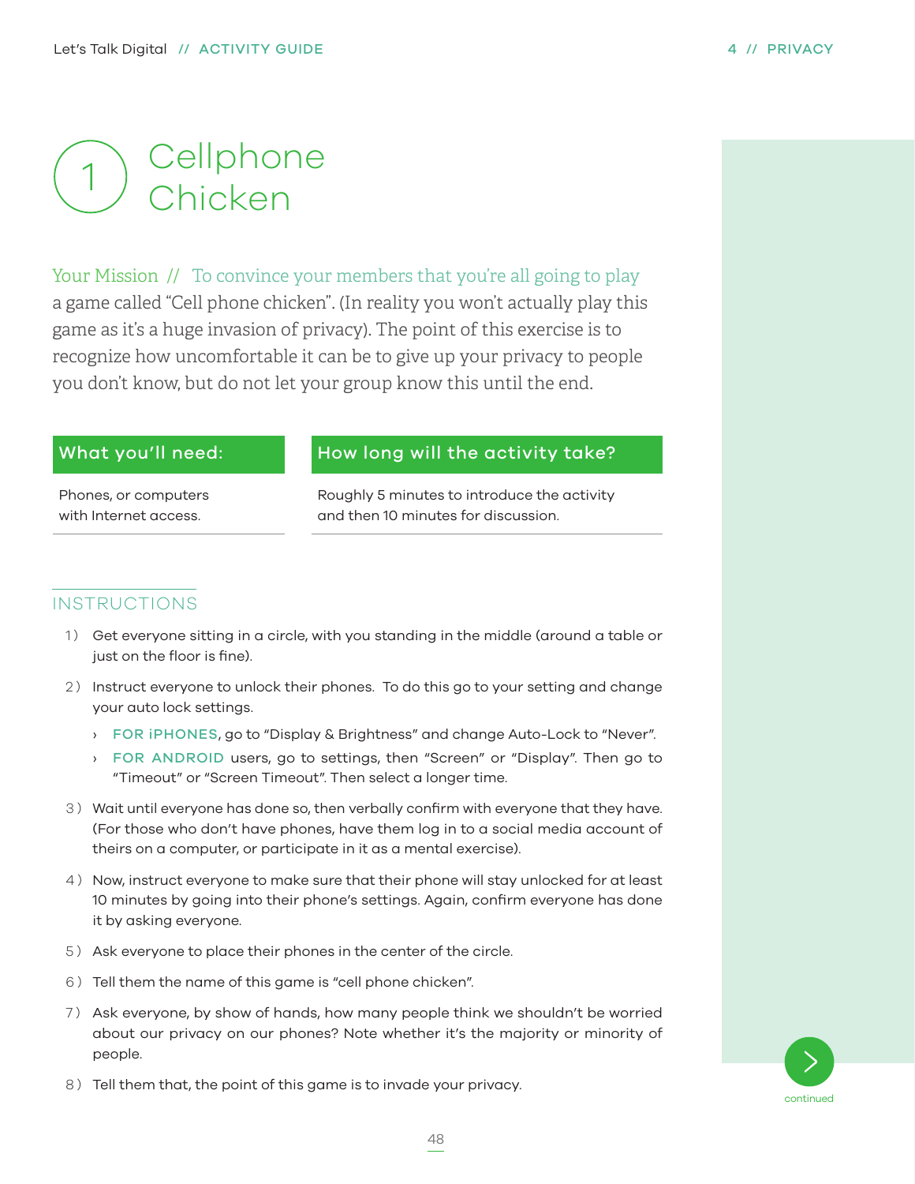# 1 Cellphone Chicken

Your Mission // To convince your members that you're all going to play a game called "Cell phone chicken". (In reality you won't actually play this game as it's a huge invasion of privacy). The point of this exercise is to recognize how uncomfortable it can be to give up your privacy to people you don't know, but do not let your group know this until the end.

| What you'll need: | How long will the activity take? |
|---|---|
| Phones, or computers with Internet access. | Roughly 5 minutes to introduce the activity and then 10 minutes for discussion. |

## INSTRUCTIONS

1) Get everyone sitting in a circle, with you standing in the middle (around a table or just on the floor is fine).
2) Instruct everyone to unlock their phones. To do this go to your setting and change your auto lock settings.
   - FOR iPHONES, go to "Display & Brightness" and change Auto-Lock to "Never".
   - FOR ANDROID users, go to settings, then "Screen" or "Display". Then go to "Timeout" or "Screen Timeout". Then select a longer time.
3) Wait until everyone has done so, then verbally confirm with everyone that they have. (For those who don't have phones, have them log in to a social media account of theirs on a computer, or participate in it as a mental exercise).
4) Now, instruct everyone to make sure that their phone will stay unlocked for at least 10 minutes by going into their phone's settings. Again, confirm everyone has done it by asking everyone.
5) Ask everyone to place their phones in the center of the circle.
6) Tell them the name of this game is "cell phone chicken".
7) Ask everyone, by show of hands, how many people think we shouldn't be worried about our privacy on our phones? Note whether it's the majority or minority of people.
8) Tell them that, the point of this game is to invade your privacy.

continued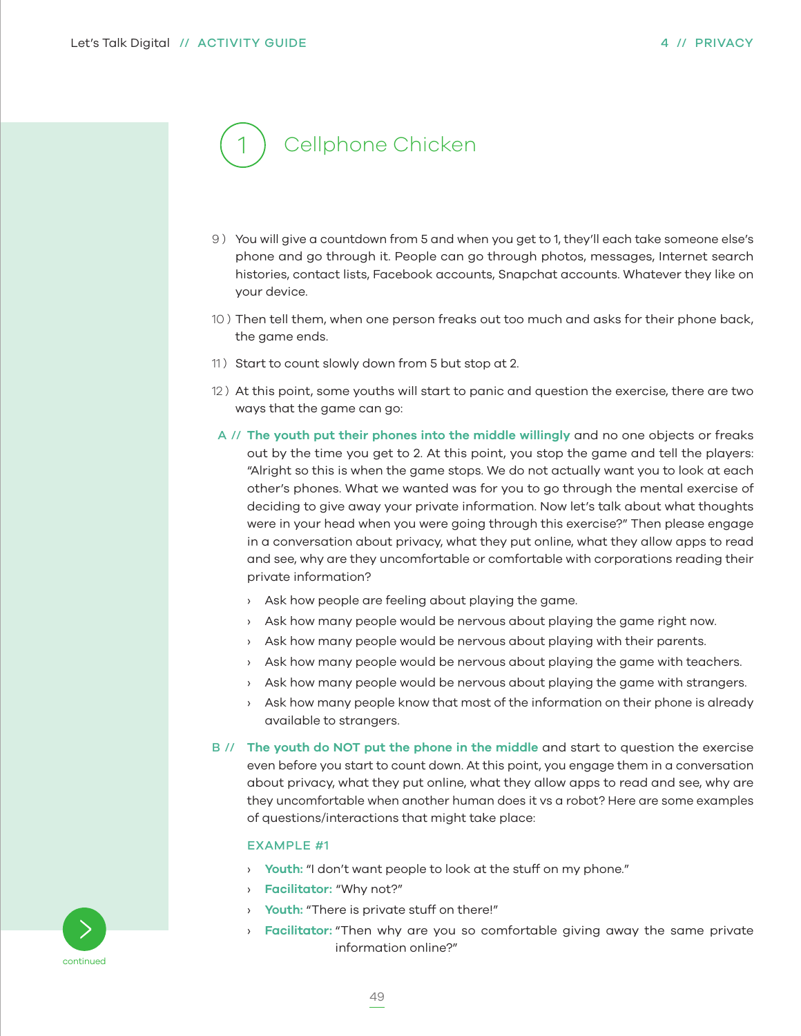# 1 Cellphone Chicken

9) You will give a countdown from 5 and when you get to 1, they'll each take someone else's phone and go through it. People can go through photos, messages, Internet search histories, contact lists, Facebook accounts, Snapchat accounts. Whatever they like on your device.

10) Then tell them, when one person freaks out too much and asks for their phone back, the game ends.

11) Start to count slowly down from 5 but stop at 2.

12) At this point, some youths will start to panic and question the exercise, there are two ways that the game can go:

A // **The youth put their phones into the middle willingly** and no one objects or freaks out by the time you get to 2. At this point, you stop the game and tell the players: "Alright so this is when the game stops. We do not actually want you to look at each other's phones. What we wanted was for you to go through the mental exercise of deciding to give away your private information. Now let's talk about what thoughts were in your head when you were going through this exercise?" Then please engage in a conversation about privacy, what they put online, what they allow apps to read and see, why are they uncomfortable or comfortable with corporations reading their private information?

- Ask how people are feeling about playing the game.
- Ask how many people would be nervous about playing the game right now.
- Ask how many people would be nervous about playing with their parents.
- Ask how many people would be nervous about playing the game with teachers.
- Ask how many people would be nervous about playing the game with strangers.
- Ask how many people know that most of the information on their phone is already available to strangers.

B // **The youth do NOT put the phone in the middle** and start to question the exercise even before you start to count down. At this point, you engage them in a conversation about privacy, what they put online, what they allow apps to read and see, why are they uncomfortable when another human does it vs a robot? Here are some examples of questions/interactions that might take place:

EXAMPLE #1

- **Youth:** "I don't want people to look at the stuff on my phone."
- **Facilitator:** "Why not?"
- **Youth:** "There is private stuff on there!"
- **Facilitator:** "Then why are you so comfortable giving away the same private information online?"

continued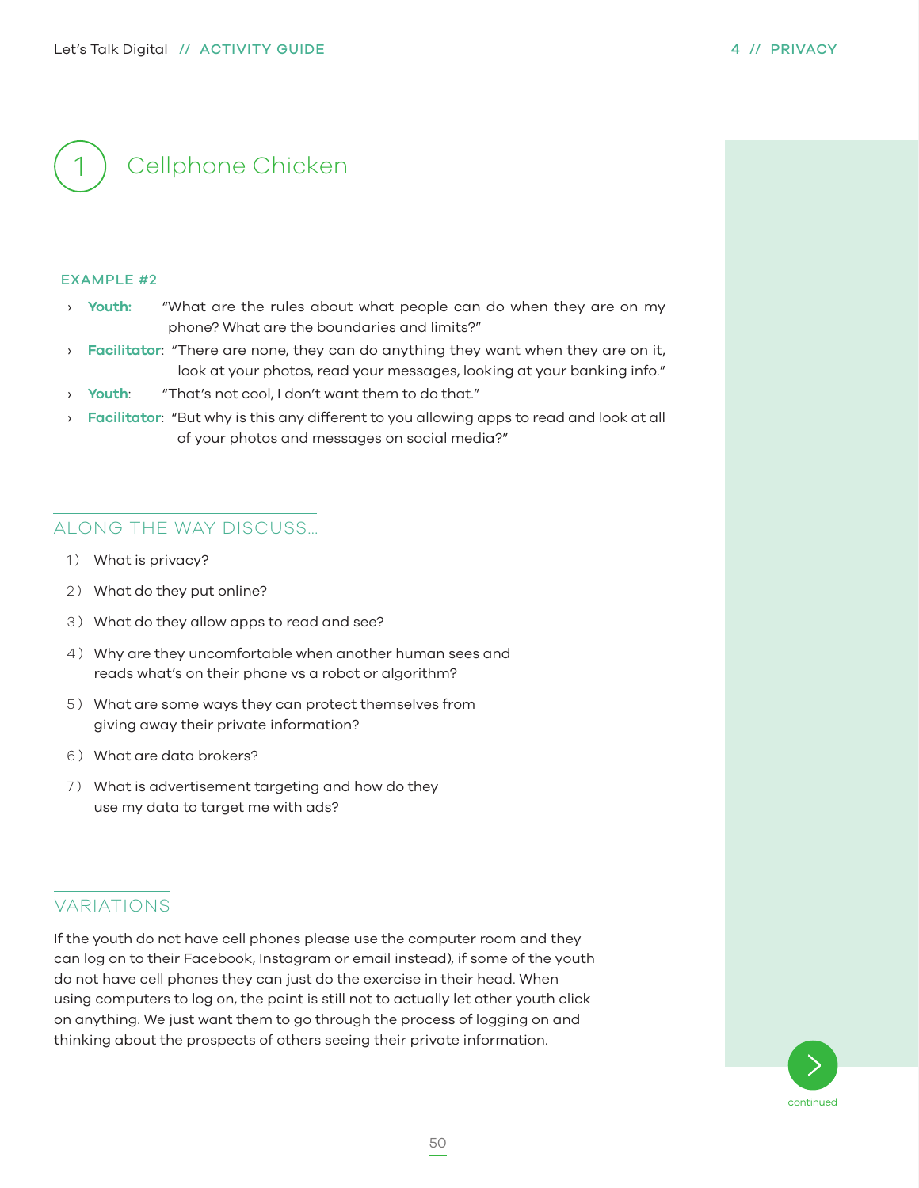# 1 Cellphone Chicken

### EXAMPLE #2

- **Youth:** "What are the rules about what people can do when they are on my phone? What are the boundaries and limits?"
- **Facilitator**: "There are none, they can do anything they want when they are on it, look at your photos, read your messages, looking at your banking info."
- **Youth**: "That's not cool, I don't want them to do that."
- **Facilitator**: "But why is this any different to you allowing apps to read and look at all of your photos and messages on social media?"

## ALONG THE WAY DISCUSS...

1) What is privacy?
2) What do they put online?
3) What do they allow apps to read and see?
4) Why are they uncomfortable when another human sees and reads what's on their phone vs a robot or algorithm?
5) What are some ways they can protect themselves from giving away their private information?
6) What are data brokers?
7) What is advertisement targeting and how do they use my data to target me with ads?

## VARIATIONS

If the youth do not have cell phones please use the computer room and they can log on to their Facebook, Instagram or email instead), if some of the youth do not have cell phones they can just do the exercise in their head. When using computers to log on, the point is still not to actually let other youth click on anything. We just want them to go through the process of logging on and thinking about the prospects of others seeing their private information.

continued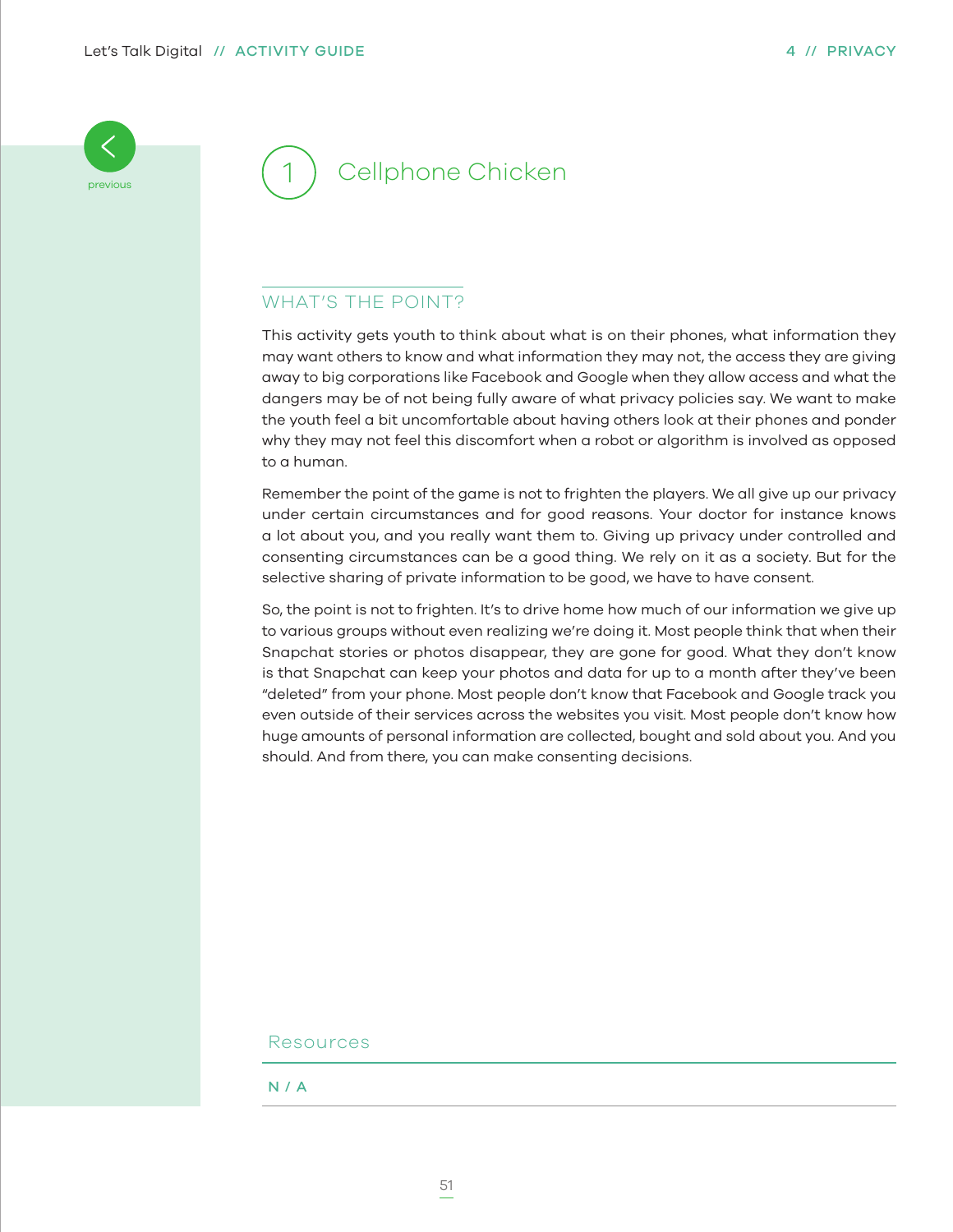# 1 Cellphone Chicken

## WHAT'S THE POINT?

This activity gets youth to think about what is on their phones, what information they may want others to know and what information they may not, the access they are giving away to big corporations like Facebook and Google when they allow access and what the dangers may be of not being fully aware of what privacy policies say. We want to make the youth feel a bit uncomfortable about having others look at their phones and ponder why they may not feel this discomfort when a robot or algorithm is involved as opposed to a human.

Remember the point of the game is not to frighten the players. We all give up our privacy under certain circumstances and for good reasons. Your doctor for instance knows a lot about you, and you really want them to. Giving up privacy under controlled and consenting circumstances can be a good thing. We rely on it as a society. But for the selective sharing of private information to be good, we have to have consent.

So, the point is not to frighten. It's to drive home how much of our information we give up to various groups without even realizing we're doing it. Most people think that when their Snapchat stories or photos disappear, they are gone for good. What they don't know is that Snapchat can keep your photos and data for up to a month after they've been "deleted" from your phone. Most people don't know that Facebook and Google track you even outside of their services across the websites you visit. Most people don't know how huge amounts of personal information are collected, bought and sold about you. And you should. And from there, you can make consenting decisions.

### Resources

N / A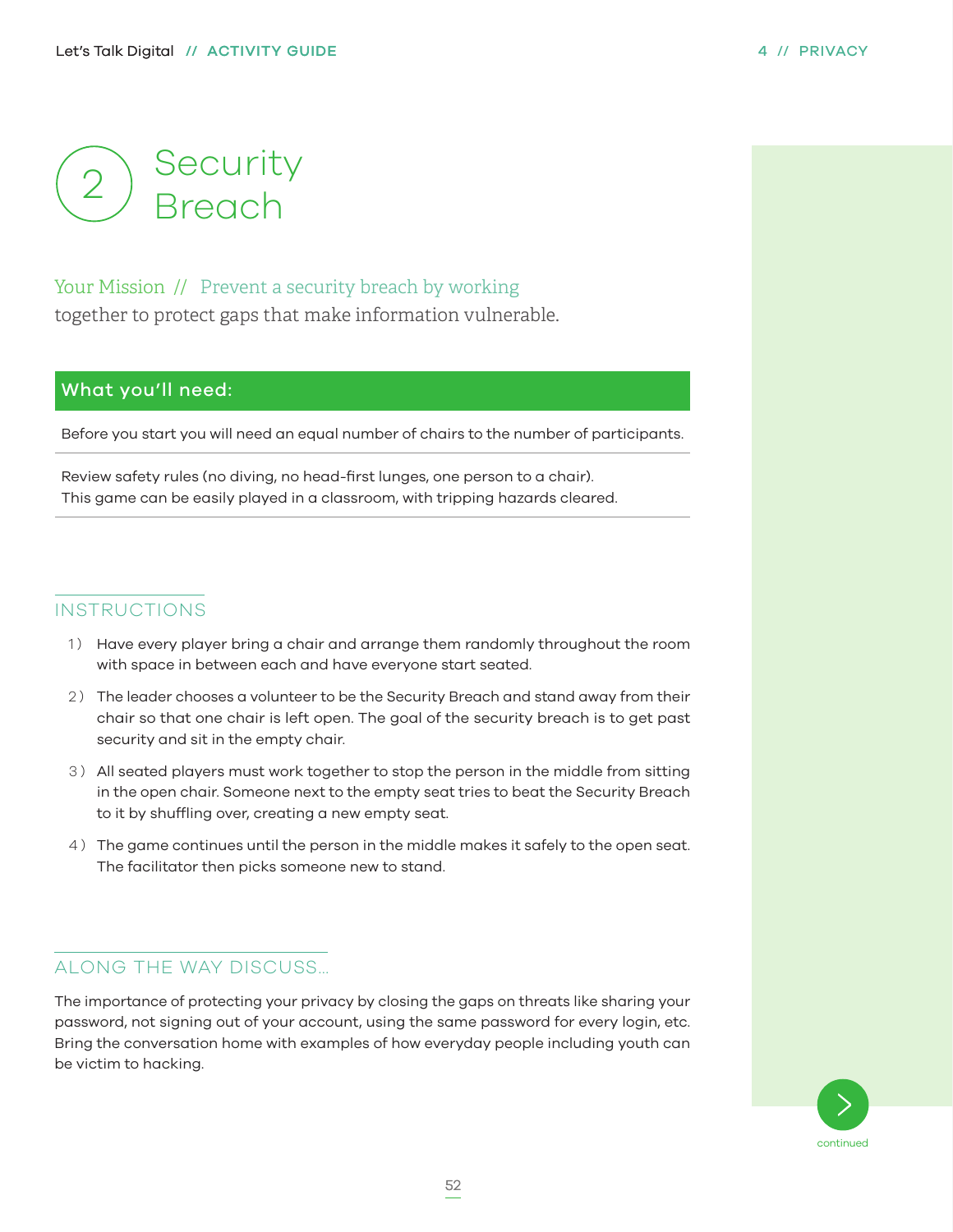# 2 Security Breach

Your Mission // Prevent a security breach by working together to protect gaps that make information vulnerable.

## What you'll need:

Before you start you will need an equal number of chairs to the number of participants.

Review safety rules (no diving, no head-first lunges, one person to a chair).
This game can be easily played in a classroom, with tripping hazards cleared.

## INSTRUCTIONS

1) Have every player bring a chair and arrange them randomly throughout the room with space in between each and have everyone start seated.
2) The leader chooses a volunteer to be the Security Breach and stand away from their chair so that one chair is left open. The goal of the security breach is to get past security and sit in the empty chair.
3) All seated players must work together to stop the person in the middle from sitting in the open chair. Someone next to the empty seat tries to beat the Security Breach to it by shuffling over, creating a new empty seat.
4) The game continues until the person in the middle makes it safely to the open seat. The facilitator then picks someone new to stand.

## ALONG THE WAY DISCUSS...

The importance of protecting your privacy by closing the gaps on threats like sharing your password, not signing out of your account, using the same password for every login, etc. Bring the conversation home with examples of how everyday people including youth can be victim to hacking.

continued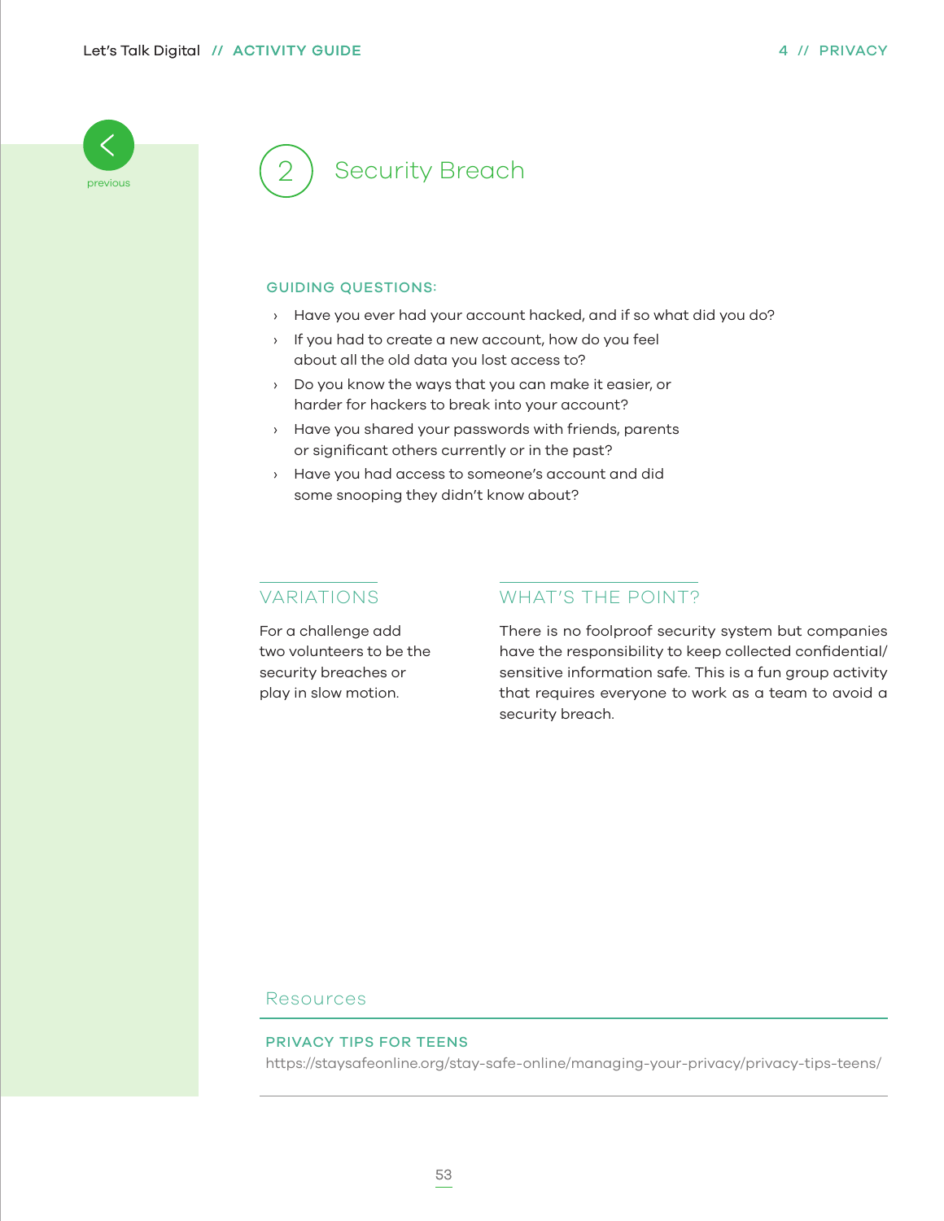## 2 Security Breach

### GUIDING QUESTIONS:

- Have you ever had your account hacked, and if so what did you do?
- If you had to create a new account, how do you feel about all the old data you lost access to?
- Do you know the ways that you can make it easier, or harder for hackers to break into your account?
- Have you shared your passwords with friends, parents or significant others currently or in the past?
- Have you had access to someone's account and did some snooping they didn't know about?

### VARIATIONS

For a challenge add two volunteers to be the security breaches or play in slow motion.

### WHAT'S THE POINT?

There is no foolproof security system but companies have the responsibility to keep collected confidential/ sensitive information safe. This is a fun group activity that requires everyone to work as a team to avoid a security breach.

### Resources

**PRIVACY TIPS FOR TEENS**
https://staysafeonline.org/stay-safe-online/managing-your-privacy/privacy-tips-teens/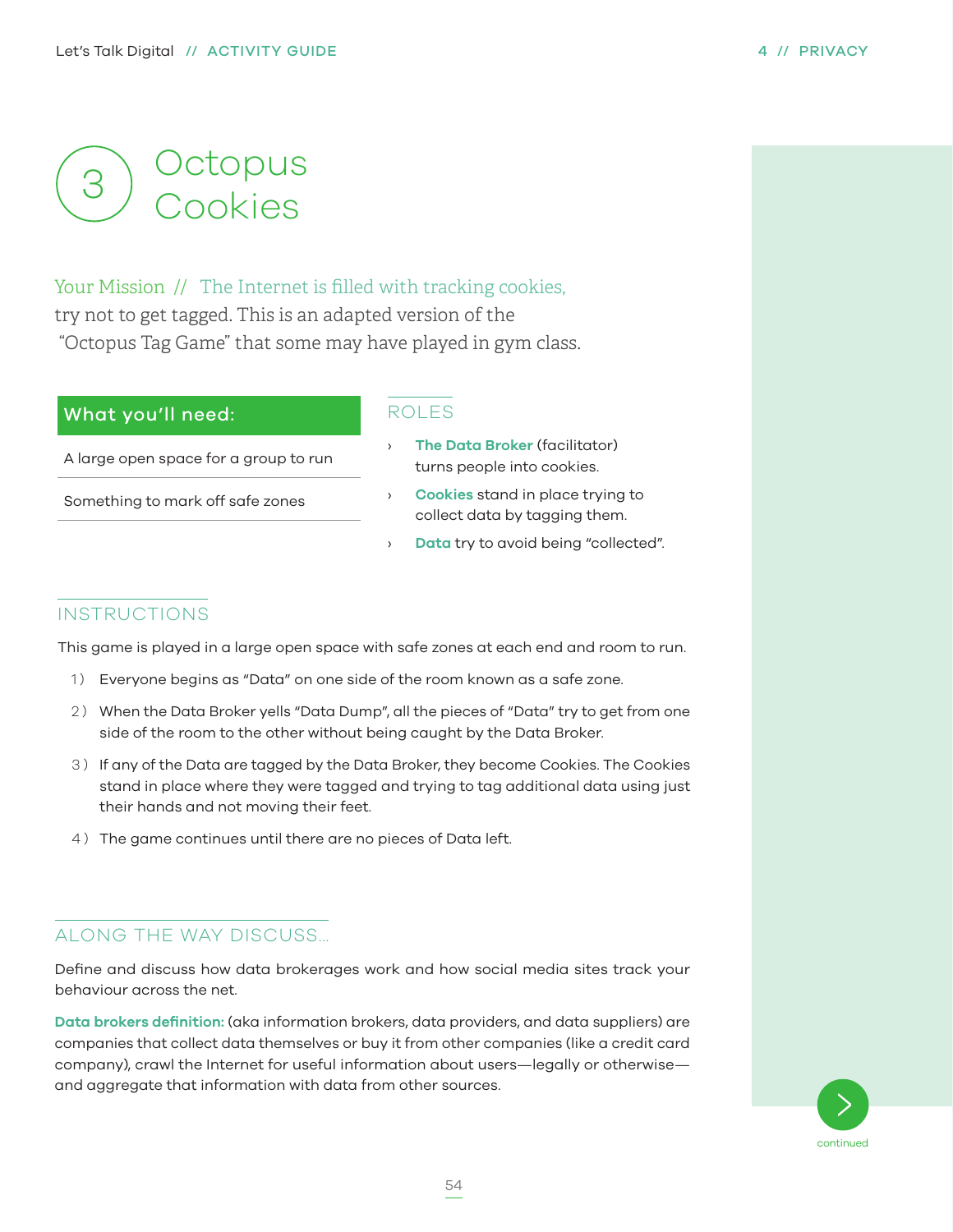# 3 Octopus Cookies

Your Mission // The Internet is filled with tracking cookies, try not to get tagged. This is an adapted version of the "Octopus Tag Game" that some may have played in gym class.

## What you'll need:

- A large open space for a group to run
- Something to mark off safe zones

## ROLES

- **The Data Broker** (facilitator) turns people into cookies.
- **Cookies** stand in place trying to collect data by tagging them.
- **Data** try to avoid being "collected".

## INSTRUCTIONS

This game is played in a large open space with safe zones at each end and room to run.

1) Everyone begins as "Data" on one side of the room known as a safe zone.
2) When the Data Broker yells "Data Dump", all the pieces of "Data" try to get from one side of the room to the other without being caught by the Data Broker.
3) If any of the Data are tagged by the Data Broker, they become Cookies. The Cookies stand in place where they were tagged and trying to tag additional data using just their hands and not moving their feet.
4) The game continues until there are no pieces of Data left.

## ALONG THE WAY DISCUSS...

Define and discuss how data brokerages work and how social media sites track your behaviour across the net.

**Data brokers definition:** (aka information brokers, data providers, and data suppliers) are companies that collect data themselves or buy it from other companies (like a credit card company), crawl the Internet for useful information about users—legally or otherwise—and aggregate that information with data from other sources.

continued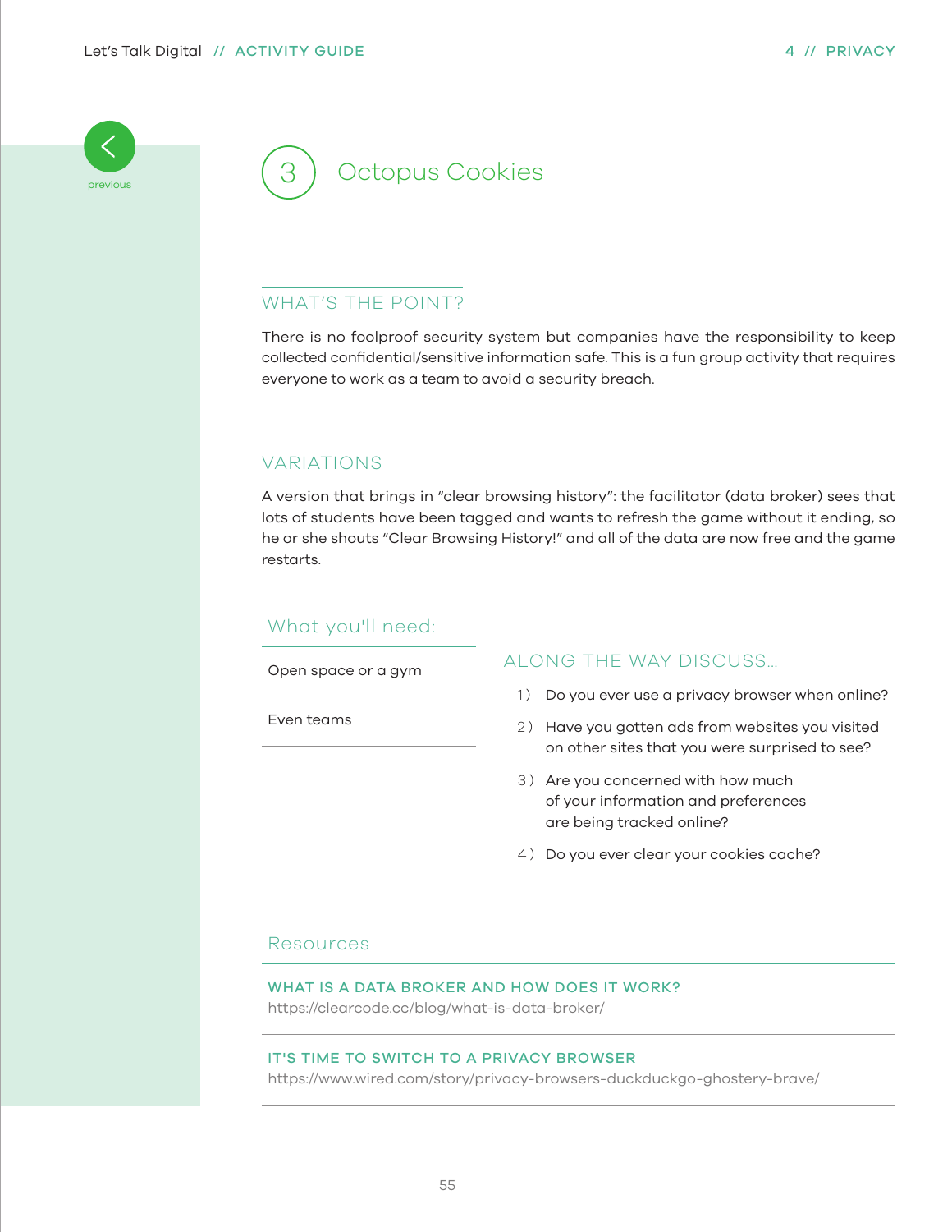# 3 Octopus Cookies

## WHAT'S THE POINT?

There is no foolproof security system but companies have the responsibility to keep collected confidential/sensitive information safe. This is a fun group activity that requires everyone to work as a team to avoid a security breach.

## VARIATIONS

A version that brings in "clear browsing history": the facilitator (data broker) sees that lots of students have been tagged and wants to refresh the game without it ending, so he or she shouts "Clear Browsing History!" and all of the data are now free and the game restarts.

## What you'll need:

- Open space or a gym
- Even teams

## ALONG THE WAY DISCUSS...

1) Do you ever use a privacy browser when online?
2) Have you gotten ads from websites you visited on other sites that you were surprised to see?
3) Are you concerned with how much of your information and preferences are being tracked online?
4) Do you ever clear your cookies cache?

## Resources

**WHAT IS A DATA BROKER AND HOW DOES IT WORK?**
https://clearcode.cc/blog/what-is-data-broker/

**IT'S TIME TO SWITCH TO A PRIVACY BROWSER**
https://www.wired.com/story/privacy-browsers-duckduckgo-ghostery-brave/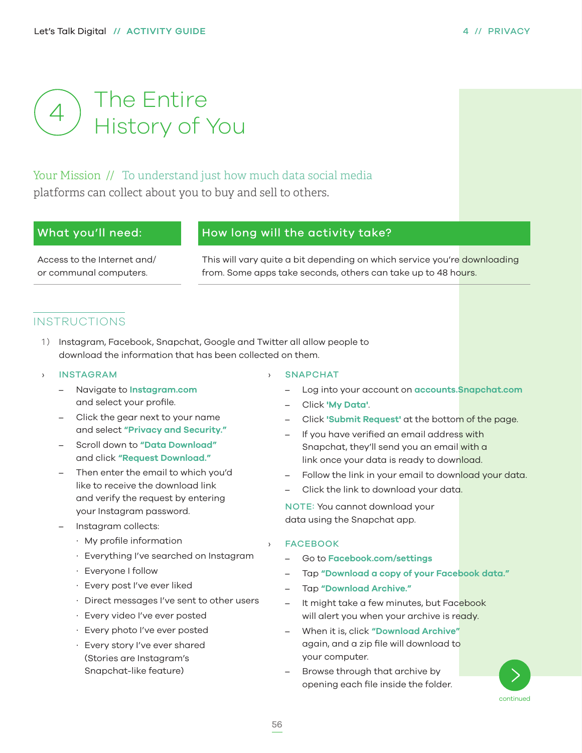# 4 The Entire History of You

**Your Mission //** To understand just how much data social media platforms can collect about you to buy and sell to others.

| What you'll need: | How long will the activity take? |
|---|---|
| Access to the Internet and/or communal computers. | This will vary quite a bit depending on which service you're downloading from. Some apps take seconds, others can take up to 48 hours. |

## INSTRUCTIONS

1) Instagram, Facebook, Snapchat, Google and Twitter all allow people to download the information that has been collected on them.

› **INSTAGRAM**

- Navigate to **Instagram.com** and select your profile.
- Click the gear next to your name and select **"Privacy and Security."**
- Scroll down to **"Data Download"** and click **"Request Download."**
- Then enter the email to which you'd like to receive the download link and verify the request by entering your Instagram password.
- Instagram collects:
  - My profile information
  - Everything I've searched on Instagram
  - Everyone I follow
  - Every post I've ever liked
  - Direct messages I've sent to other users
  - Every video I've ever posted
  - Every photo I've ever posted
  - Every story I've ever shared (Stories are Instagram's Snapchat-like feature)

› **SNAPCHAT**

- Log into your account on **accounts.Snapchat.com**
- Click **'My Data'**.
- Click **'Submit Request'** at the bottom of the page.
- If you have verified an email address with Snapchat, they'll send you an email with a link once your data is ready to download.
- Follow the link in your email to download your data.
- Click the link to download your data.

NOTE: You cannot download your data using the Snapchat app.

› **FACEBOOK**

- Go to **Facebook.com/settings**
- Tap **"Download a copy of your Facebook data."**
- Tap **"Download Archive."**
- It might take a few minutes, but Facebook will alert you when your archive is ready.
- When it is, click **"Download Archive"** again, and a zip file will download to your computer.
- Browse through that archive by opening each file inside the folder.

continued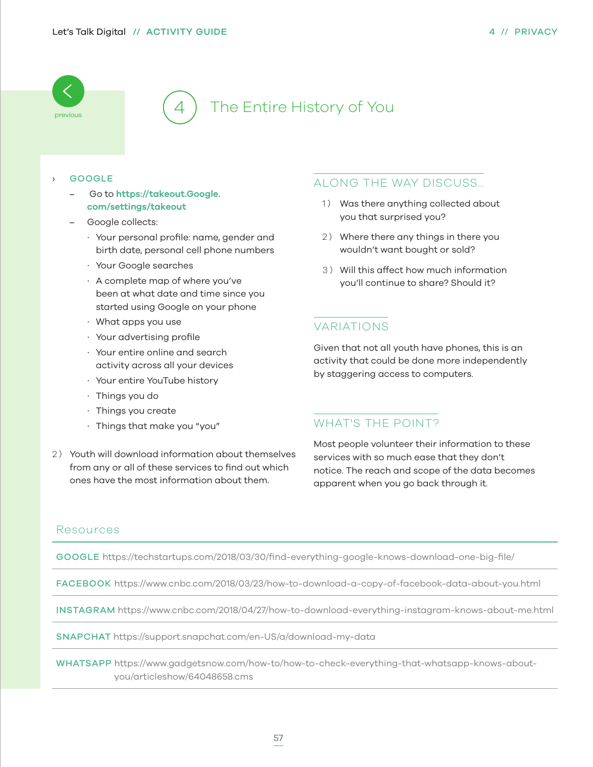# 4 The Entire History of You

› **GOOGLE**

- Go to **https://takeout.Google.com/settings/takeout**
- Google collects:
  - Your personal profile: name, gender and birth date, personal cell phone numbers
  - Your Google searches
  - A complete map of where you've been at what date and time since you started using Google on your phone
  - What apps you use
  - Your advertising profile
  - Your entire online and search activity across all your devices
  - Your entire YouTube history
  - Things you do
  - Things you create
  - Things that make you "you"

2) Youth will download information about themselves from any or all of these services to find out which ones have the most information about them.

## ALONG THE WAY DISCUSS...

1) Was there anything collected about you that surprised you?

2) Where there any things in there you wouldn't want bought or sold?

3) Will this affect how much information you'll continue to share? Should it?

## VARIATIONS

Given that not all youth have phones, this is an activity that could be done more independently by staggering access to computers.

## WHAT'S THE POINT?

Most people volunteer their information to these services with so much ease that they don't notice. The reach and scope of the data becomes apparent when you go back through it.

## Resources

**GOOGLE** https://techstartups.com/2018/03/30/find-everything-google-knows-download-one-big-file/

**FACEBOOK** https://www.cnbc.com/2018/03/23/how-to-download-a-copy-of-facebook-data-about-you.html

**INSTAGRAM** https://www.cnbc.com/2018/04/27/how-to-download-everything-instagram-knows-about-me.html

**SNAPCHAT** https://support.snapchat.com/en-US/a/download-my-data

**WHATSAPP** https://www.gadgetsnow.com/how-to/how-to-check-everything-that-whatsapp-knows-about-you/articleshow/64048658.cms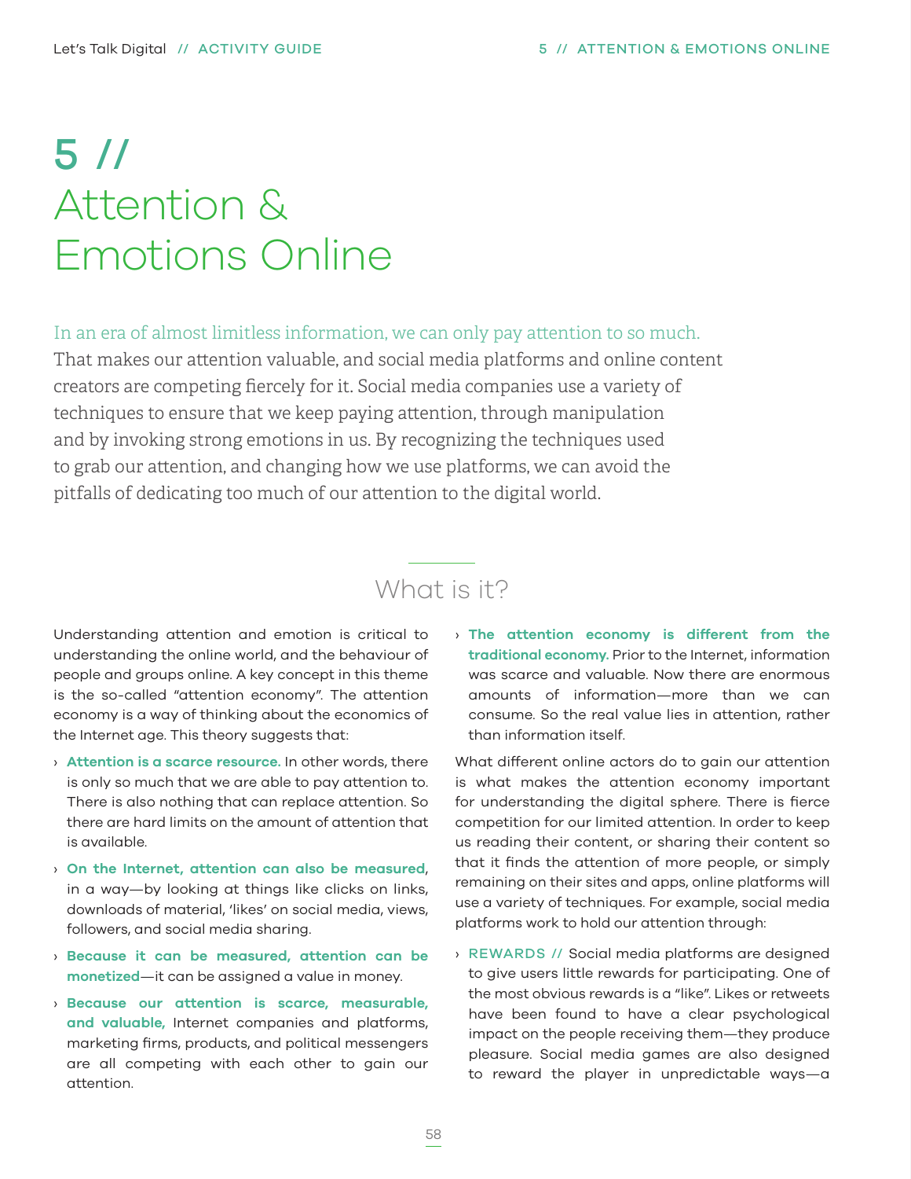# 5 // Attention & Emotions Online

In an era of almost limitless information, we can only pay attention to so much. That makes our attention valuable, and social media platforms and online content creators are competing fiercely for it. Social media companies use a variety of techniques to ensure that we keep paying attention, through manipulation and by invoking strong emotions in us. By recognizing the techniques used to grab our attention, and changing how we use platforms, we can avoid the pitfalls of dedicating too much of our attention to the digital world.

## What is it?

Understanding attention and emotion is critical to understanding the online world, and the behaviour of people and groups online. A key concept in this theme is the so-called "attention economy". The attention economy is a way of thinking about the economics of the Internet age. This theory suggests that:

- **Attention is a scarce resource.** In other words, there is only so much that we are able to pay attention to. There is also nothing that can replace attention. So there are hard limits on the amount of attention that is available.
- **On the Internet, attention can also be measured**, in a way—by looking at things like clicks on links, downloads of material, 'likes' on social media, views, followers, and social media sharing.
- **Because it can be measured, attention can be monetized**—it can be assigned a value in money.
- **Because our attention is scarce, measurable, and valuable,** Internet companies and platforms, marketing firms, products, and political messengers are all competing with each other to gain our attention.
- **The attention economy is different from the traditional economy.** Prior to the Internet, information was scarce and valuable. Now there are enormous amounts of information—more than we can consume. So the real value lies in attention, rather than information itself.

What different online actors do to gain our attention is what makes the attention economy important for understanding the digital sphere. There is fierce competition for our limited attention. In order to keep us reading their content, or sharing their content so that it finds the attention of more people, or simply remaining on their sites and apps, online platforms will use a variety of techniques. For example, social media platforms work to hold our attention through:

- REWARDS // Social media platforms are designed to give users little rewards for participating. One of the most obvious rewards is a "like". Likes or retweets have been found to have a clear psychological impact on the people receiving them—they produce pleasure. Social media games are also designed to reward the player in unpredictable ways—a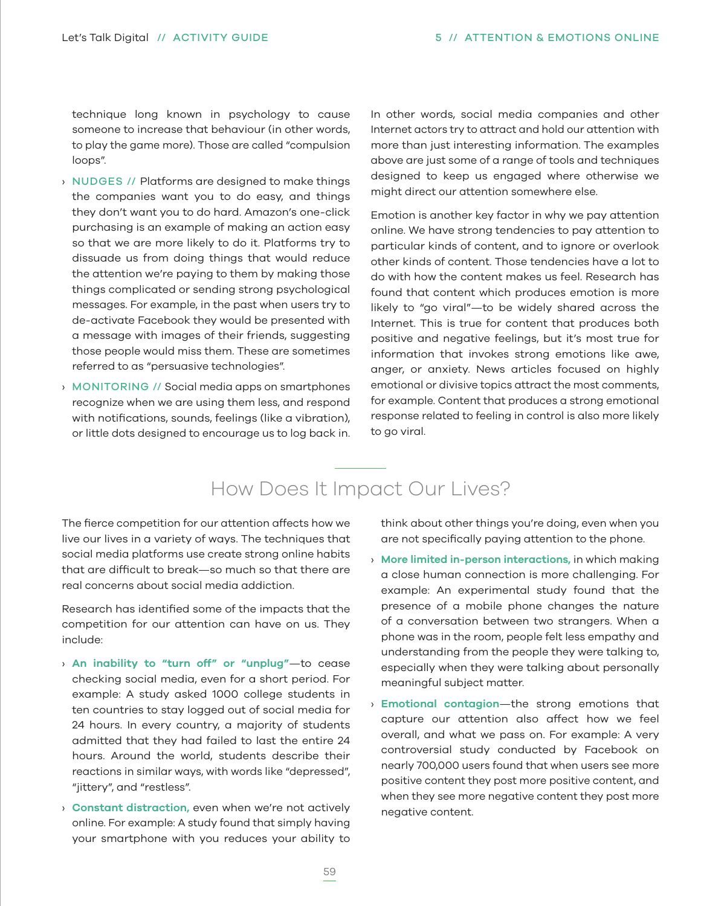technique long known in psychology to cause someone to increase that behaviour (in other words, to play the game more). Those are called "compulsion loops".

- NUDGES // Platforms are designed to make things the companies want you to do easy, and things they don't want you to do hard. Amazon's one-click purchasing is an example of making an action easy so that we are more likely to do it. Platforms try to dissuade us from doing things that would reduce the attention we're paying to them by making those things complicated or sending strong psychological messages. For example, in the past when users try to de-activate Facebook they would be presented with a message with images of their friends, suggesting those people would miss them. These are sometimes referred to as "persuasive technologies".
- MONITORING // Social media apps on smartphones recognize when we are using them less, and respond with notifications, sounds, feelings (like a vibration), or little dots designed to encourage us to log back in.

In other words, social media companies and other Internet actors try to attract and hold our attention with more than just interesting information. The examples above are just some of a range of tools and techniques designed to keep us engaged where otherwise we might direct our attention somewhere else.

Emotion is another key factor in why we pay attention online. We have strong tendencies to pay attention to particular kinds of content, and to ignore or overlook other kinds of content. Those tendencies have a lot to do with how the content makes us feel. Research has found that content which produces emotion is more likely to "go viral"—to be widely shared across the Internet. This is true for content that produces both positive and negative feelings, but it's most true for information that invokes strong emotions like awe, anger, or anxiety. News articles focused on highly emotional or divisive topics attract the most comments, for example. Content that produces a strong emotional response related to feeling in control is also more likely to go viral.

## How Does It Impact Our Lives?

The fierce competition for our attention affects how we live our lives in a variety of ways. The techniques that social media platforms use create strong online habits that are difficult to break—so much so that there are real concerns about social media addiction.

Research has identified some of the impacts that the competition for our attention can have on us. They include:

- **An inability to "turn off" or "unplug"**—to cease checking social media, even for a short period. For example: A study asked 1000 college students in ten countries to stay logged out of social media for 24 hours. In every country, a majority of students admitted that they had failed to last the entire 24 hours. Around the world, students describe their reactions in similar ways, with words like "depressed", "jittery", and "restless".
- **Constant distraction,** even when we're not actively online. For example: A study found that simply having your smartphone with you reduces your ability to think about other things you're doing, even when you are not specifically paying attention to the phone.
- **More limited in-person interactions,** in which making a close human connection is more challenging. For example: An experimental study found that the presence of a mobile phone changes the nature of a conversation between two strangers. When a phone was in the room, people felt less empathy and understanding from the people they were talking to, especially when they were talking about personally meaningful subject matter.
- **Emotional contagion**—the strong emotions that capture our attention also affect how we feel overall, and what we pass on. For example: A very controversial study conducted by Facebook on nearly 700,000 users found that when users see more positive content they post more positive content, and when they see more negative content they post more negative content.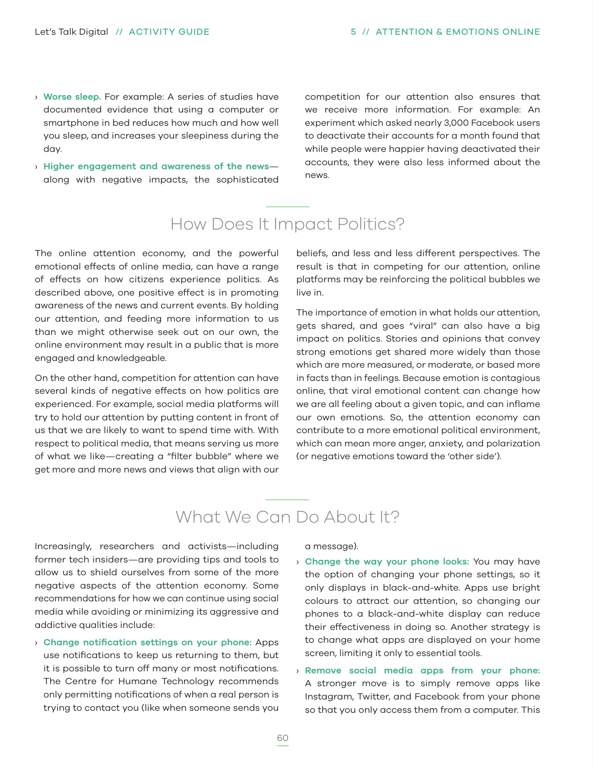- **Worse sleep.** For example: A series of studies have documented evidence that using a computer or smartphone in bed reduces how much and how well you sleep, and increases your sleepiness during the day.
- **Higher engagement and awareness of the news**—along with negative impacts, the sophisticated competition for our attention also ensures that we receive more information. For example: An experiment which asked nearly 3,000 Facebook users to deactivate their accounts for a month found that while people were happier having deactivated their accounts, they were also less informed about the news.

## How Does It Impact Politics?

The online attention economy, and the powerful emotional effects of online media, can have a range of effects on how citizens experience politics. As described above, one positive effect is in promoting awareness of the news and current events. By holding our attention, and feeding more information to us than we might otherwise seek out on our own, the online environment may result in a public that is more engaged and knowledgeable.

On the other hand, competition for attention can have several kinds of negative effects on how politics are experienced. For example, social media platforms will try to hold our attention by putting content in front of us that we are likely to want to spend time with. With respect to political media, that means serving us more of what we like—creating a "filter bubble" where we get more and more news and views that align with our beliefs, and less and less different perspectives. The result is that in competing for our attention, online platforms may be reinforcing the political bubbles we live in.

The importance of emotion in what holds our attention, gets shared, and goes "viral" can also have a big impact on politics. Stories and opinions that convey strong emotions get shared more widely than those which are more measured, or moderate, or based more in facts than in feelings. Because emotion is contagious online, that viral emotional content can change how we are all feeling about a given topic, and can inflame our own emotions. So, the attention economy can contribute to a more emotional political environment, which can mean more anger, anxiety, and polarization (or negative emotions toward the 'other side').

## What We Can Do About It?

Increasingly, researchers and activists—including former tech insiders—are providing tips and tools to allow us to shield ourselves from some of the more negative aspects of the attention economy. Some recommendations for how we can continue using social media while avoiding or minimizing its aggressive and addictive qualities include:

- **Change notification settings on your phone:** Apps use notifications to keep us returning to them, but it is possible to turn off many or most notifications. The Centre for Humane Technology recommends only permitting notifications of when a real person is trying to contact you (like when someone sends you a message).
- **Change the way your phone looks:** You may have the option of changing your phone settings, so it only displays in black-and-white. Apps use bright colours to attract our attention, so changing our phones to a black-and-white display can reduce their effectiveness in doing so. Another strategy is to change what apps are displayed on your home screen, limiting it only to essential tools.
- **Remove social media apps from your phone:** A stronger move is to simply remove apps like Instagram, Twitter, and Facebook from your phone so that you only access them from a computer. This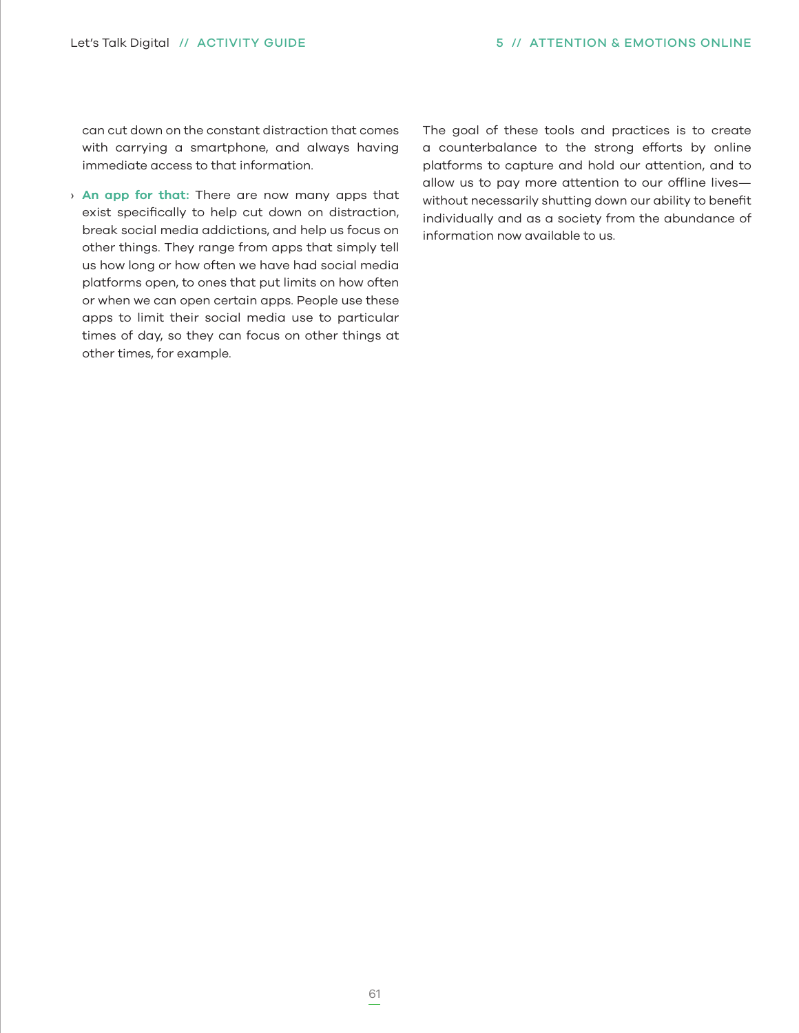can cut down on the constant distraction that comes with carrying a smartphone, and always having immediate access to that information.

- **An app for that:** There are now many apps that exist specifically to help cut down on distraction, break social media addictions, and help us focus on other things. They range from apps that simply tell us how long or how often we have had social media platforms open, to ones that put limits on how often or when we can open certain apps. People use these apps to limit their social media use to particular times of day, so they can focus on other things at other times, for example.

The goal of these tools and practices is to create a counterbalance to the strong efforts by online platforms to capture and hold our attention, and to allow us to pay more attention to our offline lives—without necessarily shutting down our ability to benefit individually and as a society from the abundance of information now available to us.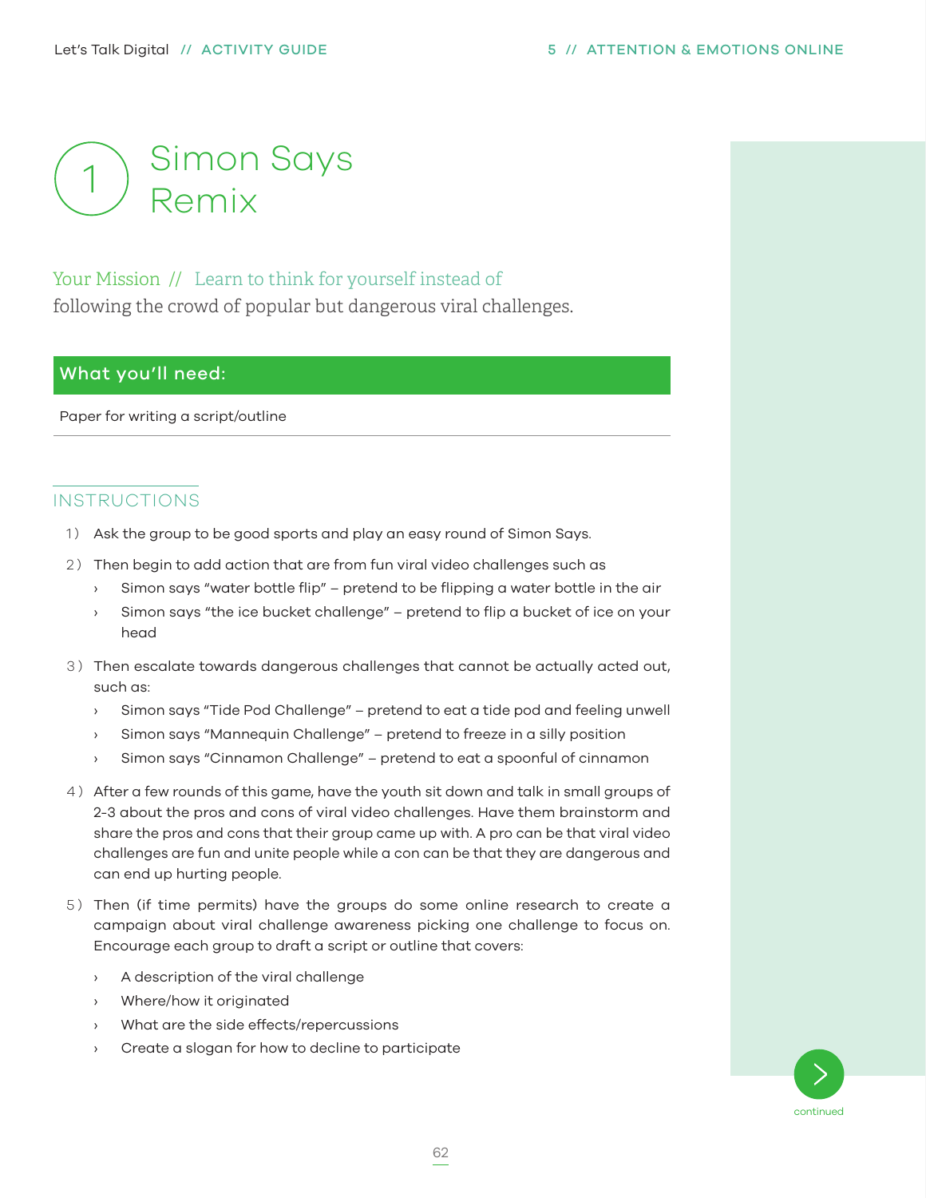# 1 Simon Says Remix

Your Mission // Learn to think for yourself instead of following the crowd of popular but dangerous viral challenges.

## What you'll need:

Paper for writing a script/outline

## INSTRUCTIONS

1) Ask the group to be good sports and play an easy round of Simon Says.
2) Then begin to add action that are from fun viral video challenges such as
   - Simon says "water bottle flip" – pretend to be flipping a water bottle in the air
   - Simon says "the ice bucket challenge" – pretend to flip a bucket of ice on your head
3) Then escalate towards dangerous challenges that cannot be actually acted out, such as:
   - Simon says "Tide Pod Challenge" – pretend to eat a tide pod and feeling unwell
   - Simon says "Mannequin Challenge" – pretend to freeze in a silly position
   - Simon says "Cinnamon Challenge" – pretend to eat a spoonful of cinnamon
4) After a few rounds of this game, have the youth sit down and talk in small groups of 2-3 about the pros and cons of viral video challenges. Have them brainstorm and share the pros and cons that their group came up with. A pro can be that viral video challenges are fun and unite people while a con can be that they are dangerous and can end up hurting people.
5) Then (if time permits) have the groups do some online research to create a campaign about viral challenge awareness picking one challenge to focus on. Encourage each group to draft a script or outline that covers:
   - A description of the viral challenge
   - Where/how it originated
   - What are the side effects/repercussions
   - Create a slogan for how to decline to participate

continued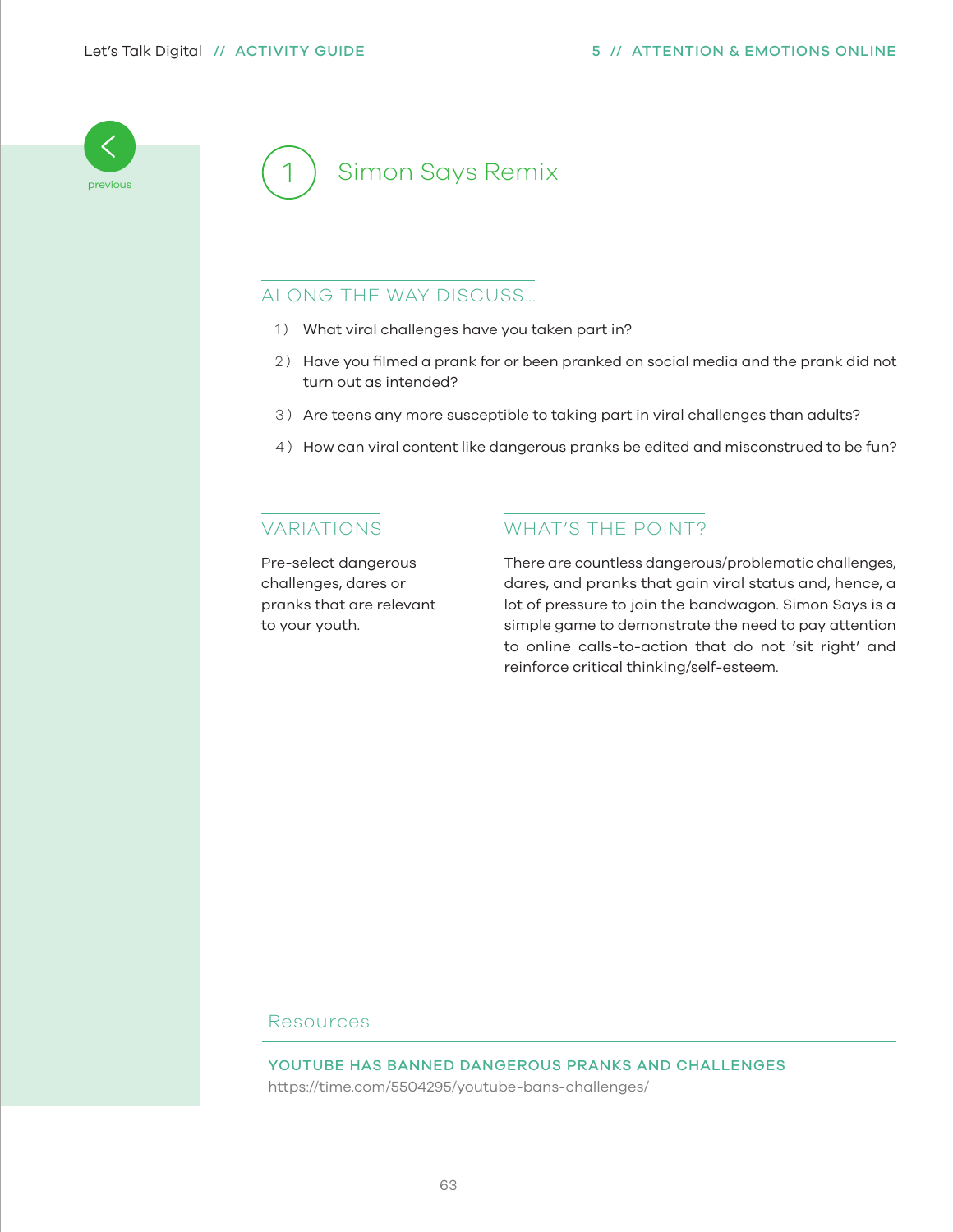# 1 Simon Says Remix

## ALONG THE WAY DISCUSS...

1) What viral challenges have you taken part in?
2) Have you filmed a prank for or been pranked on social media and the prank did not turn out as intended?
3) Are teens any more susceptible to taking part in viral challenges than adults?
4) How can viral content like dangerous pranks be edited and misconstrued to be fun?

## VARIATIONS

Pre-select dangerous challenges, dares or pranks that are relevant to your youth.

## WHAT'S THE POINT?

There are countless dangerous/problematic challenges, dares, and pranks that gain viral status and, hence, a lot of pressure to join the bandwagon. Simon Says is a simple game to demonstrate the need to pay attention to online calls-to-action that do not 'sit right' and reinforce critical thinking/self-esteem.

## Resources

**YOUTUBE HAS BANNED DANGEROUS PRANKS AND CHALLENGES**
https://time.com/5504295/youtube-bans-challenges/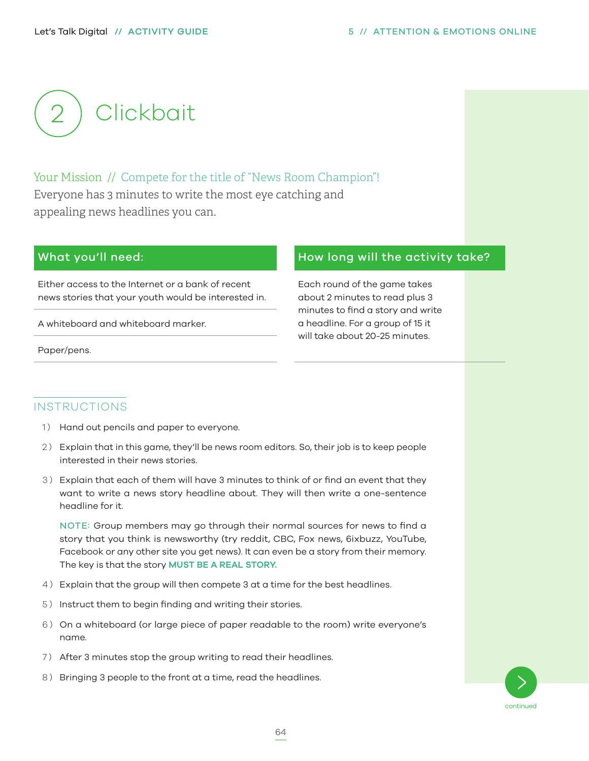# 2 Clickbait

**Your Mission // Compete for the title of "News Room Champion"!**
Everyone has 3 minutes to write the most eye catching and appealing news headlines you can.

## What you'll need:

- Either access to the Internet or a bank of recent news stories that your youth would be interested in.
- A whiteboard and whiteboard marker.
- Paper/pens.

## How long will the activity take?

Each round of the game takes about 2 minutes to read plus 3 minutes to find a story and write a headline. For a group of 15 it will take about 20-25 minutes.

## INSTRUCTIONS

1) Hand out pencils and paper to everyone.
2) Explain that in this game, they'll be news room editors. So, their job is to keep people interested in their news stories.
3) Explain that each of them will have 3 minutes to think of or find an event that they want to write a news story headline about. They will then write a one-sentence headline for it.

   NOTE: Group members may go through their normal sources for news to find a story that you think is newsworthy (try reddit, CBC, Fox news, 6ixbuzz, YouTube, Facebook or any other site you get news). It can even be a story from their memory. The key is that the story **MUST BE A REAL STORY.**

4) Explain that the group will then compete 3 at a time for the best headlines.
5) Instruct them to begin finding and writing their stories.
6) On a whiteboard (or large piece of paper readable to the room) write everyone's name.
7) After 3 minutes stop the group writing to read their headlines.
8) Bringing 3 people to the front at a time, read the headlines.

continued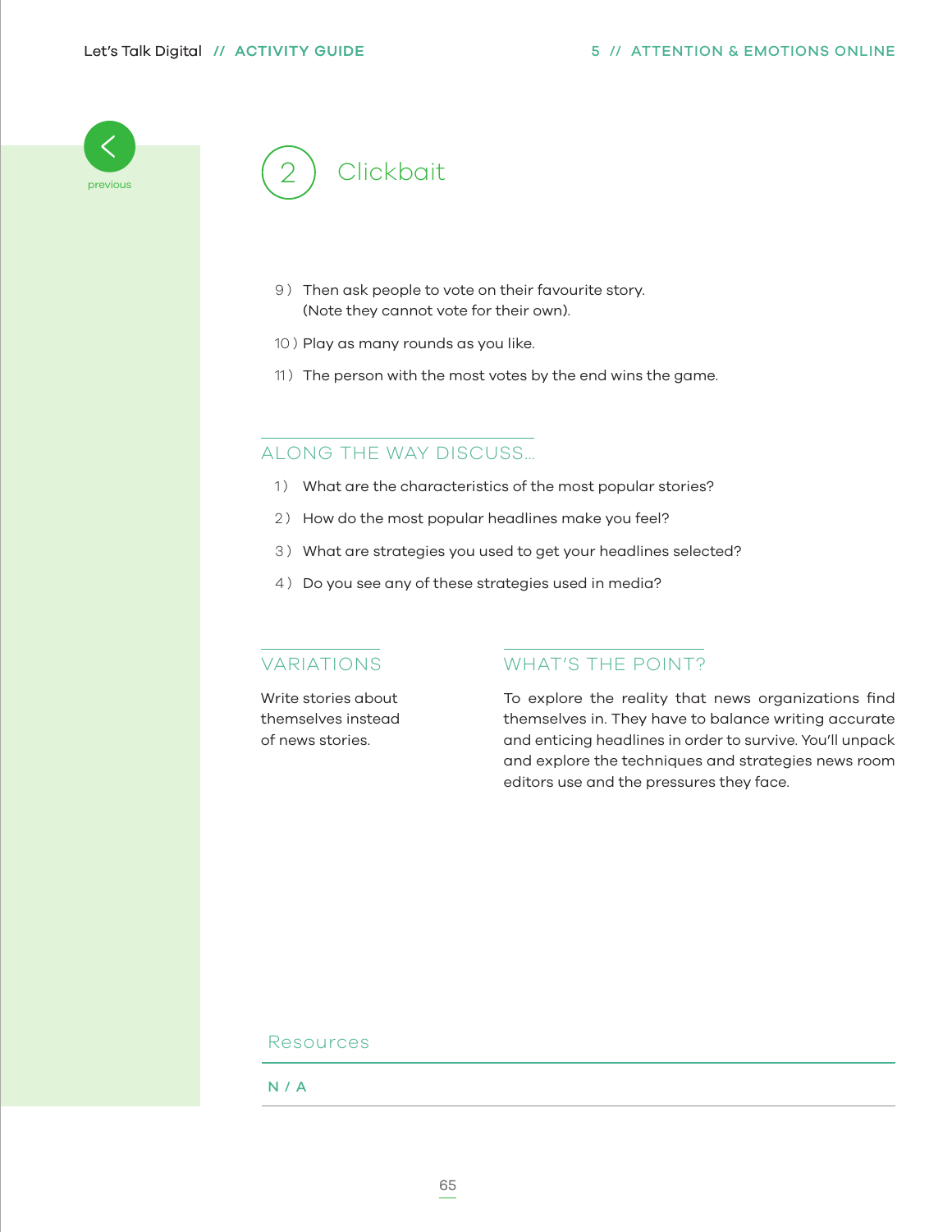## 2 Clickbait

9) Then ask people to vote on their favourite story. (Note they cannot vote for their own).

10) Play as many rounds as you like.

11) The person with the most votes by the end wins the game.

### ALONG THE WAY DISCUSS...

1) What are the characteristics of the most popular stories?

2) How do the most popular headlines make you feel?

3) What are strategies you used to get your headlines selected?

4) Do you see any of these strategies used in media?

### VARIATIONS

Write stories about themselves instead of news stories.

### WHAT'S THE POINT?

To explore the reality that news organizations find themselves in. They have to balance writing accurate and enticing headlines in order to survive. You'll unpack and explore the techniques and strategies news room editors use and the pressures they face.

### Resources

N / A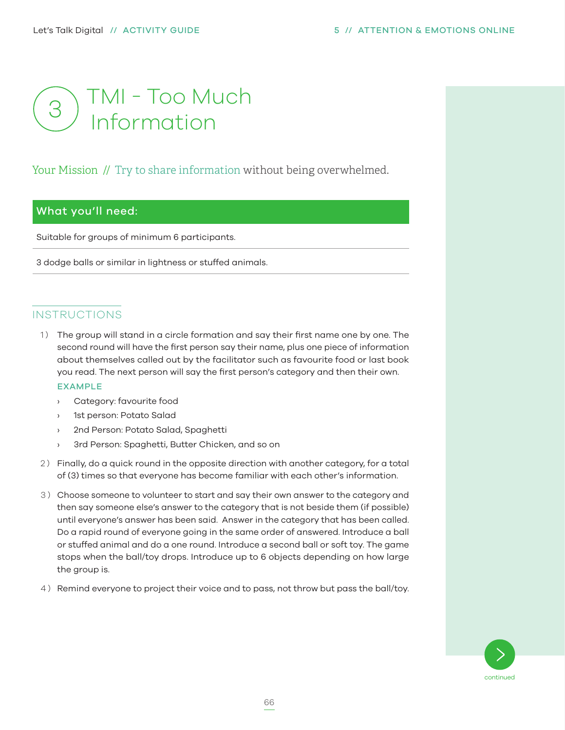# 3 TMI - Too Much Information

Your Mission // Try to share information without being overwhelmed.

## What you'll need:

Suitable for groups of minimum 6 participants.

3 dodge balls or similar in lightness or stuffed animals.

## INSTRUCTIONS

1) The group will stand in a circle formation and say their first name one by one. The second round will have the first person say their name, plus one piece of information about themselves called out by the facilitator such as favourite food or last book you read. The next person will say the first person's category and then their own.

   **EXAMPLE**

   - Category: favourite food
   - 1st person: Potato Salad
   - 2nd Person: Potato Salad, Spaghetti
   - 3rd Person: Spaghetti, Butter Chicken, and so on

2) Finally, do a quick round in the opposite direction with another category, for a total of (3) times so that everyone has become familiar with each other's information.

3) Choose someone to volunteer to start and say their own answer to the category and then say someone else's answer to the category that is not beside them (if possible) until everyone's answer has been said. Answer in the category that has been called. Do a rapid round of everyone going in the same order of answered. Introduce a ball or stuffed animal and do a one round. Introduce a second ball or soft toy. The game stops when the ball/toy drops. Introduce up to 6 objects depending on how large the group is.

4) Remind everyone to project their voice and to pass, not throw but pass the ball/toy.

continued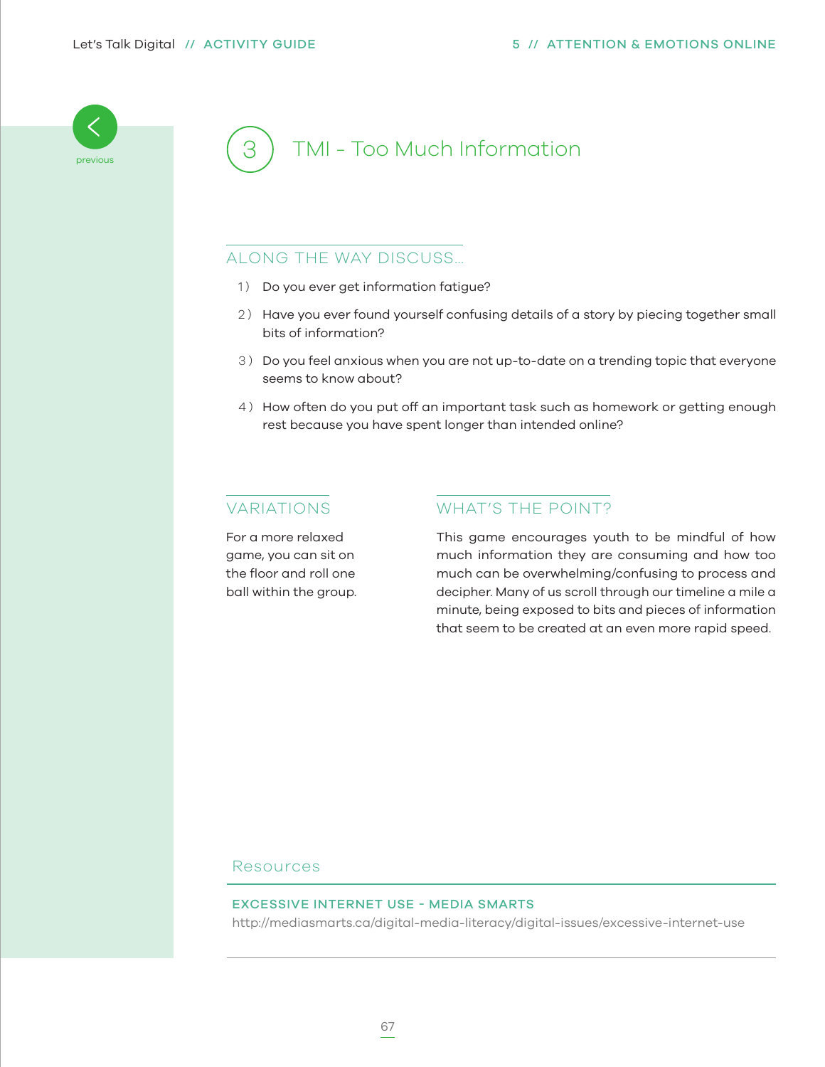previous

# 3 TMI - Too Much Information

## ALONG THE WAY DISCUSS...

1) Do you ever get information fatigue?
2) Have you ever found yourself confusing details of a story by piecing together small bits of information?
3) Do you feel anxious when you are not up-to-date on a trending topic that everyone seems to know about?
4) How often do you put off an important task such as homework or getting enough rest because you have spent longer than intended online?

## VARIATIONS

For a more relaxed game, you can sit on the floor and roll one ball within the group.

## WHAT'S THE POINT?

This game encourages youth to be mindful of how much information they are consuming and how too much can be overwhelming/confusing to process and decipher. Many of us scroll through our timeline a mile a minute, being exposed to bits and pieces of information that seem to be created at an even more rapid speed.

## Resources

**EXCESSIVE INTERNET USE - MEDIA SMARTS**
http://mediasmarts.ca/digital-media-literacy/digital-issues/excessive-internet-use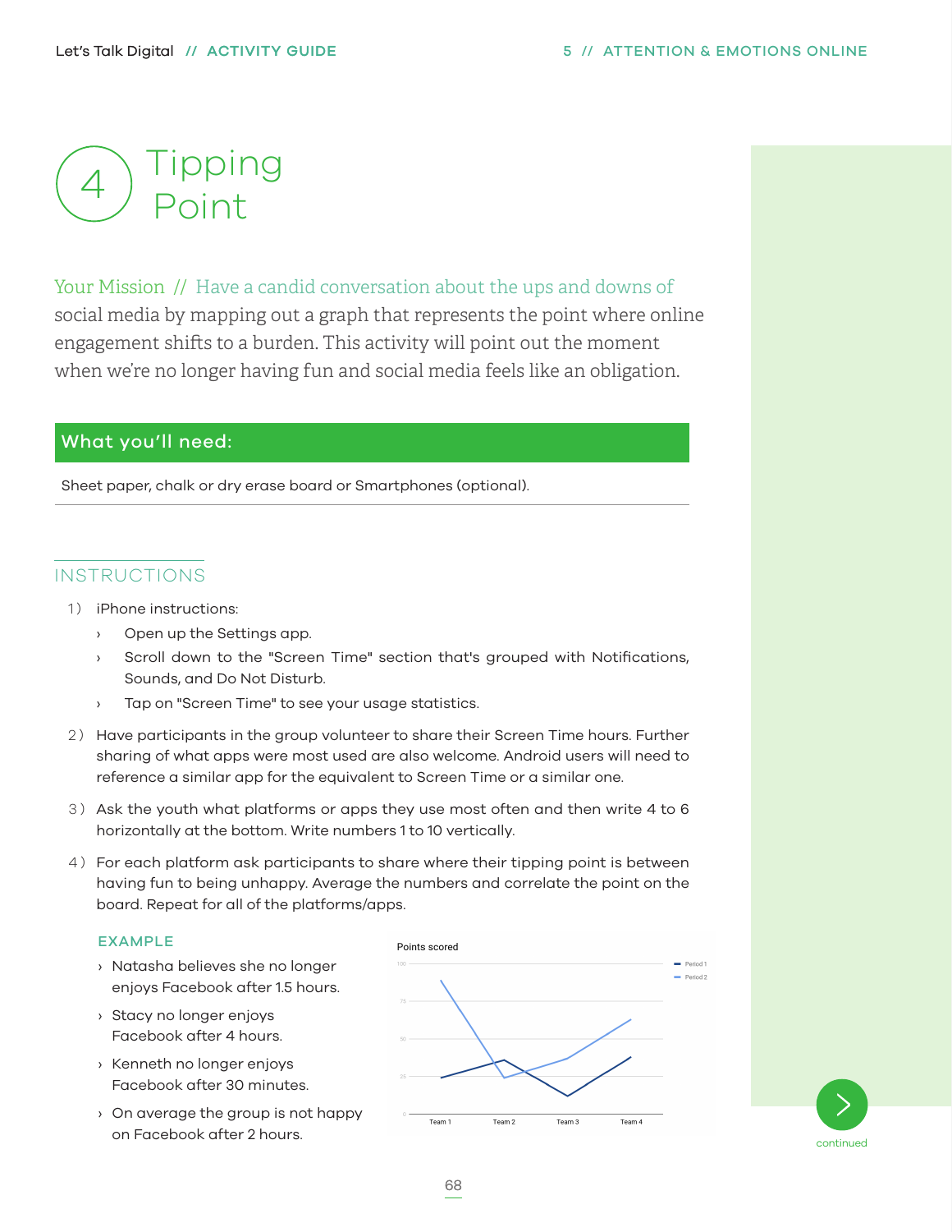# 4 Tipping Point

Your Mission // Have a candid conversation about the ups and downs of social media by mapping out a graph that represents the point where online engagement shifts to a burden. This activity will point out the moment when we're no longer having fun and social media feels like an obligation.

## What you'll need:

Sheet paper, chalk or dry erase board or Smartphones (optional).

## INSTRUCTIONS

1) iPhone instructions:
   - Open up the Settings app.
   - Scroll down to the "Screen Time" section that's grouped with Notifications, Sounds, and Do Not Disturb.
   - Tap on "Screen Time" to see your usage statistics.
2) Have participants in the group volunteer to share their Screen Time hours. Further sharing of what apps were most used are also welcome. Android users will need to reference a similar app for the equivalent to Screen Time or a similar one.
3) Ask the youth what platforms or apps they use most often and then write 4 to 6 horizontally at the bottom. Write numbers 1 to 10 vertically.
4) For each platform ask participants to share where their tipping point is between having fun to being unhappy. Average the numbers and correlate the point on the board. Repeat for all of the platforms/apps.

### EXAMPLE

- Natasha believes she no longer enjoys Facebook after 1.5 hours.
- Stacy no longer enjoys Facebook after 4 hours.
- Kenneth no longer enjoys Facebook after 30 minutes.
- On average the group is not happy on Facebook after 2 hours.

Points scored

continued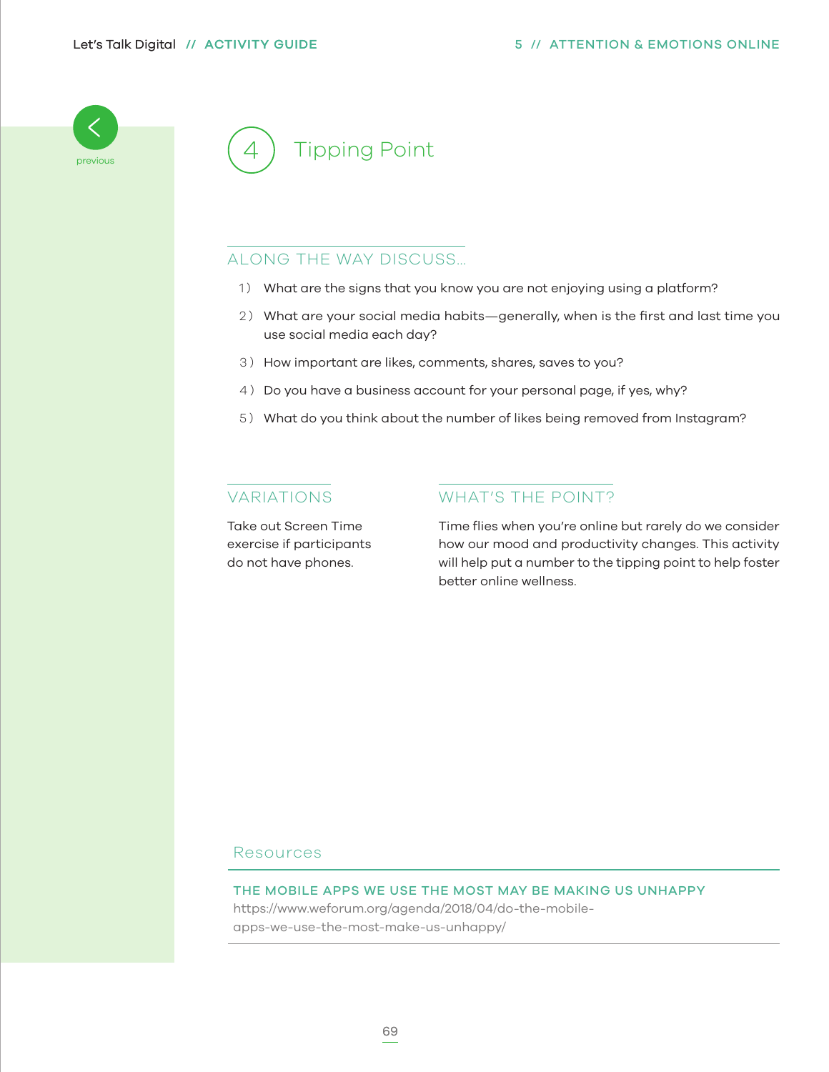previous

# 4 Tipping Point

## ALONG THE WAY DISCUSS...

1) What are the signs that you know you are not enjoying using a platform?
2) What are your social media habits—generally, when is the first and last time you use social media each day?
3) How important are likes, comments, shares, saves to you?
4) Do you have a business account for your personal page, if yes, why?
5) What do you think about the number of likes being removed from Instagram?

## VARIATIONS

Take out Screen Time exercise if participants do not have phones.

## WHAT'S THE POINT?

Time flies when you're online but rarely do we consider how our mood and productivity changes. This activity will help put a number to the tipping point to help foster better online wellness.

## Resources

**THE MOBILE APPS WE USE THE MOST MAY BE MAKING US UNHAPPY**
https://www.weforum.org/agenda/2018/04/do-the-mobile-apps-we-use-the-most-make-us-unhappy/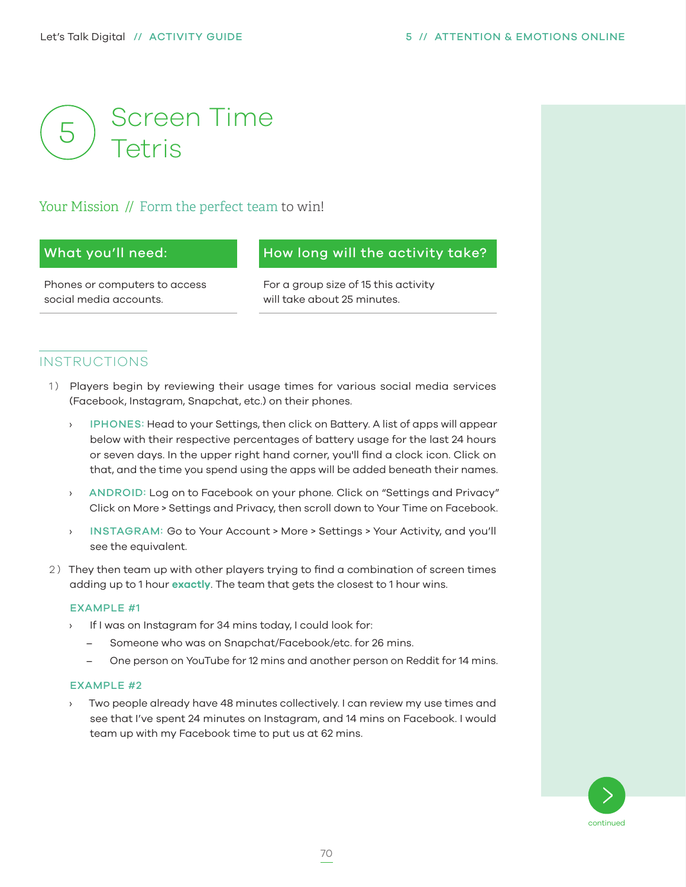# 5 Screen Time Tetris

**Your Mission** // Form the perfect team to win!

| What you'll need: | How long will the activity take? |
| --- | --- |
| Phones or computers to access social media accounts. | For a group size of 15 this activity will take about 25 minutes. |

## INSTRUCTIONS

1) Players begin by reviewing their usage times for various social media services (Facebook, Instagram, Snapchat, etc.) on their phones.

   › **IPHONES:** Head to your Settings, then click on Battery. A list of apps will appear below with their respective percentages of battery usage for the last 24 hours or seven days. In the upper right hand corner, you'll find a clock icon. Click on that, and the time you spend using the apps will be added beneath their names.

   › **ANDROID:** Log on to Facebook on your phone. Click on "Settings and Privacy" Click on More > Settings and Privacy, then scroll down to Your Time on Facebook.

   › **INSTAGRAM:** Go to Your Account > More > Settings > Your Activity, and you'll see the equivalent.

2) They then team up with other players trying to find a combination of screen times adding up to 1 hour **exactly**. The team that gets the closest to 1 hour wins.

   **EXAMPLE #1**

   › If I was on Instagram for 34 mins today, I could look for:
   - Someone who was on Snapchat/Facebook/etc. for 26 mins.
   - One person on YouTube for 12 mins and another person on Reddit for 14 mins.

   **EXAMPLE #2**

   › Two people already have 48 minutes collectively. I can review my use times and see that I've spent 24 minutes on Instagram, and 14 mins on Facebook. I would team up with my Facebook time to put us at 62 mins.

continued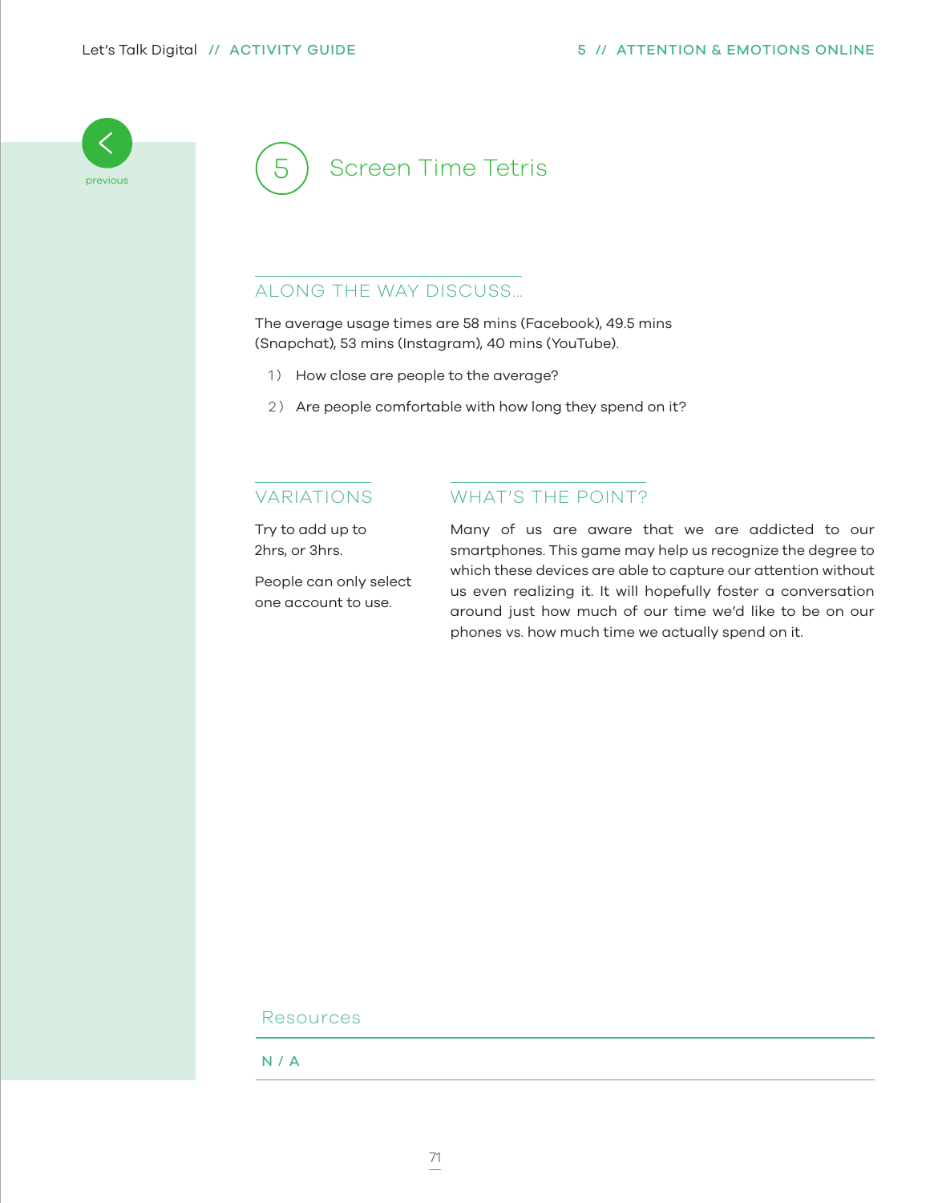# 5 Screen Time Tetris

## ALONG THE WAY DISCUSS...

The average usage times are 58 mins (Facebook), 49.5 mins (Snapchat), 53 mins (Instagram), 40 mins (YouTube).

1) How close are people to the average?

2) Are people comfortable with how long they spend on it?

## VARIATIONS

Try to add up to 2hrs, or 3hrs.

People can only select one account to use.

## WHAT'S THE POINT?

Many of us are aware that we are addicted to our smartphones. This game may help us recognize the degree to which these devices are able to capture our attention without us even realizing it. It will hopefully foster a conversation around just how much of our time we'd like to be on our phones vs. how much time we actually spend on it.

## Resources

N / A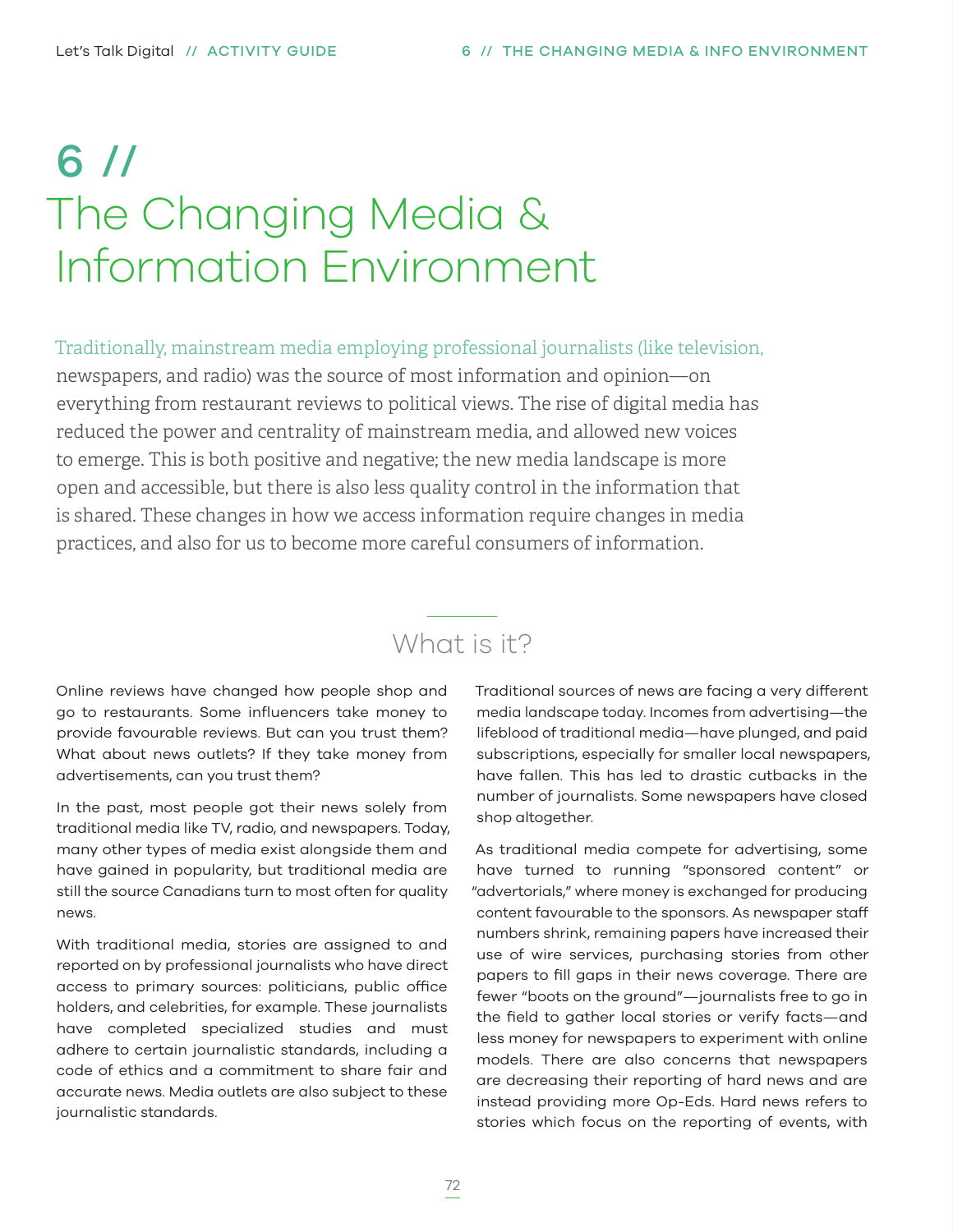# 6 // The Changing Media & Information Environment

Traditionally, mainstream media employing professional journalists (like television, newspapers, and radio) was the source of most information and opinion—on everything from restaurant reviews to political views. The rise of digital media has reduced the power and centrality of mainstream media, and allowed new voices to emerge. This is both positive and negative; the new media landscape is more open and accessible, but there is also less quality control in the information that is shared. These changes in how we access information require changes in media practices, and also for us to become more careful consumers of information.

## What is it?

Online reviews have changed how people shop and go to restaurants. Some influencers take money to provide favourable reviews. But can you trust them? What about news outlets? If they take money from advertisements, can you trust them?

In the past, most people got their news solely from traditional media like TV, radio, and newspapers. Today, many other types of media exist alongside them and have gained in popularity, but traditional media are still the source Canadians turn to most often for quality news.

With traditional media, stories are assigned to and reported on by professional journalists who have direct access to primary sources: politicians, public office holders, and celebrities, for example. These journalists have completed specialized studies and must adhere to certain journalistic standards, including a code of ethics and a commitment to share fair and accurate news. Media outlets are also subject to these journalistic standards.

Traditional sources of news are facing a very different media landscape today. Incomes from advertising—the lifeblood of traditional media—have plunged, and paid subscriptions, especially for smaller local newspapers, have fallen. This has led to drastic cutbacks in the number of journalists. Some newspapers have closed shop altogether.

As traditional media compete for advertising, some have turned to running "sponsored content" or "advertorials," where money is exchanged for producing content favourable to the sponsors. As newspaper staff numbers shrink, remaining papers have increased their use of wire services, purchasing stories from other papers to fill gaps in their news coverage. There are fewer "boots on the ground"—journalists free to go in the field to gather local stories or verify facts—and less money for newspapers to experiment with online models. There are also concerns that newspapers are decreasing their reporting of hard news and are instead providing more Op-Eds. Hard news refers to stories which focus on the reporting of events, with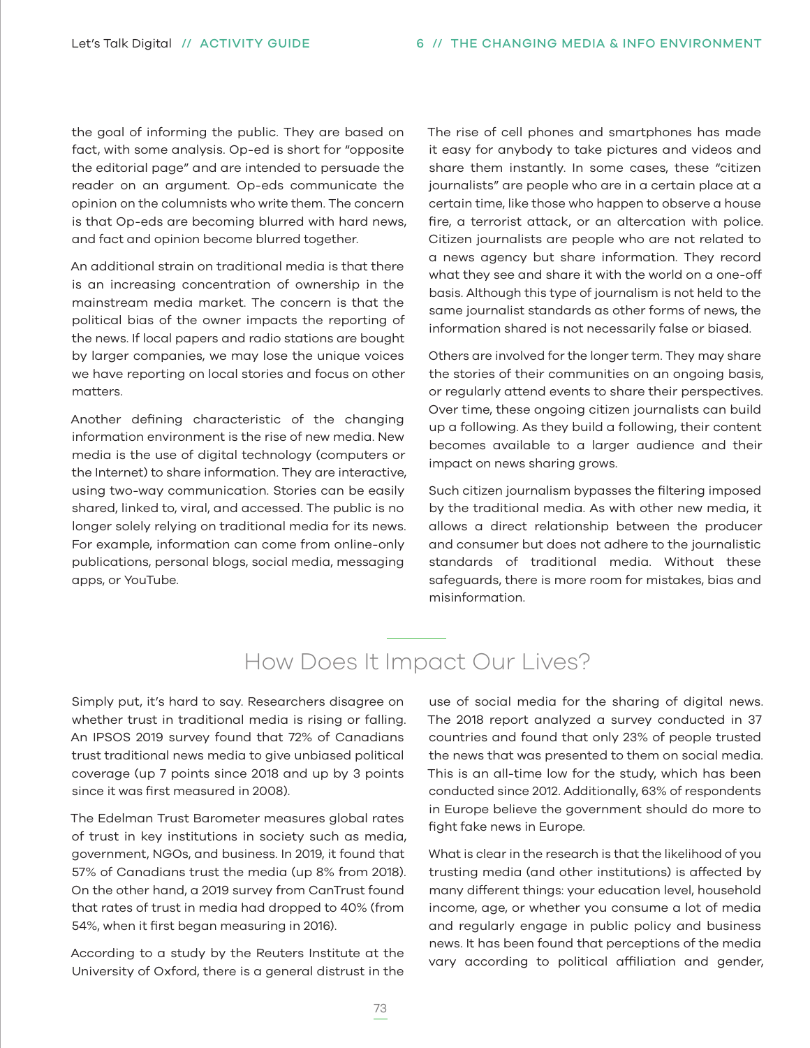the goal of informing the public. They are based on fact, with some analysis. Op-ed is short for "opposite the editorial page" and are intended to persuade the reader on an argument. Op-eds communicate the opinion on the columnists who write them. The concern is that Op-eds are becoming blurred with hard news, and fact and opinion become blurred together.

An additional strain on traditional media is that there is an increasing concentration of ownership in the mainstream media market. The concern is that the political bias of the owner impacts the reporting of the news. If local papers and radio stations are bought by larger companies, we may lose the unique voices we have reporting on local stories and focus on other matters.

Another defining characteristic of the changing information environment is the rise of new media. New media is the use of digital technology (computers or the Internet) to share information. They are interactive, using two-way communication. Stories can be easily shared, linked to, viral, and accessed. The public is no longer solely relying on traditional media for its news. For example, information can come from online-only publications, personal blogs, social media, messaging apps, or YouTube.

The rise of cell phones and smartphones has made it easy for anybody to take pictures and videos and share them instantly. In some cases, these "citizen journalists" are people who are in a certain place at a certain time, like those who happen to observe a house fire, a terrorist attack, or an altercation with police. Citizen journalists are people who are not related to a news agency but share information. They record what they see and share it with the world on a one-off basis. Although this type of journalism is not held to the same journalist standards as other forms of news, the information shared is not necessarily false or biased.

Others are involved for the longer term. They may share the stories of their communities on an ongoing basis, or regularly attend events to share their perspectives. Over time, these ongoing citizen journalists can build up a following. As they build a following, their content becomes available to a larger audience and their impact on news sharing grows.

Such citizen journalism bypasses the filtering imposed by the traditional media. As with other new media, it allows a direct relationship between the producer and consumer but does not adhere to the journalistic standards of traditional media. Without these safeguards, there is more room for mistakes, bias and misinformation.

## How Does It Impact Our Lives?

Simply put, it's hard to say. Researchers disagree on whether trust in traditional media is rising or falling. An IPSOS 2019 survey found that 72% of Canadians trust traditional news media to give unbiased political coverage (up 7 points since 2018 and up by 3 points since it was first measured in 2008).

The Edelman Trust Barometer measures global rates of trust in key institutions in society such as media, government, NGOs, and business. In 2019, it found that 57% of Canadians trust the media (up 8% from 2018). On the other hand, a 2019 survey from CanTrust found that rates of trust in media had dropped to 40% (from 54%, when it first began measuring in 2016).

According to a study by the Reuters Institute at the University of Oxford, there is a general distrust in the use of social media for the sharing of digital news. The 2018 report analyzed a survey conducted in 37 countries and found that only 23% of people trusted the news that was presented to them on social media. This is an all-time low for the study, which has been conducted since 2012. Additionally, 63% of respondents in Europe believe the government should do more to fight fake news in Europe.

What is clear in the research is that the likelihood of you trusting media (and other institutions) is affected by many different things: your education level, household income, age, or whether you consume a lot of media and regularly engage in public policy and business news. It has been found that perceptions of the media vary according to political affiliation and gender,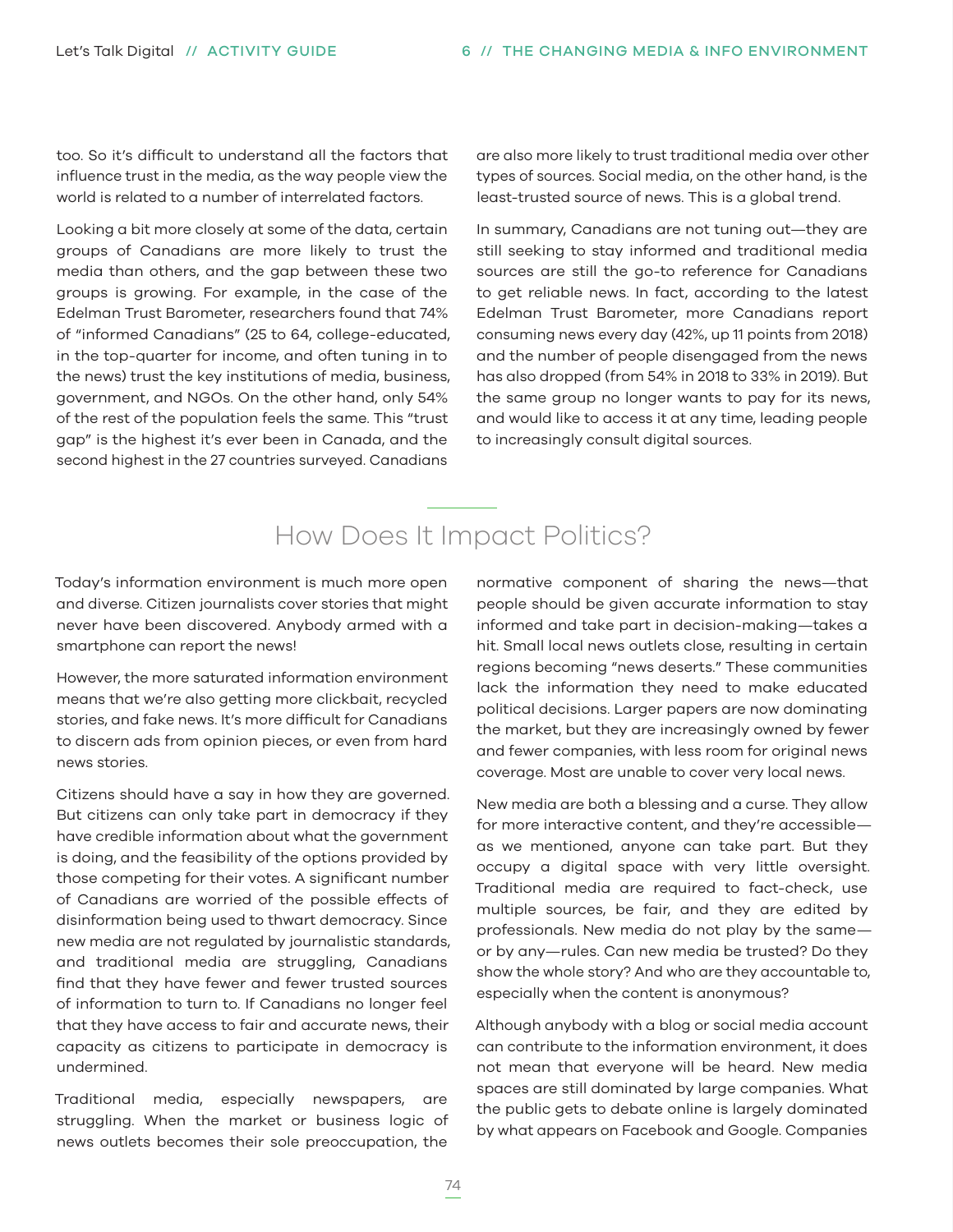too. So it's difficult to understand all the factors that influence trust in the media, as the way people view the world is related to a number of interrelated factors.

Looking a bit more closely at some of the data, certain groups of Canadians are more likely to trust the media than others, and the gap between these two groups is growing. For example, in the case of the Edelman Trust Barometer, researchers found that 74% of "informed Canadians" (25 to 64, college-educated, in the top-quarter for income, and often tuning in to the news) trust the key institutions of media, business, government, and NGOs. On the other hand, only 54% of the rest of the population feels the same. This "trust gap" is the highest it's ever been in Canada, and the second highest in the 27 countries surveyed. Canadians are also more likely to trust traditional media over other types of sources. Social media, on the other hand, is the least-trusted source of news. This is a global trend.

In summary, Canadians are not tuning out—they are still seeking to stay informed and traditional media sources are still the go-to reference for Canadians to get reliable news. In fact, according to the latest Edelman Trust Barometer, more Canadians report consuming news every day (42%, up 11 points from 2018) and the number of people disengaged from the news has also dropped (from 54% in 2018 to 33% in 2019). But the same group no longer wants to pay for its news, and would like to access it at any time, leading people to increasingly consult digital sources.

## How Does It Impact Politics?

Today's information environment is much more open and diverse. Citizen journalists cover stories that might never have been discovered. Anybody armed with a smartphone can report the news!

However, the more saturated information environment means that we're also getting more clickbait, recycled stories, and fake news. It's more difficult for Canadians to discern ads from opinion pieces, or even from hard news stories.

Citizens should have a say in how they are governed. But citizens can only take part in democracy if they have credible information about what the government is doing, and the feasibility of the options provided by those competing for their votes. A significant number of Canadians are worried of the possible effects of disinformation being used to thwart democracy. Since new media are not regulated by journalistic standards, and traditional media are struggling, Canadians find that they have fewer and fewer trusted sources of information to turn to. If Canadians no longer feel that they have access to fair and accurate news, their capacity as citizens to participate in democracy is undermined.

Traditional media, especially newspapers, are struggling. When the market or business logic of news outlets becomes their sole preoccupation, the normative component of sharing the news—that people should be given accurate information to stay informed and take part in decision-making—takes a hit. Small local news outlets close, resulting in certain regions becoming "news deserts." These communities lack the information they need to make educated political decisions. Larger papers are now dominating the market, but they are increasingly owned by fewer and fewer companies, with less room for original news coverage. Most are unable to cover very local news.

New media are both a blessing and a curse. They allow for more interactive content, and they're accessible—as we mentioned, anyone can take part. But they occupy a digital space with very little oversight. Traditional media are required to fact-check, use multiple sources, be fair, and they are edited by professionals. New media do not play by the same—or by any—rules. Can new media be trusted? Do they show the whole story? And who are they accountable to, especially when the content is anonymous?

Although anybody with a blog or social media account can contribute to the information environment, it does not mean that everyone will be heard. New media spaces are still dominated by large companies. What the public gets to debate online is largely dominated by what appears on Facebook and Google. Companies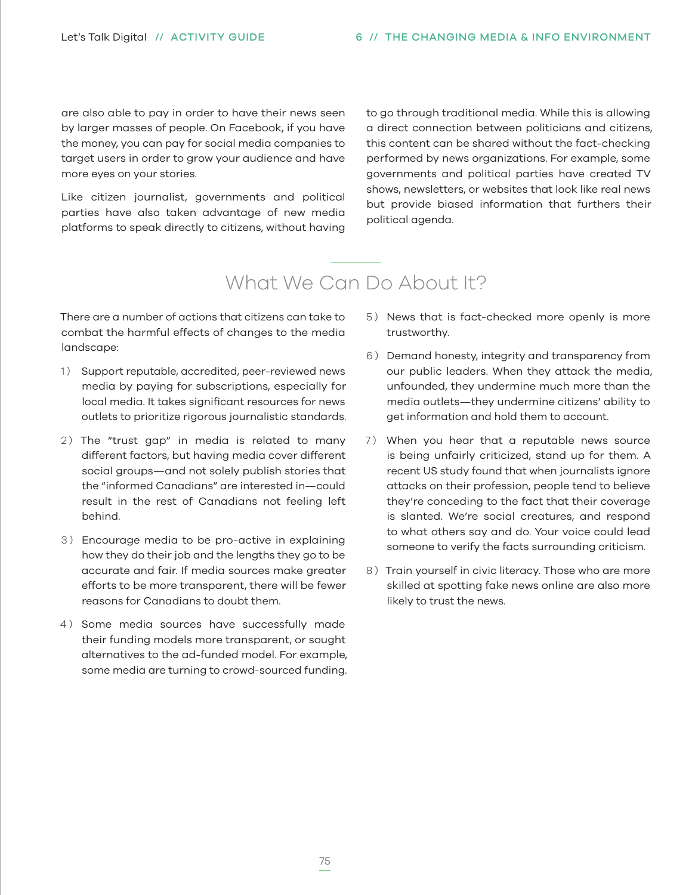are also able to pay in order to have their news seen by larger masses of people. On Facebook, if you have the money, you can pay for social media companies to target users in order to grow your audience and have more eyes on your stories.

Like citizen journalist, governments and political parties have also taken advantage of new media platforms to speak directly to citizens, without having to go through traditional media. While this is allowing a direct connection between politicians and citizens, this content can be shared without the fact-checking performed by news organizations. For example, some governments and political parties have created TV shows, newsletters, or websites that look like real news but provide biased information that furthers their political agenda.

## What We Can Do About It?

There are a number of actions that citizens can take to combat the harmful effects of changes to the media landscape:

1) Support reputable, accredited, peer-reviewed news media by paying for subscriptions, especially for local media. It takes significant resources for news outlets to prioritize rigorous journalistic standards.

2) The "trust gap" in media is related to many different factors, but having media cover different social groups—and not solely publish stories that the "informed Canadians" are interested in—could result in the rest of Canadians not feeling left behind.

3) Encourage media to be pro-active in explaining how they do their job and the lengths they go to be accurate and fair. If media sources make greater efforts to be more transparent, there will be fewer reasons for Canadians to doubt them.

4) Some media sources have successfully made their funding models more transparent, or sought alternatives to the ad-funded model. For example, some media are turning to crowd-sourced funding.

5) News that is fact-checked more openly is more trustworthy.

6) Demand honesty, integrity and transparency from our public leaders. When they attack the media, unfounded, they undermine much more than the media outlets—they undermine citizens' ability to get information and hold them to account.

7) When you hear that a reputable news source is being unfairly criticized, stand up for them. A recent US study found that when journalists ignore attacks on their profession, people tend to believe they're conceding to the fact that their coverage is slanted. We're social creatures, and respond to what others say and do. Your voice could lead someone to verify the facts surrounding criticism.

8) Train yourself in civic literacy. Those who are more skilled at spotting fake news online are also more likely to trust the news.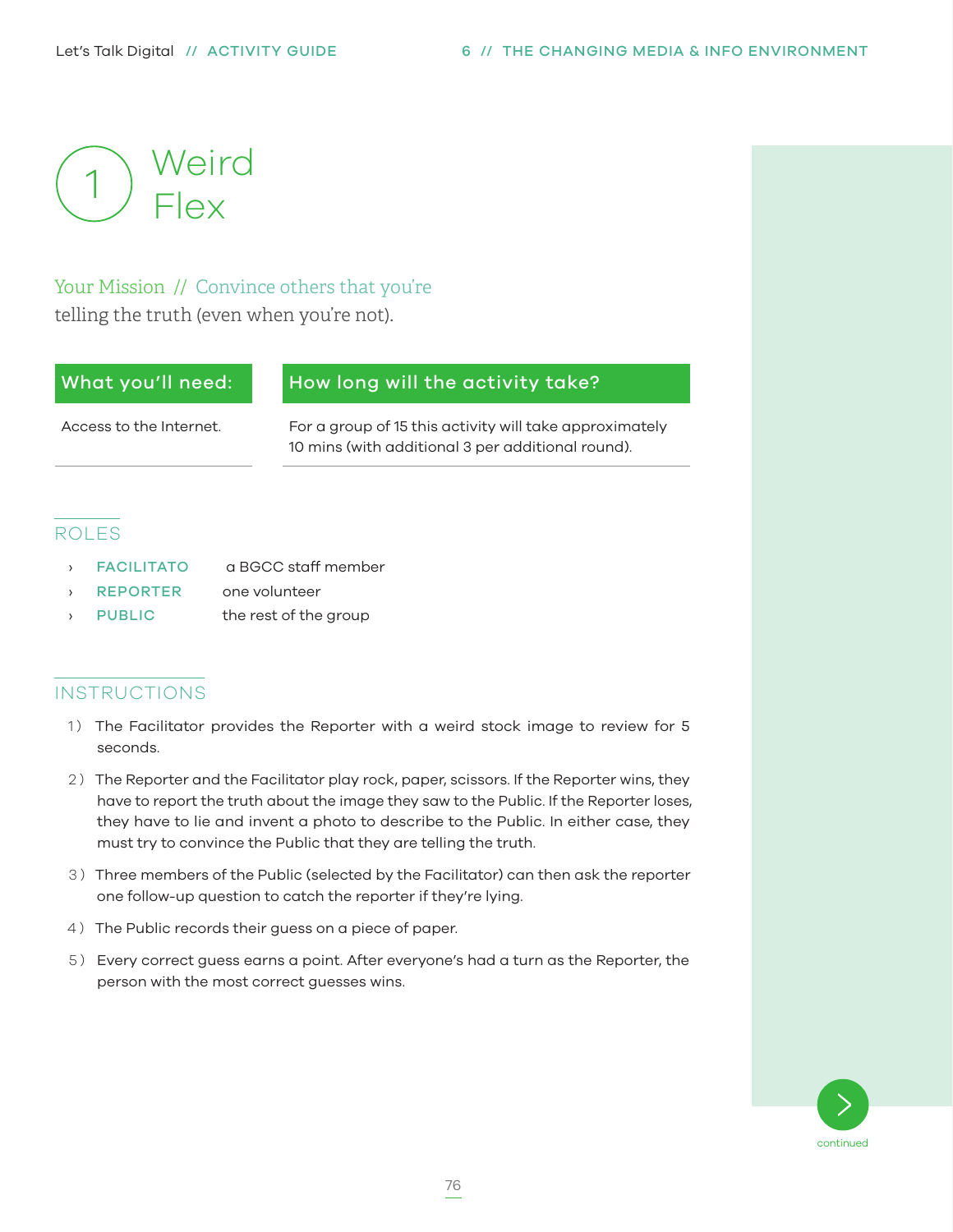# 1 Weird Flex

Your Mission // Convince others that you're telling the truth (even when you're not).

| What you'll need: | How long will the activity take? |
| --- | --- |
| Access to the Internet. | For a group of 15 this activity will take approximately 10 mins (with additional 3 per additional round). |

## ROLES

- **FACILITATO** a BGCC staff member
- **REPORTER** one volunteer
- **PUBLIC** the rest of the group

## INSTRUCTIONS

1) The Facilitator provides the Reporter with a weird stock image to review for 5 seconds.

2) The Reporter and the Facilitator play rock, paper, scissors. If the Reporter wins, they have to report the truth about the image they saw to the Public. If the Reporter loses, they have to lie and invent a photo to describe to the Public. In either case, they must try to convince the Public that they are telling the truth.

3) Three members of the Public (selected by the Facilitator) can then ask the reporter one follow-up question to catch the reporter if they're lying.

4) The Public records their guess on a piece of paper.

5) Every correct guess earns a point. After everyone's had a turn as the Reporter, the person with the most correct guesses wins.

continued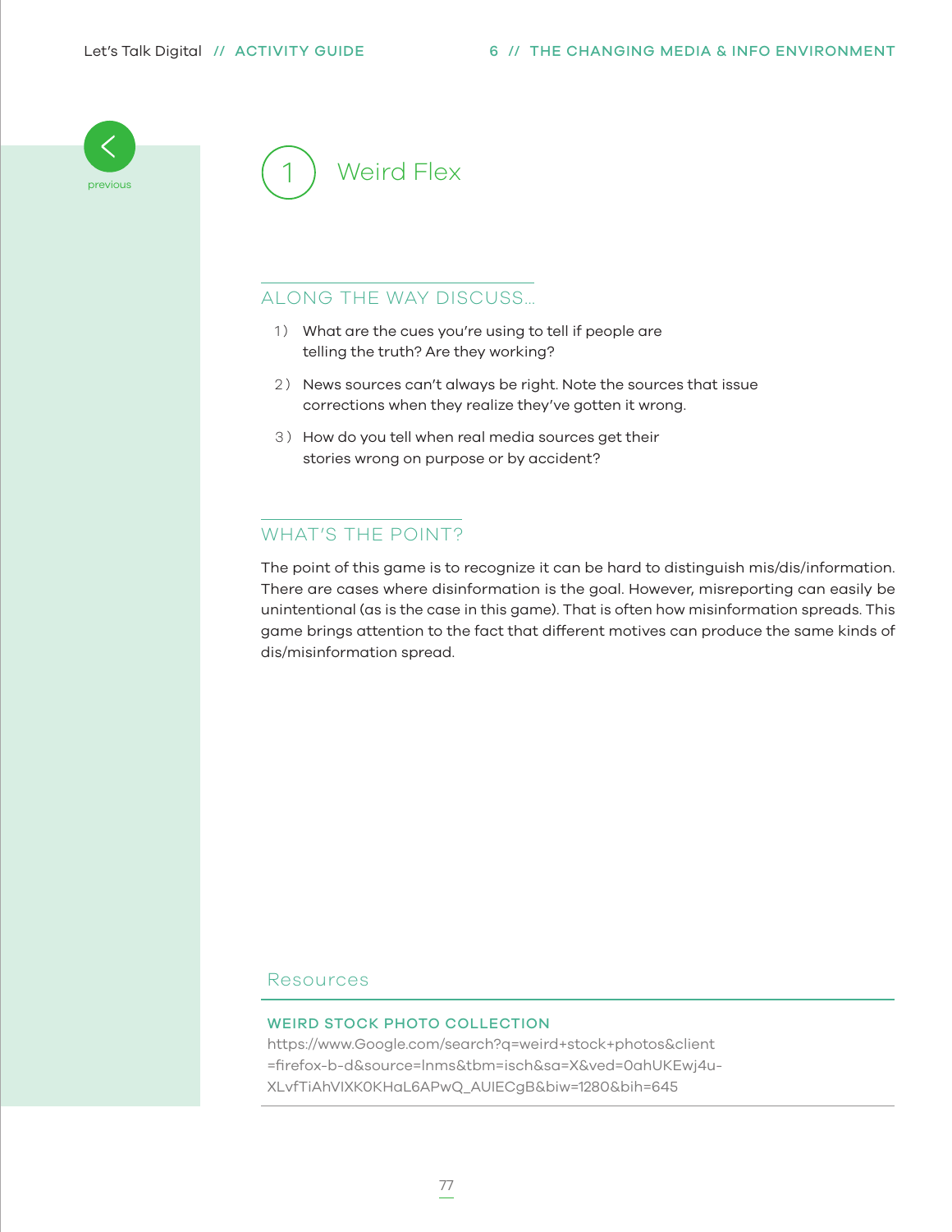# 1 Weird Flex

## ALONG THE WAY DISCUSS...

1) What are the cues you're using to tell if people are telling the truth? Are they working?

2) News sources can't always be right. Note the sources that issue corrections when they realize they've gotten it wrong.

3) How do you tell when real media sources get their stories wrong on purpose or by accident?

## WHAT'S THE POINT?

The point of this game is to recognize it can be hard to distinguish mis/dis/information. There are cases where disinformation is the goal. However, misreporting can easily be unintentional (as is the case in this game). That is often how misinformation spreads. This game brings attention to the fact that different motives can produce the same kinds of dis/misinformation spread.

## Resources

**WEIRD STOCK PHOTO COLLECTION**
https://www.Google.com/search?q=weird+stock+photos&client=firefox-b-d&source=lnms&tbm=isch&sa=X&ved=0ahUKEwj4u-XLvfTiAhVIXK0KHaL6APwQ_AUIECgB&biw=1280&bih=645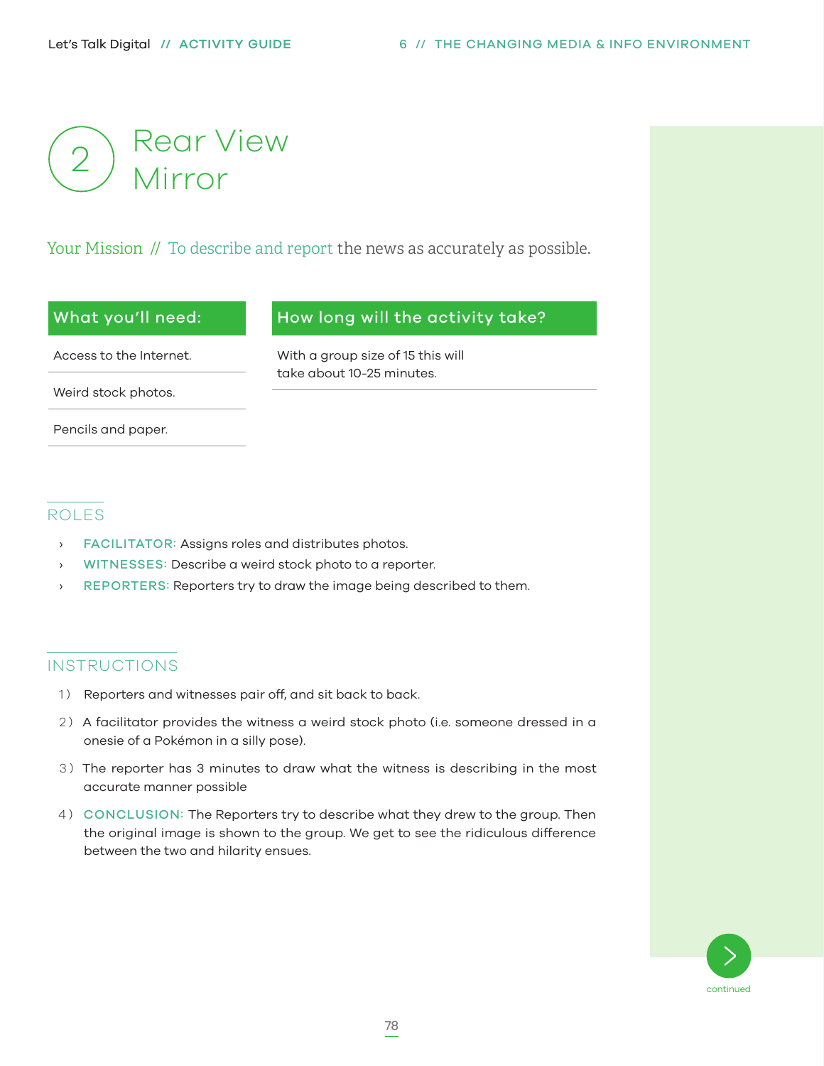# 2 Rear View Mirror

Your Mission // To describe and report the news as accurately as possible.

| What you'll need: |
| --- |
| Access to the Internet. |
| Weird stock photos. |
| Pencils and paper. |

| How long will the activity take? |
| --- |
| With a group size of 15 this will take about 10-25 minutes. |

## ROLES

- **FACILITATOR:** Assigns roles and distributes photos.
- **WITNESSES:** Describe a weird stock photo to a reporter.
- **REPORTERS:** Reporters try to draw the image being described to them.

## INSTRUCTIONS

1) Reporters and witnesses pair off, and sit back to back.
2) A facilitator provides the witness a weird stock photo (i.e. someone dressed in a onesie of a Pokémon in a silly pose).
3) The reporter has 3 minutes to draw what the witness is describing in the most accurate manner possible
4) **CONCLUSION:** The Reporters try to describe what they drew to the group. Then the original image is shown to the group. We get to see the ridiculous difference between the two and hilarity ensues.

continued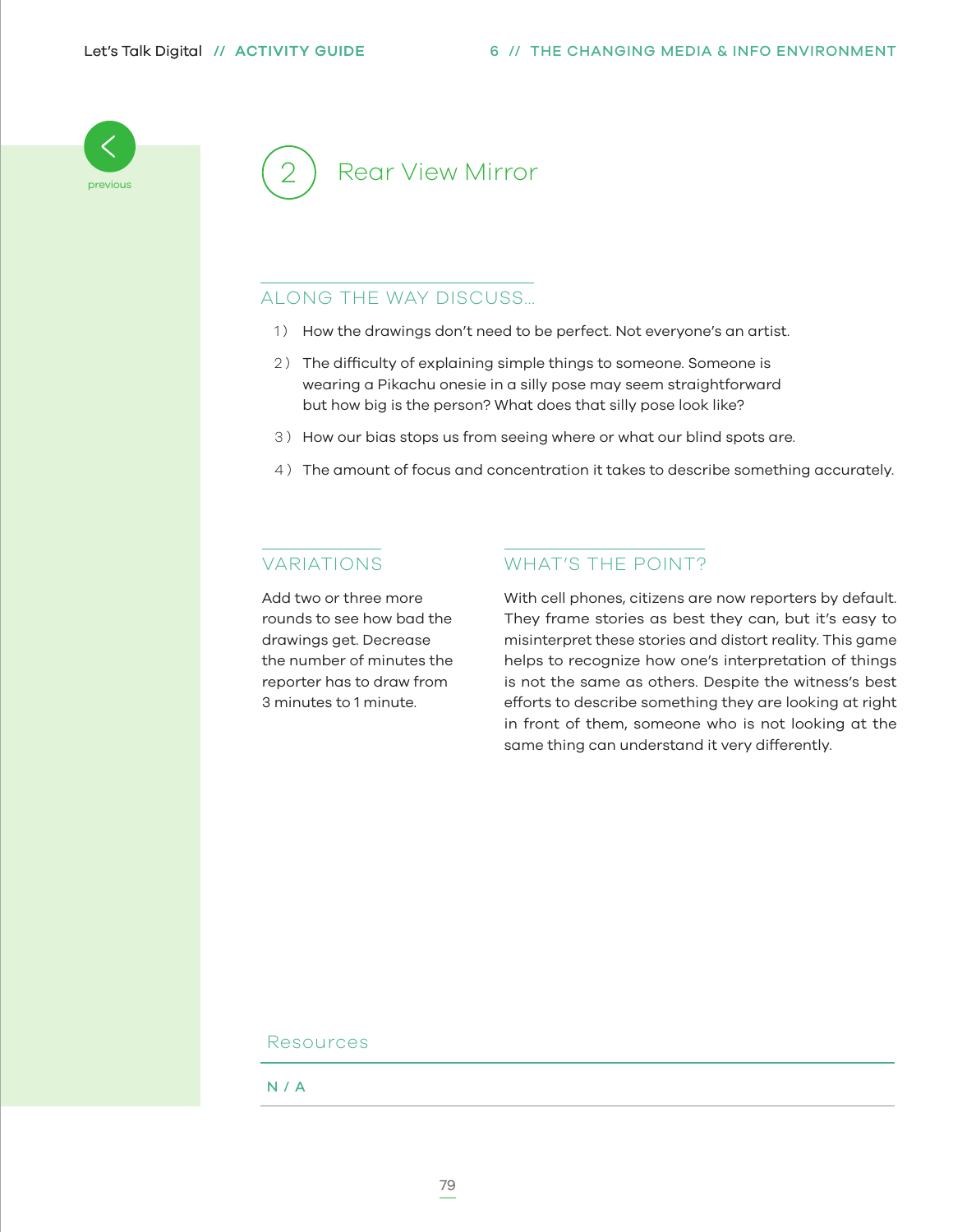# 2 Rear View Mirror

## ALONG THE WAY DISCUSS...

1) How the drawings don't need to be perfect. Not everyone's an artist.
2) The difficulty of explaining simple things to someone. Someone is wearing a Pikachu onesie in a silly pose may seem straightforward but how big is the person? What does that silly pose look like?
3) How our bias stops us from seeing where or what our blind spots are.
4) The amount of focus and concentration it takes to describe something accurately.

## VARIATIONS

Add two or three more rounds to see how bad the drawings get. Decrease the number of minutes the reporter has to draw from 3 minutes to 1 minute.

## WHAT'S THE POINT?

With cell phones, citizens are now reporters by default. They frame stories as best they can, but it's easy to misinterpret these stories and distort reality. This game helps to recognize how one's interpretation of things is not the same as others. Despite the witness's best efforts to describe something they are looking at right in front of them, someone who is not looking at the same thing can understand it very differently.

## Resources

N / A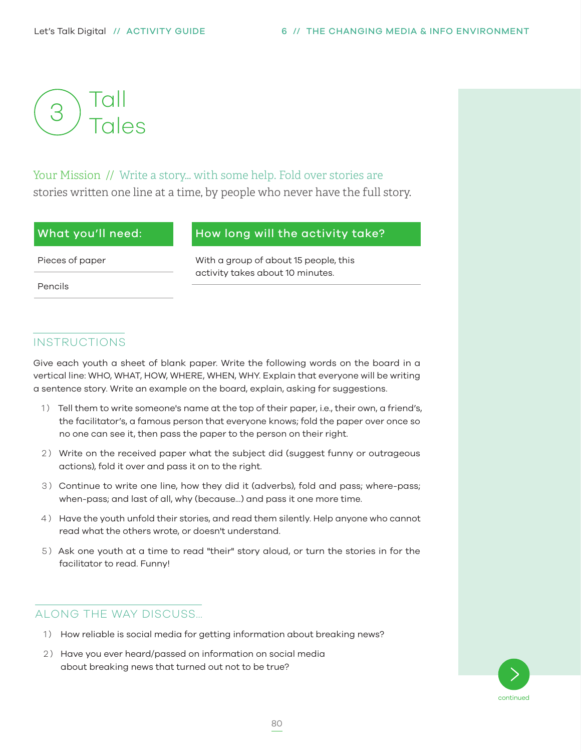# 3 Tall Tales

Your Mission // Write a story... with some help. Fold over stories are stories written one line at a time, by people who never have the full story.

| What you'll need: |
| --- |
| Pieces of paper |
| Pencils |

| How long will the activity take? |
| --- |
| With a group of about 15 people, this activity takes about 10 minutes. |

## INSTRUCTIONS

Give each youth a sheet of blank paper. Write the following words on the board in a vertical line: WHO, WHAT, HOW, WHERE, WHEN, WHY. Explain that everyone will be writing a sentence story. Write an example on the board, explain, asking for suggestions.

1) Tell them to write someone's name at the top of their paper, i.e., their own, a friend's, the facilitator's, a famous person that everyone knows; fold the paper over once so no one can see it, then pass the paper to the person on their right.
2) Write on the received paper what the subject did (suggest funny or outrageous actions), fold it over and pass it on to the right.
3) Continue to write one line, how they did it (adverbs), fold and pass; where-pass; when-pass; and last of all, why (because...) and pass it one more time.
4) Have the youth unfold their stories, and read them silently. Help anyone who cannot read what the others wrote, or doesn't understand.
5) Ask one youth at a time to read "their" story aloud, or turn the stories in for the facilitator to read. Funny!

## ALONG THE WAY DISCUSS...

1) How reliable is social media for getting information about breaking news?
2) Have you ever heard/passed on information on social media about breaking news that turned out not to be true?

continued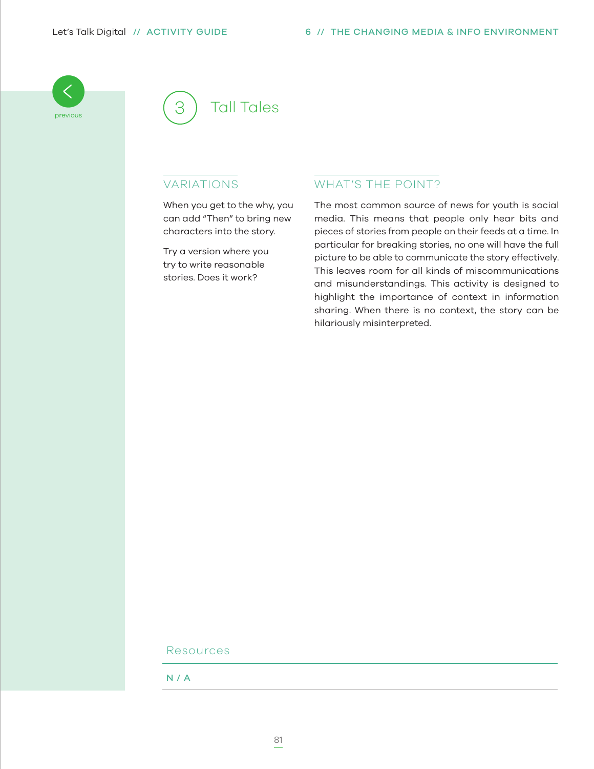# 3 Tall Tales

## VARIATIONS

When you get to the why, you can add "Then" to bring new characters into the story.

Try a version where you try to write reasonable stories. Does it work?

## WHAT'S THE POINT?

The most common source of news for youth is social media. This means that people only hear bits and pieces of stories from people on their feeds at a time. In particular for breaking stories, no one will have the full picture to be able to communicate the story effectively. This leaves room for all kinds of miscommunications and misunderstandings. This activity is designed to highlight the importance of context in information sharing. When there is no context, the story can be hilariously misinterpreted.

## Resources

N / A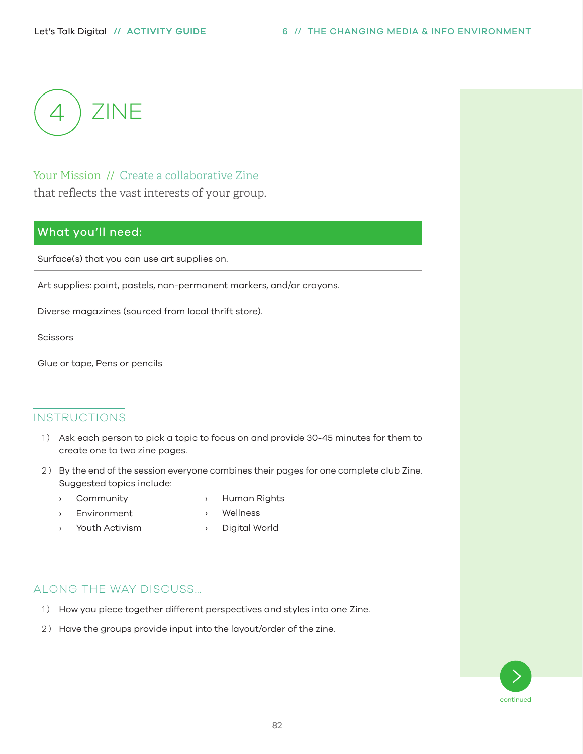# 4 ZINE

Your Mission // Create a collaborative Zine that reflects the vast interests of your group.

| What you'll need: |
| --- |
| Surface(s) that you can use art supplies on. |
| Art supplies: paint, pastels, non-permanent markers, and/or crayons. |
| Diverse magazines (sourced from local thrift store). |
| Scissors |
| Glue or tape, Pens or pencils |

## INSTRUCTIONS

1) Ask each person to pick a topic to focus on and provide 30-45 minutes for them to create one to two zine pages.

2) By the end of the session everyone combines their pages for one complete club Zine. Suggested topics include:

- Community
- Environment
- Youth Activism
- Human Rights
- Wellness
- Digital World

## ALONG THE WAY DISCUSS...

1) How you piece together different perspectives and styles into one Zine.

2) Have the groups provide input into the layout/order of the zine.

continued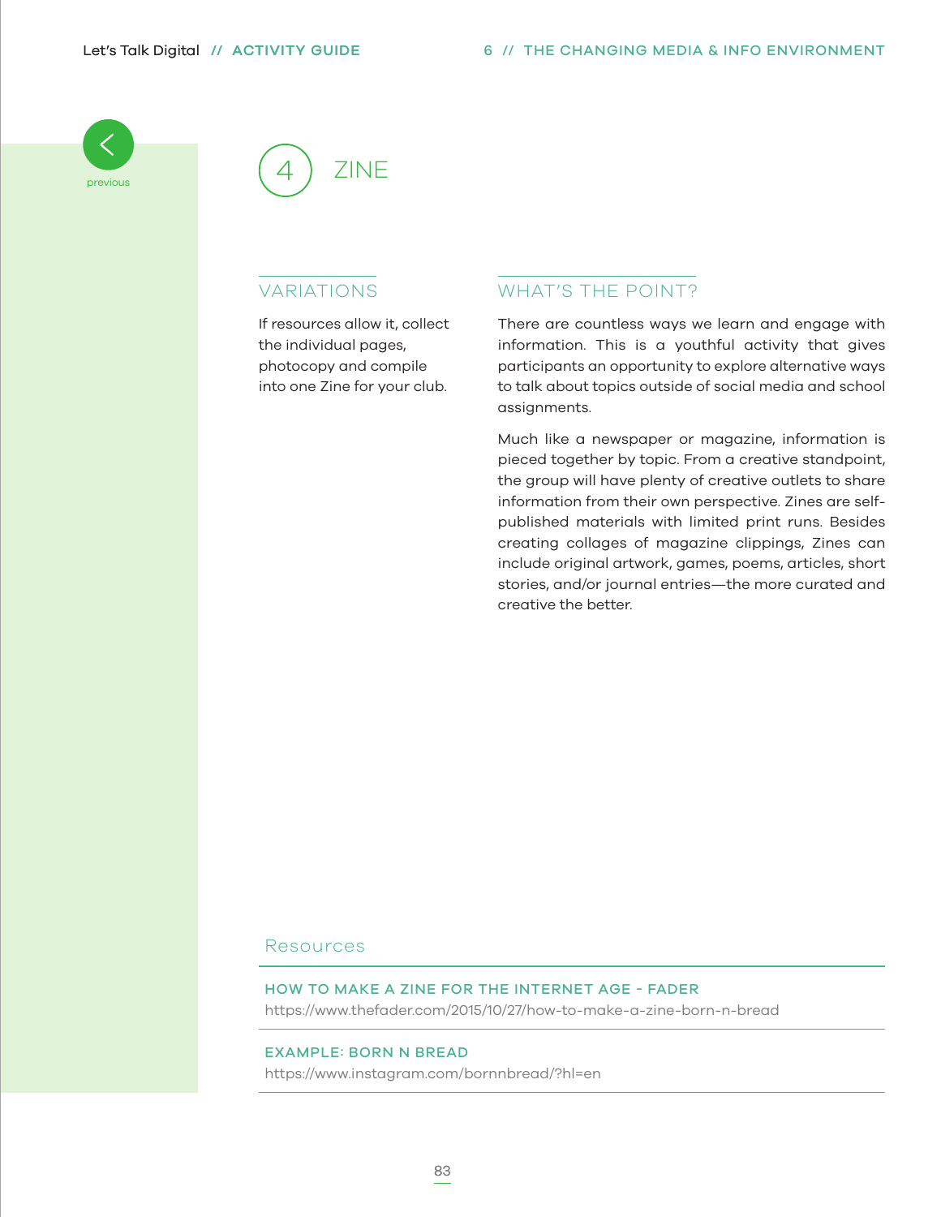# 4 ZINE

## VARIATIONS

If resources allow it, collect the individual pages, photocopy and compile into one Zine for your club.

## WHAT'S THE POINT?

There are countless ways we learn and engage with information. This is a youthful activity that gives participants an opportunity to explore alternative ways to talk about topics outside of social media and school assignments.

Much like a newspaper or magazine, information is pieced together by topic. From a creative standpoint, the group will have plenty of creative outlets to share information from their own perspective. Zines are self-published materials with limited print runs. Besides creating collages of magazine clippings, Zines can include original artwork, games, poems, articles, short stories, and/or journal entries—the more curated and creative the better.

## Resources

**HOW TO MAKE A ZINE FOR THE INTERNET AGE - FADER**
https://www.thefader.com/2015/10/27/how-to-make-a-zine-born-n-bread

**EXAMPLE: BORN N BREAD**
https://www.instagram.com/bornnbread/?hl=en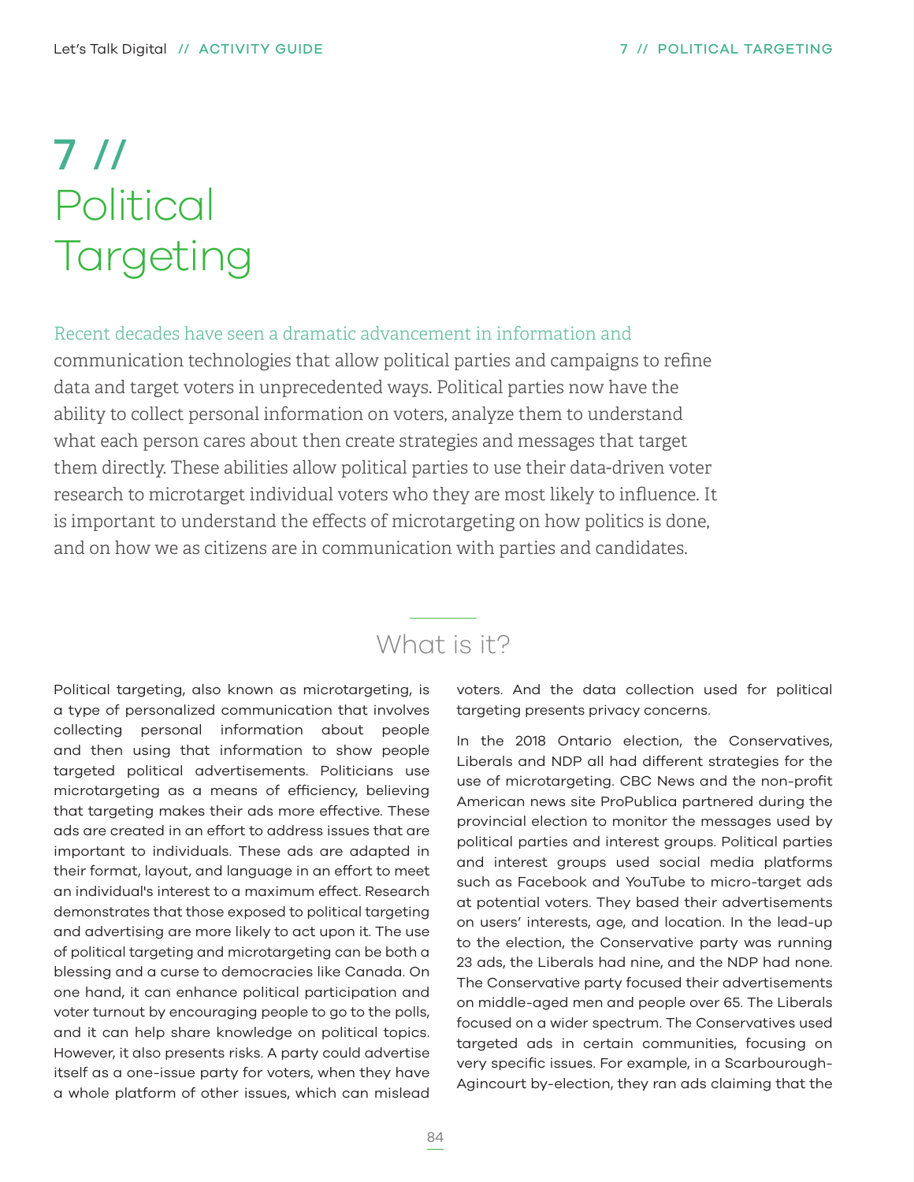# 7 // Political Targeting

Recent decades have seen a dramatic advancement in information and communication technologies that allow political parties and campaigns to refine data and target voters in unprecedented ways. Political parties now have the ability to collect personal information on voters, analyze them to understand what each person cares about then create strategies and messages that target them directly. These abilities allow political parties to use their data-driven voter research to microtarget individual voters who they are most likely to influence. It is important to understand the effects of microtargeting on how politics is done, and on how we as citizens are in communication with parties and candidates.

## What is it?

Political targeting, also known as microtargeting, is a type of personalized communication that involves collecting personal information about people and then using that information to show people targeted political advertisements. Politicians use microtargeting as a means of efficiency, believing that targeting makes their ads more effective. These ads are created in an effort to address issues that are important to individuals. These ads are adapted in their format, layout, and language in an effort to meet an individual's interest to a maximum effect. Research demonstrates that those exposed to political targeting and advertising are more likely to act upon it. The use of political targeting and microtargeting can be both a blessing and a curse to democracies like Canada. On one hand, it can enhance political participation and voter turnout by encouraging people to go to the polls, and it can help share knowledge on political topics. However, it also presents risks. A party could advertise itself as a one-issue party for voters, when they have a whole platform of other issues, which can mislead voters. And the data collection used for political targeting presents privacy concerns.

In the 2018 Ontario election, the Conservatives, Liberals and NDP all had different strategies for the use of microtargeting. CBC News and the non-profit American news site ProPublica partnered during the provincial election to monitor the messages used by political parties and interest groups. Political parties and interest groups used social media platforms such as Facebook and YouTube to micro-target ads at potential voters. They based their advertisements on users' interests, age, and location. In the lead-up to the election, the Conservative party was running 23 ads, the Liberals had nine, and the NDP had none. The Conservative party focused their advertisements on middle-aged men and people over 65. The Liberals focused on a wider spectrum. The Conservatives used targeted ads in certain communities, focusing on very specific issues. For example, in a Scarborough-Agincourt by-election, they ran ads claiming that the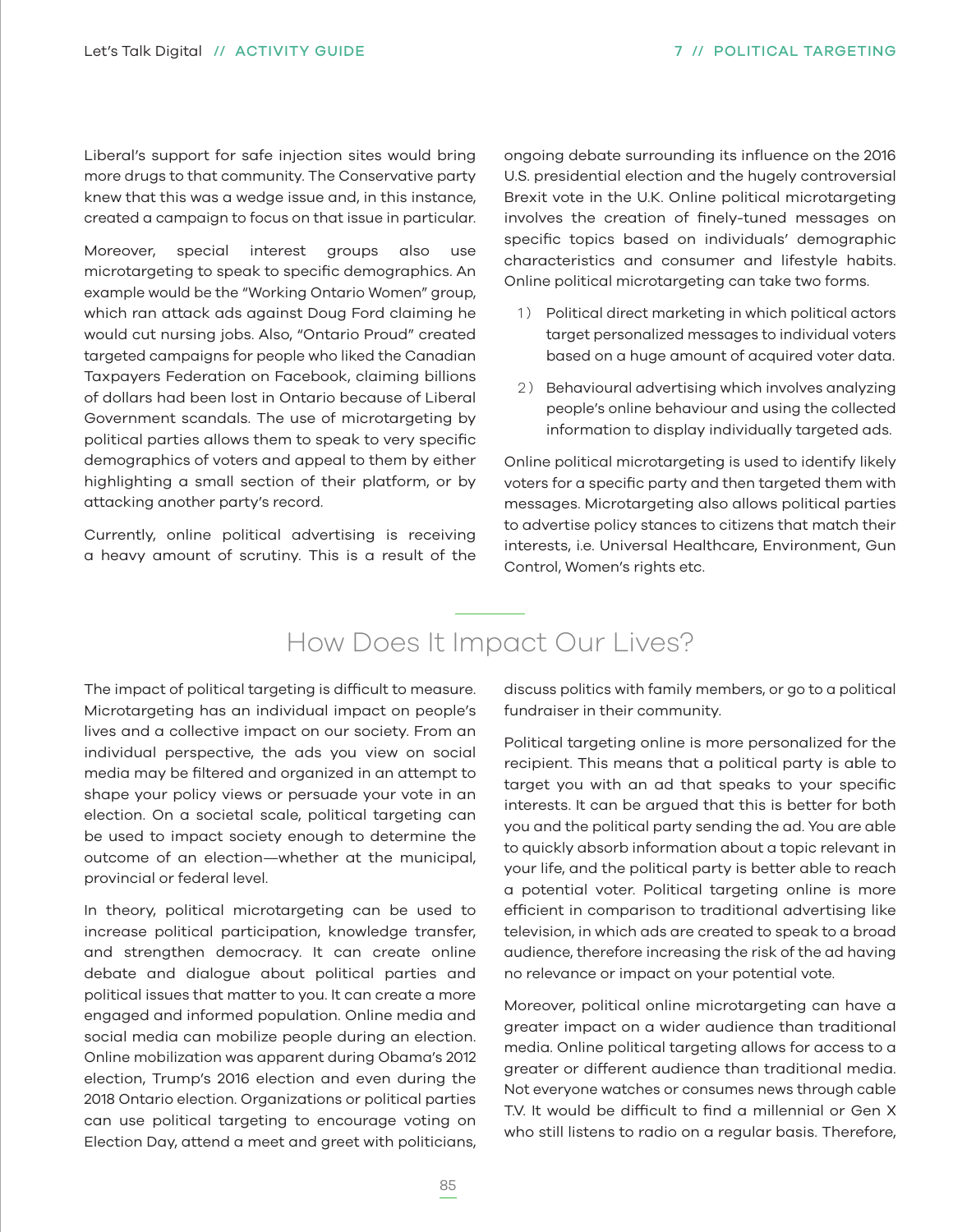Liberal's support for safe injection sites would bring more drugs to that community. The Conservative party knew that this was a wedge issue and, in this instance, created a campaign to focus on that issue in particular.

Moreover, special interest groups also use microtargeting to speak to specific demographics. An example would be the "Working Ontario Women" group, which ran attack ads against Doug Ford claiming he would cut nursing jobs. Also, "Ontario Proud" created targeted campaigns for people who liked the Canadian Taxpayers Federation on Facebook, claiming billions of dollars had been lost in Ontario because of Liberal Government scandals. The use of microtargeting by political parties allows them to speak to very specific demographics of voters and appeal to them by either highlighting a small section of their platform, or by attacking another party's record.

Currently, online political advertising is receiving a heavy amount of scrutiny. This is a result of the ongoing debate surrounding its influence on the 2016 U.S. presidential election and the hugely controversial Brexit vote in the U.K. Online political microtargeting involves the creation of finely-tuned messages on specific topics based on individuals' demographic characteristics and consumer and lifestyle habits. Online political microtargeting can take two forms.

1) Political direct marketing in which political actors target personalized messages to individual voters based on a huge amount of acquired voter data.
2) Behavioural advertising which involves analyzing people's online behaviour and using the collected information to display individually targeted ads.

Online political microtargeting is used to identify likely voters for a specific party and then targeted them with messages. Microtargeting also allows political parties to advertise policy stances to citizens that match their interests, i.e. Universal Healthcare, Environment, Gun Control, Women's rights etc.

## How Does It Impact Our Lives?

The impact of political targeting is difficult to measure. Microtargeting has an individual impact on people's lives and a collective impact on our society. From an individual perspective, the ads you view on social media may be filtered and organized in an attempt to shape your policy views or persuade your vote in an election. On a societal scale, political targeting can be used to impact society enough to determine the outcome of an election—whether at the municipal, provincial or federal level.

In theory, political microtargeting can be used to increase political participation, knowledge transfer, and strengthen democracy. It can create online debate and dialogue about political parties and political issues that matter to you. It can create a more engaged and informed population. Online media and social media can mobilize people during an election. Online mobilization was apparent during Obama's 2012 election, Trump's 2016 election and even during the 2018 Ontario election. Organizations or political parties can use political targeting to encourage voting on Election Day, attend a meet and greet with politicians, discuss politics with family members, or go to a political fundraiser in their community.

Political targeting online is more personalized for the recipient. This means that a political party is able to target you with an ad that speaks to your specific interests. It can be argued that this is better for both you and the political party sending the ad. You are able to quickly absorb information about a topic relevant in your life, and the political party is better able to reach a potential voter. Political targeting online is more efficient in comparison to traditional advertising like television, in which ads are created to speak to a broad audience, therefore increasing the risk of the ad having no relevance or impact on your potential vote.

Moreover, political online microtargeting can have a greater impact on a wider audience than traditional media. Online political targeting allows for access to a greater or different audience than traditional media. Not everyone watches or consumes news through cable T.V. It would be difficult to find a millennial or Gen X who still listens to radio on a regular basis. Therefore,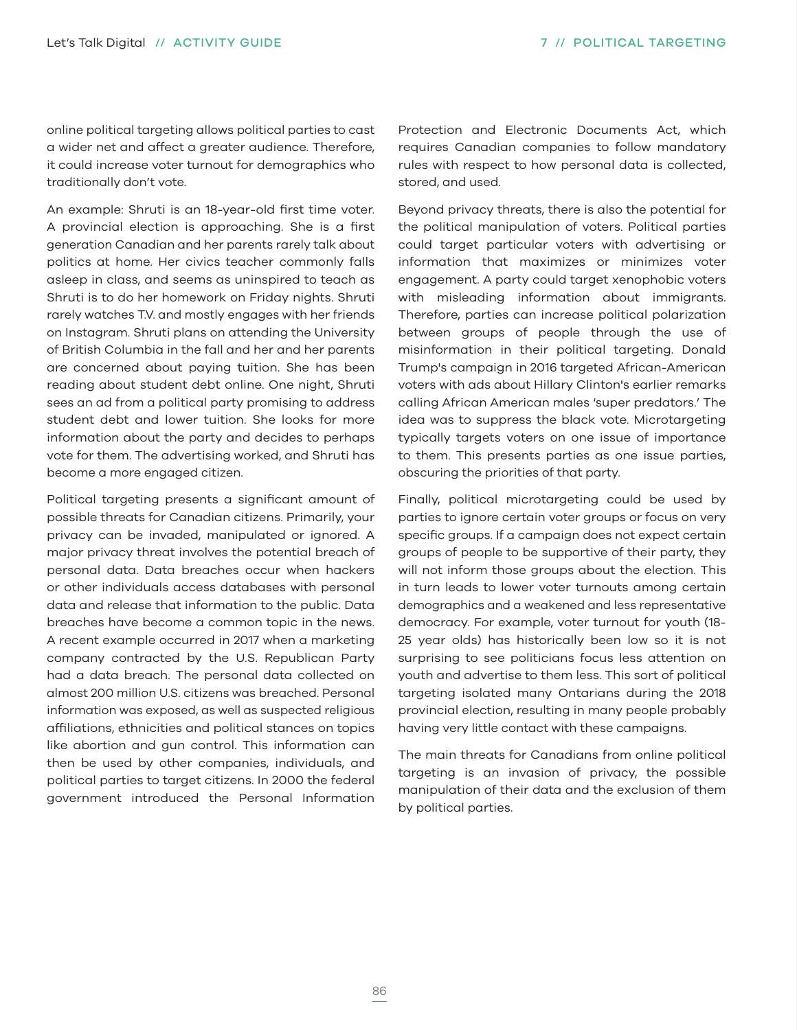online political targeting allows political parties to cast a wider net and affect a greater audience. Therefore, it could increase voter turnout for demographics who traditionally don't vote.

An example: Shruti is an 18-year-old first time voter. A provincial election is approaching. She is a first generation Canadian and her parents rarely talk about politics at home. Her civics teacher commonly falls asleep in class, and seems as uninspired to teach as Shruti is to do her homework on Friday nights. Shruti rarely watches T.V. and mostly engages with her friends on Instagram. Shruti plans on attending the University of British Columbia in the fall and her and her parents are concerned about paying tuition. She has been reading about student debt online. One night, Shruti sees an ad from a political party promising to address student debt and lower tuition. She looks for more information about the party and decides to perhaps vote for them. The advertising worked, and Shruti has become a more engaged citizen.

Political targeting presents a significant amount of possible threats for Canadian citizens. Primarily, your privacy can be invaded, manipulated or ignored. A major privacy threat involves the potential breach of personal data. Data breaches occur when hackers or other individuals access databases with personal data and release that information to the public. Data breaches have become a common topic in the news. A recent example occurred in 2017 when a marketing company contracted by the U.S. Republican Party had a data breach. The personal data collected on almost 200 million U.S. citizens was breached. Personal information was exposed, as well as suspected religious affiliations, ethnicities and political stances on topics like abortion and gun control. This information can then be used by other companies, individuals, and political parties to target citizens. In 2000 the federal government introduced the Personal Information Protection and Electronic Documents Act, which requires Canadian companies to follow mandatory rules with respect to how personal data is collected, stored, and used.

Beyond privacy threats, there is also the potential for the political manipulation of voters. Political parties could target particular voters with advertising or information that maximizes or minimizes voter engagement. A party could target xenophobic voters with misleading information about immigrants. Therefore, parties can increase political polarization between groups of people through the use of misinformation in their political targeting. Donald Trump's campaign in 2016 targeted African-American voters with ads about Hillary Clinton's earlier remarks calling African American males 'super predators.' The idea was to suppress the black vote. Microtargeting typically targets voters on one issue of importance to them. This presents parties as one issue parties, obscuring the priorities of that party.

Finally, political microtargeting could be used by parties to ignore certain voter groups or focus on very specific groups. If a campaign does not expect certain groups of people to be supportive of their party, they will not inform those groups about the election. This in turn leads to lower voter turnouts among certain demographics and a weakened and less representative democracy. For example, voter turnout for youth (18-25 year olds) has historically been low so it is not surprising to see politicians focus less attention on youth and advertise to them less. This sort of political targeting isolated many Ontarians during the 2018 provincial election, resulting in many people probably having very little contact with these campaigns.

The main threats for Canadians from online political targeting is an invasion of privacy, the possible manipulation of their data and the exclusion of them by political parties.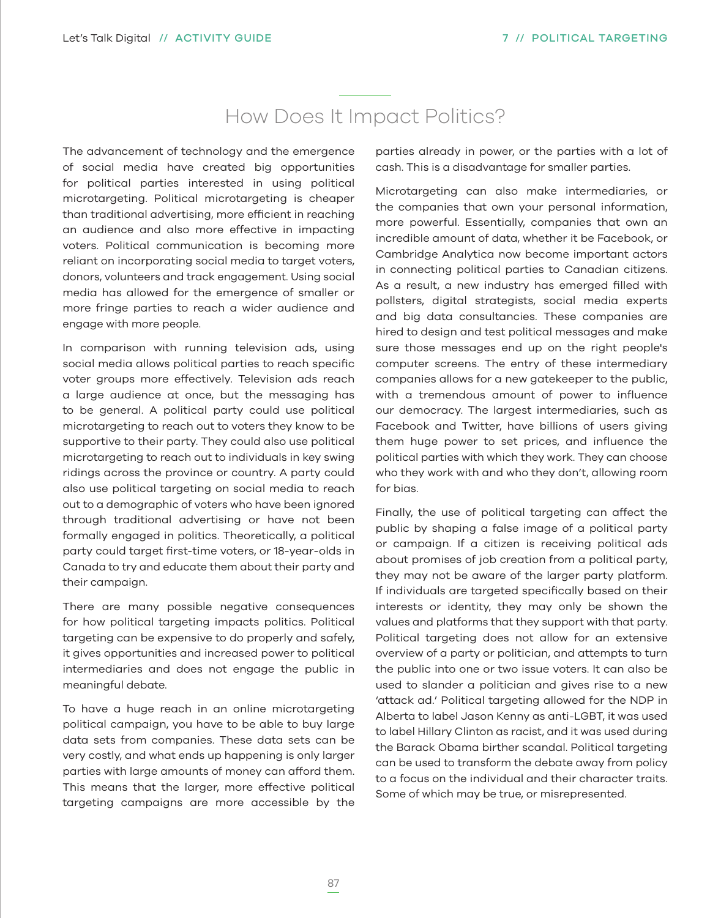## How Does It Impact Politics?

The advancement of technology and the emergence of social media have created big opportunities for political parties interested in using political microtargeting. Political microtargeting is cheaper than traditional advertising, more efficient in reaching an audience and also more effective in impacting voters. Political communication is becoming more reliant on incorporating social media to target voters, donors, volunteers and track engagement. Using social media has allowed for the emergence of smaller or more fringe parties to reach a wider audience and engage with more people.

In comparison with running television ads, using social media allows political parties to reach specific voter groups more effectively. Television ads reach a large audience at once, but the messaging has to be general. A political party could use political microtargeting to reach out to voters they know to be supportive to their party. They could also use political microtargeting to reach out to individuals in key swing ridings across the province or country. A party could also use political targeting on social media to reach out to a demographic of voters who have been ignored through traditional advertising or have not been formally engaged in politics. Theoretically, a political party could target first-time voters, or 18-year-olds in Canada to try and educate them about their party and their campaign.

There are many possible negative consequences for how political targeting impacts politics. Political targeting can be expensive to do properly and safely, it gives opportunities and increased power to political intermediaries and does not engage the public in meaningful debate.

To have a huge reach in an online microtargeting political campaign, you have to be able to buy large data sets from companies. These data sets can be very costly, and what ends up happening is only larger parties with large amounts of money can afford them. This means that the larger, more effective political targeting campaigns are more accessible by the parties already in power, or the parties with a lot of cash. This is a disadvantage for smaller parties.

Microtargeting can also make intermediaries, or the companies that own your personal information, more powerful. Essentially, companies that own an incredible amount of data, whether it be Facebook, or Cambridge Analytica now become important actors in connecting political parties to Canadian citizens. As a result, a new industry has emerged filled with pollsters, digital strategists, social media experts and big data consultancies. These companies are hired to design and test political messages and make sure those messages end up on the right people's computer screens. The entry of these intermediary companies allows for a new gatekeeper to the public, with a tremendous amount of power to influence our democracy. The largest intermediaries, such as Facebook and Twitter, have billions of users giving them huge power to set prices, and influence the political parties with which they work. They can choose who they work with and who they don't, allowing room for bias.

Finally, the use of political targeting can affect the public by shaping a false image of a political party or campaign. If a citizen is receiving political ads about promises of job creation from a political party, they may not be aware of the larger party platform. If individuals are targeted specifically based on their interests or identity, they may only be shown the values and platforms that they support with that party. Political targeting does not allow for an extensive overview of a party or politician, and attempts to turn the public into one or two issue voters. It can also be used to slander a politician and gives rise to a new 'attack ad.' Political targeting allowed for the NDP in Alberta to label Jason Kenny as anti-LGBT, it was used to label Hillary Clinton as racist, and it was used during the Barack Obama birther scandal. Political targeting can be used to transform the debate away from policy to a focus on the individual and their character traits. Some of which may be true, or misrepresented.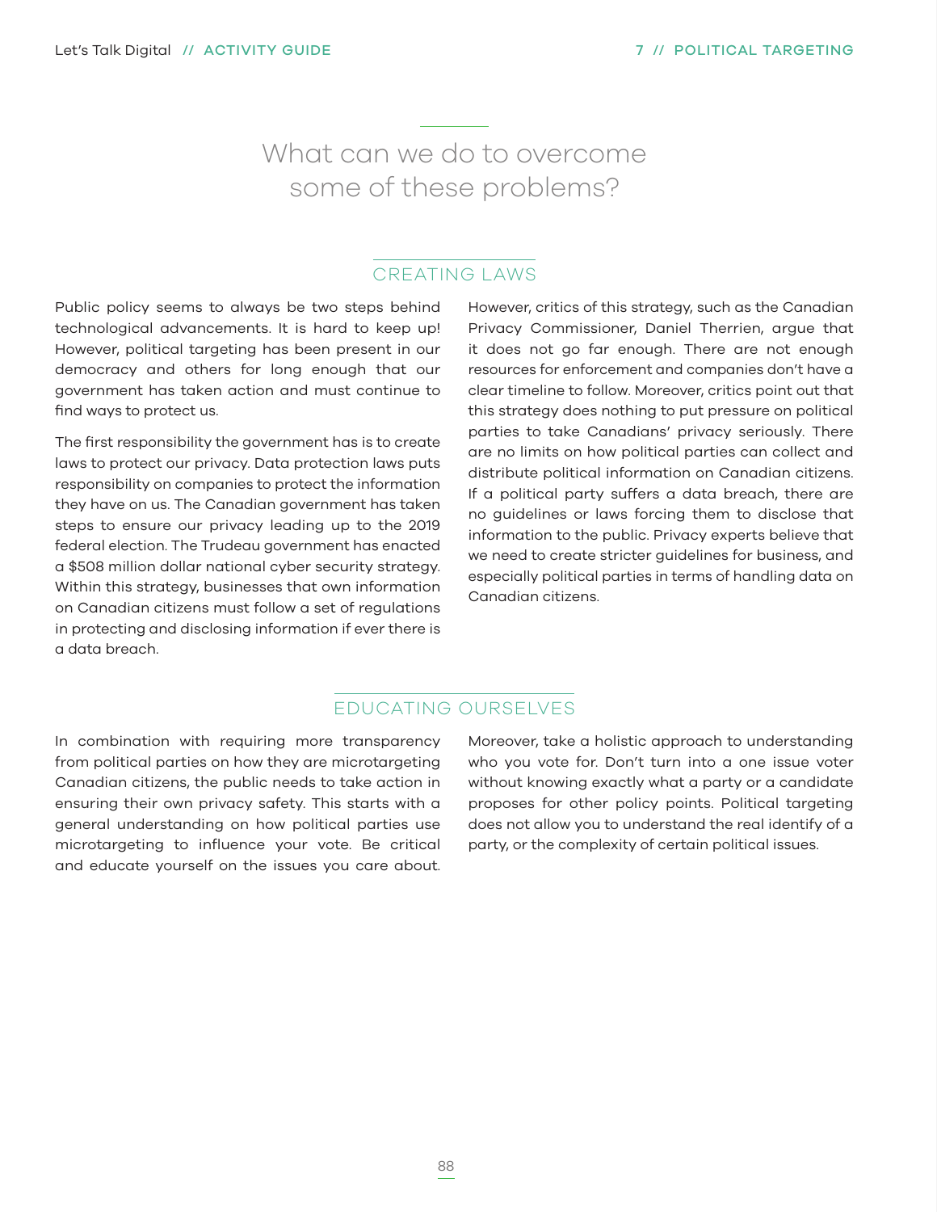# What can we do to overcome some of these problems?

## CREATING LAWS

Public policy seems to always be two steps behind technological advancements. It is hard to keep up! However, political targeting has been present in our democracy and others for long enough that our government has taken action and must continue to find ways to protect us.

The first responsibility the government has is to create laws to protect our privacy. Data protection laws puts responsibility on companies to protect the information they have on us. The Canadian government has taken steps to ensure our privacy leading up to the 2019 federal election. The Trudeau government has enacted a $508 million dollar national cyber security strategy. Within this strategy, businesses that own information on Canadian citizens must follow a set of regulations in protecting and disclosing information if ever there is a data breach.

However, critics of this strategy, such as the Canadian Privacy Commissioner, Daniel Therrien, argue that it does not go far enough. There are not enough resources for enforcement and companies don't have a clear timeline to follow. Moreover, critics point out that this strategy does nothing to put pressure on political parties to take Canadians' privacy seriously. There are no limits on how political parties can collect and distribute political information on Canadian citizens. If a political party suffers a data breach, there are no guidelines or laws forcing them to disclose that information to the public. Privacy experts believe that we need to create stricter guidelines for business, and especially political parties in terms of handling data on Canadian citizens.

## EDUCATING OURSELVES

In combination with requiring more transparency from political parties on how they are microtargeting Canadian citizens, the public needs to take action in ensuring their own privacy safety. This starts with a general understanding on how political parties use microtargeting to influence your vote. Be critical and educate yourself on the issues you care about.

Moreover, take a holistic approach to understanding who you vote for. Don't turn into a one issue voter without knowing exactly what a party or a candidate proposes for other policy points. Political targeting does not allow you to understand the real identify of a party, or the complexity of certain political issues.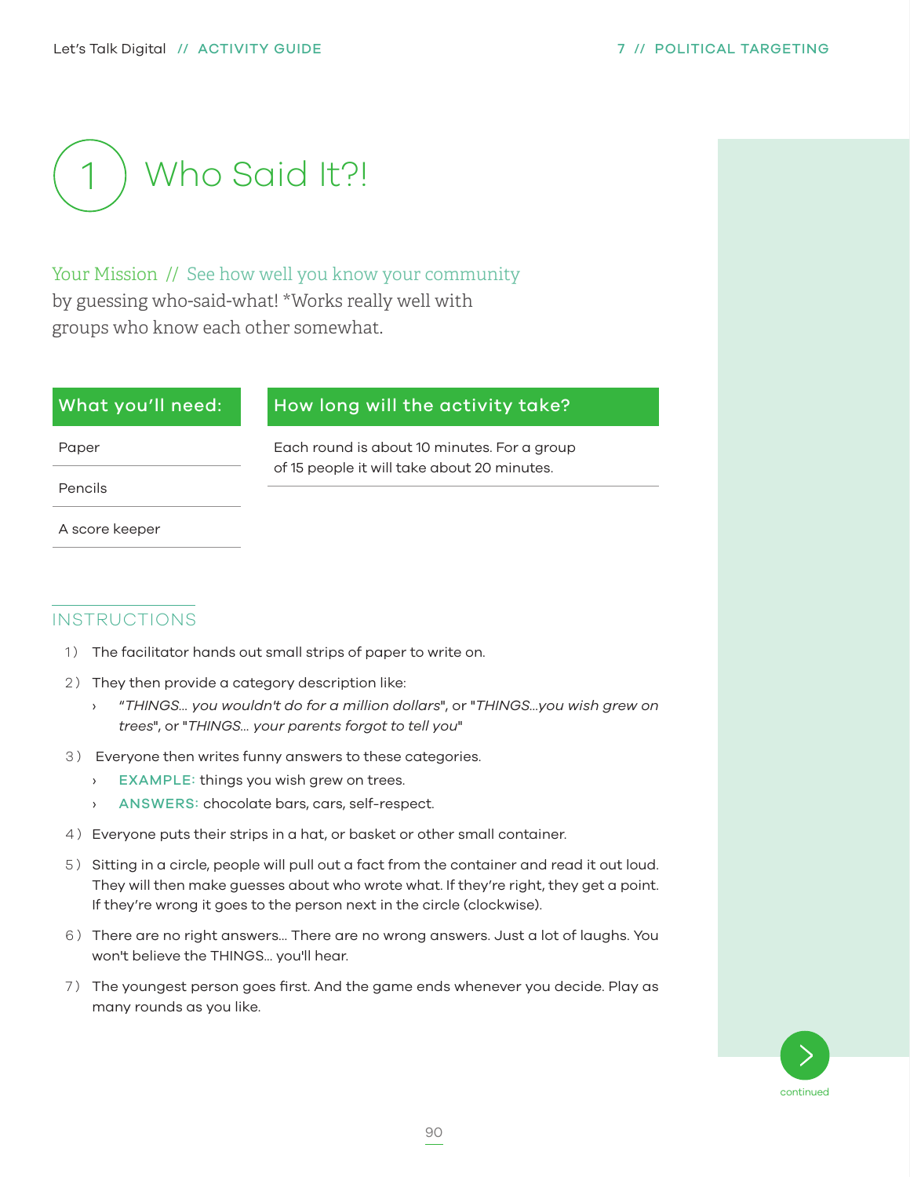# 1 Who Said It?!

Your Mission // See how well you know your community by guessing who-said-what! *Works really well with groups who know each other somewhat.

| What you'll need: |
| --- |
| Paper |
| Pencils |
| A score keeper |

| How long will the activity take? |
| --- |
| Each round is about 10 minutes. For a group of 15 people it will take about 20 minutes. |

## INSTRUCTIONS

1) The facilitator hands out small strips of paper to write on.
2) They then provide a category description like:
   - "*THINGS... you wouldn't do for a million dollars*", or "*THINGS...you wish grew on trees*", or "*THINGS... your parents forgot to tell you*"
3) Everyone then writes funny answers to these categories.
   - EXAMPLE: things you wish grew on trees.
   - ANSWERS: chocolate bars, cars, self-respect.
4) Everyone puts their strips in a hat, or basket or other small container.
5) Sitting in a circle, people will pull out a fact from the container and read it out loud. They will then make guesses about who wrote what. If they're right, they get a point. If they're wrong it goes to the person next in the circle (clockwise).
6) There are no right answers... There are no wrong answers. Just a lot of laughs. You won't believe the THINGS... you'll hear.
7) The youngest person goes first. And the game ends whenever you decide. Play as many rounds as you like.

continued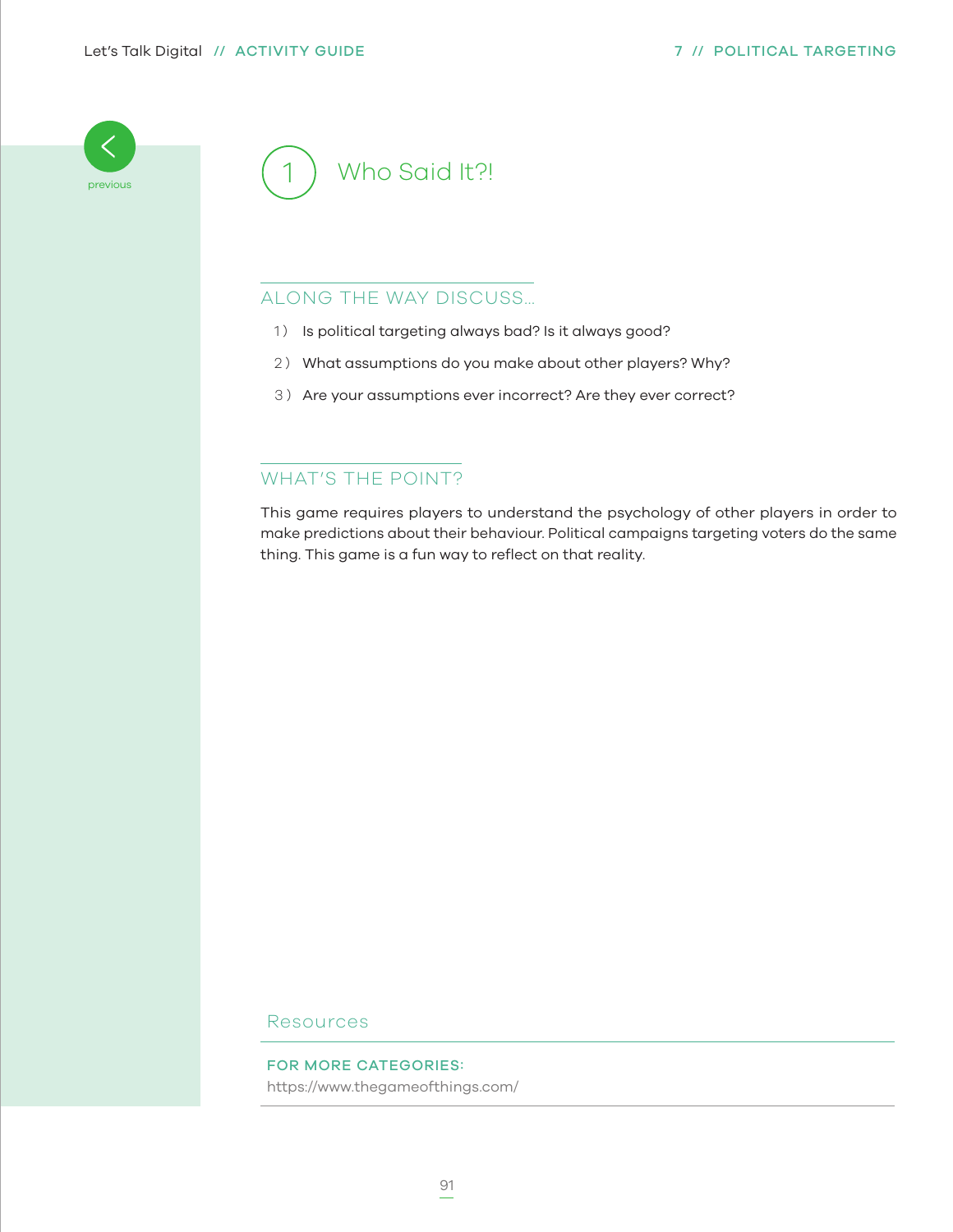# 1 Who Said It?!

## ALONG THE WAY DISCUSS...

1) Is political targeting always bad? Is it always good?
2) What assumptions do you make about other players? Why?
3) Are your assumptions ever incorrect? Are they ever correct?

## WHAT'S THE POINT?

This game requires players to understand the psychology of other players in order to make predictions about their behaviour. Political campaigns targeting voters do the same thing. This game is a fun way to reflect on that reality.

## Resources

**FOR MORE CATEGORIES:**
https://www.thegameofthings.com/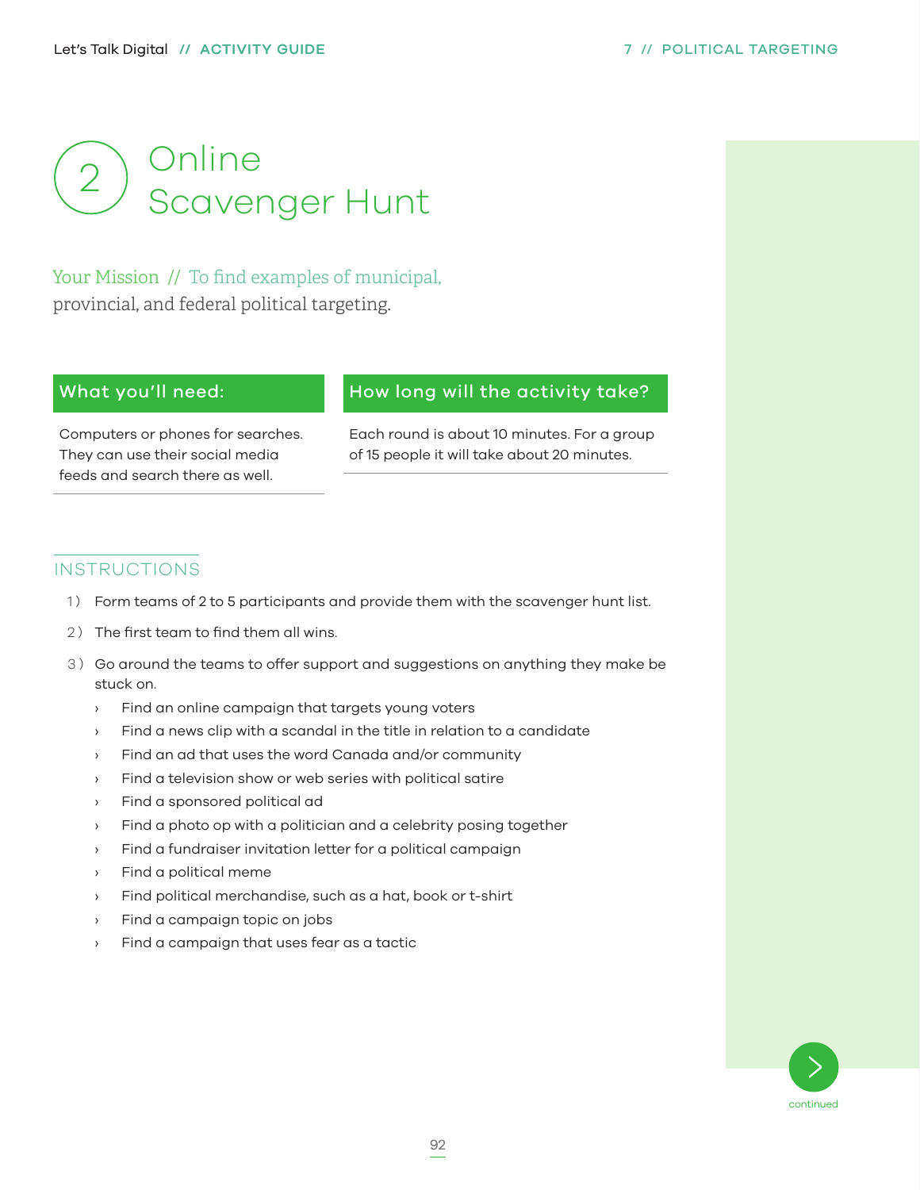# 2 Online Scavenger Hunt

Your Mission // To find examples of municipal, provincial, and federal political targeting.

## What you'll need:

Computers or phones for searches. They can use their social media feeds and search there as well.

## How long will the activity take?

Each round is about 10 minutes. For a group of 15 people it will take about 20 minutes.

## INSTRUCTIONS

1) Form teams of 2 to 5 participants and provide them with the scavenger hunt list.
2) The first team to find them all wins.
3) Go around the teams to offer support and suggestions on anything they make be stuck on.
   - Find an online campaign that targets young voters
   - Find a news clip with a scandal in the title in relation to a candidate
   - Find an ad that uses the word Canada and/or community
   - Find a television show or web series with political satire
   - Find a sponsored political ad
   - Find a photo op with a politician and a celebrity posing together
   - Find a fundraiser invitation letter for a political campaign
   - Find a political meme
   - Find political merchandise, such as a hat, book or t-shirt
   - Find a campaign topic on jobs
   - Find a campaign that uses fear as a tactic

continued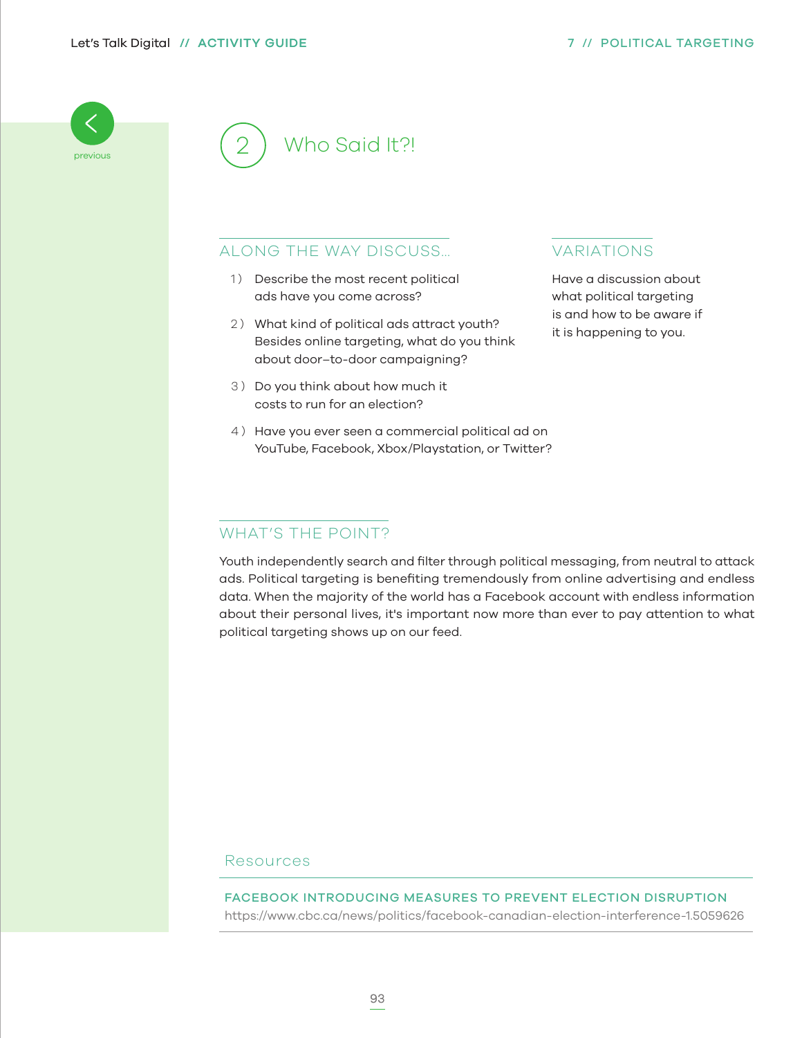## 2 Who Said It?!

### ALONG THE WAY DISCUSS...

1) Describe the most recent political ads have you come across?
2) What kind of political ads attract youth? Besides online targeting, what do you think about door–to-door campaigning?
3) Do you think about how much it costs to run for an election?
4) Have you ever seen a commercial political ad on YouTube, Facebook, Xbox/Playstation, or Twitter?

### VARIATIONS

Have a discussion about what political targeting is and how to be aware if it is happening to you.

### WHAT'S THE POINT?

Youth independently search and filter through political messaging, from neutral to attack ads. Political targeting is benefiting tremendously from online advertising and endless data. When the majority of the world has a Facebook account with endless information about their personal lives, it's important now more than ever to pay attention to what political targeting shows up on our feed.

### Resources

**FACEBOOK INTRODUCING MEASURES TO PREVENT ELECTION DISRUPTION**
https://www.cbc.ca/news/politics/facebook-canadian-election-interference-1.5059626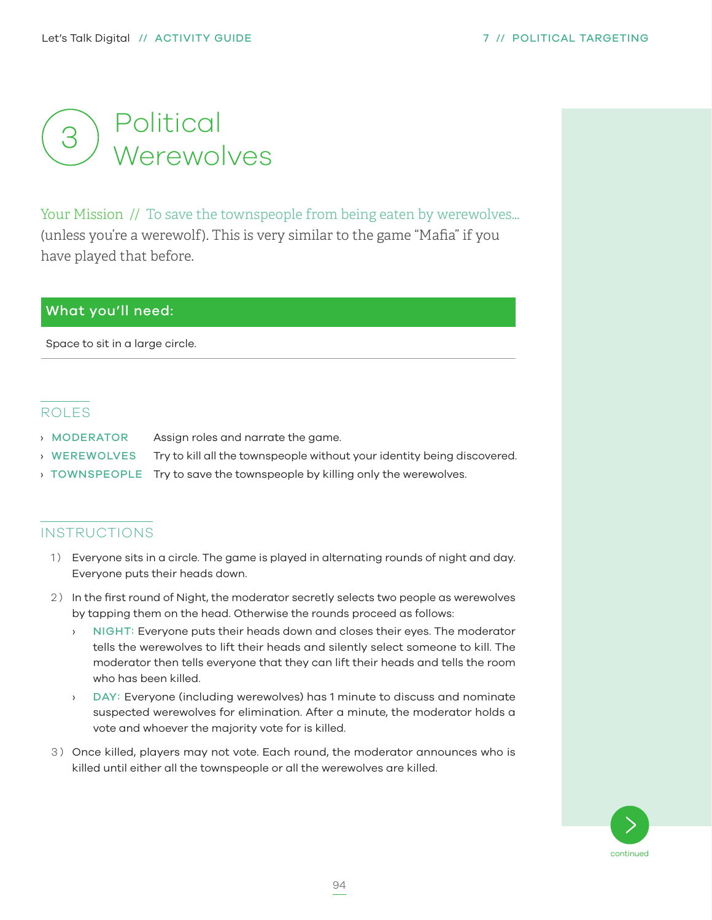# 3 Political Werewolves

Your Mission // To save the townspeople from being eaten by werewolves... (unless you're a werewolf). This is very similar to the game "Mafia" if you have played that before.

## What you'll need:

Space to sit in a large circle.

## ROLES

- **MODERATOR** Assign roles and narrate the game.
- **WEREWOLVES** Try to kill all the townspeople without your identity being discovered.
- **TOWNSPEOPLE** Try to save the townspeople by killing only the werewolves.

## INSTRUCTIONS

1) Everyone sits in a circle. The game is played in alternating rounds of night and day. Everyone puts their heads down.

2) In the first round of Night, the moderator secretly selects two people as werewolves by tapping them on the head. Otherwise the rounds proceed as follows:
   - **NIGHT:** Everyone puts their heads down and closes their eyes. The moderator tells the werewolves to lift their heads and silently select someone to kill. The moderator then tells everyone that they can lift their heads and tells the room who has been killed.
   - **DAY:** Everyone (including werewolves) has 1 minute to discuss and nominate suspected werewolves for elimination. After a minute, the moderator holds a vote and whoever the majority vote for is killed.

3) Once killed, players may not vote. Each round, the moderator announces who is killed until either all the townspeople or all the werewolves are killed.

continued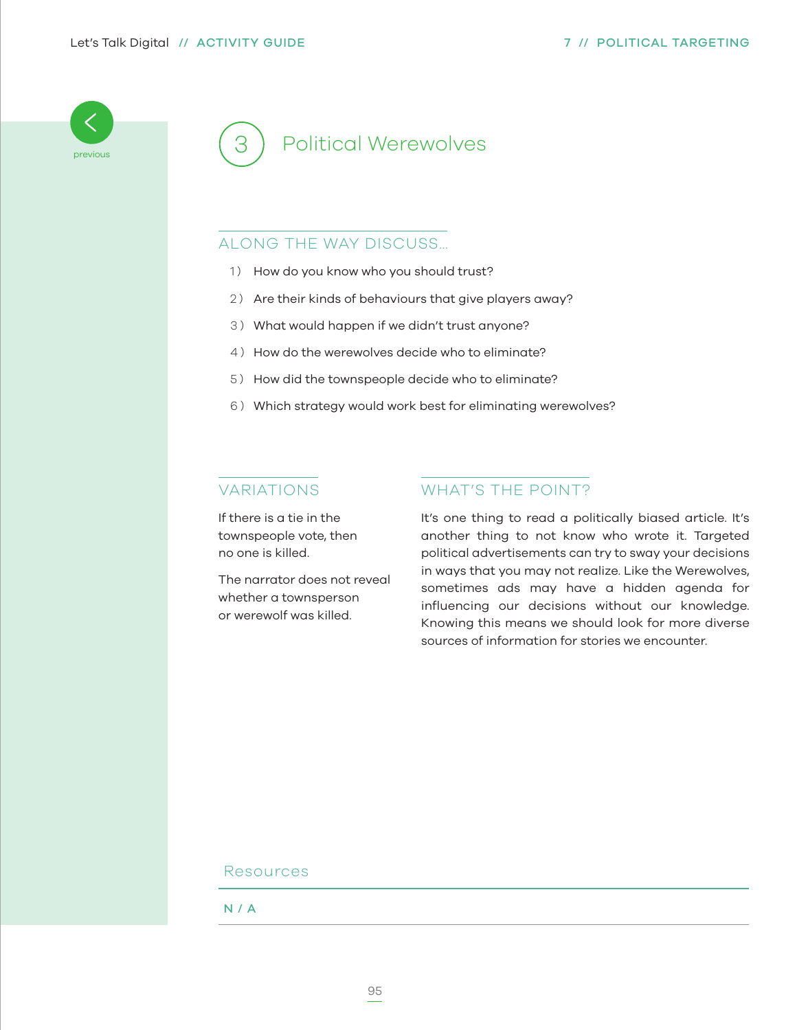# 3 Political Werewolves

## ALONG THE WAY DISCUSS...

1) How do you know who you should trust?
2) Are their kinds of behaviours that give players away?
3) What would happen if we didn't trust anyone?
4) How do the werewolves decide who to eliminate?
5) How did the townspeople decide who to eliminate?
6) Which strategy would work best for eliminating werewolves?

## VARIATIONS

If there is a tie in the townspeople vote, then no one is killed.

The narrator does not reveal whether a townsperson or werewolf was killed.

## WHAT'S THE POINT?

It's one thing to read a politically biased article. It's another thing to not know who wrote it. Targeted political advertisements can try to sway your decisions in ways that you may not realize. Like the Werewolves, sometimes ads may have a hidden agenda for influencing our decisions without our knowledge. Knowing this means we should look for more diverse sources of information for stories we encounter.

## Resources

N / A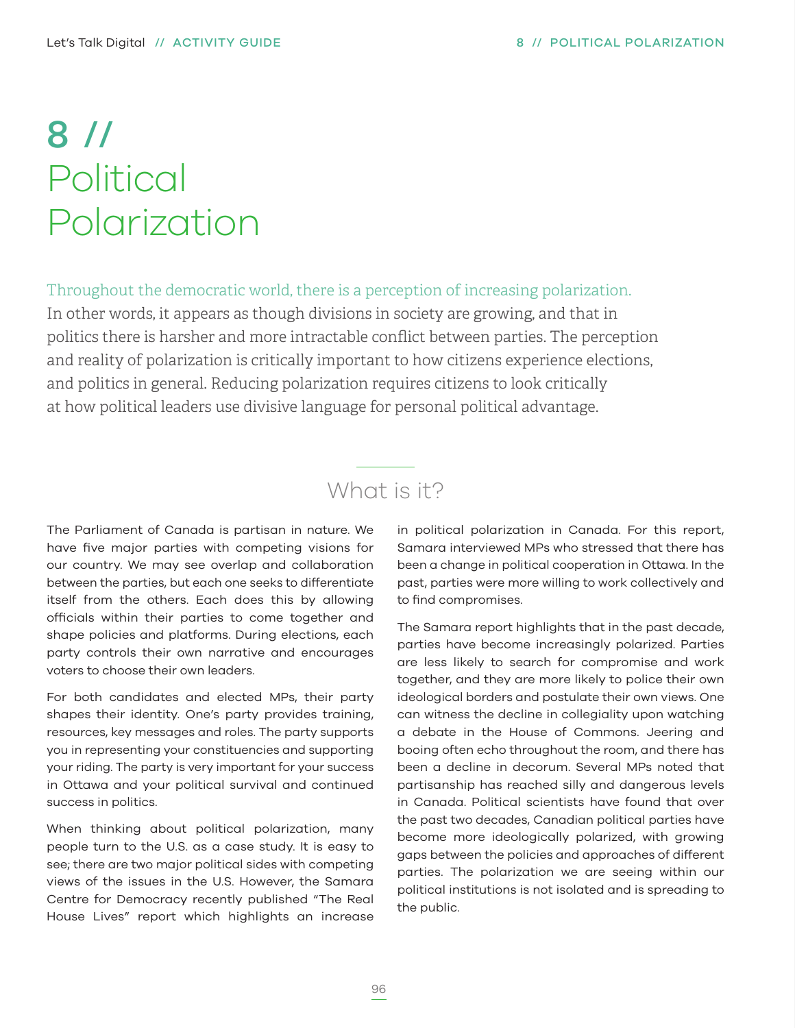# 8 // Political Polarization

Throughout the democratic world, there is a perception of increasing polarization. In other words, it appears as though divisions in society are growing, and that in politics there is harsher and more intractable conflict between parties. The perception and reality of polarization is critically important to how citizens experience elections, and politics in general. Reducing polarization requires citizens to look critically at how political leaders use divisive language for personal political advantage.

## What is it?

The Parliament of Canada is partisan in nature. We have five major parties with competing visions for our country. We may see overlap and collaboration between the parties, but each one seeks to differentiate itself from the others. Each does this by allowing officials within their parties to come together and shape policies and platforms. During elections, each party controls their own narrative and encourages voters to choose their own leaders.

For both candidates and elected MPs, their party shapes their identity. One's party provides training, resources, key messages and roles. The party supports you in representing your constituencies and supporting your riding. The party is very important for your success in Ottawa and your political survival and continued success in politics.

When thinking about political polarization, many people turn to the U.S. as a case study. It is easy to see; there are two major political sides with competing views of the issues in the U.S. However, the Samara Centre for Democracy recently published "The Real House Lives" report which highlights an increase in political polarization in Canada. For this report, Samara interviewed MPs who stressed that there has been a change in political cooperation in Ottawa. In the past, parties were more willing to work collectively and to find compromises.

The Samara report highlights that in the past decade, parties have become increasingly polarized. Parties are less likely to search for compromise and work together, and they are more likely to police their own ideological borders and postulate their own views. One can witness the decline in collegiality upon watching a debate in the House of Commons. Jeering and booing often echo throughout the room, and there has been a decline in decorum. Several MPs noted that partisanship has reached silly and dangerous levels in Canada. Political scientists have found that over the past two decades, Canadian political parties have become more ideologically polarized, with growing gaps between the policies and approaches of different parties. The polarization we are seeing within our political institutions is not isolated and is spreading to the public.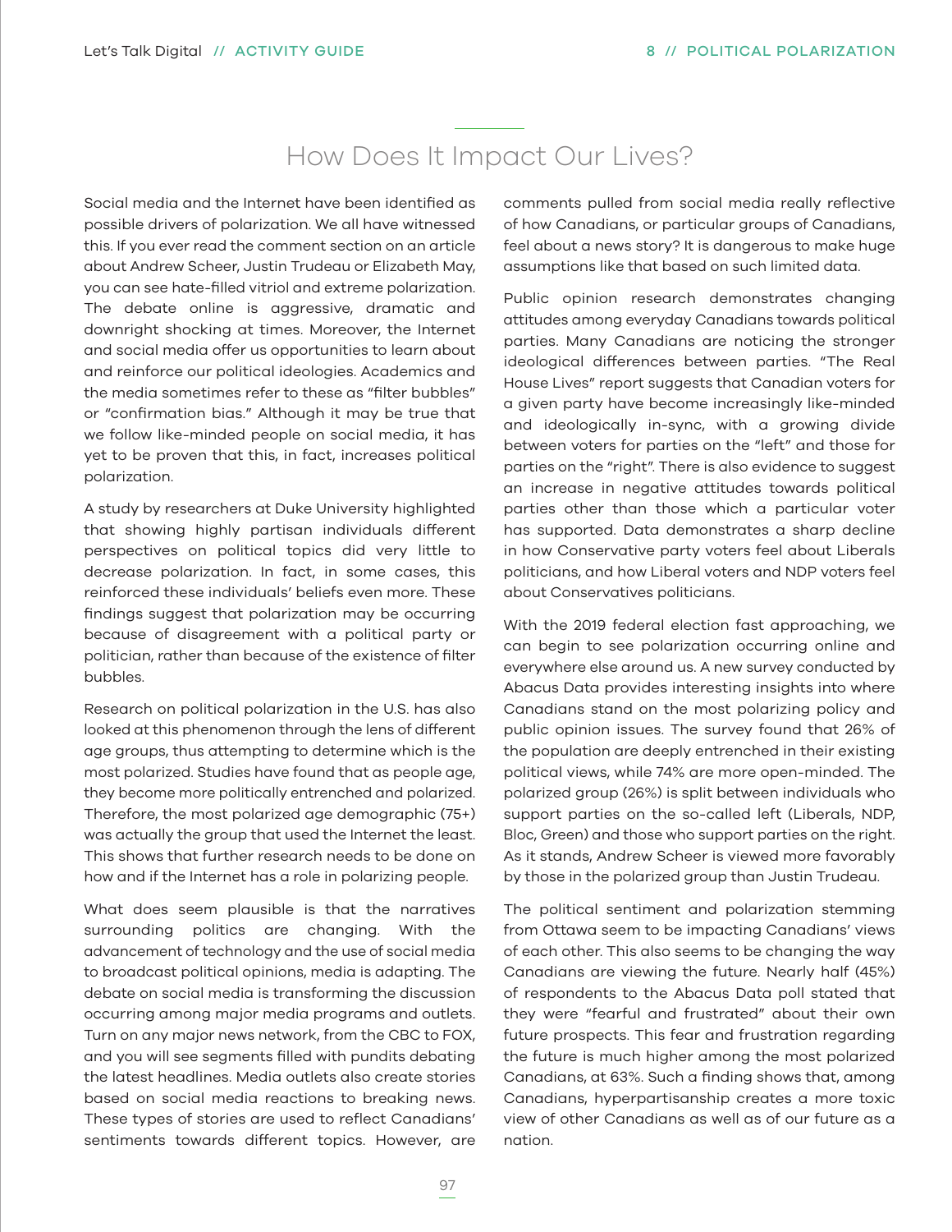## How Does It Impact Our Lives?

Social media and the Internet have been identified as possible drivers of polarization. We all have witnessed this. If you ever read the comment section on an article about Andrew Scheer, Justin Trudeau or Elizabeth May, you can see hate-filled vitriol and extreme polarization. The debate online is aggressive, dramatic and downright shocking at times. Moreover, the Internet and social media offer us opportunities to learn about and reinforce our political ideologies. Academics and the media sometimes refer to these as "filter bubbles" or "confirmation bias." Although it may be true that we follow like-minded people on social media, it has yet to be proven that this, in fact, increases political polarization.

A study by researchers at Duke University highlighted that showing highly partisan individuals different perspectives on political topics did very little to decrease polarization. In fact, in some cases, this reinforced these individuals' beliefs even more. These findings suggest that polarization may be occurring because of disagreement with a political party or politician, rather than because of the existence of filter bubbles.

Research on political polarization in the U.S. has also looked at this phenomenon through the lens of different age groups, thus attempting to determine which is the most polarized. Studies have found that as people age, they become more politically entrenched and polarized. Therefore, the most polarized age demographic (75+) was actually the group that used the Internet the least. This shows that further research needs to be done on how and if the Internet has a role in polarizing people.

What does seem plausible is that the narratives surrounding politics are changing. With the advancement of technology and the use of social media to broadcast political opinions, media is adapting. The debate on social media is transforming the discussion occurring among major media programs and outlets. Turn on any major news network, from the CBC to FOX, and you will see segments filled with pundits debating the latest headlines. Media outlets also create stories based on social media reactions to breaking news. These types of stories are used to reflect Canadians' sentiments towards different topics. However, are comments pulled from social media really reflective of how Canadians, or particular groups of Canadians, feel about a news story? It is dangerous to make huge assumptions like that based on such limited data.

Public opinion research demonstrates changing attitudes among everyday Canadians towards political parties. Many Canadians are noticing the stronger ideological differences between parties. "The Real House Lives" report suggests that Canadian voters for a given party have become increasingly like-minded and ideologically in-sync, with a growing divide between voters for parties on the "left" and those for parties on the "right". There is also evidence to suggest an increase in negative attitudes towards political parties other than those which a particular voter has supported. Data demonstrates a sharp decline in how Conservative party voters feel about Liberals politicians, and how Liberal voters and NDP voters feel about Conservatives politicians.

With the 2019 federal election fast approaching, we can begin to see polarization occurring online and everywhere else around us. A new survey conducted by Abacus Data provides interesting insights into where Canadians stand on the most polarizing policy and public opinion issues. The survey found that 26% of the population are deeply entrenched in their existing political views, while 74% are more open-minded. The polarized group (26%) is split between individuals who support parties on the so-called left (Liberals, NDP, Bloc, Green) and those who support parties on the right. As it stands, Andrew Scheer is viewed more favorably by those in the polarized group than Justin Trudeau.

The political sentiment and polarization stemming from Ottawa seem to be impacting Canadians' views of each other. This also seems to be changing the way Canadians are viewing the future. Nearly half (45%) of respondents to the Abacus Data poll stated that they were "fearful and frustrated" about their own future prospects. This fear and frustration regarding the future is much higher among the most polarized Canadians, at 63%. Such a finding shows that, among Canadians, hyperpartisanship creates a more toxic view of other Canadians as well as of our future as a nation.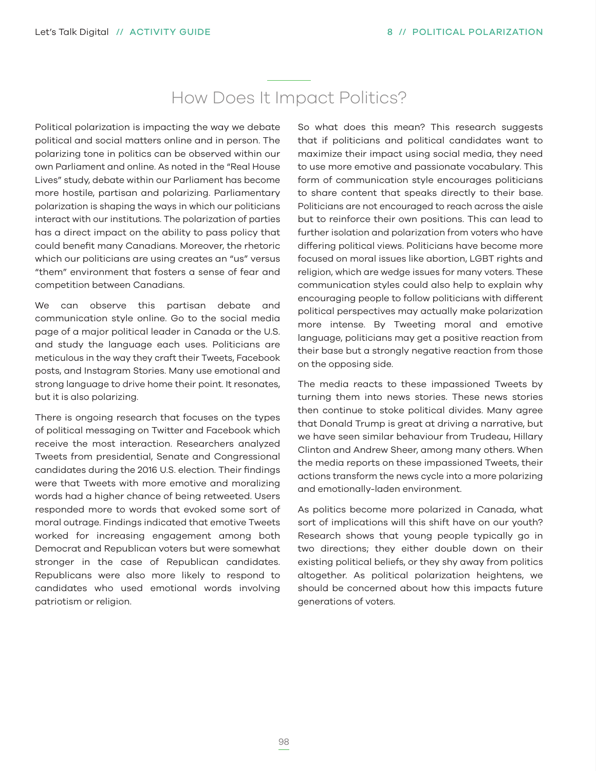## How Does It Impact Politics?

Political polarization is impacting the way we debate political and social matters online and in person. The polarizing tone in politics can be observed within our own Parliament and online. As noted in the "Real House Lives" study, debate within our Parliament has become more hostile, partisan and polarizing. Parliamentary polarization is shaping the ways in which our politicians interact with our institutions. The polarization of parties has a direct impact on the ability to pass policy that could benefit many Canadians. Moreover, the rhetoric which our politicians are using creates an "us" versus "them" environment that fosters a sense of fear and competition between Canadians.

We can observe this partisan debate and communication style online. Go to the social media page of a major political leader in Canada or the U.S. and study the language each uses. Politicians are meticulous in the way they craft their Tweets, Facebook posts, and Instagram Stories. Many use emotional and strong language to drive home their point. It resonates, but it is also polarizing.

There is ongoing research that focuses on the types of political messaging on Twitter and Facebook which receive the most interaction. Researchers analyzed Tweets from presidential, Senate and Congressional candidates during the 2016 U.S. election. Their findings were that Tweets with more emotive and moralizing words had a higher chance of being retweeted. Users responded more to words that evoked some sort of moral outrage. Findings indicated that emotive Tweets worked for increasing engagement among both Democrat and Republican voters but were somewhat stronger in the case of Republican candidates. Republicans were also more likely to respond to candidates who used emotional words involving patriotism or religion.

So what does this mean? This research suggests that if politicians and political candidates want to maximize their impact using social media, they need to use more emotive and passionate vocabulary. This form of communication style encourages politicians to share content that speaks directly to their base. Politicians are not encouraged to reach across the aisle but to reinforce their own positions. This can lead to further isolation and polarization from voters who have differing political views. Politicians have become more focused on moral issues like abortion, LGBT rights and religion, which are wedge issues for many voters. These communication styles could also help to explain why encouraging people to follow politicians with different political perspectives may actually make polarization more intense. By Tweeting moral and emotive language, politicians may get a positive reaction from their base but a strongly negative reaction from those on the opposing side.

The media reacts to these impassioned Tweets by turning them into news stories. These news stories then continue to stoke political divides. Many agree that Donald Trump is great at driving a narrative, but we have seen similar behaviour from Trudeau, Hillary Clinton and Andrew Sheer, among many others. When the media reports on these impassioned Tweets, their actions transform the news cycle into a more polarizing and emotionally-laden environment.

As politics become more polarized in Canada, what sort of implications will this shift have on our youth? Research shows that young people typically go in two directions; they either double down on their existing political beliefs, or they shy away from politics altogether. As political polarization heightens, we should be concerned about how this impacts future generations of voters.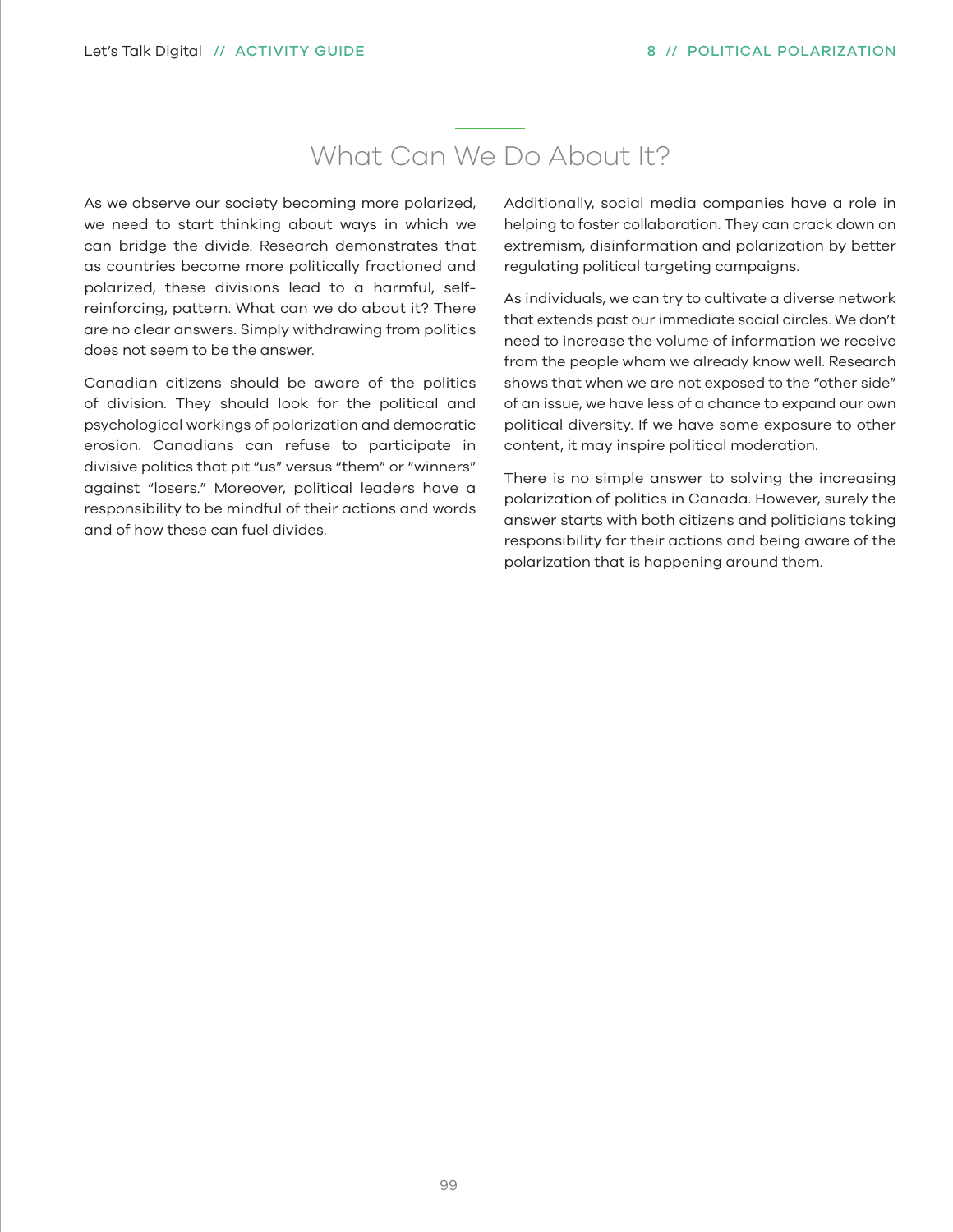## What Can We Do About It?

As we observe our society becoming more polarized, we need to start thinking about ways in which we can bridge the divide. Research demonstrates that as countries become more politically fractioned and polarized, these divisions lead to a harmful, self-reinforcing, pattern. What can we do about it? There are no clear answers. Simply withdrawing from politics does not seem to be the answer.

Canadian citizens should be aware of the politics of division. They should look for the political and psychological workings of polarization and democratic erosion. Canadians can refuse to participate in divisive politics that pit "us" versus "them" or "winners" against "losers." Moreover, political leaders have a responsibility to be mindful of their actions and words and of how these can fuel divides.

Additionally, social media companies have a role in helping to foster collaboration. They can crack down on extremism, disinformation and polarization by better regulating political targeting campaigns.

As individuals, we can try to cultivate a diverse network that extends past our immediate social circles. We don't need to increase the volume of information we receive from the people whom we already know well. Research shows that when we are not exposed to the "other side" of an issue, we have less of a chance to expand our own political diversity. If we have some exposure to other content, it may inspire political moderation.

There is no simple answer to solving the increasing polarization of politics in Canada. However, surely the answer starts with both citizens and politicians taking responsibility for their actions and being aware of the polarization that is happening around them.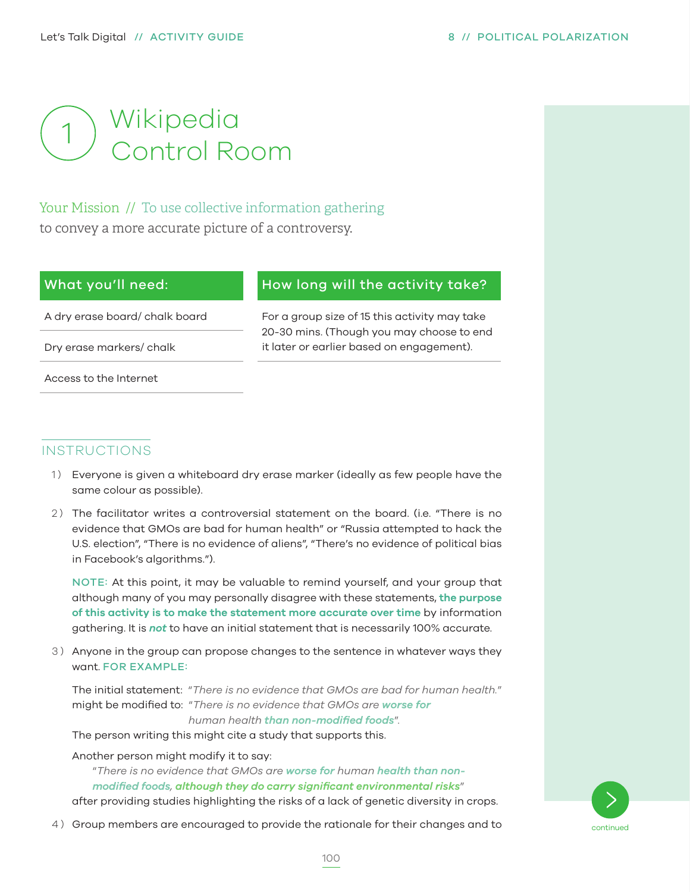# 1 Wikipedia Control Room

Your Mission // To use collective information gathering to convey a more accurate picture of a controversy.

| What you'll need: |
|---|
| A dry erase board/ chalk board |
| Dry erase markers/ chalk |
| Access to the Internet |

| How long will the activity take? |
|---|
| For a group size of 15 this activity may take 20-30 mins. (Though you may choose to end it later or earlier based on engagement). |

## INSTRUCTIONS

1) Everyone is given a whiteboard dry erase marker (ideally as few people have the same colour as possible).

2) The facilitator writes a controversial statement on the board. (i.e. "There is no evidence that GMOs are bad for human health" or "Russia attempted to hack the U.S. election", "There is no evidence of aliens", "There's no evidence of political bias in Facebook's algorithms.").

   NOTE: At this point, it may be valuable to remind yourself, and your group that although many of you may personally disagree with these statements, **the purpose of this activity is to make the statement more accurate over time** by information gathering. It is ***not*** to have an initial statement that is necessarily 100% accurate.

3) Anyone in the group can propose changes to the sentence in whatever ways they want. FOR EXAMPLE:

   The initial statement: *"There is no evidence that GMOs are bad for human health."*
   might be modified to: *"There is no evidence that GMOs are **worse for** human health **than non-modified foods**".*
   The person writing this might cite a study that supports this.

   Another person might modify it to say:
   *"There is no evidence that GMOs are **worse for** human **health than non-modified foods**, **although they do carry significant environmental risks**"*
   after providing studies highlighting the risks of a lack of genetic diversity in crops.

4) Group members are encouraged to provide the rationale for their changes and to

continued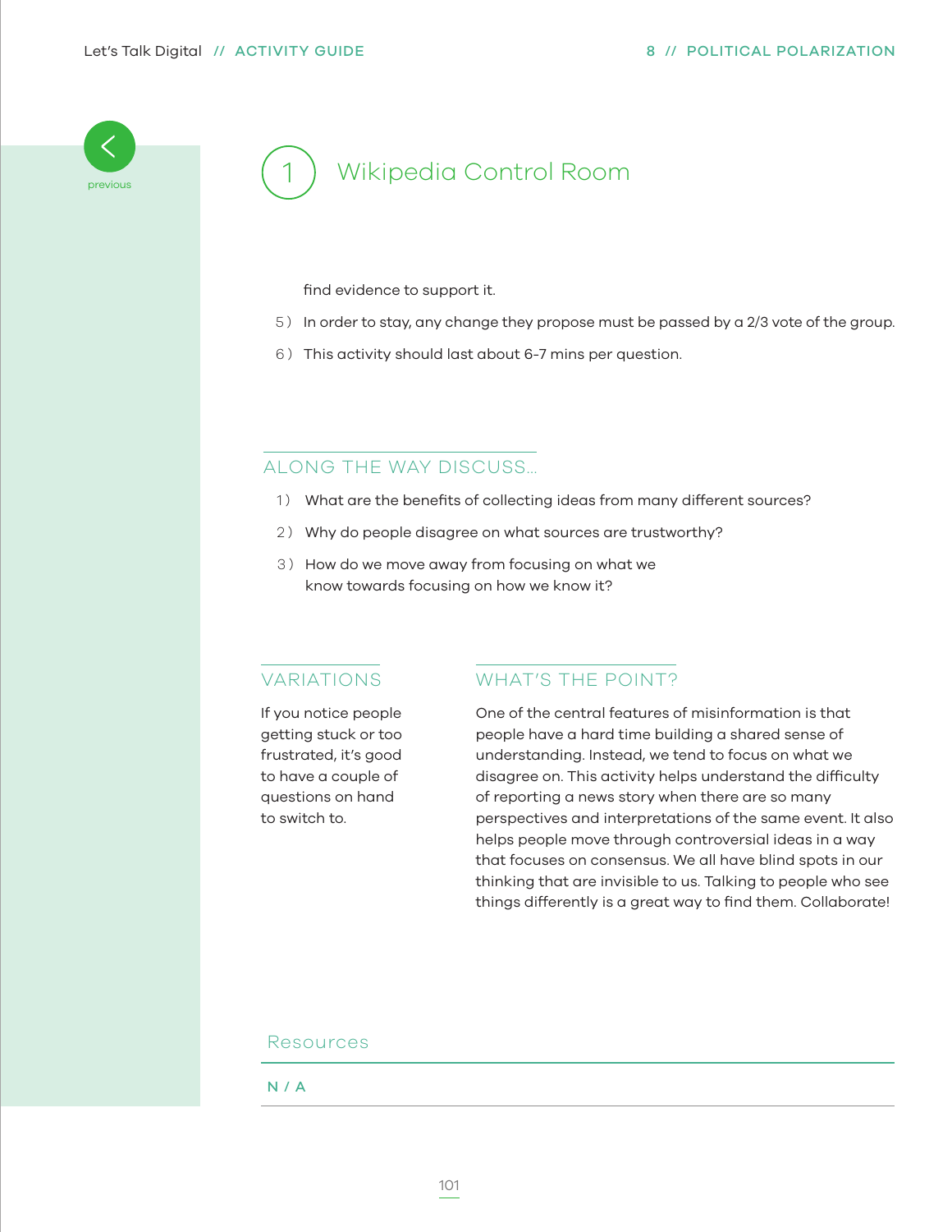previous

# 1 Wikipedia Control Room

find evidence to support it.

5) In order to stay, any change they propose must be passed by a 2/3 vote of the group.

6) This activity should last about 6-7 mins per question.

## ALONG THE WAY DISCUSS...

1) What are the benefits of collecting ideas from many different sources?

2) Why do people disagree on what sources are trustworthy?

3) How do we move away from focusing on what we know towards focusing on how we know it?

## VARIATIONS

If you notice people getting stuck or too frustrated, it's good to have a couple of questions on hand to switch to.

## WHAT'S THE POINT?

One of the central features of misinformation is that people have a hard time building a shared sense of understanding. Instead, we tend to focus on what we disagree on. This activity helps understand the difficulty of reporting a news story when there are so many perspectives and interpretations of the same event. It also helps people move through controversial ideas in a way that focuses on consensus. We all have blind spots in our thinking that are invisible to us. Talking to people who see things differently is a great way to find them. Collaborate!

## Resources

N / A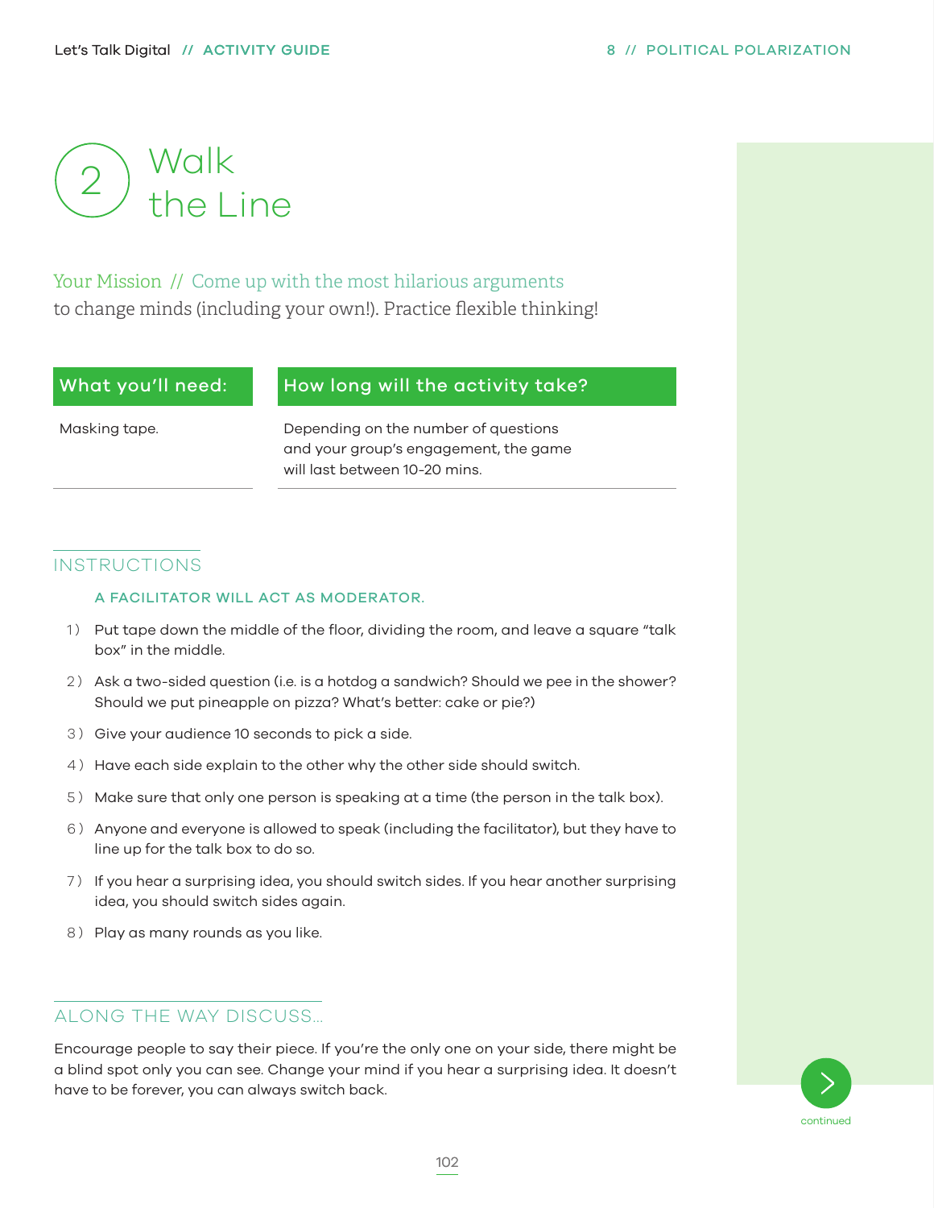# 2 Walk the Line

Your Mission // Come up with the most hilarious arguments to change minds (including your own!). Practice flexible thinking!

| What you'll need: | How long will the activity take? |
|---|---|
| Masking tape. | Depending on the number of questions and your group's engagement, the game will last between 10-20 mins. |

## INSTRUCTIONS

**A FACILITATOR WILL ACT AS MODERATOR.**

1) Put tape down the middle of the floor, dividing the room, and leave a square "talk box" in the middle.
2) Ask a two-sided question (i.e. is a hotdog a sandwich? Should we pee in the shower? Should we put pineapple on pizza? What's better: cake or pie?)
3) Give your audience 10 seconds to pick a side.
4) Have each side explain to the other why the other side should switch.
5) Make sure that only one person is speaking at a time (the person in the talk box).
6) Anyone and everyone is allowed to speak (including the facilitator), but they have to line up for the talk box to do so.
7) If you hear a surprising idea, you should switch sides. If you hear another surprising idea, you should switch sides again.
8) Play as many rounds as you like.

## ALONG THE WAY DISCUSS...

Encourage people to say their piece. If you're the only one on your side, there might be a blind spot only you can see. Change your mind if you hear a surprising idea. It doesn't have to be forever, you can always switch back.

continued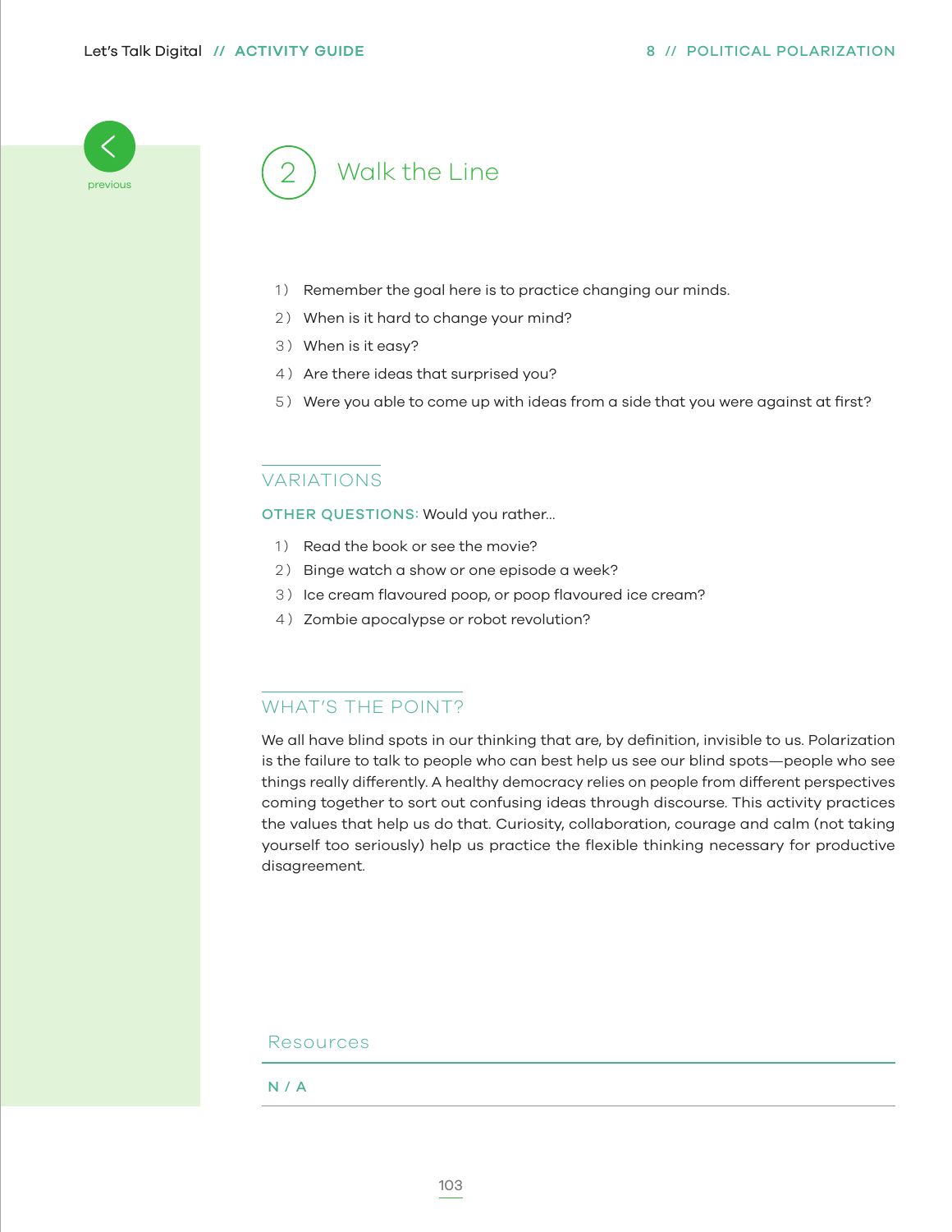## 2 Walk the Line

1) Remember the goal here is to practice changing our minds.
2) When is it hard to change your mind?
3) When is it easy?
4) Are there ideas that surprised you?
5) Were you able to come up with ideas from a side that you were against at first?

### VARIATIONS

**OTHER QUESTIONS:** Would you rather...

1) Read the book or see the movie?
2) Binge watch a show or one episode a week?
3) Ice cream flavoured poop, or poop flavoured ice cream?
4) Zombie apocalypse or robot revolution?

### WHAT'S THE POINT?

We all have blind spots in our thinking that are, by definition, invisible to us. Polarization is the failure to talk to people who can best help us see our blind spots—people who see things really differently. A healthy democracy relies on people from different perspectives coming together to sort out confusing ideas through discourse. This activity practices the values that help us do that. Curiosity, collaboration, courage and calm (not taking yourself too seriously) help us practice the flexible thinking necessary for productive disagreement.

### Resources

N / A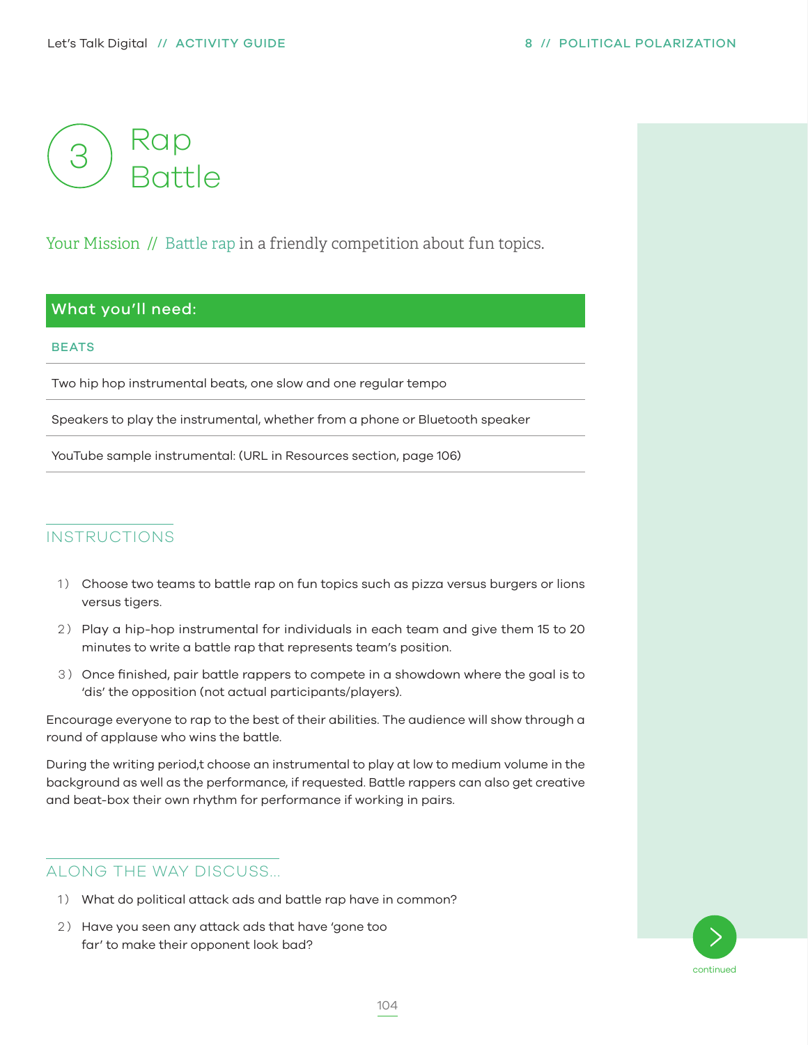# 3 Rap Battle

Your Mission // Battle rap in a friendly competition about fun topics.

| What you'll need: |
| --- |
| **BEATS** |
| Two hip hop instrumental beats, one slow and one regular tempo |
| Speakers to play the instrumental, whether from a phone or Bluetooth speaker |
| YouTube sample instrumental: (URL in Resources section, page 106) |

## INSTRUCTIONS

1) Choose two teams to battle rap on fun topics such as pizza versus burgers or lions versus tigers.
2) Play a hip-hop instrumental for individuals in each team and give them 15 to 20 minutes to write a battle rap that represents team's position.
3) Once finished, pair battle rappers to compete in a showdown where the goal is to 'dis' the opposition (not actual participants/players).

Encourage everyone to rap to the best of their abilities. The audience will show through a round of applause who wins the battle.

During the writing period,t choose an instrumental to play at low to medium volume in the background as well as the performance, if requested. Battle rappers can also get creative and beat-box their own rhythm for performance if working in pairs.

## ALONG THE WAY DISCUSS...

1) What do political attack ads and battle rap have in common?
2) Have you seen any attack ads that have 'gone too far' to make their opponent look bad?

continued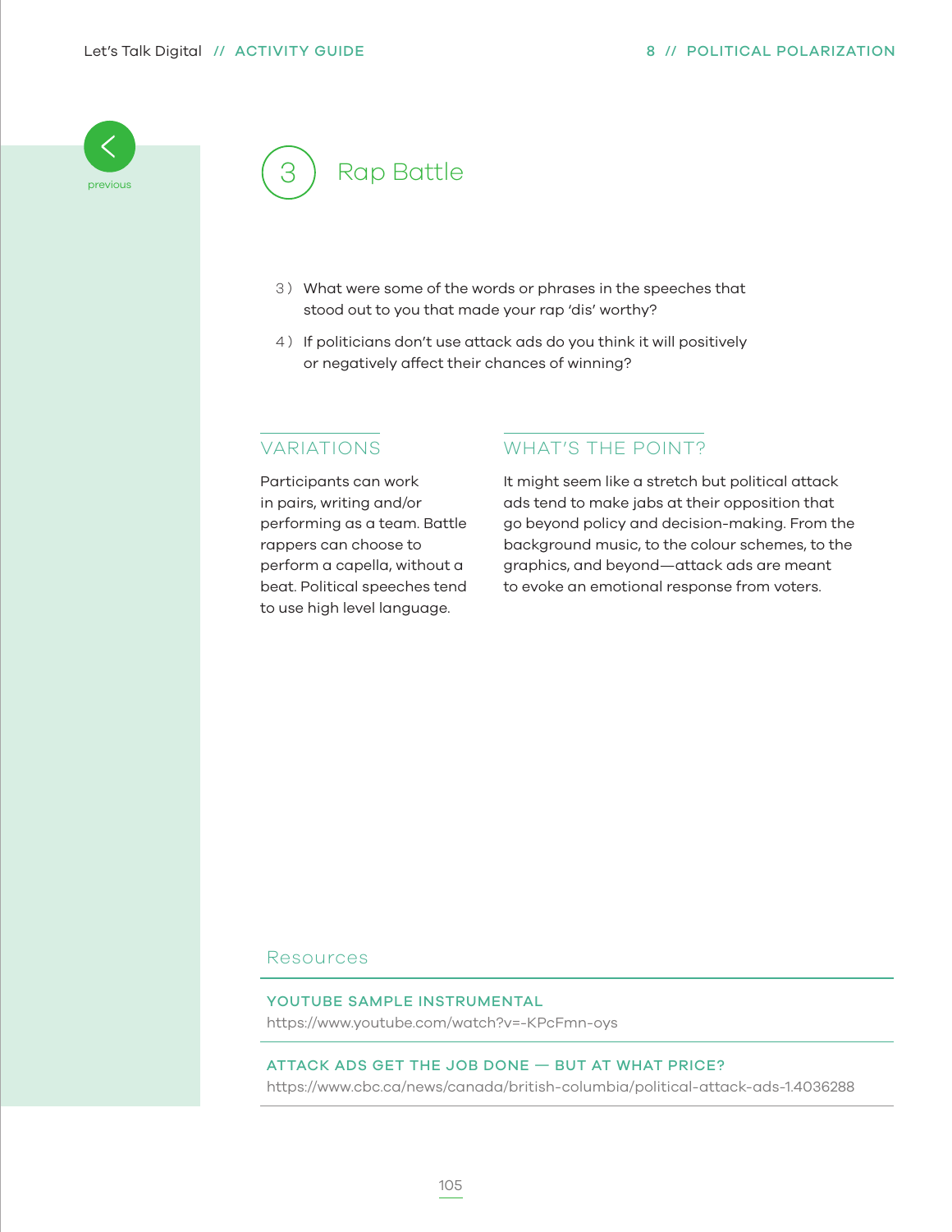## 3 Rap Battle

3) What were some of the words or phrases in the speeches that stood out to you that made your rap 'dis' worthy?

4) If politicians don't use attack ads do you think it will positively or negatively affect their chances of winning?

### VARIATIONS

Participants can work in pairs, writing and/or performing as a team. Battle rappers can choose to perform a capella, without a beat. Political speeches tend to use high level language.

### WHAT'S THE POINT?

It might seem like a stretch but political attack ads tend to make jabs at their opposition that go beyond policy and decision-making. From the background music, to the colour schemes, to the graphics, and beyond—attack ads are meant to evoke an emotional response from voters.

### Resources

**YOUTUBE SAMPLE INSTRUMENTAL**
https://www.youtube.com/watch?v=-KPcFmn-oys

**ATTACK ADS GET THE JOB DONE — BUT AT WHAT PRICE?**
https://www.cbc.ca/news/canada/british-columbia/political-attack-ads-1.4036288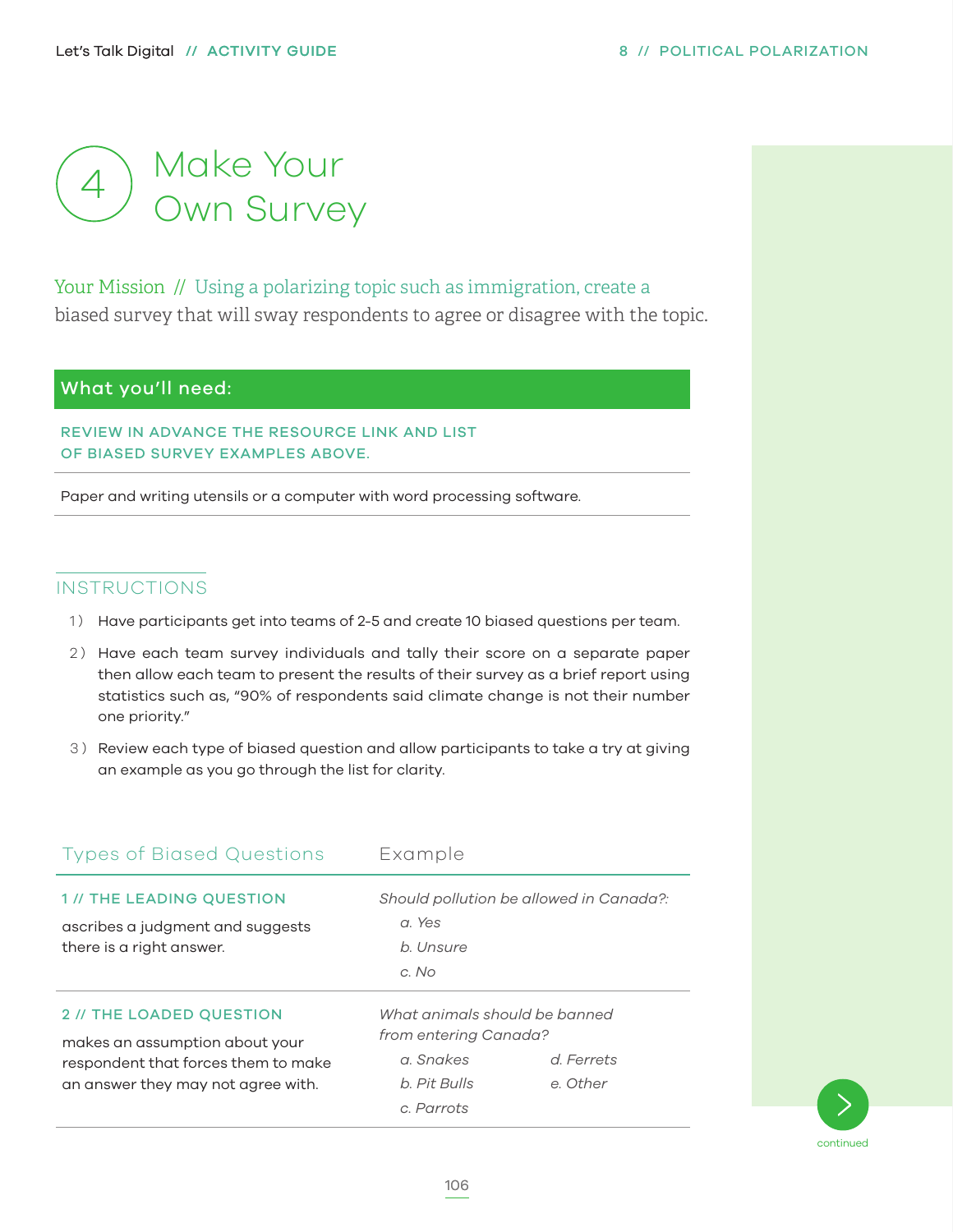# 4 Make Your Own Survey

Your Mission // Using a polarizing topic such as immigration, create a biased survey that will sway respondents to agree or disagree with the topic.

## What you'll need:

REVIEW IN ADVANCE THE RESOURCE LINK AND LIST OF BIASED SURVEY EXAMPLES ABOVE.

Paper and writing utensils or a computer with word processing software.

## INSTRUCTIONS

1) Have participants get into teams of 2-5 and create 10 biased questions per team.
2) Have each team survey individuals and tally their score on a separate paper then allow each team to present the results of their survey as a brief report using statistics such as, "90% of respondents said climate change is not their number one priority."
3) Review each type of biased question and allow participants to take a try at giving an example as you go through the list for clarity.

| Types of Biased Questions | Example |
|---|---|
| **1 // THE LEADING QUESTION**<br>ascribes a judgment and suggests there is a right answer. | *Should pollution be allowed in Canada?:*<br>*a. Yes*<br>*b. Unsure*<br>*c. No* |
| **2 // THE LOADED QUESTION**<br>makes an assumption about your respondent that forces them to make an answer they may not agree with. | *What animals should be banned from entering Canada?*<br>*a. Snakes*<br>*b. Pit Bulls*<br>*c. Parrots*<br>*d. Ferrets*<br>*e. Other* |

continued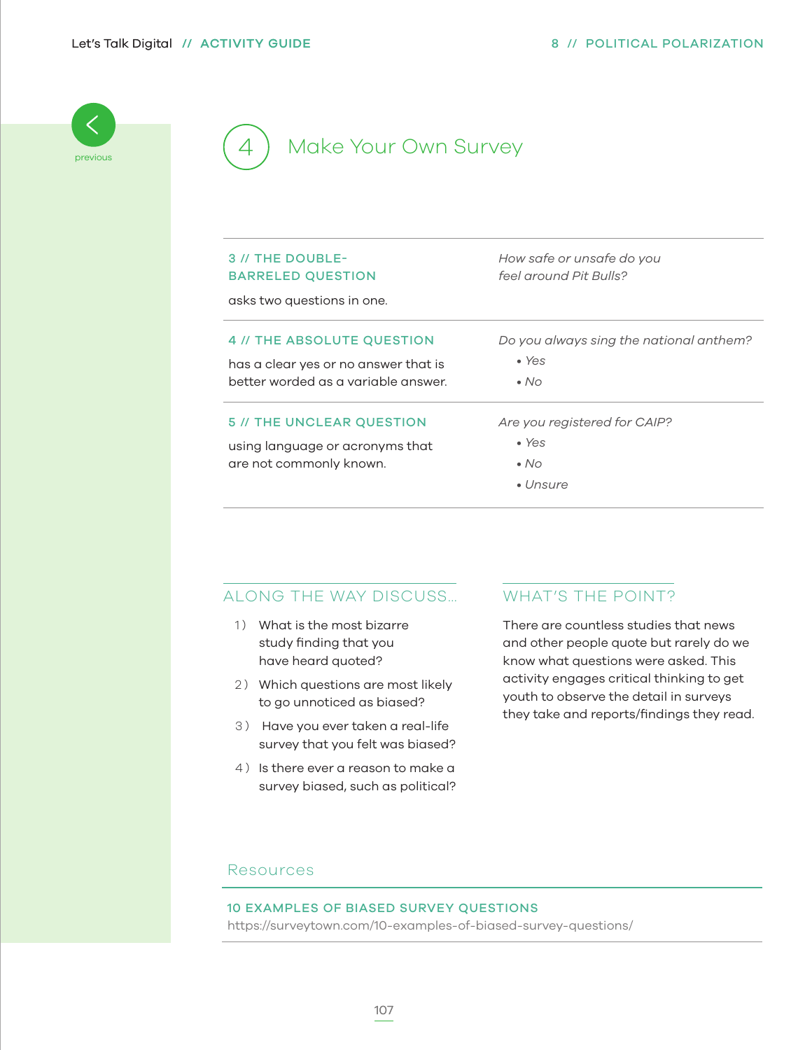## 4 Make Your Own Survey

| | |
|---|---|
| **3 // THE DOUBLE-BARRELED QUESTION**<br>asks two questions in one. | *How safe or unsafe do you feel around Pit Bulls?* |
| **4 // THE ABSOLUTE QUESTION**<br>has a clear yes or no answer that is better worded as a variable answer. | *Do you always sing the national anthem?*<br>• *Yes*<br>• *No* |
| **5 // THE UNCLEAR QUESTION**<br>using language or acronyms that are not commonly known. | *Are you registered for CAIP?*<br>• *Yes*<br>• *No*<br>• *Unsure* |

### ALONG THE WAY DISCUSS...

1) What is the most bizarre study finding that you have heard quoted?
2) Which questions are most likely to go unnoticed as biased?
3) Have you ever taken a real-life survey that you felt was biased?
4) Is there ever a reason to make a survey biased, such as political?

### WHAT'S THE POINT?

There are countless studies that news and other people quote but rarely do we know what questions were asked. This activity engages critical thinking to get youth to observe the detail in surveys they take and reports/findings they read.

### Resources

**10 EXAMPLES OF BIASED SURVEY QUESTIONS**
https://surveytown.com/10-examples-of-biased-survey-questions/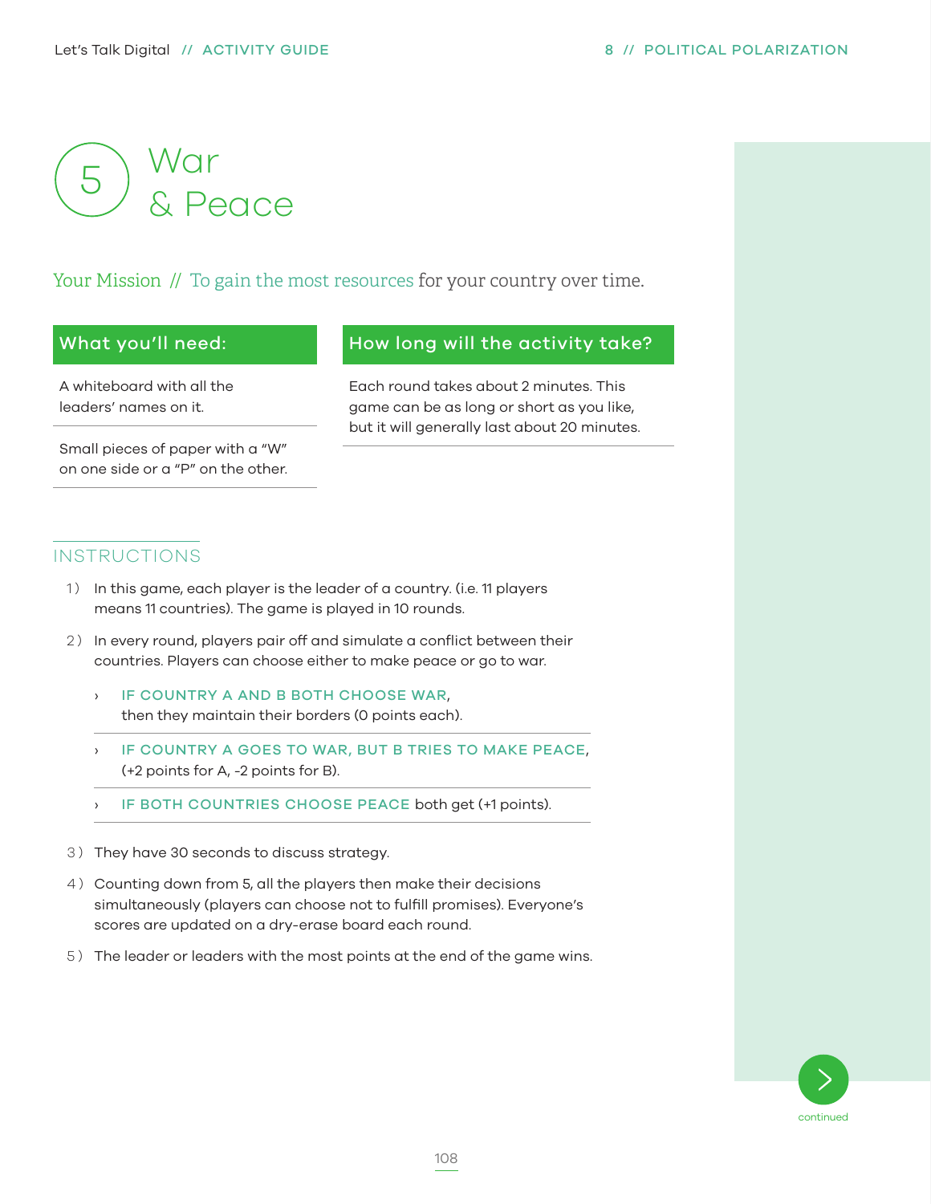# 5 War & Peace

Your Mission // To gain the most resources for your country over time.

## What you'll need:

A whiteboard with all the leaders' names on it.

Small pieces of paper with a "W" on one side or a "P" on the other.

## How long will the activity take?

Each round takes about 2 minutes. This game can be as long or short as you like, but it will generally last about 20 minutes.

## INSTRUCTIONS

1) In this game, each player is the leader of a country. (i.e. 11 players means 11 countries). The game is played in 10 rounds.

2) In every round, players pair off and simulate a conflict between their countries. Players can choose either to make peace or go to war.

   - IF COUNTRY A AND B BOTH CHOOSE WAR, then they maintain their borders (0 points each).
   - IF COUNTRY A GOES TO WAR, BUT B TRIES TO MAKE PEACE, (+2 points for A, -2 points for B).
   - IF BOTH COUNTRIES CHOOSE PEACE both get (+1 points).

3) They have 30 seconds to discuss strategy.

4) Counting down from 5, all the players then make their decisions simultaneously (players can choose not to fulfill promises). Everyone's scores are updated on a dry-erase board each round.

5) The leader or leaders with the most points at the end of the game wins.

continued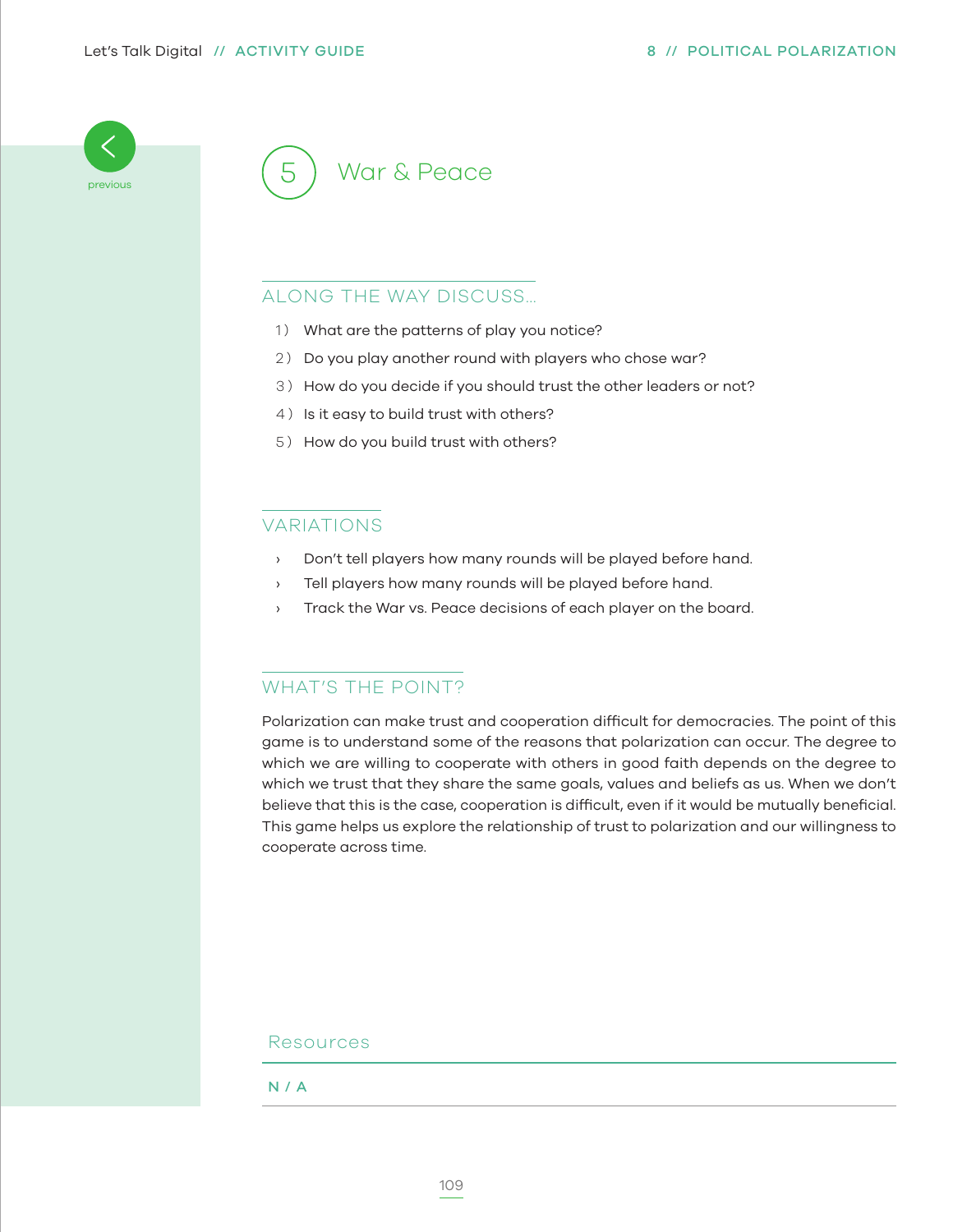# 5 War & Peace

## ALONG THE WAY DISCUSS...

1) What are the patterns of play you notice?
2) Do you play another round with players who chose war?
3) How do you decide if you should trust the other leaders or not?
4) Is it easy to build trust with others?
5) How do you build trust with others?

## VARIATIONS

- Don't tell players how many rounds will be played before hand.
- Tell players how many rounds will be played before hand.
- Track the War vs. Peace decisions of each player on the board.

## WHAT'S THE POINT?

Polarization can make trust and cooperation difficult for democracies. The point of this game is to understand some of the reasons that polarization can occur. The degree to which we are willing to cooperate with others in good faith depends on the degree to which we trust that they share the same goals, values and beliefs as us. When we don't believe that this is the case, cooperation is difficult, even if it would be mutually beneficial. This game helps us explore the relationship of trust to polarization and our willingness to cooperate across time.

### Resources

N / A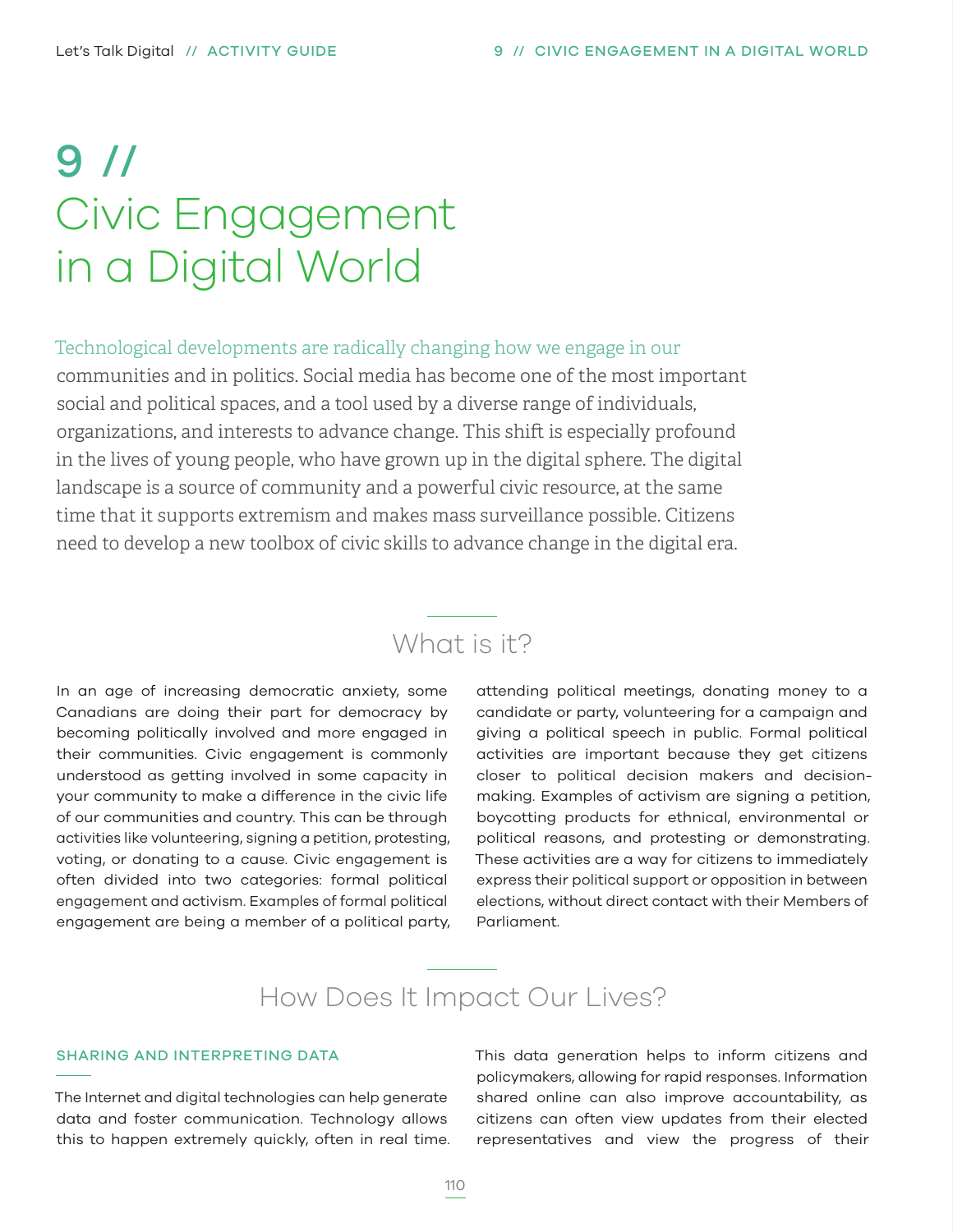# 9 // Civic Engagement in a Digital World

Technological developments are radically changing how we engage in our communities and in politics. Social media has become one of the most important social and political spaces, and a tool used by a diverse range of individuals, organizations, and interests to advance change. This shift is especially profound in the lives of young people, who have grown up in the digital sphere. The digital landscape is a source of community and a powerful civic resource, at the same time that it supports extremism and makes mass surveillance possible. Citizens need to develop a new toolbox of civic skills to advance change in the digital era.

## What is it?

In an age of increasing democratic anxiety, some Canadians are doing their part for democracy by becoming politically involved and more engaged in their communities. Civic engagement is commonly understood as getting involved in some capacity in your community to make a difference in the civic life of our communities and country. This can be through activities like volunteering, signing a petition, protesting, voting, or donating to a cause. Civic engagement is often divided into two categories: formal political engagement and activism. Examples of formal political engagement are being a member of a political party, attending political meetings, donating money to a candidate or party, volunteering for a campaign and giving a political speech in public. Formal political activities are important because they get citizens closer to political decision makers and decision-making. Examples of activism are signing a petition, boycotting products for ethnical, environmental or political reasons, and protesting or demonstrating. These activities are a way for citizens to immediately express their political support or opposition in between elections, without direct contact with their Members of Parliament.

## How Does It Impact Our Lives?

### SHARING AND INTERPRETING DATA

The Internet and digital technologies can help generate data and foster communication. Technology allows this to happen extremely quickly, often in real time. This data generation helps to inform citizens and policymakers, allowing for rapid responses. Information shared online can also improve accountability, as citizens can often view updates from their elected representatives and view the progress of their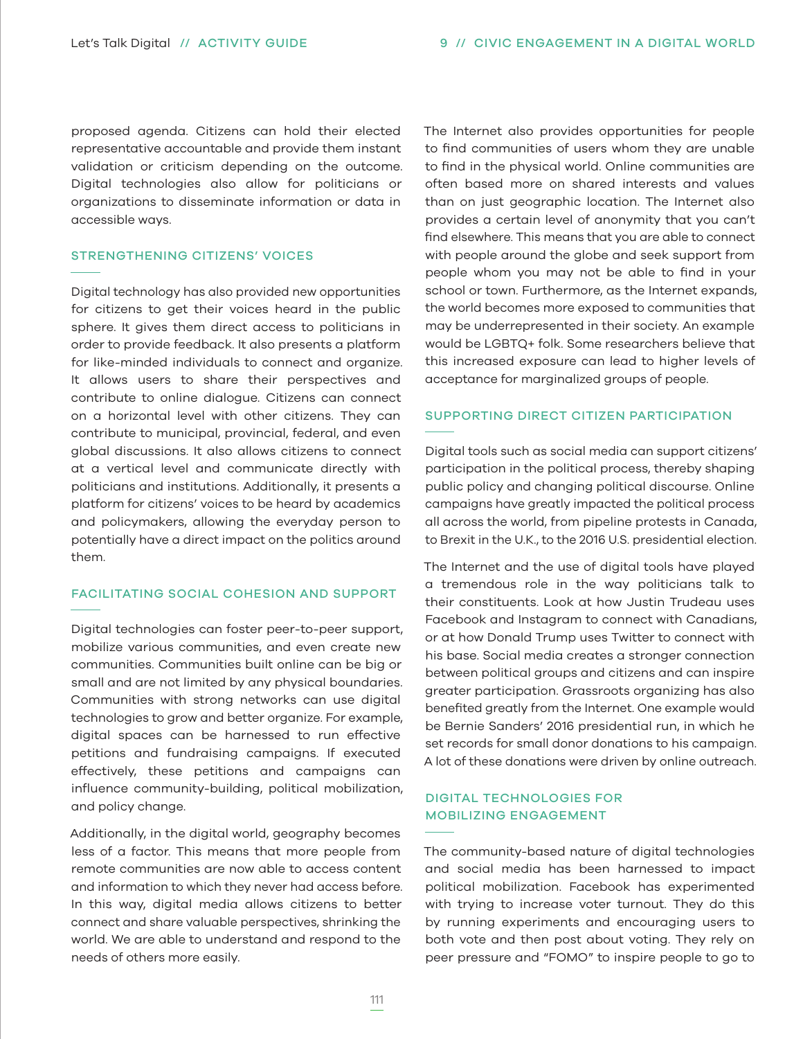proposed agenda. Citizens can hold their elected representative accountable and provide them instant validation or criticism depending on the outcome. Digital technologies also allow for politicians or organizations to disseminate information or data in accessible ways.

## STRENGTHENING CITIZENS' VOICES

Digital technology has also provided new opportunities for citizens to get their voices heard in the public sphere. It gives them direct access to politicians in order to provide feedback. It also presents a platform for like-minded individuals to connect and organize. It allows users to share their perspectives and contribute to online dialogue. Citizens can connect on a horizontal level with other citizens. They can contribute to municipal, provincial, federal, and even global discussions. It also allows citizens to connect at a vertical level and communicate directly with politicians and institutions. Additionally, it presents a platform for citizens' voices to be heard by academics and policymakers, allowing the everyday person to potentially have a direct impact on the politics around them.

## FACILITATING SOCIAL COHESION AND SUPPORT

Digital technologies can foster peer-to-peer support, mobilize various communities, and even create new communities. Communities built online can be big or small and are not limited by any physical boundaries. Communities with strong networks can use digital technologies to grow and better organize. For example, digital spaces can be harnessed to run effective petitions and fundraising campaigns. If executed effectively, these petitions and campaigns can influence community-building, political mobilization, and policy change.

Additionally, in the digital world, geography becomes less of a factor. This means that more people from remote communities are now able to access content and information to which they never had access before. In this way, digital media allows citizens to better connect and share valuable perspectives, shrinking the world. We are able to understand and respond to the needs of others more easily.

The Internet also provides opportunities for people to find communities of users whom they are unable to find in the physical world. Online communities are often based more on shared interests and values than on just geographic location. The Internet also provides a certain level of anonymity that you can't find elsewhere. This means that you are able to connect with people around the globe and seek support from people whom you may not be able to find in your school or town. Furthermore, as the Internet expands, the world becomes more exposed to communities that may be underrepresented in their society. An example would be LGBTQ+ folk. Some researchers believe that this increased exposure can lead to higher levels of acceptance for marginalized groups of people.

## SUPPORTING DIRECT CITIZEN PARTICIPATION

Digital tools such as social media can support citizens' participation in the political process, thereby shaping public policy and changing political discourse. Online campaigns have greatly impacted the political process all across the world, from pipeline protests in Canada, to Brexit in the U.K., to the 2016 U.S. presidential election.

The Internet and the use of digital tools have played a tremendous role in the way politicians talk to their constituents. Look at how Justin Trudeau uses Facebook and Instagram to connect with Canadians, or at how Donald Trump uses Twitter to connect with his base. Social media creates a stronger connection between political groups and citizens and can inspire greater participation. Grassroots organizing has also benefited greatly from the Internet. One example would be Bernie Sanders' 2016 presidential run, in which he set records for small donor donations to his campaign. A lot of these donations were driven by online outreach.

## DIGITAL TECHNOLOGIES FOR MOBILIZING ENGAGEMENT

The community-based nature of digital technologies and social media has been harnessed to impact political mobilization. Facebook has experimented with trying to increase voter turnout. They do this by running experiments and encouraging users to both vote and then post about voting. They rely on peer pressure and "FOMO" to inspire people to go to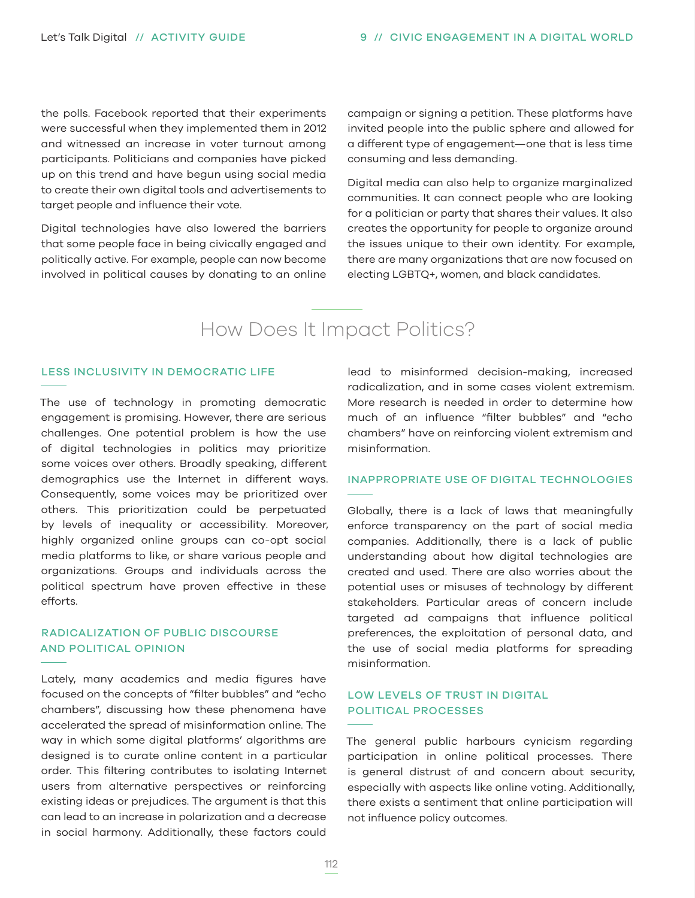the polls. Facebook reported that their experiments were successful when they implemented them in 2012 and witnessed an increase in voter turnout among participants. Politicians and companies have picked up on this trend and have begun using social media to create their own digital tools and advertisements to target people and influence their vote.

Digital technologies have also lowered the barriers that some people face in being civically engaged and politically active. For example, people can now become involved in political causes by donating to an online campaign or signing a petition. These platforms have invited people into the public sphere and allowed for a different type of engagement—one that is less time consuming and less demanding.

Digital media can also help to organize marginalized communities. It can connect people who are looking for a politician or party that shares their values. It also creates the opportunity for people to organize around the issues unique to their own identity. For example, there are many organizations that are now focused on electing LGBTQ+, women, and black candidates.

## How Does It Impact Politics?

### LESS INCLUSIVITY IN DEMOCRATIC LIFE

The use of technology in promoting democratic engagement is promising. However, there are serious challenges. One potential problem is how the use of digital technologies in politics may prioritize some voices over others. Broadly speaking, different demographics use the Internet in different ways. Consequently, some voices may be prioritized over others. This prioritization could be perpetuated by levels of inequality or accessibility. Moreover, highly organized online groups can co-opt social media platforms to like, or share various people and organizations. Groups and individuals across the political spectrum have proven effective in these efforts.

### RADICALIZATION OF PUBLIC DISCOURSE AND POLITICAL OPINION

Lately, many academics and media figures have focused on the concepts of "filter bubbles" and "echo chambers", discussing how these phenomena have accelerated the spread of misinformation online. The way in which some digital platforms' algorithms are designed is to curate online content in a particular order. This filtering contributes to isolating Internet users from alternative perspectives or reinforcing existing ideas or prejudices. The argument is that this can lead to an increase in polarization and a decrease in social harmony. Additionally, these factors could lead to misinformed decision-making, increased radicalization, and in some cases violent extremism. More research is needed in order to determine how much of an influence "filter bubbles" and "echo chambers" have on reinforcing violent extremism and misinformation.

### INAPPROPRIATE USE OF DIGITAL TECHNOLOGIES

Globally, there is a lack of laws that meaningfully enforce transparency on the part of social media companies. Additionally, there is a lack of public understanding about how digital technologies are created and used. There are also worries about the potential uses or misuses of technology by different stakeholders. Particular areas of concern include targeted ad campaigns that influence political preferences, the exploitation of personal data, and the use of social media platforms for spreading misinformation.

### LOW LEVELS OF TRUST IN DIGITAL POLITICAL PROCESSES

The general public harbours cynicism regarding participation in online political processes. There is general distrust of and concern about security, especially with aspects like online voting. Additionally, there exists a sentiment that online participation will not influence policy outcomes.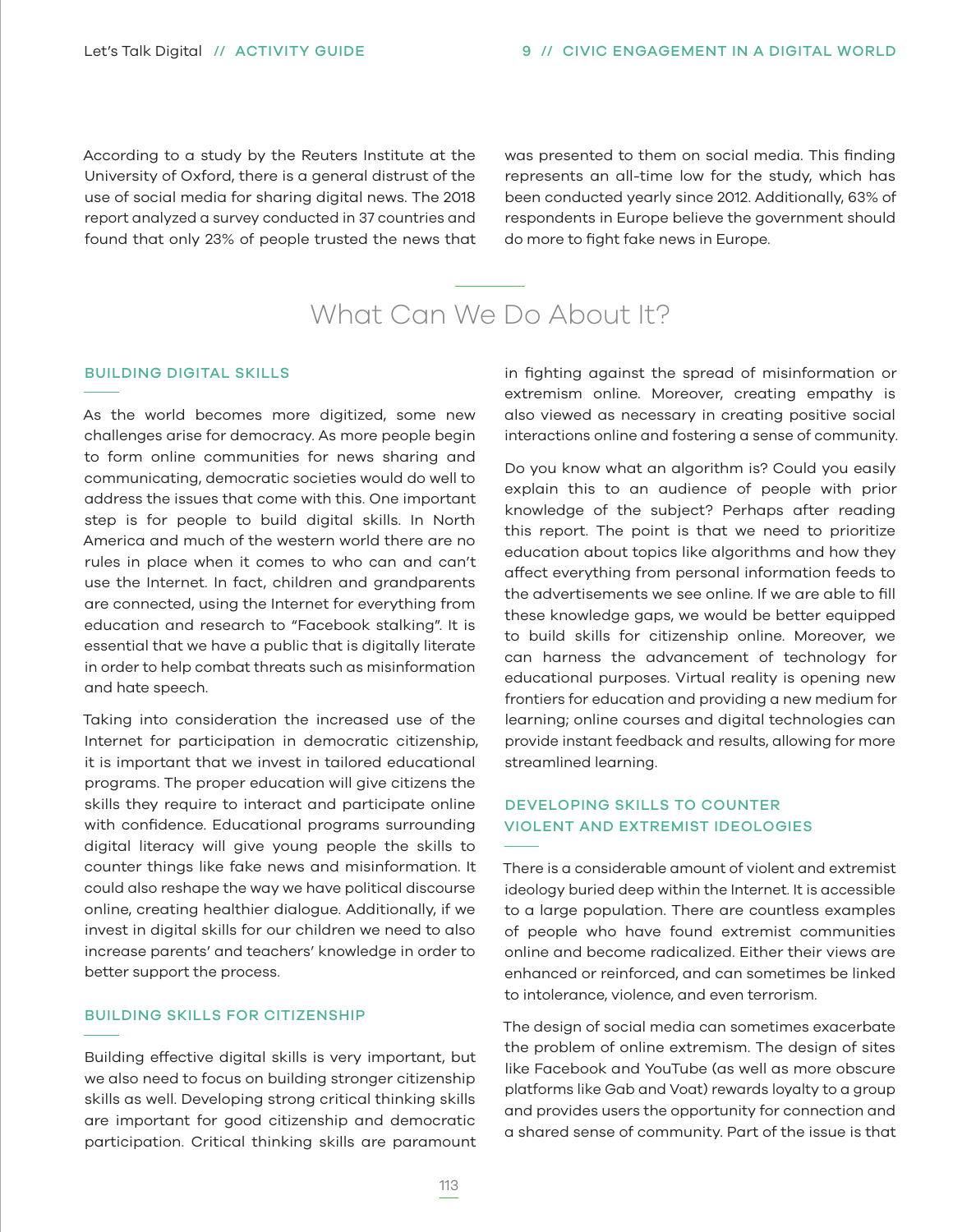According to a study by the Reuters Institute at the University of Oxford, there is a general distrust of the use of social media for sharing digital news. The 2018 report analyzed a survey conducted in 37 countries and found that only 23% of people trusted the news that was presented to them on social media. This finding represents an all-time low for the study, which has been conducted yearly since 2012. Additionally, 63% of respondents in Europe believe the government should do more to fight fake news in Europe.

## What Can We Do About It?

### BUILDING DIGITAL SKILLS

As the world becomes more digitized, some new challenges arise for democracy. As more people begin to form online communities for news sharing and communicating, democratic societies would do well to address the issues that come with this. One important step is for people to build digital skills. In North America and much of the western world there are no rules in place when it comes to who can and can't use the Internet. In fact, children and grandparents are connected, using the Internet for everything from education and research to "Facebook stalking". It is essential that we have a public that is digitally literate in order to help combat threats such as misinformation and hate speech.

Taking into consideration the increased use of the Internet for participation in democratic citizenship, it is important that we invest in tailored educational programs. The proper education will give citizens the skills they require to interact and participate online with confidence. Educational programs surrounding digital literacy will give young people the skills to counter things like fake news and misinformation. It could also reshape the way we have political discourse online, creating healthier dialogue. Additionally, if we invest in digital skills for our children we need to also increase parents' and teachers' knowledge in order to better support the process.

### BUILDING SKILLS FOR CITIZENSHIP

Building effective digital skills is very important, but we also need to focus on building stronger citizenship skills as well. Developing strong critical thinking skills are important for good citizenship and democratic participation. Critical thinking skills are paramount in fighting against the spread of misinformation or extremism online. Moreover, creating empathy is also viewed as necessary in creating positive social interactions online and fostering a sense of community.

Do you know what an algorithm is? Could you easily explain this to an audience of people with prior knowledge of the subject? Perhaps after reading this report. The point is that we need to prioritize education about topics like algorithms and how they affect everything from personal information feeds to the advertisements we see online. If we are able to fill these knowledge gaps, we would be better equipped to build skills for citizenship online. Moreover, we can harness the advancement of technology for educational purposes. Virtual reality is opening new frontiers for education and providing a new medium for learning; online courses and digital technologies can provide instant feedback and results, allowing for more streamlined learning.

### DEVELOPING SKILLS TO COUNTER VIOLENT AND EXTREMIST IDEOLOGIES

There is a considerable amount of violent and extremist ideology buried deep within the Internet. It is accessible to a large population. There are countless examples of people who have found extremist communities online and become radicalized. Either their views are enhanced or reinforced, and can sometimes be linked to intolerance, violence, and even terrorism.

The design of social media can sometimes exacerbate the problem of online extremism. The design of sites like Facebook and YouTube (as well as more obscure platforms like Gab and Voat) rewards loyalty to a group and provides users the opportunity for connection and a shared sense of community. Part of the issue is that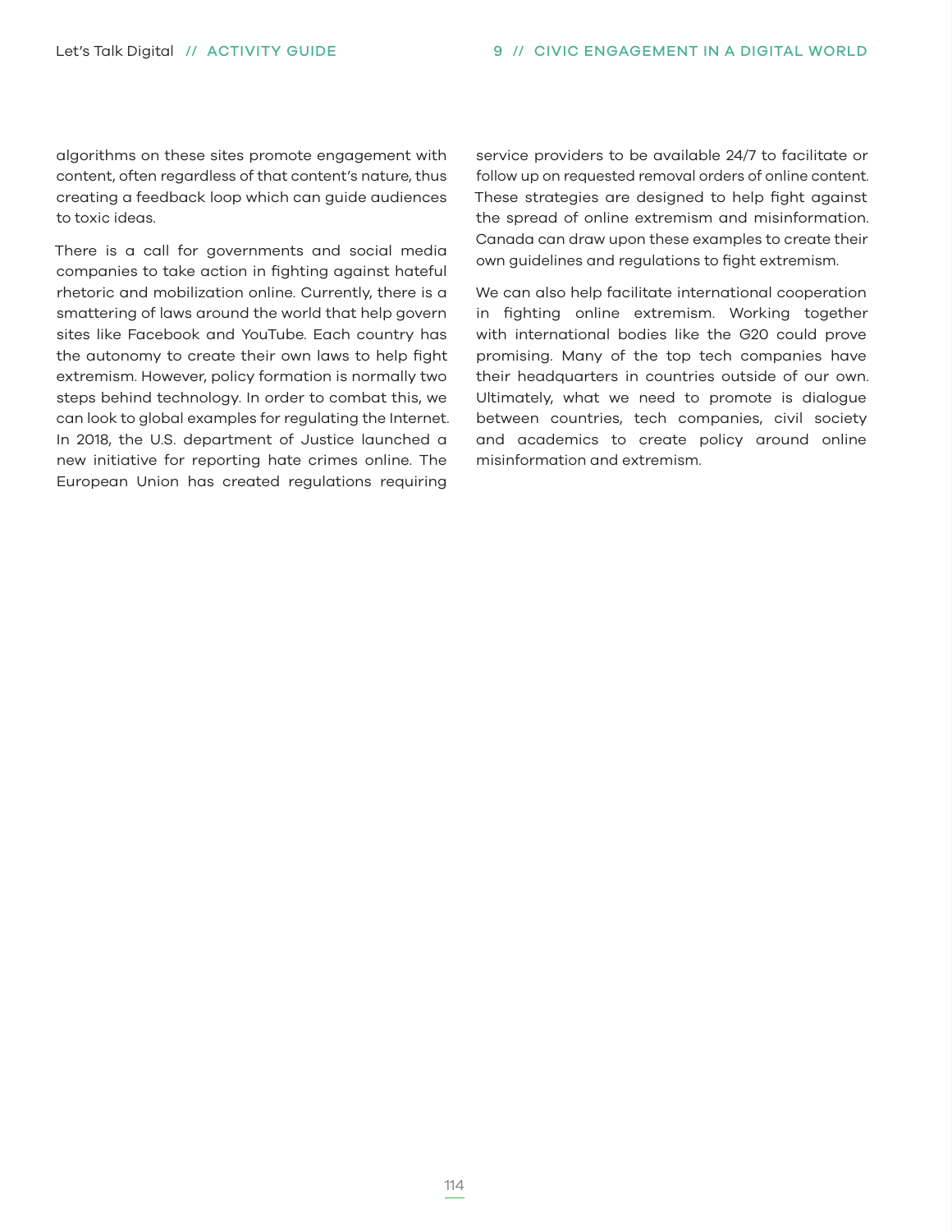algorithms on these sites promote engagement with content, often regardless of that content's nature, thus creating a feedback loop which can guide audiences to toxic ideas.

There is a call for governments and social media companies to take action in fighting against hateful rhetoric and mobilization online. Currently, there is a smattering of laws around the world that help govern sites like Facebook and YouTube. Each country has the autonomy to create their own laws to help fight extremism. However, policy formation is normally two steps behind technology. In order to combat this, we can look to global examples for regulating the Internet. In 2018, the U.S. department of Justice launched a new initiative for reporting hate crimes online. The European Union has created regulations requiring service providers to be available 24/7 to facilitate or follow up on requested removal orders of online content. These strategies are designed to help fight against the spread of online extremism and misinformation. Canada can draw upon these examples to create their own guidelines and regulations to fight extremism.

We can also help facilitate international cooperation in fighting online extremism. Working together with international bodies like the G20 could prove promising. Many of the top tech companies have their headquarters in countries outside of our own. Ultimately, what we need to promote is dialogue between countries, tech companies, civil society and academics to create policy around online misinformation and extremism.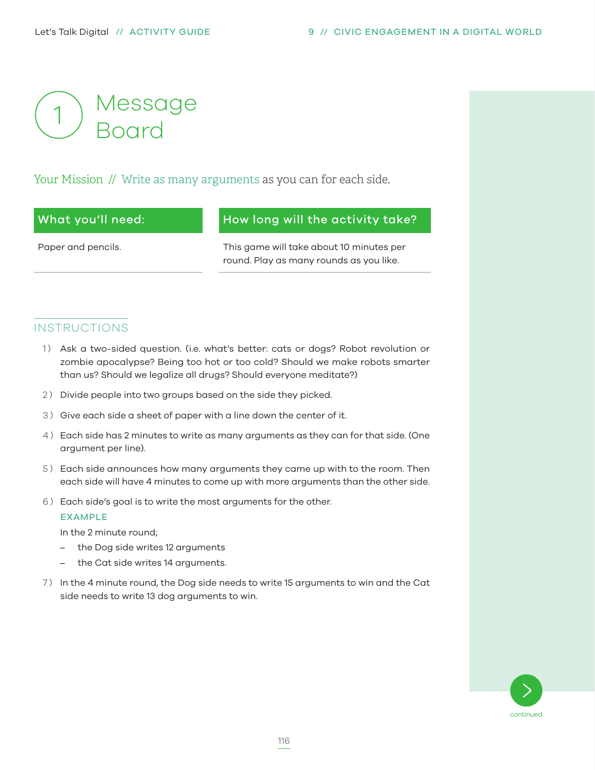# 1 Message Board

Your Mission // Write as many arguments as you can for each side.

| What you'll need: | How long will the activity take? |
| --- | --- |
| Paper and pencils. | This game will take about 10 minutes per round. Play as many rounds as you like. |

## INSTRUCTIONS

1) Ask a two-sided question. (i.e. what's better: cats or dogs? Robot revolution or zombie apocalypse? Being too hot or too cold? Should we make robots smarter than us? Should we legalize all drugs? Should everyone meditate?)
2) Divide people into two groups based on the side they picked.
3) Give each side a sheet of paper with a line down the center of it.
4) Each side has 2 minutes to write as many arguments as they can for that side. (One argument per line).
5) Each side announces how many arguments they came up with to the room. Then each side will have 4 minutes to come up with more arguments than the other side.
6) Each side's goal is to write the most arguments for the other.

   **EXAMPLE**

   In the 2 minute round;

   - the Dog side writes 12 arguments
   - the Cat side writes 14 arguments.

7) In the 4 minute round, the Dog side needs to write 15 arguments to win and the Cat side needs to write 13 dog arguments to win.

continued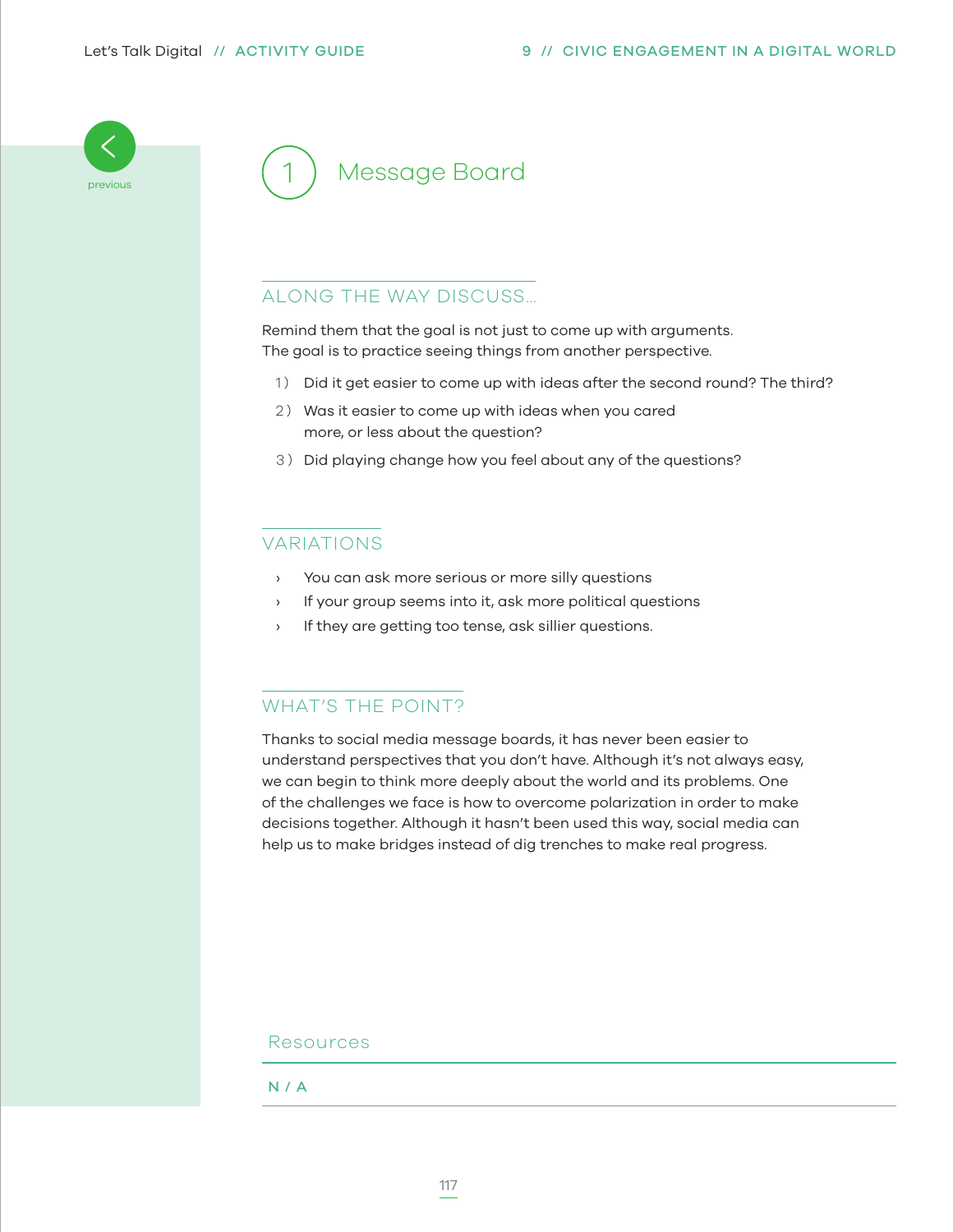# 1 Message Board

## ALONG THE WAY DISCUSS...

Remind them that the goal is not just to come up with arguments.
The goal is to practice seeing things from another perspective.

1) Did it get easier to come up with ideas after the second round? The third?
2) Was it easier to come up with ideas when you cared more, or less about the question?
3) Did playing change how you feel about any of the questions?

## VARIATIONS

- You can ask more serious or more silly questions
- If your group seems into it, ask more political questions
- If they are getting too tense, ask sillier questions.

## WHAT'S THE POINT?

Thanks to social media message boards, it has never been easier to understand perspectives that you don't have. Although it's not always easy, we can begin to think more deeply about the world and its problems. One of the challenges we face is how to overcome polarization in order to make decisions together. Although it hasn't been used this way, social media can help us to make bridges instead of dig trenches to make real progress.

## Resources

N / A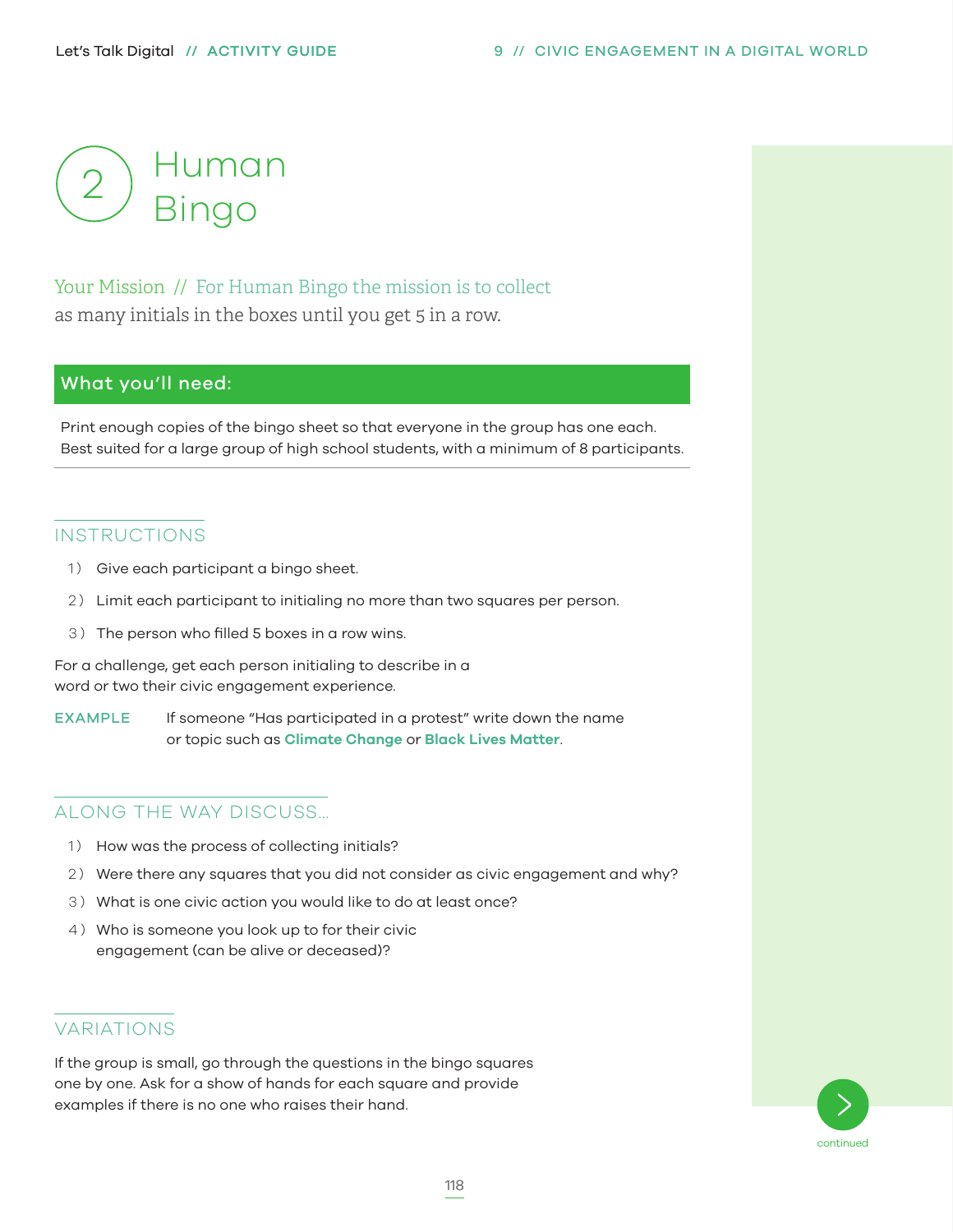# 2 Human Bingo

Your Mission // For Human Bingo the mission is to collect as many initials in the boxes until you get 5 in a row.

## What you'll need:

Print enough copies of the bingo sheet so that everyone in the group has one each. Best suited for a large group of high school students, with a minimum of 8 participants.

## INSTRUCTIONS

1) Give each participant a bingo sheet.
2) Limit each participant to initialing no more than two squares per person.
3) The person who filled 5 boxes in a row wins.

For a challenge, get each person initialing to describe in a word or two their civic engagement experience.

**EXAMPLE** If someone "Has participated in a protest" write down the name or topic such as **Climate Change** or **Black Lives Matter**.

## ALONG THE WAY DISCUSS...

1) How was the process of collecting initials?
2) Were there any squares that you did not consider as civic engagement and why?
3) What is one civic action you would like to do at least once?
4) Who is someone you look up to for their civic engagement (can be alive or deceased)?

## VARIATIONS

If the group is small, go through the questions in the bingo squares one by one. Ask for a show of hands for each square and provide examples if there is no one who raises their hand.

continued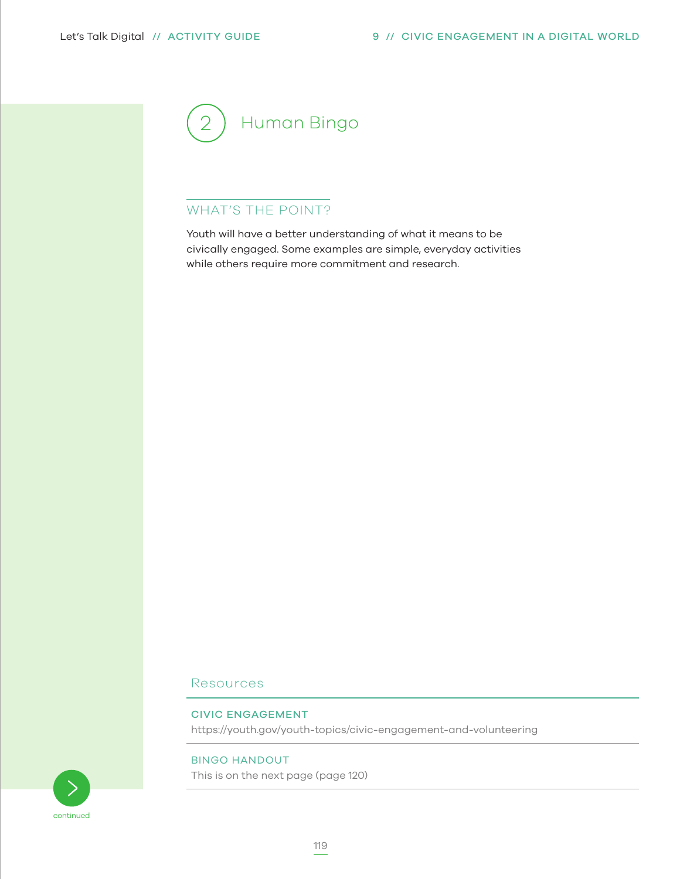# 2 Human Bingo

## WHAT'S THE POINT?

Youth will have a better understanding of what it means to be civically engaged. Some examples are simple, everyday activities while others require more commitment and research.

## Resources

**CIVIC ENGAGEMENT**
https://youth.gov/youth-topics/civic-engagement-and-volunteering

**BINGO HANDOUT**
This is on the next page (page 120)

continued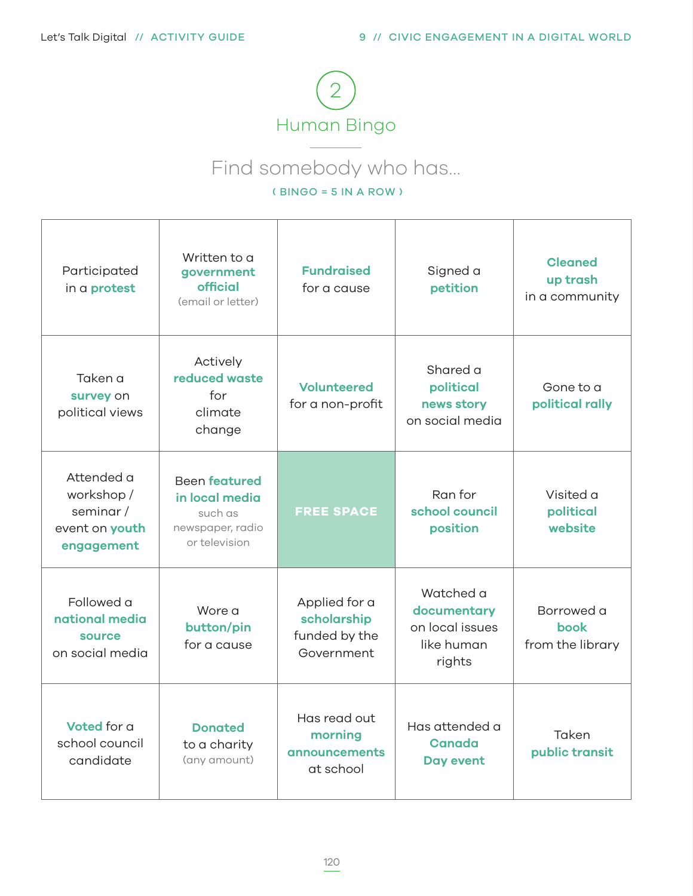## 2

## Human Bingo

### Find somebody who has...

( BINGO = 5 IN A ROW )

| | | | | |
|---|---|---|---|---|
| Participated in a **protest** | Written to a **government official** (email or letter) | **Fundraised** for a cause | Signed a **petition** | **Cleaned up trash** in a community |
| Taken a **survey** on political views | Actively **reduced waste** for climate change | **Volunteered** for a non-profit | Shared a **political news story** on social media | Gone to a **political rally** |
| Attended a workshop / seminar / event on **youth engagement** | Been **featured in local media** such as newspaper, radio or television | **FREE SPACE** | Ran for **school council position** | Visited a **political website** |
| Followed a **national media source** on social media | Wore a **button/pin** for a cause | Applied for a **scholarship** funded by the Government | Watched a **documentary** on local issues like human rights | Borrowed a **book** from the library |
| **Voted** for a school council candidate | **Donated** to a charity (any amount) | Has read out **morning announcements** at school | Has attended a **Canada Day event** | Taken **public transit** |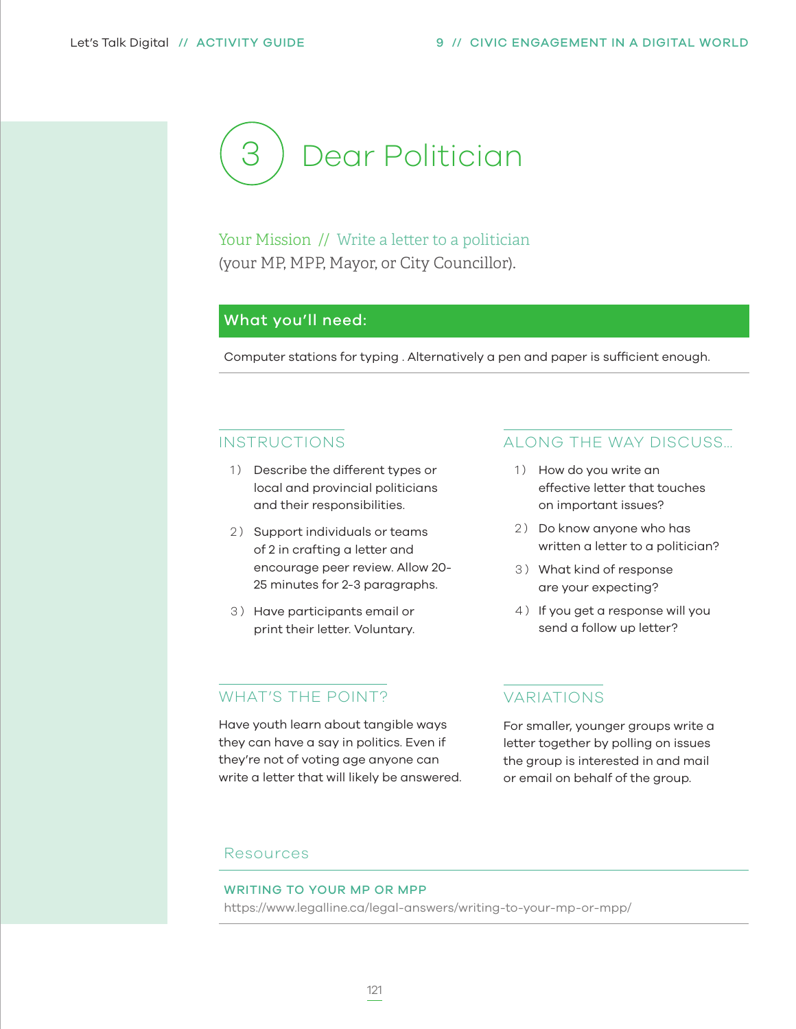# 3 Dear Politician

Your Mission // Write a letter to a politician (your MP, MPP, Mayor, or City Councillor).

## What you'll need:

Computer stations for typing . Alternatively a pen and paper is sufficient enough.

## INSTRUCTIONS

1) Describe the different types or local and provincial politicians and their responsibilities.

2) Support individuals or teams of 2 in crafting a letter and encourage peer review. Allow 20-25 minutes for 2-3 paragraphs.

3) Have participants email or print their letter. Voluntary.

## ALONG THE WAY DISCUSS...

1) How do you write an effective letter that touches on important issues?

2) Do know anyone who has written a letter to a politician?

3) What kind of response are your expecting?

4) If you get a response will you send a follow up letter?

## WHAT'S THE POINT?

Have youth learn about tangible ways they can have a say in politics. Even if they're not of voting age anyone can write a letter that will likely be answered.

## VARIATIONS

For smaller, younger groups write a letter together by polling on issues the group is interested in and mail or email on behalf of the group.

## Resources

**WRITING TO YOUR MP OR MPP**
https://www.legalline.ca/legal-answers/writing-to-your-mp-or-mpp/